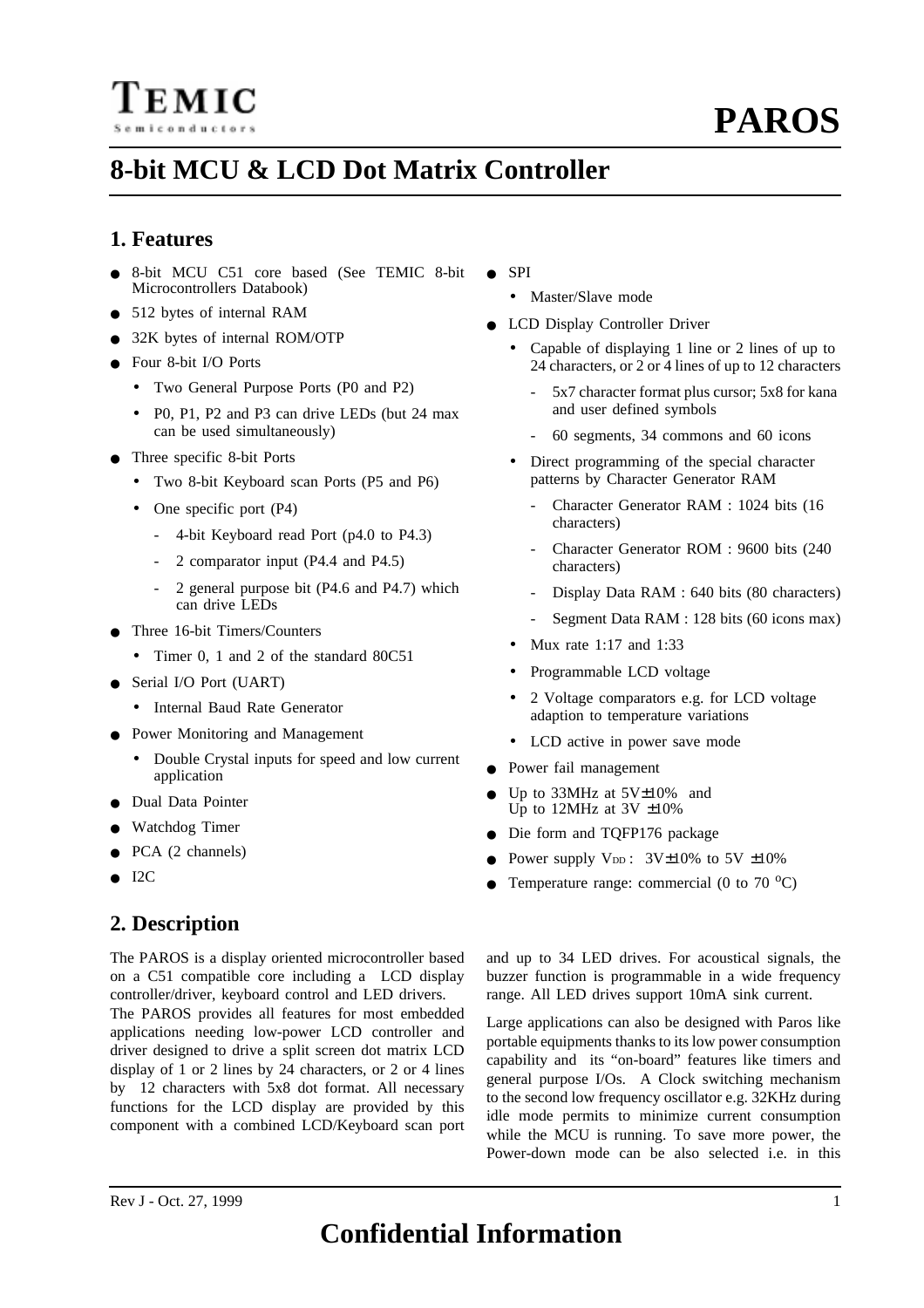TEMIC
Semiconductors

# PAROS

# 8-bit MCU & LCD Dot Matrix Controller

## 1. Features

- 8-bit MCU C51 core based (See TEMIC 8-bit Microcontrollers Databook)
- 512 bytes of internal RAM
- 32K bytes of internal ROM/OTP
- Four 8-bit I/O Ports
  - Two General Purpose Ports (P0 and P2)
  - P0, P1, P2 and P3 can drive LEDs (but 24 max can be used simultaneously)
- Three specific 8-bit Ports
  - Two 8-bit Keyboard scan Ports (P5 and P6)
  - One specific port (P4)
    - 4-bit Keyboard read Port (p4.0 to P4.3)
    - 2 comparator input (P4.4 and P4.5)
    - 2 general purpose bit (P4.6 and P4.7) which can drive LEDs
- Three 16-bit Timers/Counters
  - Timer 0, 1 and 2 of the standard 80C51
- Serial I/O Port (UART)
  - Internal Baud Rate Generator
- Power Monitoring and Management
  - Double Crystal inputs for speed and low current application
- Dual Data Pointer
- Watchdog Timer
- PCA (2 channels)
- I2C
- SPI
  - Master/Slave mode
- LCD Display Controller Driver
  - Capable of displaying 1 line or 2 lines of up to 24 characters, or 2 or 4 lines of up to 12 characters
    - 5x7 character format plus cursor; 5x8 for kana and user defined symbols
    - 60 segments, 34 commons and 60 icons
  - Direct programming of the special character patterns by Character Generator RAM
    - Character Generator RAM : 1024 bits (16 characters)
    - Character Generator ROM : 9600 bits (240 characters)
    - Display Data RAM : 640 bits (80 characters)
    - Segment Data RAM : 128 bits (60 icons max)
  - Mux rate 1:17 and 1:33
  - Programmable LCD voltage
  - 2 Voltage comparators e.g. for LCD voltage adaption to temperature variations
  - LCD active in power save mode
- Power fail management
- Up to 33MHz at 5V±10% and Up to 12MHz at 3V ±10%
- Die form and TQFP176 package
- Power supply $V_{DD}$ : 3V±10% to 5V ±10%
- Temperature range: commercial (0 to 70 $^{o}$C)

## 2. Description

The PAROS is a display oriented microcontroller based on a C51 compatible core including a LCD display controller/driver, keyboard control and LED drivers.

The PAROS provides all features for most embedded applications needing low-power LCD controller and driver designed to drive a split screen dot matrix LCD display of 1 or 2 lines by 24 characters, or 2 or 4 lines by 12 characters with 5x8 dot format. All necessary functions for the LCD display are provided by this component with a combined LCD/Keyboard scan port and up to 34 LED drives. For acoustical signals, the buzzer function is programmable in a wide frequency range. All LED drives support 10mA sink current.

Large applications can also be designed with Paros like portable equipments thanks to its low power consumption capability and its "on-board" features like timers and general purpose I/Os. A Clock switching mechanism to the second low frequency oscillator e.g. 32KHz during idle mode permits to minimize current consumption while the MCU is running. To save more power, the Power-down mode can be also selected i.e. in this

Confidential Information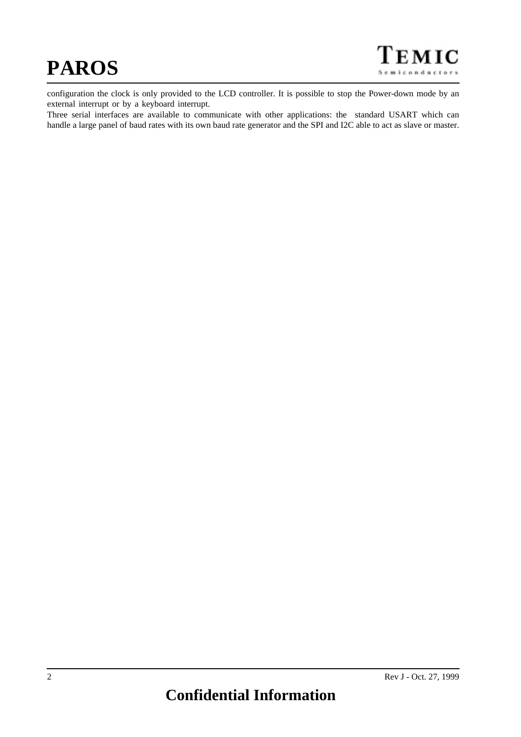configuration the clock is only provided to the LCD controller. It is possible to stop the Power-down mode by an external interrupt or by a keyboard interrupt.

Three serial interfaces are available to communicate with other applications: the standard USART which can handle a large panel of baud rates with its own baud rate generator and the SPI and I2C able to act as slave or master.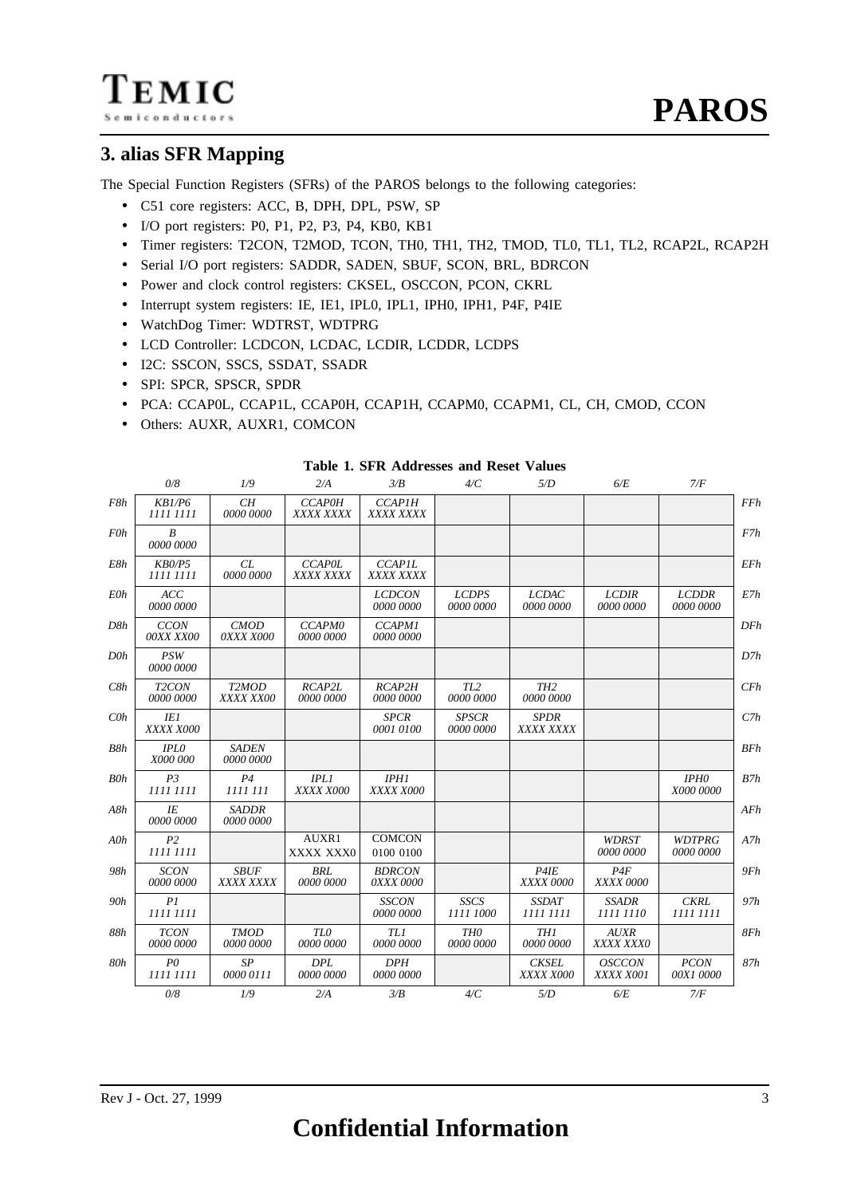## 3. alias SFR Mapping

The Special Function Registers (SFRs) of the PAROS belongs to the following categories:

- C51 core registers: ACC, B, DPH, DPL, PSW, SP
- I/O port registers: P0, P1, P2, P3, P4, KB0, KB1
- Timer registers: T2CON, T2MOD, TCON, TH0, TH1, TH2, TMOD, TL0, TL1, TL2, RCAP2L, RCAP2H
- Serial I/O port registers: SADDR, SADEN, SBUF, SCON, BRL, BDRCON
- Power and clock control registers: CKSEL, OSCCON, PCON, CKRL
- Interrupt system registers: IE, IE1, IPL0, IPL1, IPH0, IPH1, P4F, P4IE
- WatchDog Timer: WDTRST, WDTPRG
- LCD Controller: LCDCON, LCDAC, LCDIR, LCDDR, LCDPS
- I2C: SSCON, SSCS, SSDAT, SSADR
- SPI: SPCR, SPSCR, SPDR
- PCA: CCAP0L, CCAP1L, CCAP0H, CCAP1H, CCAPM0, CCAPM1, CL, CH, CMOD, CCON
- Others: AUXR, AUXR1, COMCON

**Table 1. SFR Addresses and Reset Values**

| | 0/8 | 1/9 | 2/A | 3/B | 4/C | 5/D | 6/E | 7/F | |
|---|---|---|---|---|---|---|---|---|---|
| F8h | KB1/P6<br>1111 1111 | CH<br>0000 0000 | CCAP0H<br>XXXX XXXX | CCAP1H<br>XXXX XXXX | | | | | FFh |
| F0h | B<br>0000 0000 | | | | | | | | F7h |
| E8h | KB0/P5<br>1111 1111 | CL<br>0000 0000 | CCAP0L<br>XXXX XXXX | CCAP1L<br>XXXX XXXX | | | | | EFh |
| E0h | ACC<br>0000 0000 | | | LCDCON<br>0000 0000 | LCDPS<br>0000 0000 | LCDAC<br>0000 0000 | LCDIR<br>0000 0000 | LCDDR<br>0000 0000 | E7h |
| D8h | CCON<br>00XX XX00 | CMOD<br>0XXX X000 | CCAPM0<br>0000 0000 | CCAPM1<br>0000 0000 | | | | | DFh |
| D0h | PSW<br>0000 0000 | | | | | | | | D7h |
| C8h | T2CON<br>0000 0000 | T2MOD<br>XXXX XX00 | RCAP2L<br>0000 0000 | RCAP2H<br>0000 0000 | TL2<br>0000 0000 | TH2<br>0000 0000 | | | CFh |
| C0h | IE1<br>XXXX X000 | | | SPCR<br>0001 0100 | SPSCR<br>0000 0000 | SPDR<br>XXXX XXXX | | | C7h |
| B8h | IPL0<br>X000 000 | SADEN<br>0000 0000 | | | | | | | BFh |
| B0h | P3<br>1111 1111 | P4<br>1111 111 | IPL1<br>XXXX X000 | IPH1<br>XXXX X000 | | | | IPH0<br>X000 0000 | B7h |
| A8h | IE<br>0000 0000 | SADDR<br>0000 0000 | | | | | | | AFh |
| A0h | P2<br>1111 1111 | | AUXR1<br>XXXX XXX0 | COMCON<br>0100 0100 | | | WDRST<br>0000 0000 | WDTPRG<br>0000 0000 | A7h |
| 98h | SCON<br>0000 0000 | SBUF<br>XXXX XXXX | BRL<br>0000 0000 | BDRCON<br>0XXX 0000 | | P4IE<br>XXXX 0000 | P4F<br>XXXX 0000 | | 9Fh |
| 90h | P1<br>1111 1111 | | | SSCON<br>0000 0000 | SSCS<br>1111 1000 | SSDAT<br>1111 1111 | SSADR<br>1111 1110 | CKRL<br>1111 1111 | 97h |
| 88h | TCON<br>0000 0000 | TMOD<br>0000 0000 | TL0<br>0000 0000 | TL1<br>0000 0000 | TH0<br>0000 0000 | TH1<br>0000 0000 | AUXR<br>XXXX XXX0 | | 8Fh |
| 80h | P0<br>1111 1111 | SP<br>0000 0111 | DPL<br>0000 0000 | DPH<br>0000 0000 | | CKSEL<br>XXXX X000 | OSCCON<br>XXXX X001 | PCON<br>00X1 0000 | 87h |
| | 0/8 | 1/9 | 2/A | 3/B | 4/C | 5/D | 6/E | 7/F | |

# Confidential Information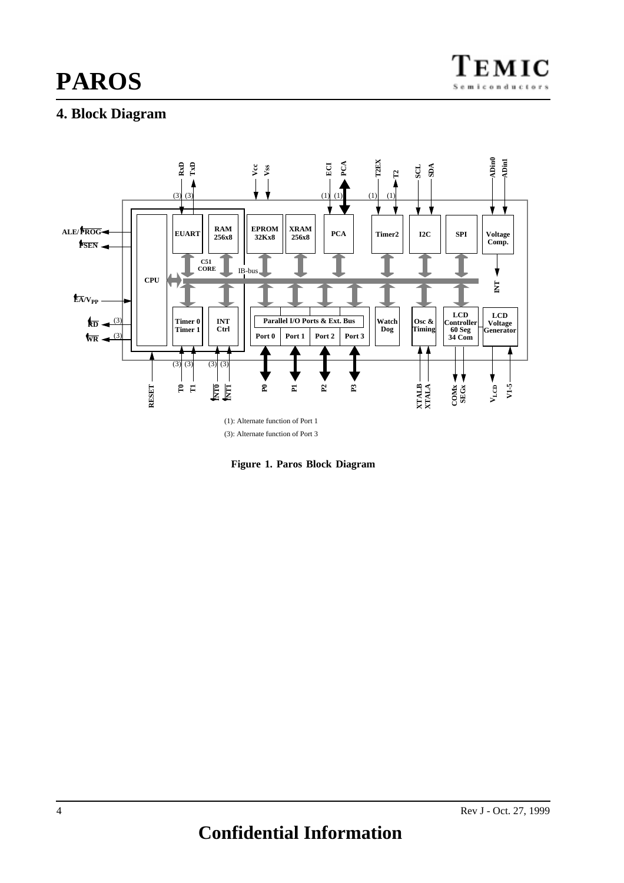## 4. Block Diagram

RxD TxD Vcc Vss ECI PCA T2EX T2 SCL SDA ADin0 ADin1

(3) (3) (1) (1) (1) (1)

ALE/PROG
PSEN
EA/V$_{PP}$
RD (3)
WR (3)

CPU
EUART
RAM 256x8
EPROM 32Kx8
XRAM 256x8
PCA
Timer2
I2C
SPI
Voltage Comp.
C51 CORE
IB-bus
INT
Timer 0 Timer 1
INT Ctrl
Parallel I/O Ports & Ext. Bus
Port 0 Port 1 Port 2 Port 3
Watch Dog
Osc & Timing
LCD Controller 60 Seg 34 Com
LCD Voltage Generator

(3) (3) (3) (3)

RESET T0 T1 INT0 INT1 P0 P1 P2 P3 XTALB XTALA COMx SEGx V$_{LCD}$ V1-5

(1): Alternate function of Port 1

(3): Alternate function of Port 3

**Figure 1. Paros Block Diagram**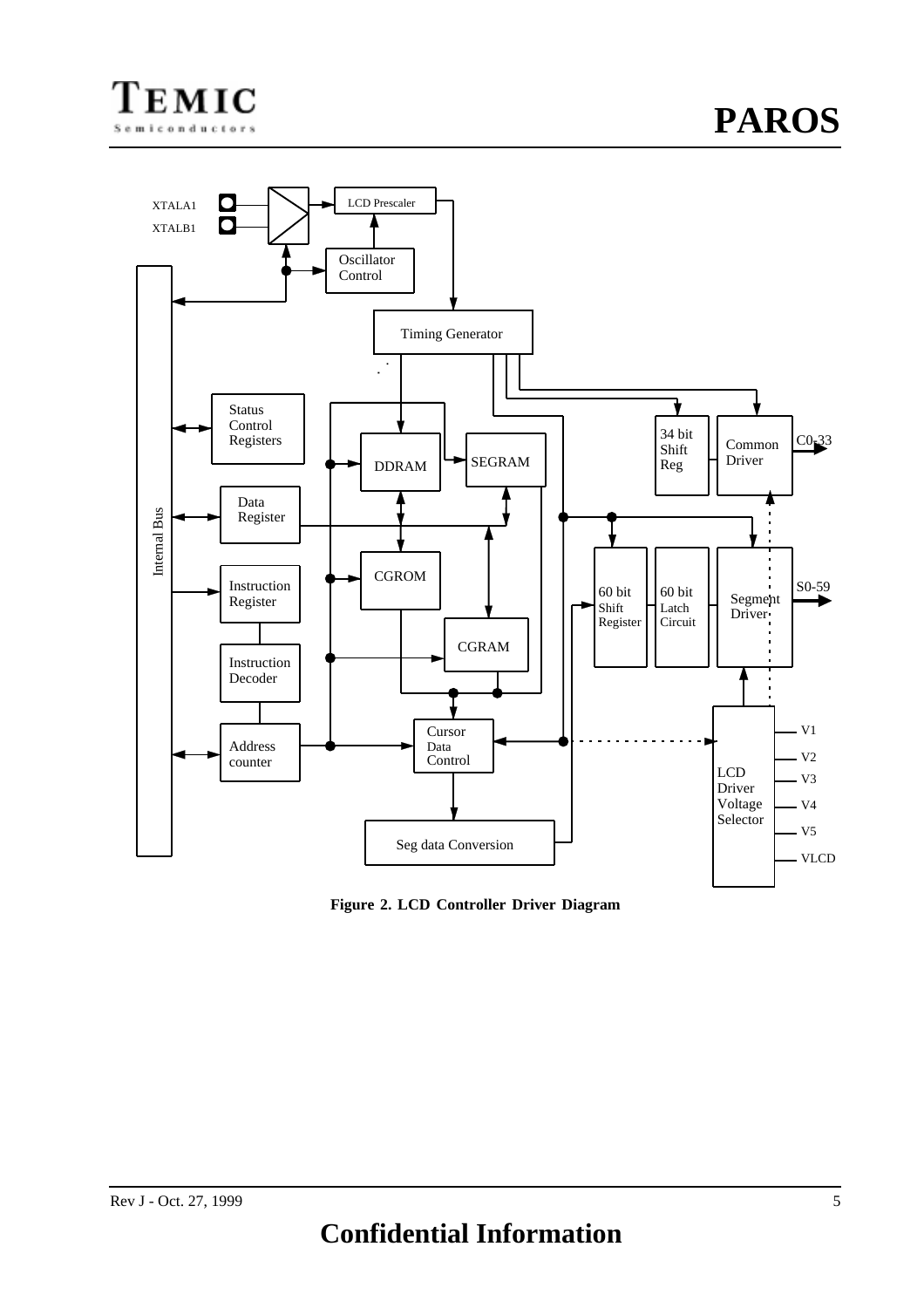XTALA1

XTALB1

LCD Prescaler

Oscillator Control

Timing Generator

Status Control Registers

Data Register

Instruction Register

Instruction Decoder

Address counter

Internal Bus

DDRAM

SEGRAM

CGROM

CGRAM

Cursor Data Control

Seg data Conversion

34 bit Shift Reg

Common Driver

C0-33

60 bit Shift Register

60 bit Latch Circuit

Segment Driver

S0-59

LCD Driver Voltage Selector

V1

V2

V3

V4

V5

VLCD

**Figure 2. LCD Controller Driver Diagram**

# Confidential Information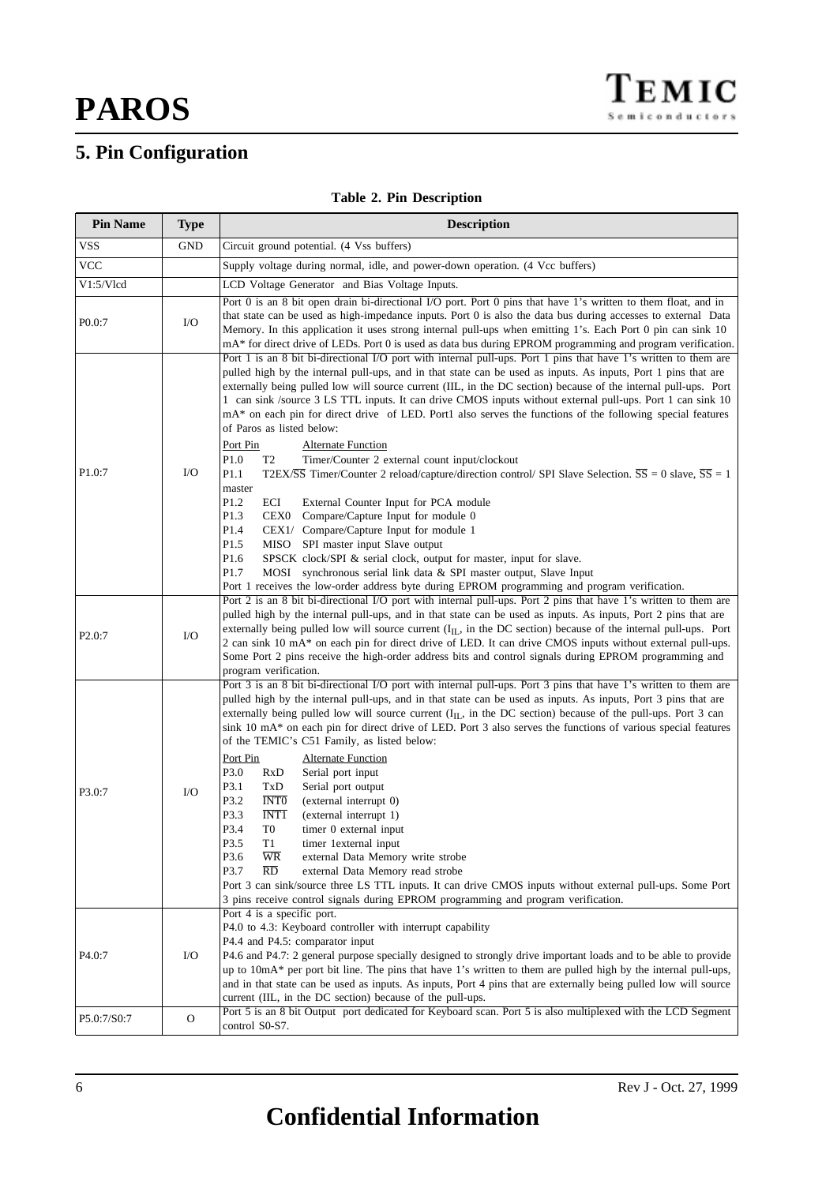## 5. Pin Configuration

**Table 2. Pin Description**

| Pin Name | Type | Description |
|---|---|---|
| VSS | GND | Circuit ground potential. (4 Vss buffers) |
| VCC | | Supply voltage during normal, idle, and power-down operation. (4 Vcc buffers) |
| V1:5/Vlcd | | LCD Voltage Generator and Bias Voltage Inputs. |
| P0.0:7 | I/O | Port 0 is an 8 bit open drain bi-directional I/O port. Port 0 pins that have 1's written to them float, and in that state can be used as high-impedance inputs. Port 0 is also the data bus during accesses to external Data Memory. In this application it uses strong internal pull-ups when emitting 1's. Each Port 0 pin can sink 10 mA* for direct drive of LEDs. Port 0 is used as data bus during EPROM programming and program verification. |
| P1.0:7 | I/O | Port 1 is an 8 bit bi-directional I/O port with internal pull-ups. Port 1 pins that have 1's written to them are pulled high by the internal pull-ups, and in that state can be used as inputs. As inputs, Port 1 pins that are externally being pulled low will source current (IIL, in the DC section) because of the internal pull-ups. Port 1 can sink /source 3 LS TTL inputs. It can drive CMOS inputs without external pull-ups. Port 1 can sink 10 mA* on each pin for direct drive of LED. Port1 also serves the functions of the following special features of Paros as listed below:<br>Port Pin Alternate Function<br>P1.0 T2 Timer/Counter 2 external count input/clockout<br>P1.1 T2EX/$\overline{SS}$ Timer/Counter 2 reload/capture/direction control/ SPI Slave Selection. $\overline{SS}$ = 0 slave, $\overline{SS}$ = 1 master<br>P1.2 ECI External Counter Input for PCA module<br>P1.3 CEX0 Compare/Capture Input for module 0<br>P1.4 CEX1/ Compare/Capture Input for module 1<br>P1.5 MISO SPI master input Slave output<br>P1.6 SPSCK clock/SPI & serial clock, output for master, input for slave.<br>P1.7 MOSI synchronous serial link data & SPI master output, Slave Input<br>Port 1 receives the low-order address byte during EPROM programming and program verification. |
| P2.0:7 | I/O | Port 2 is an 8 bit bi-directional I/O port with internal pull-ups. Port 2 pins that have 1's written to them are pulled high by the internal pull-ups, and in that state can be used as inputs. As inputs, Port 2 pins that are externally being pulled low will source current ($I_{IL}$, in the DC section) because of the internal pull-ups. Port 2 can sink 10 mA* on each pin for direct drive of LED. It can drive CMOS inputs without external pull-ups. Some Port 2 pins receive the high-order address bits and control signals during EPROM programming and program verification. |
| P3.0:7 | I/O | Port 3 is an 8 bit bi-directional I/O port with internal pull-ups. Port 3 pins that have 1's written to them are pulled high by the internal pull-ups, and in that state can be used as inputs. As inputs, Port 3 pins that are externally being pulled low will source current ($I_{IL}$, in the DC section) because of the pull-ups. Port 3 can sink 10 mA* on each pin for direct drive of LED. Port 3 also serves the functions of various special features of the TEMIC's C51 Family, as listed below:<br>Port Pin Alternate Function<br>P3.0 RxD Serial port input<br>P3.1 TxD Serial port output<br>P3.2 $\overline{INT0}$ (external interrupt 0)<br>P3.3 $\overline{INT1}$ (external interrupt 1)<br>P3.4 T0 timer 0 external input<br>P3.5 T1 timer 1external input<br>P3.6 $\overline{WR}$ external Data Memory write strobe<br>P3.7 $\overline{RD}$ external Data Memory read strobe<br>Port 3 can sink/source three LS TTL inputs. It can drive CMOS inputs without external pull-ups. Some Port 3 pins receive control signals during EPROM programming and program verification. |
| P4.0:7 | I/O | Port 4 is a specific port.<br>P4.0 to 4.3: Keyboard controller with interrupt capability<br>P4.4 and P4.5: comparator input<br>P4.6 and P4.7: 2 general purpose specially designed to strongly drive important loads and to be able to provide up to 10mA* per port bit line. The pins that have 1's written to them are pulled high by the internal pull-ups, and in that state can be used as inputs. As inputs, Port 4 pins that are externally being pulled low will source current (IIL, in the DC section) because of the pull-ups. |
| P5.0:7/S0:7 | O | Port 5 is an 8 bit Output port dedicated for Keyboard scan. Port 5 is also multiplexed with the LCD Segment control S0-S7. |

**Confidential Information**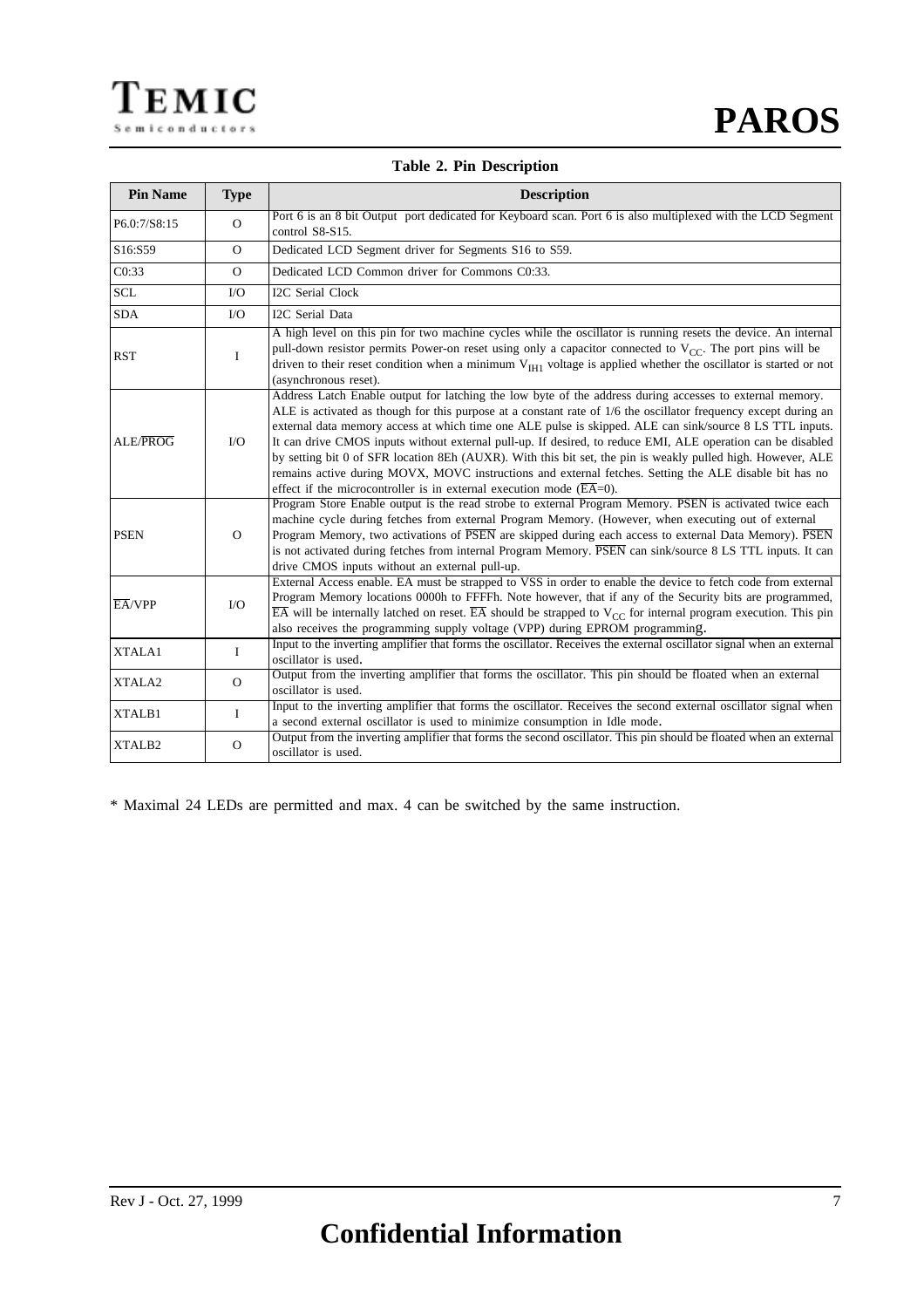**Table 2. Pin Description**

| Pin Name | Type | Description |
|---|---|---|
| P6.0:7/S8:15 | O | Port 6 is an 8 bit Output port dedicated for Keyboard scan. Port 6 is also multiplexed with the LCD Segment control S8-S15. |
| S16:S59 | O | Dedicated LCD Segment driver for Segments S16 to S59. |
| C0:33 | O | Dedicated LCD Common driver for Commons C0:33. |
| SCL | I/O | I2C Serial Clock |
| SDA | I/O | I2C Serial Data |
| RST | I | A high level on this pin for two machine cycles while the oscillator is running resets the device. An internal pull-down resistor permits Power-on reset using only a capacitor connected to $V_{CC}$. The port pins will be driven to their reset condition when a minimum $V_{IH1}$ voltage is applied whether the oscillator is started or not (asynchronous reset). |
| ALE/$\overline{\text{PROG}}$ | I/O | Address Latch Enable output for latching the low byte of the address during accesses to external memory. ALE is activated as though for this purpose at a constant rate of 1/6 the oscillator frequency except during an external data memory access at which time one ALE pulse is skipped. ALE can sink/source 8 LS TTL inputs. It can drive CMOS inputs without external pull-up. If desired, to reduce EMI, ALE operation can be disabled by setting bit 0 of SFR location 8Eh (AUXR). With this bit set, the pin is weakly pulled high. However, ALE remains active during MOVX, MOVC instructions and external fetches. Setting the ALE disable bit has no effect if the microcontroller is in external execution mode ($\overline{\text{EA}}$=0). |
| PSEN | O | Program Store Enable output is the read strobe to external Program Memory. PSEN is activated twice each machine cycle during fetches from external Program Memory. (However, when executing out of external Program Memory, two activations of $\overline{\text{PSEN}}$ are skipped during each access to external Data Memory). $\overline{\text{PSEN}}$ is not activated during fetches from internal Program Memory. $\overline{\text{PSEN}}$ can sink/source 8 LS TTL inputs. It can drive CMOS inputs without an external pull-up. |
| $\overline{\text{EA}}$/VPP | I/O | External Access enable. EA must be strapped to VSS in order to enable the device to fetch code from external Program Memory locations 0000h to FFFFh. Note however, that if any of the Security bits are programmed, $\overline{\text{EA}}$ will be internally latched on reset. $\overline{\text{EA}}$ should be strapped to $V_{CC}$ for internal program execution. This pin also receives the programming supply voltage (VPP) during EPROM programming. |
| XTALA1 | I | Input to the inverting amplifier that forms the oscillator. Receives the external oscillator signal when an external oscillator is used. |
| XTALA2 | O | Output from the inverting amplifier that forms the oscillator. This pin should be floated when an external oscillator is used. |
| XTALB1 | I | Input to the inverting amplifier that forms the oscillator. Receives the second external oscillator signal when a second external oscillator is used to minimize consumption in Idle mode. |
| XTALB2 | O | Output from the inverting amplifier that forms the second oscillator. This pin should be floated when an external oscillator is used. |

* Maximal 24 LEDs are permitted and max. 4 can be switched by the same instruction.

**Confidential Information**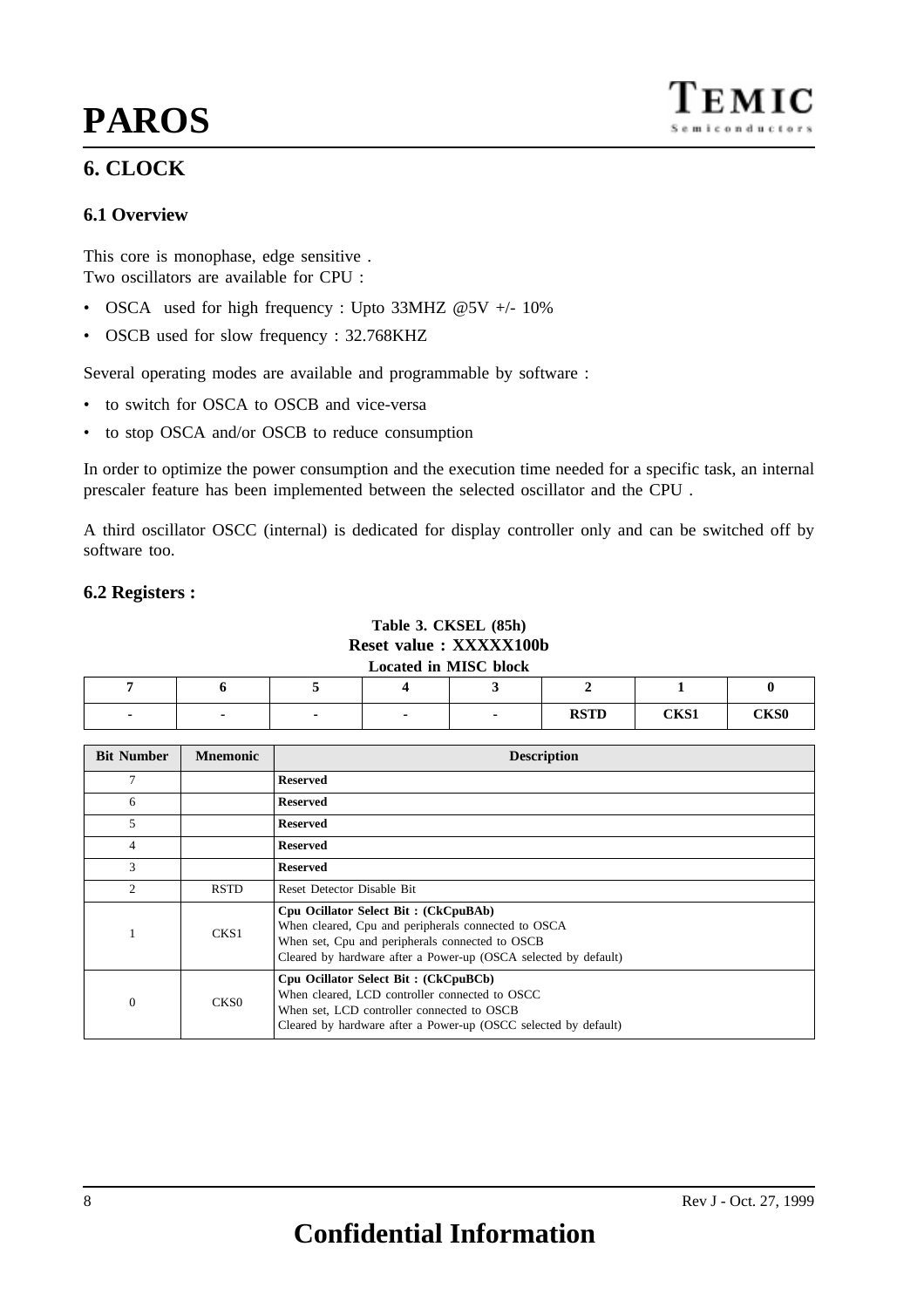## 6. CLOCK

### 6.1 Overview

This core is monophase, edge sensitive .
Two oscillators are available for CPU :

- OSCA used for high frequency : Upto 33MHZ @5V +/- 10%
- OSCB used for slow frequency : 32.768KHZ

Several operating modes are available and programmable by software :

- to switch for OSCA to OSCB and vice-versa
- to stop OSCA and/or OSCB to reduce consumption

In order to optimize the power consumption and the execution time needed for a specific task, an internal prescaler feature has been implemented between the selected oscillator and the CPU .

A third oscillator OSCC (internal) is dedicated for display controller only and can be switched off by software too.

### 6.2 Registers :

**Table 3. CKSEL (85h)**
**Reset value : XXXXX100b**
**Located in MISC block**

| 7 | 6 | 5 | 4 | 3 | 2 | 1 | 0 |
|---|---|---|---|---|---|---|---|
| - | - | - | - | - | RSTD | CKS1 | CKS0 |

| Bit Number | Mnemonic | Description |
|---|---|---|
| 7 | | **Reserved** |
| 6 | | **Reserved** |
| 5 | | **Reserved** |
| 4 | | **Reserved** |
| 3 | | **Reserved** |
| 2 | RSTD | Reset Detector Disable Bit |
| 1 | CKS1 | **Cpu Oscillator Select Bit : (CkCpuBAb)**<br>When cleared, Cpu and peripherals connected to OSCA<br>When set, Cpu and peripherals connected to OSCB<br>Cleared by hardware after a Power-up (OSCA selected by default) |
| 0 | CKS0 | **Cpu Oscillator Select Bit : (CkCpuBCb)**<br>When cleared, LCD controller connected to OSCC<br>When set, LCD controller connected to OSCB<br>Cleared by hardware after a Power-up (OSCC selected by default) |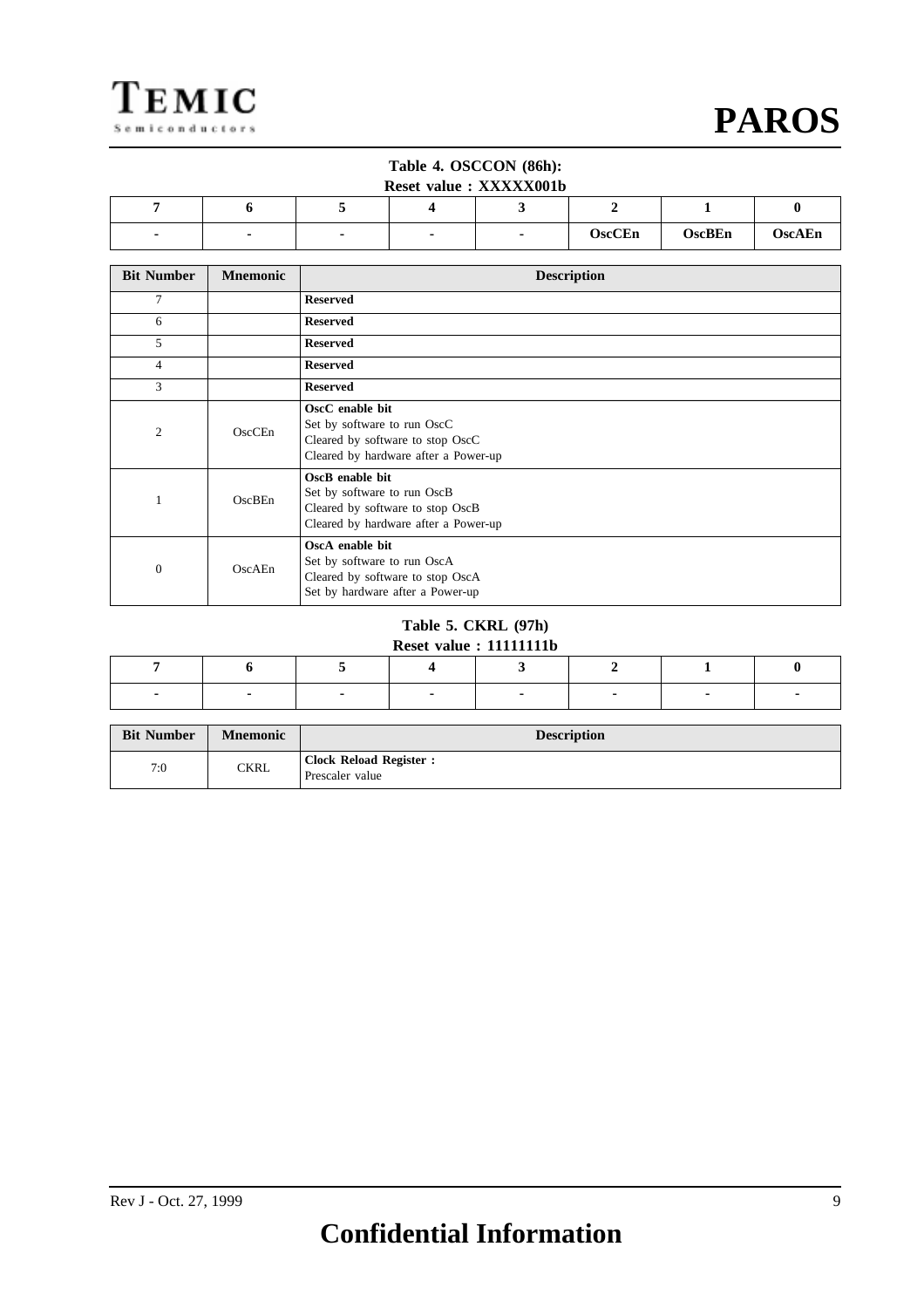**Table 4. OSCCON (86h):**

**Reset value : XXXXX001b**

| 7 | 6 | 5 | 4 | 3 | 2 | 1 | 0 |
|---|---|---|---|---|---|---|---|
| - | - | - | - | - | **OscCEn** | **OscBEn** | **OscAEn** |

| Bit Number | Mnemonic | Description |
|---|---|---|
| 7 | | **Reserved** |
| 6 | | **Reserved** |
| 5 | | **Reserved** |
| 4 | | **Reserved** |
| 3 | | **Reserved** |
| 2 | OscCEn | **OscC enable bit**<br>Set by software to run OscC<br>Cleared by software to stop OscC<br>Cleared by hardware after a Power-up |
| 1 | OscBEn | **OscB enable bit**<br>Set by software to run OscB<br>Cleared by software to stop OscB<br>Cleared by hardware after a Power-up |
| 0 | OscAEn | **OscA enable bit**<br>Set by software to run OscA<br>Cleared by software to stop OscA<br>Set by hardware after a Power-up |

**Table 5. CKRL (97h)**

**Reset value : 11111111b**

| 7 | 6 | 5 | 4 | 3 | 2 | 1 | 0 |
|---|---|---|---|---|---|---|---|
| - | - | - | - | - | - | - | - |

| Bit Number | Mnemonic | Description |
|---|---|---|
| 7:0 | CKRL | **Clock Reload Register :**<br>Prescaler value |

**Confidential Information**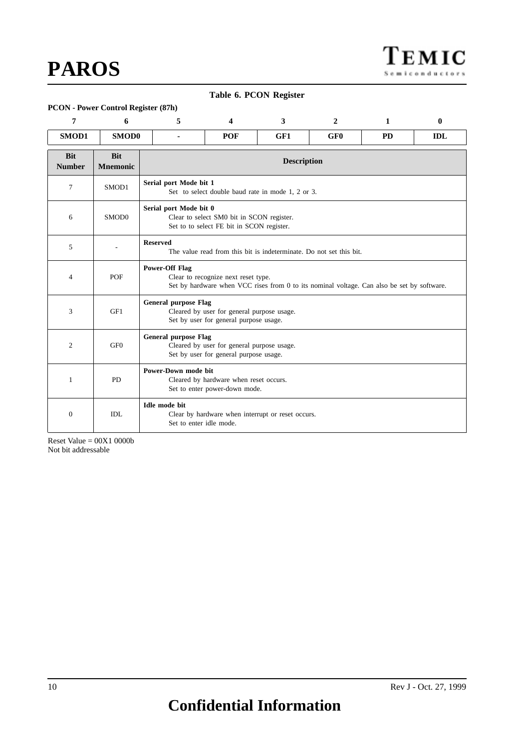**Table 6. PCON Register**

**PCON - Power Control Register (87h)**

| 7 | 6 | 5 | 4 | 3 | 2 | 1 | 0 |
|---|---|---|---|---|---|---|---|
| SMOD1 | SMOD0 | - | POF | GF1 | GF0 | PD | IDL |

| Bit Number | Bit Mnemonic | Description |
|---|---|---|
| 7 | SMOD1 | **Serial port Mode bit 1**<br>Set to select double baud rate in mode 1, 2 or 3. |
| 6 | SMOD0 | **Serial port Mode bit 0**<br>Clear to select SM0 bit in SCON register.<br>Set to to select FE bit in SCON register. |
| 5 | - | **Reserved**<br>The value read from this bit is indeterminate. Do not set this bit. |
| 4 | POF | **Power-Off Flag**<br>Clear to recognize next reset type.<br>Set by hardware when VCC rises from 0 to its nominal voltage. Can also be set by software. |
| 3 | GF1 | **General purpose Flag**<br>Cleared by user for general purpose usage.<br>Set by user for general purpose usage. |
| 2 | GF0 | **General purpose Flag**<br>Cleared by user for general purpose usage.<br>Set by user for general purpose usage. |
| 1 | PD | **Power-Down mode bit**<br>Cleared by hardware when reset occurs.<br>Set to enter power-down mode. |
| 0 | IDL | **Idle mode bit**<br>Clear by hardware when interrupt or reset occurs.<br>Set to enter idle mode. |

Reset Value = 00X1 0000b
Not bit addressable

**Confidential Information**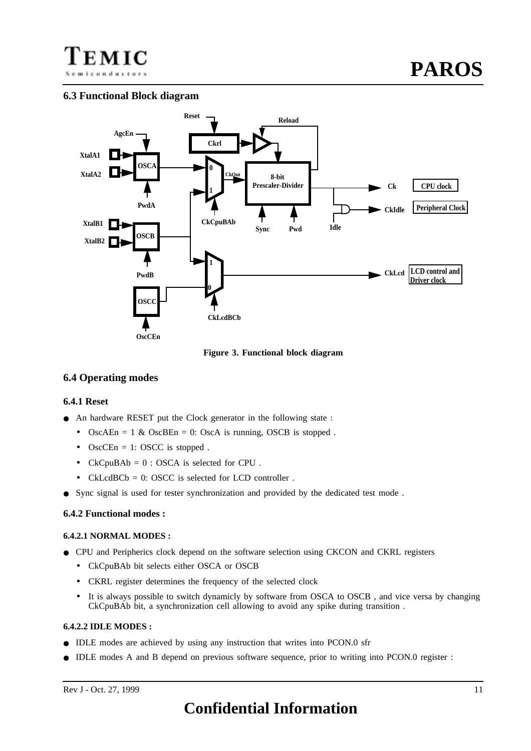### 6.3 Functional Block diagram

Reset
Reload
AgcEn
Ckrl
XtalA1
XtalA2
OSCA
0
CkOut
1
8-bit Prescaler-Divider
Ck
CPU clock
PwdA
CkIdle
Peripheral Clock
XtalB1
CkCpuBAb
Sync
Pwd
Idle
XtalB2
OSCB
1
CkLcd
LCD control and Driver clock
PwdB
0
OSCC
CkLcdBCb
OscCEn

Figure 3. Functional block diagram

### 6.4 Operating modes

#### 6.4.1 Reset

- An hardware RESET put the Clock generator in the following state :
  - OscAEn = 1 & OscBEn = 0: OscA is running, OSCB is stopped .
  - OscCEn = 1: OSCC is stopped .
  - CkCpuBAb = 0 : OSCA is selected for CPU .
  - CkLcdBCb = 0: OSCC is selected for LCD controller .
- Sync signal is used for tester synchronization and provided by the dedicated test mode .

#### 6.4.2 Functional modes :

##### 6.4.2.1 NORMAL MODES :

- CPU and Peripherics clock depend on the software selection using CKCON and CKRL registers
  - CkCpuBAb bit selects either OSCA or OSCB
  - CKRL register determines the frequency of the selected clock
  - It is always possible to switch dynamicly by software from OSCA to OSCB , and vice versa by changing CkCpuBAb bit, a synchronization cell allowing to avoid any spike during transition .

##### 6.4.2.2 IDLE MODES :

- IDLE modes are achieved by using any instruction that writes into PCON.0 sfr
- IDLE modes A and B depend on previous software sequence, prior to writing into PCON.0 register :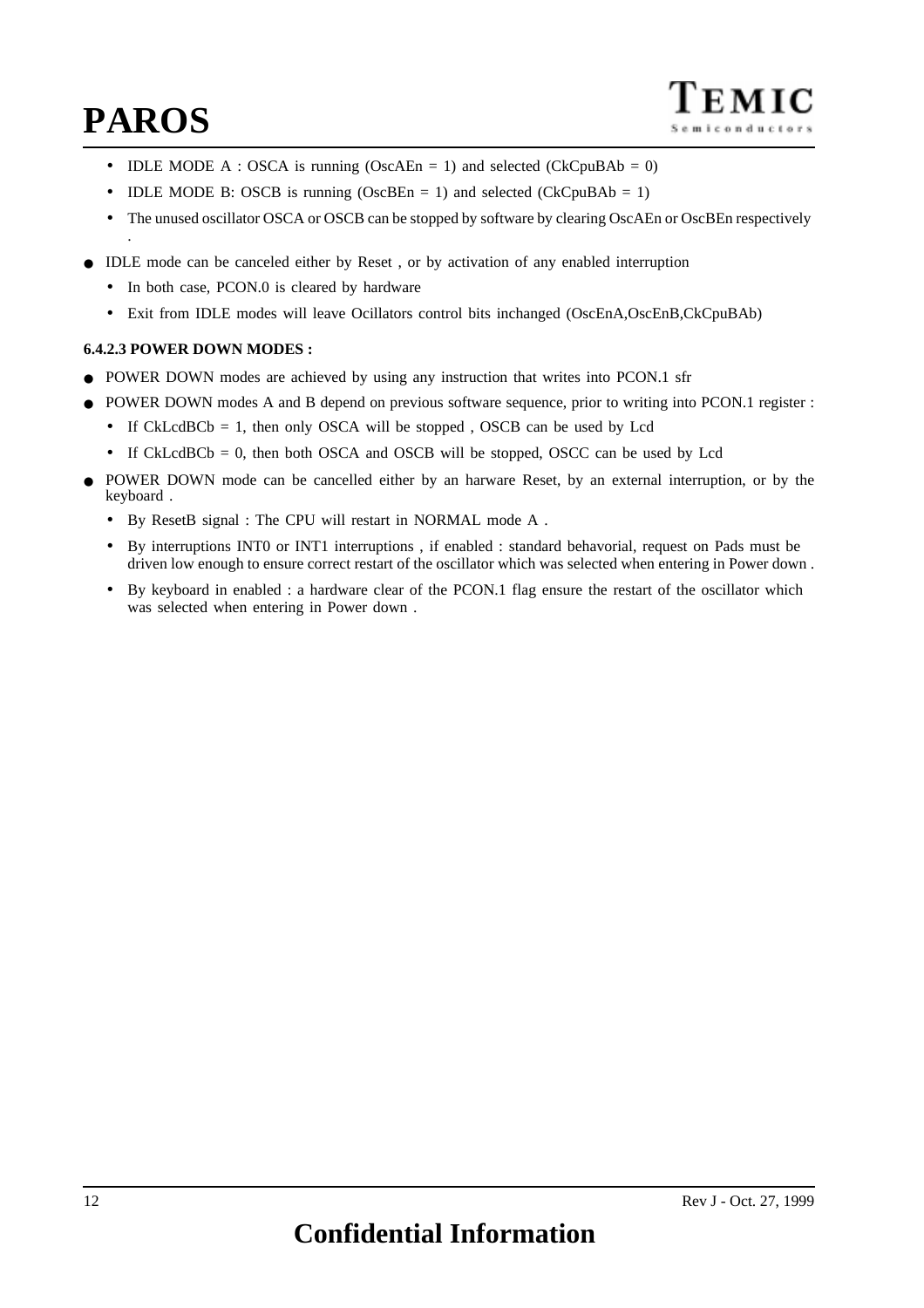- IDLE MODE A : OSCA is running (OscAEn = 1) and selected (CkCpuBAb = 0)
- IDLE MODE B: OSCB is running (OscBEn = 1) and selected (CkCpuBAb = 1)
- The unused oscillator OSCA or OSCB can be stopped by software by clearing OscAEn or OscBEn respectively .

- IDLE mode can be canceled either by Reset , or by activation of any enabled interruption
  - In both case, PCON.0 is cleared by hardware
  - Exit from IDLE modes will leave Ocillators control bits inchanged (OscEnA,OscEnB,CkCpuBAb)

**6.4.2.3 POWER DOWN MODES :**

- POWER DOWN modes are achieved by using any instruction that writes into PCON.1 sfr
- POWER DOWN modes A and B depend on previous software sequence, prior to writing into PCON.1 register :
  - If CkLcdBCb = 1, then only OSCA will be stopped , OSCB can be used by Lcd
  - If CkLcdBCb = 0, then both OSCA and OSCB will be stopped, OSCC can be used by Lcd
- POWER DOWN mode can be cancelled either by an harware Reset, by an external interruption, or by the keyboard .
  - By ResetB signal : The CPU will restart in NORMAL mode A .
  - By interruptions INT0 or INT1 interruptions , if enabled : standard behavorial, request on Pads must be driven low enough to ensure correct restart of the oscillator which was selected when entering in Power down .
  - By keyboard in enabled : a hardware clear of the PCON.1 flag ensure the restart of the oscillator which was selected when entering in Power down .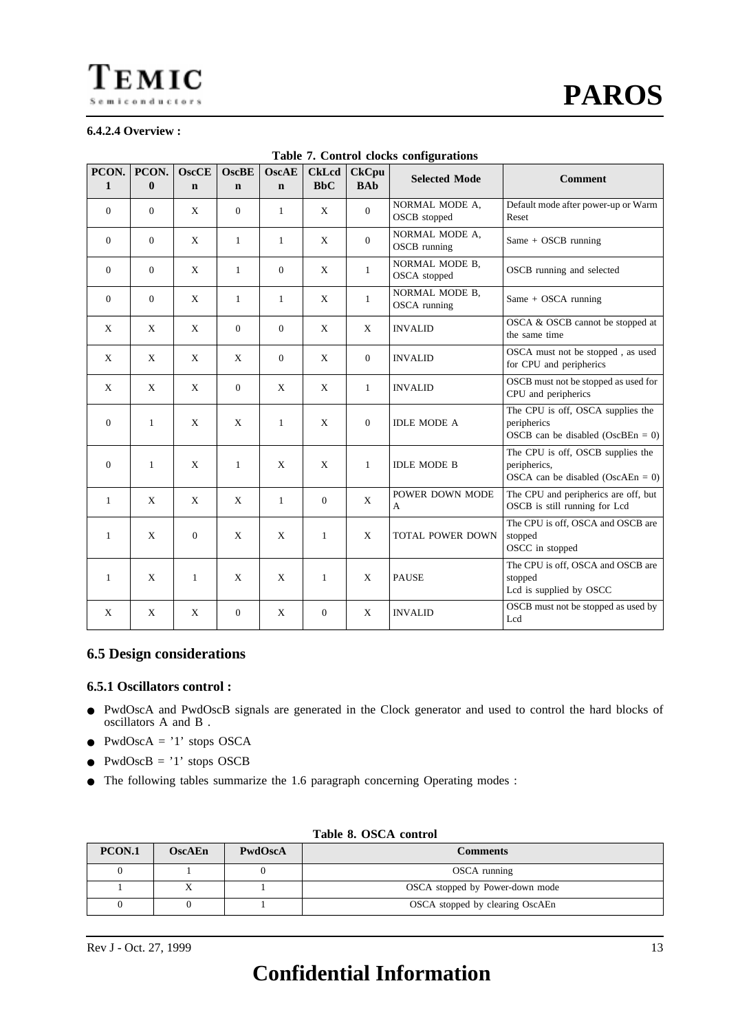#### 6.4.2.4 Overview :

**Table 7. Control clocks configurations**

| PCON.1 | PCON.0 | OscCEn | OscBEn | OscAEn | CkLcdBbC | CkCpuBAb | Selected Mode | Comment |
|---|---|---|---|---|---|---|---|---|
| 0 | 0 | X | 0 | 1 | X | 0 | NORMAL MODE A, OSCB stopped | Default mode after power-up or Warm Reset |
| 0 | 0 | X | 1 | 1 | X | 0 | NORMAL MODE A, OSCB running | Same + OSCB running |
| 0 | 0 | X | 1 | 0 | X | 1 | NORMAL MODE B, OSCA stopped | OSCB running and selected |
| 0 | 0 | X | 1 | 1 | X | 1 | NORMAL MODE B, OSCA running | Same + OSCA running |
| X | X | X | 0 | 0 | X | X | INVALID | OSCA & OSCB cannot be stopped at the same time |
| X | X | X | X | 0 | X | 0 | INVALID | OSCA must not be stopped , as used for CPU and peripherics |
| X | X | X | 0 | X | X | 1 | INVALID | OSCB must not be stopped as used for CPU and peripherics |
| 0 | 1 | X | X | 1 | X | 0 | IDLE MODE A | The CPU is off, OSCA supplies the peripherics OSCB can be disabled (OscBEn = 0) |
| 0 | 1 | X | 1 | X | X | 1 | IDLE MODE B | The CPU is off, OSCB supplies the peripherics, OSCA can be disabled (OscAEn = 0) |
| 1 | X | X | X | 1 | 0 | X | POWER DOWN MODE A | The CPU and peripherics are off, but OSCB is still running for Lcd |
| 1 | X | 0 | X | X | 1 | X | TOTAL POWER DOWN | The CPU is off, OSCA and OSCB are stopped OSCC in stopped |
| 1 | X | 1 | X | X | 1 | X | PAUSE | The CPU is off, OSCA and OSCB are stopped Lcd is supplied by OSCC |
| X | X | X | 0 | X | 0 | X | INVALID | OSCB must not be stopped as used by Lcd |

## 6.5 Design considerations

### 6.5.1 Oscillators control :

- PwdOscA and PwdOscB signals are generated in the Clock generator and used to control the hard blocks of oscillators A and B .
- PwdOscA = '1' stops OSCA
- PwdOscB = '1' stops OSCB
- The following tables summarize the 1.6 paragraph concerning Operating modes :

**Table 8. OSCA control**

| PCON.1 | OscAEn | PwdOscA | Comments |
|---|---|---|---|
| 0 | 1 | 0 | OSCA running |
| 1 | X | 1 | OSCA stopped by Power-down mode |
| 0 | 0 | 1 | OSCA stopped by clearing OscAEn |

**Confidential Information**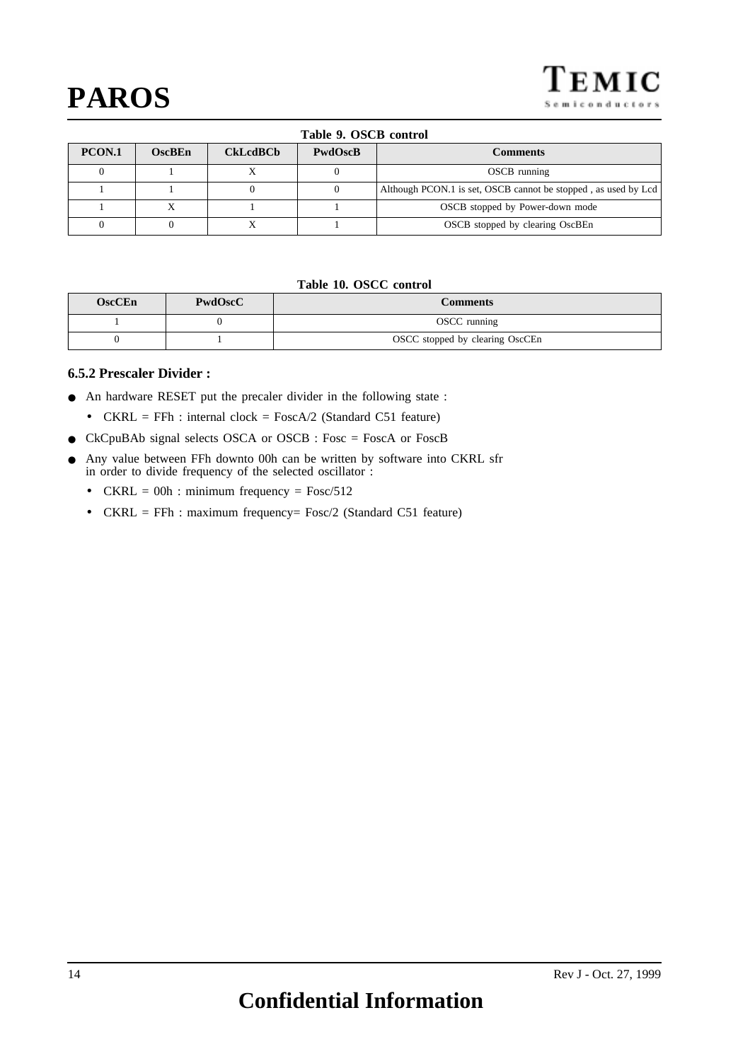**Table 9. OSCB control**

| PCON.1 | OscBEn | CkLcdBCb | PwdOscB | Comments |
|---|---|---|---|---|
| 0 | 1 | X | 0 | OSCB running |
| 1 | 1 | 0 | 0 | Although PCON.1 is set, OSCB cannot be stopped , as used by Lcd |
| 1 | X | 1 | 1 | OSCB stopped by Power-down mode |
| 0 | 0 | X | 1 | OSCB stopped by clearing OscBEn |

**Table 10. OSCC control**

| OscCEn | PwdOscC | Comments |
|---|---|---|
| 1 | 0 | OSCC running |
| 0 | 1 | OSCC stopped by clearing OscCEn |

### 6.5.2 Prescaler Divider :

- An hardware RESET put the precaler divider in the following state :
  - CKRL = FFh : internal clock = FoscA/2 (Standard C51 feature)
- CkCpuBAb signal selects OSCA or OSCB : Fosc = FoscA or FoscB
- Any value between FFh downto 00h can be written by software into CKRL sfr in order to divide frequency of the selected oscillator :
  - CKRL = 00h : minimum frequency = Fosc/512
  - CKRL = FFh : maximum frequency= Fosc/2 (Standard C51 feature)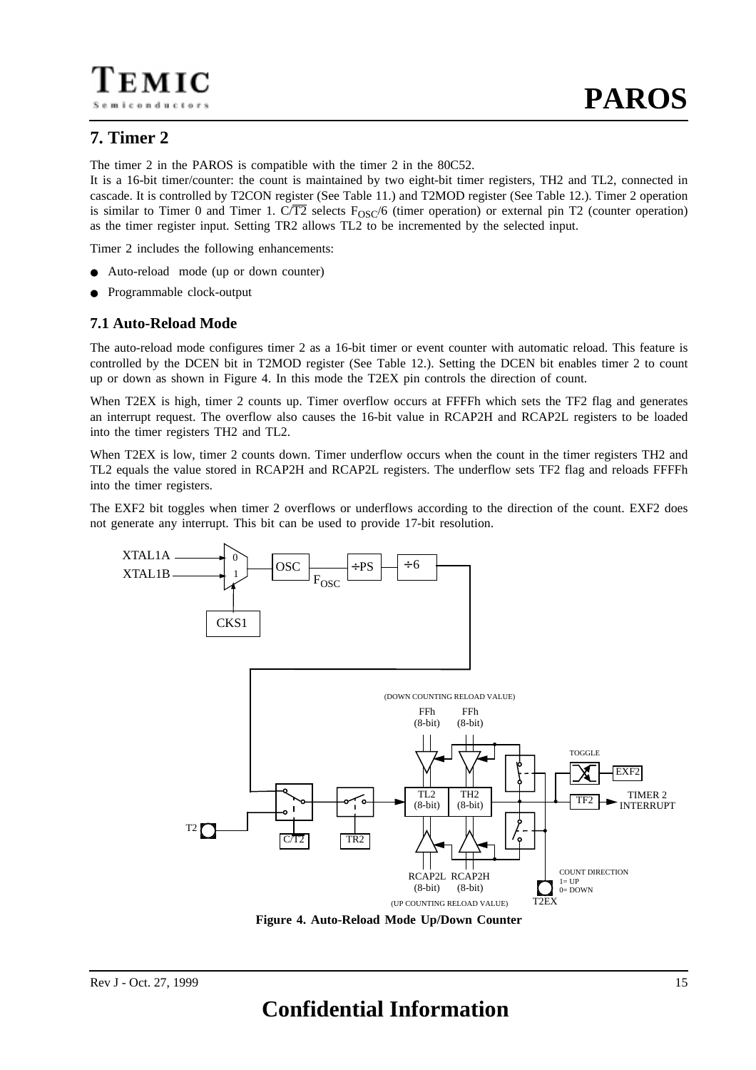## 7. Timer 2

The timer 2 in the PAROS is compatible with the timer 2 in the 80C52.

It is a 16-bit timer/counter: the count is maintained by two eight-bit timer registers, TH2 and TL2, connected in cascade. It is controlled by T2CON register (See Table 11.) and T2MOD register (See Table 12.). Timer 2 operation is similar to Timer 0 and Timer 1. C/$\overline{T2}$ selects $F_{OSC}/6$ (timer operation) or external pin T2 (counter operation) as the timer register input. Setting TR2 allows TL2 to be incremented by the selected input.

Timer 2 includes the following enhancements:

- Auto-reload mode (up or down counter)
- Programmable clock-output

### 7.1 Auto-Reload Mode

The auto-reload mode configures timer 2 as a 16-bit timer or event counter with automatic reload. This feature is controlled by the DCEN bit in T2MOD register (See Table 12.). Setting the DCEN bit enables timer 2 to count up or down as shown in Figure 4. In this mode the T2EX pin controls the direction of count.

When T2EX is high, timer 2 counts up. Timer overflow occurs at FFFFh which sets the TF2 flag and generates an interrupt request. The overflow also causes the 16-bit value in RCAP2H and RCAP2L registers to be loaded into the timer registers TH2 and TL2.

When T2EX is low, timer 2 counts down. Timer underflow occurs when the count in the timer registers TH2 and TL2 equals the value stored in RCAP2H and RCAP2L registers. The underflow sets TF2 flag and reloads FFFFh into the timer registers.

The EXF2 bit toggles when timer 2 overflows or underflows according to the direction of the count. EXF2 does not generate any interrupt. This bit can be used to provide 17-bit resolution.

XTAL1A
XTAL1B
0
1
CKS1
OSC
$F_{OSC}$
÷PS
÷6
(DOWN COUNTING RELOAD VALUE)
FFh (8-bit)
FFh (8-bit)
TOGGLE
EXF2
TL2 (8-bit)
TH2 (8-bit)
TF2
TIMER 2 INTERRUPT
T2
C/$\overline{T2}$
TR2
RCAP2L (8-bit)
RCAP2H (8-bit)
(UP COUNTING RELOAD VALUE)
COUNT DIRECTION
1= UP
0= DOWN
T2EX

**Figure 4. Auto-Reload Mode Up/Down Counter**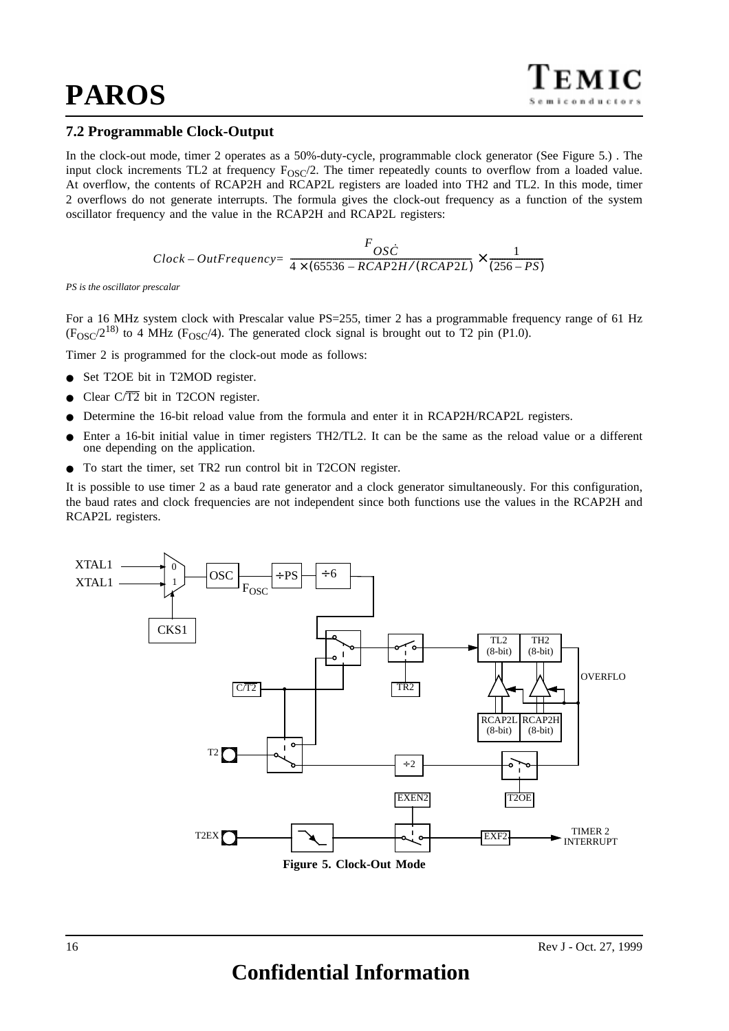### 7.2 Programmable Clock-Output

In the clock-out mode, timer 2 operates as a 50%-duty-cycle, programmable clock generator (See Figure 5.) . The input clock increments TL2 at frequency $F_{OSC}/2$. The timer repeatedly counts to overflow from a loaded value. At overflow, the contents of RCAP2H and RCAP2L registers are loaded into TH2 and TL2. In this mode, timer 2 overflows do not generate interrupts. The formula gives the clock-out frequency as a function of the system oscillator frequency and the value in the RCAP2H and RCAP2L registers:

$$Clock-OutFrequency = \frac{F_{OSC}}{4 \times (65536 - RCAP2H/(RCAP2L)} \times \frac{1}{(256 - PS)}$$

*PS is the oscillator prescalar*

For a 16 MHz system clock with Prescalar value PS=255, timer 2 has a programmable frequency range of 61 Hz ($F_{OSC}/2^{18}$) to 4 MHz ($F_{OSC}/4$). The generated clock signal is brought out to T2 pin (P1.0).

Timer 2 is programmed for the clock-out mode as follows:

- Set T2OE bit in T2MOD register.
- Clear C/$\overline{\text{T2}}$ bit in T2CON register.
- Determine the 16-bit reload value from the formula and enter it in RCAP2H/RCAP2L registers.
- Enter a 16-bit initial value in timer registers TH2/TL2. It can be the same as the reload value or a different one depending on the application.
- To start the timer, set TR2 run control bit in T2CON register.

It is possible to use timer 2 as a baud rate generator and a clock generator simultaneously. For this configuration, the baud rates and clock frequencies are not independent since both functions use the values in the RCAP2H and RCAP2L registers.

**Figure 5. Clock-Out Mode**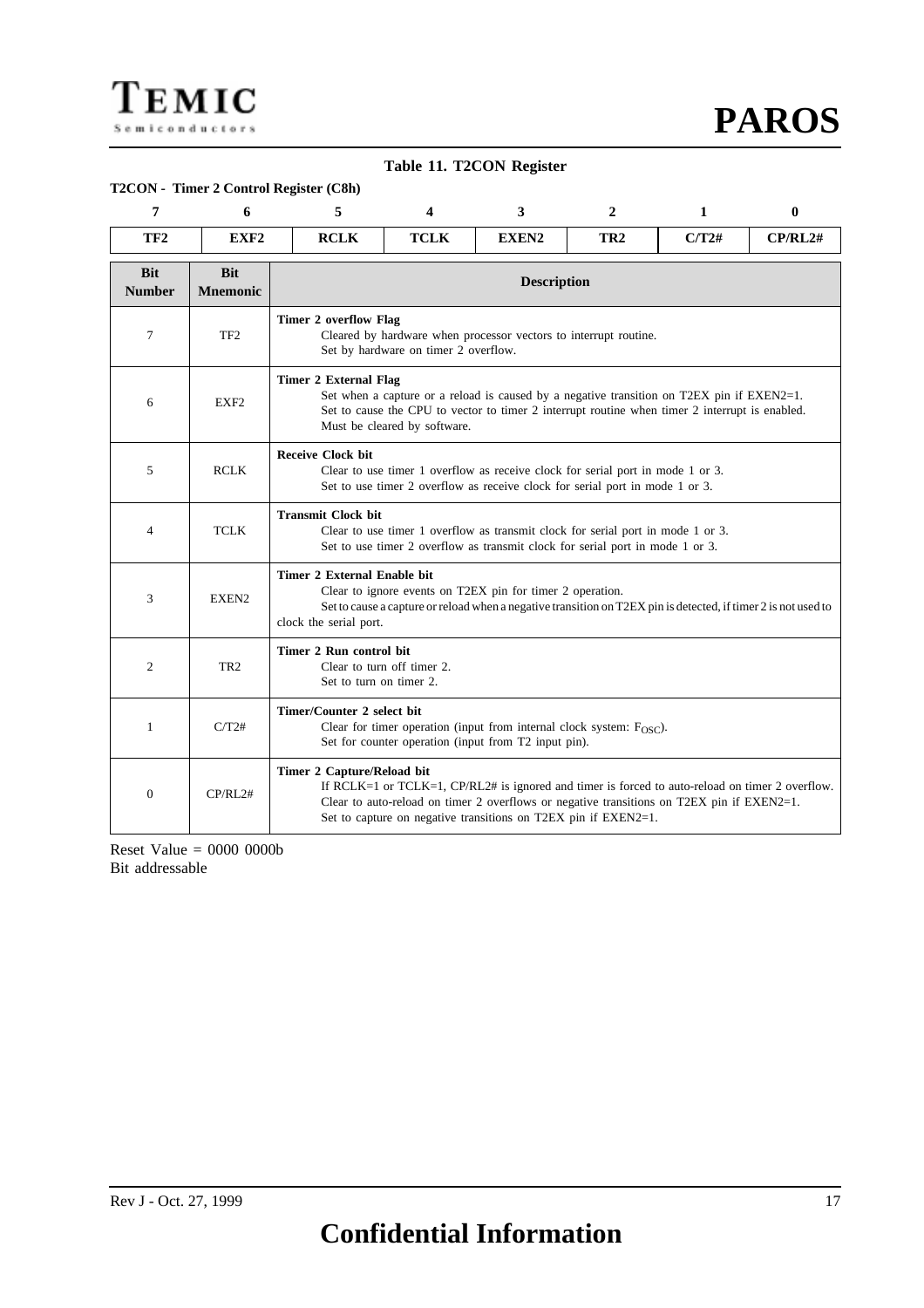**Table 11. T2CON Register**

**T2CON - Timer 2 Control Register (C8h)**

| 7 | 6 | 5 | 4 | 3 | 2 | 1 | 0 |
|---|---|---|---|---|---|---|---|
| **TF2** | **EXF2** | **RCLK** | **TCLK** | **EXEN2** | **TR2** | **C/T2#** | **CP/RL2#** |

| Bit Number | Bit Mnemonic | Description |
|---|---|---|
| 7 | TF2 | **Timer 2 overflow Flag** Cleared by hardware when processor vectors to interrupt routine. Set by hardware on timer 2 overflow. |
| 6 | EXF2 | **Timer 2 External Flag** Set when a capture or a reload is caused by a negative transition on T2EX pin if EXEN2=1. Set to cause the CPU to vector to timer 2 interrupt routine when timer 2 interrupt is enabled. Must be cleared by software. |
| 5 | RCLK | **Receive Clock bit** Clear to use timer 1 overflow as receive clock for serial port in mode 1 or 3. Set to use timer 2 overflow as receive clock for serial port in mode 1 or 3. |
| 4 | TCLK | **Transmit Clock bit** Clear to use timer 1 overflow as transmit clock for serial port in mode 1 or 3. Set to use timer 2 overflow as transmit clock for serial port in mode 1 or 3. |
| 3 | EXEN2 | **Timer 2 External Enable bit** Clear to ignore events on T2EX pin for timer 2 operation. Set to cause a capture or reload when a negative transition on T2EX pin is detected, if timer 2 is not used to clock the serial port. |
| 2 | TR2 | **Timer 2 Run control bit** Clear to turn off timer 2. Set to turn on timer 2. |
| 1 | C/T2# | **Timer/Counter 2 select bit** Clear for timer operation (input from internal clock system: $F_{OSC}$). Set for counter operation (input from T2 input pin). |
| 0 | CP/RL2# | **Timer 2 Capture/Reload bit** If RCLK=1 or TCLK=1, CP/RL2# is ignored and timer is forced to auto-reload on timer 2 overflow. Clear to auto-reload on timer 2 overflows or negative transitions on T2EX pin if EXEN2=1. Set to capture on negative transitions on T2EX pin if EXEN2=1. |

Reset Value = 0000 0000b
Bit addressable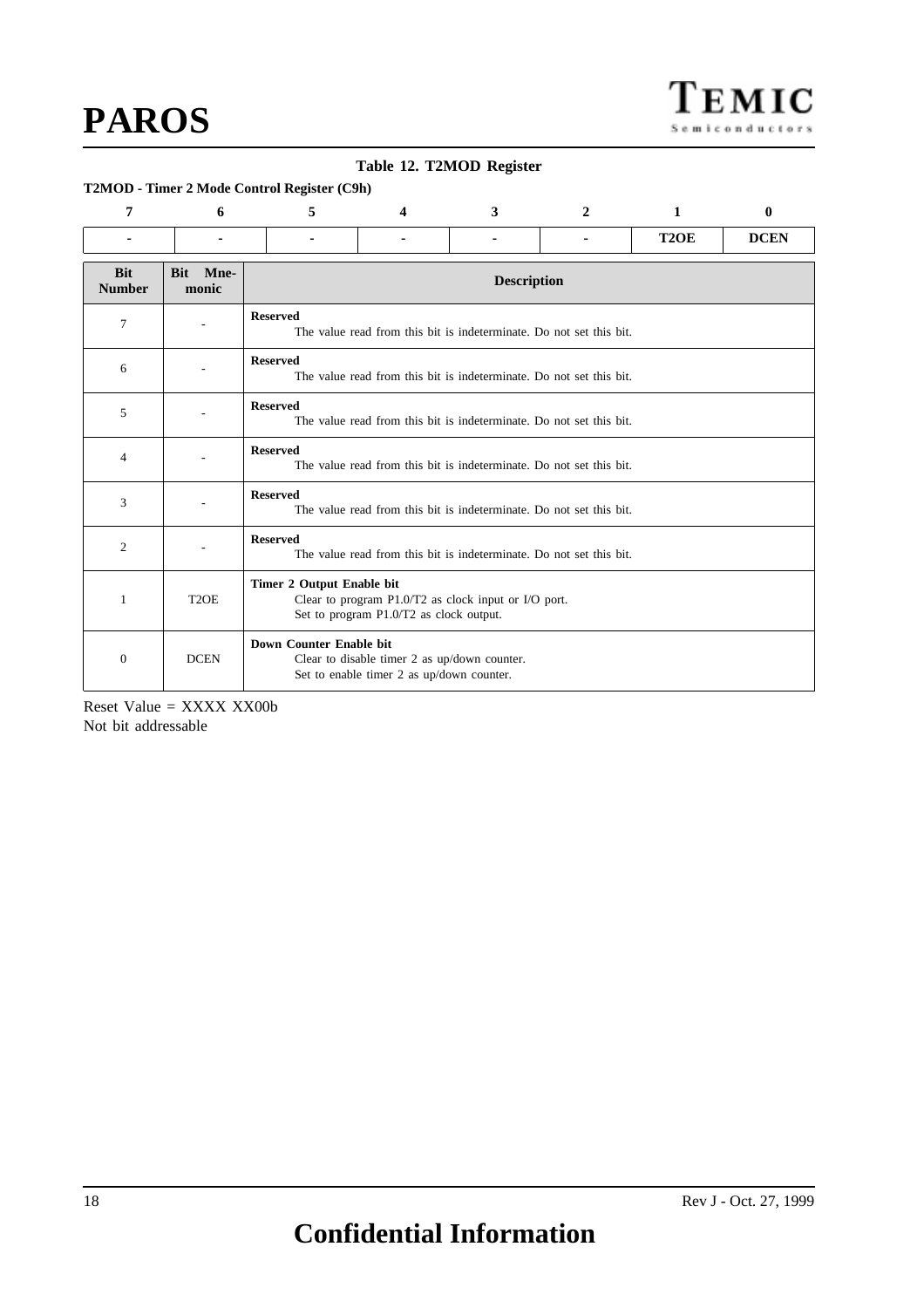**Table 12. T2MOD Register**

**T2MOD - Timer 2 Mode Control Register (C9h)**

| 7 | 6 | 5 | 4 | 3 | 2 | 1 | 0 |
|---|---|---|---|---|---|---|---|
| - | - | - | - | - | - | T2OE | DCEN |

| Bit Number | Bit Mnemonic | Description |
|---|---|---|
| 7 | - | **Reserved**<br>The value read from this bit is indeterminate. Do not set this bit. |
| 6 | - | **Reserved**<br>The value read from this bit is indeterminate. Do not set this bit. |
| 5 | - | **Reserved**<br>The value read from this bit is indeterminate. Do not set this bit. |
| 4 | - | **Reserved**<br>The value read from this bit is indeterminate. Do not set this bit. |
| 3 | - | **Reserved**<br>The value read from this bit is indeterminate. Do not set this bit. |
| 2 | - | **Reserved**<br>The value read from this bit is indeterminate. Do not set this bit. |
| 1 | T2OE | **Timer 2 Output Enable bit**<br>Clear to program P1.0/T2 as clock input or I/O port.<br>Set to program P1.0/T2 as clock output. |
| 0 | DCEN | **Down Counter Enable bit**<br>Clear to disable timer 2 as up/down counter.<br>Set to enable timer 2 as up/down counter. |

Reset Value = XXXX XX00b
Not bit addressable

**Confidential Information**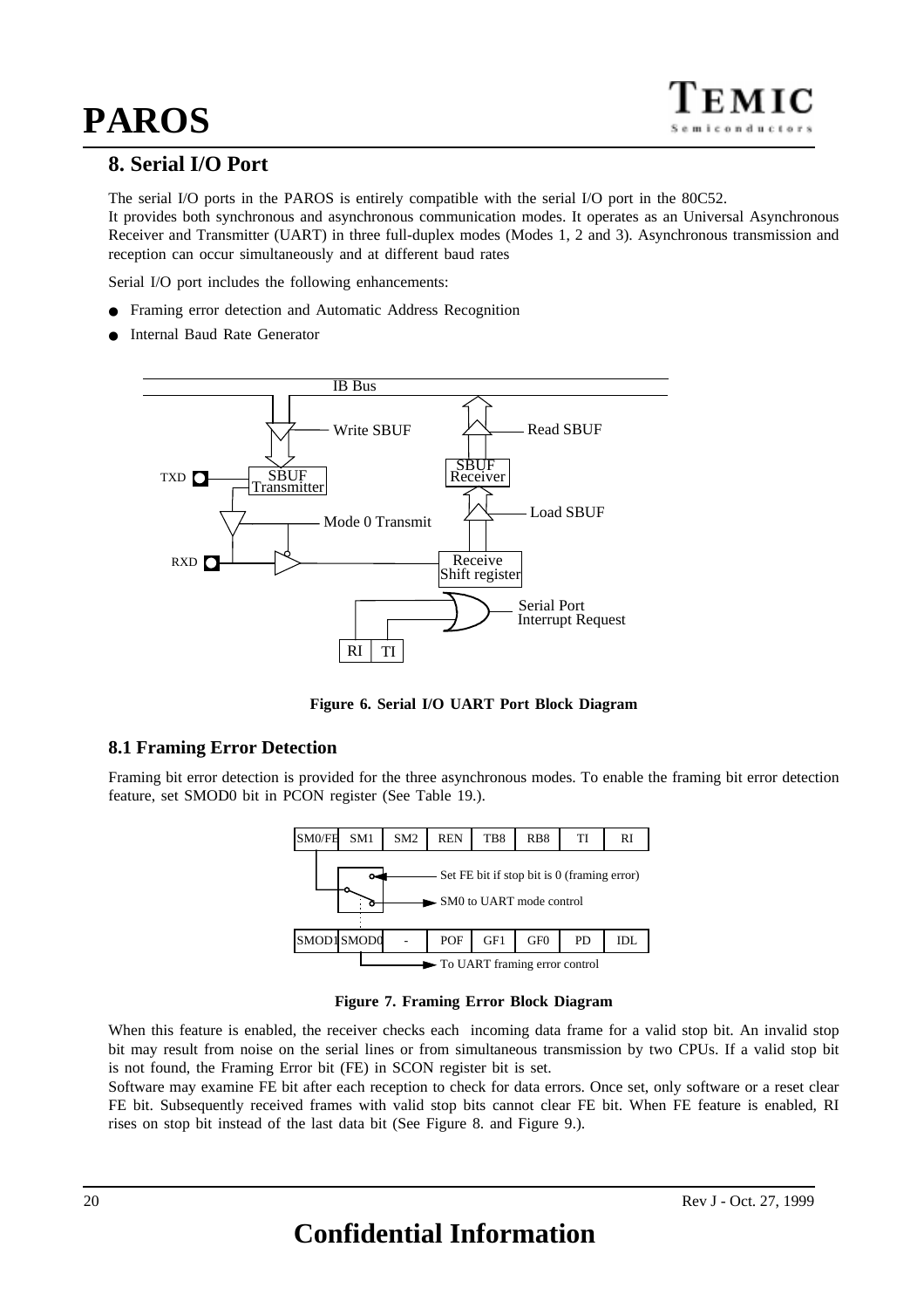## 8. Serial I/O Port

The serial I/O ports in the PAROS is entirely compatible with the serial I/O port in the 80C52.
It provides both synchronous and asynchronous communication modes. It operates as an Universal Asynchronous Receiver and Transmitter (UART) in three full-duplex modes (Modes 1, 2 and 3). Asynchronous transmission and reception can occur simultaneously and at different baud rates

Serial I/O port includes the following enhancements:

- Framing error detection and Automatic Address Recognition
- Internal Baud Rate Generator

IB Bus
Write SBUF
Read SBUF
TXD
SBUF Transmitter
SBUF Receiver
Load SBUF
Mode 0 Transmit
RXD
Receive Shift register
Serial Port Interrupt Request
RI
TI

**Figure 6. Serial I/O UART Port Block Diagram**

### 8.1 Framing Error Detection

Framing bit error detection is provided for the three asynchronous modes. To enable the framing bit error detection feature, set SMOD0 bit in PCON register (See Table 19.).

| | | | | | | | |
|---|---|---|---|---|---|---|---|
| SM0/FE | SM1 | SM2 | REN | TB8 | RB8 | TI | RI |

Set FE bit if stop bit is 0 (framing error)
SM0 to UART mode control

| | | | | | | | |
|---|---|---|---|---|---|---|---|
| SMOD1 | SMOD0 | - | POF | GF1 | GF0 | PD | IDL |

To UART framing error control

**Figure 7. Framing Error Block Diagram**

When this feature is enabled, the receiver checks each incoming data frame for a valid stop bit. An invalid stop bit may result from noise on the serial lines or from simultaneous transmission by two CPUs. If a valid stop bit is not found, the Framing Error bit (FE) in SCON register bit is set.
Software may examine FE bit after each reception to check for data errors. Once set, only software or a reset clear FE bit. Subsequently received frames with valid stop bits cannot clear FE bit. When FE feature is enabled, RI rises on stop bit instead of the last data bit (See Figure 8. and Figure 9.).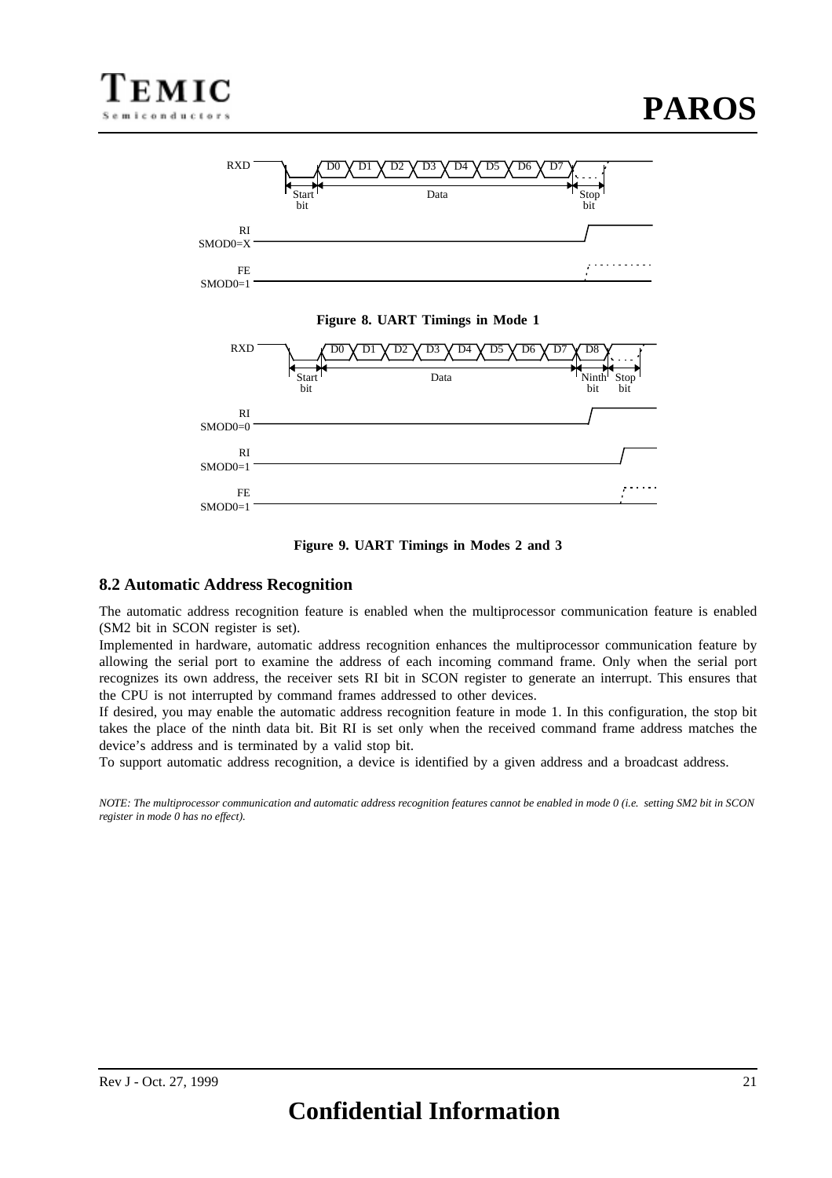RXD

D0 D1 D2 D3 D4 D5 D6 D7

Start bit

Data

Stop bit

RI SMOD0=X

FE SMOD0=1

**Figure 8. UART Timings in Mode 1**

RXD

D0 D1 D2 D3 D4 D5 D6 D7 D8

Start bit

Data

Ninth bit

Stop bit

RI SMOD0=0

RI SMOD0=1

FE SMOD0=1

**Figure 9. UART Timings in Modes 2 and 3**

### 8.2 Automatic Address Recognition

The automatic address recognition feature is enabled when the multiprocessor communication feature is enabled (SM2 bit in SCON register is set).

Implemented in hardware, automatic address recognition enhances the multiprocessor communication feature by allowing the serial port to examine the address of each incoming command frame. Only when the serial port recognizes its own address, the receiver sets RI bit in SCON register to generate an interrupt. This ensures that the CPU is not interrupted by command frames addressed to other devices.

If desired, you may enable the automatic address recognition feature in mode 1. In this configuration, the stop bit takes the place of the ninth data bit. Bit RI is set only when the received command frame address matches the device's address and is terminated by a valid stop bit.

To support automatic address recognition, a device is identified by a given address and a broadcast address.

*NOTE: The multiprocessor communication and automatic address recognition features cannot be enabled in mode 0 (i.e. setting SM2 bit in SCON register in mode 0 has no effect).*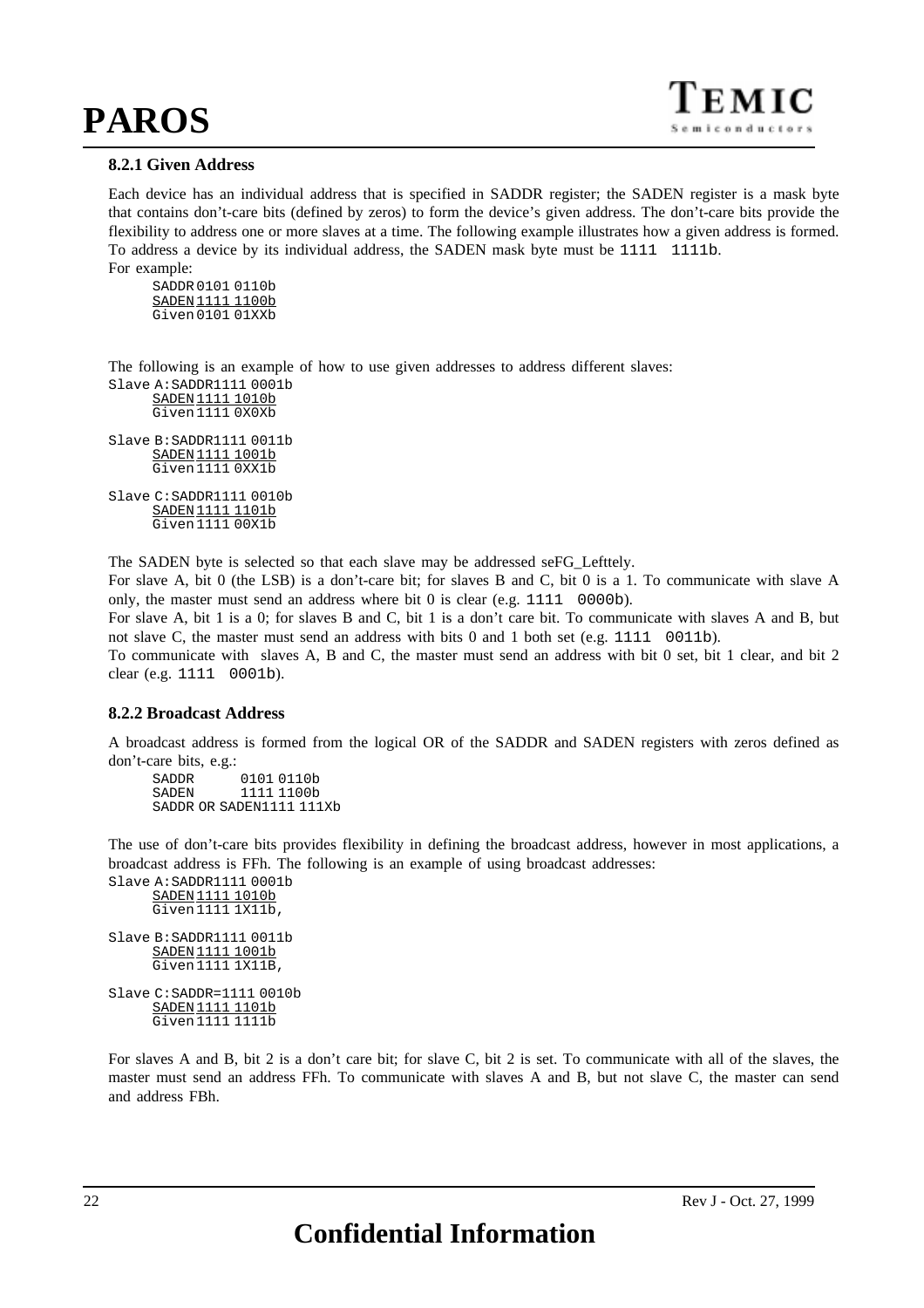### 8.2.1 Given Address

Each device has an individual address that is specified in SADDR register; the SADEN register is a mask byte that contains don't-care bits (defined by zeros) to form the device's given address. The don't-care bits provide the flexibility to address one or more slaves at a time. The following example illustrates how a given address is formed. To address a device by its individual address, the SADEN mask byte must be `1111 1111b`.

For example:

```
SADDR 0101 0110b
SADEN 1111 1100b
Given 0101 01XXb
```

The following is an example of how to use given addresses to address different slaves:

```
Slave A:SADDR1111 0001b
      SADEN1111 1010b
      Given1111 0X0Xb

Slave B:SADDR1111 0011b
      SADEN1111 1001b
      Given1111 0XX1b

Slave C:SADDR1111 0010b
      SADEN1111 1101b
      Given1111 00X1b
```

The SADEN byte is selected so that each slave may be addressed seFG_Lefttely.

For slave A, bit 0 (the LSB) is a don't-care bit; for slaves B and C, bit 0 is a 1. To communicate with slave A only, the master must send an address where bit 0 is clear (e.g. `1111 0000b`).

For slave A, bit 1 is a 0; for slaves B and C, bit 1 is a don't care bit. To communicate with slaves A and B, but not slave C, the master must send an address with bits 0 and 1 both set (e.g. `1111 0011b`).

To communicate with slaves A, B and C, the master must send an address with bit 0 set, bit 1 clear, and bit 2 clear (e.g. `1111 0001b`).

### 8.2.2 Broadcast Address

A broadcast address is formed from the logical OR of the SADDR and SADEN registers with zeros defined as don't-care bits, e.g.:

```
SADDR          0101 0110b
SADEN          1111 1100b
SADDR OR SADEN1111 111Xb
```

The use of don't-care bits provides flexibility in defining the broadcast address, however in most applications, a broadcast address is FFh. The following is an example of using broadcast addresses:

```
Slave A:SADDR1111 0001b
      SADEN1111 1010b
      Given1111 1X11b,

Slave B:SADDR1111 0011b
      SADEN1111 1001b
      Given1111 1X11B,

Slave C:SADDR=1111 0010b
      SADEN1111 1101b
      Given1111 1111b
```

For slaves A and B, bit 2 is a don't care bit; for slave C, bit 2 is set. To communicate with all of the slaves, the master must send an address FFh. To communicate with slaves A and B, but not slave C, the master can send and address FBh.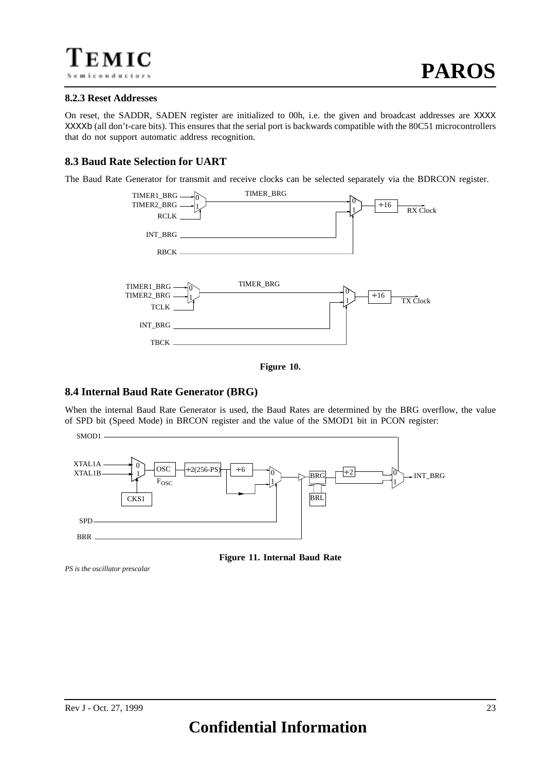### 8.2.3 Reset Addresses

On reset, the SADDR, SADEN register are initialized to 00h, i.e. the given and broadcast addresses are XXXX XXXXb (all don't-care bits). This ensures that the serial port is backwards compatible with the 80C51 microcontrollers that do not support automatic address recognition.

## 8.3 Baud Rate Selection for UART

The Baud Rate Generator for transmit and receive clocks can be selected separately via the BDRCON register.

TIMER1_BRG
TIMER2_BRG
RCLK
TIMER_BRG
INT_BRG
RBCK
÷16
RX Clock

TIMER1_BRG
TIMER2_BRG
TCLK
TIMER_BRG
INT_BRG
TBCK
÷16
TX Clock

**Figure 10.**

## 8.4 Internal Baud Rate Generator (BRG)

When the internal Baud Rate Generator is used, the Baud Rates are determined by the BRG overflow, the value of SPD bit (Speed Mode) in BRCON register and the value of the SMOD1 bit in PCON register:

SMOD1
XTAL1A
XTAL1B
CKS1
OSC
$F_{OSC}$
÷2(256-PS)
÷6
BRG
BRL
÷2
INT_BRG
SPD
BRR

**Figure 11. Internal Baud Rate**

*PS is the oscillator prescalar*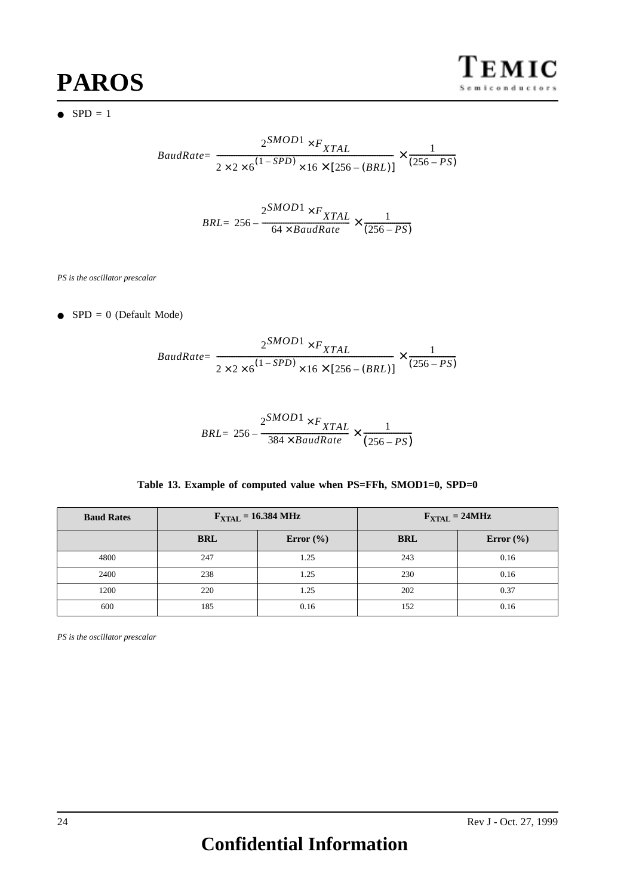- SPD = 1

$$BaudRate = \frac{2^{SMOD1} \times F_{XTAL}}{2 \times 2 \times 6^{(1-SPD)} \times 16 \times [256 - (BRL)]} \times \frac{1}{(256 - PS)}$$

$$BRL = 256 - \frac{2^{SMOD1} \times F_{XTAL}}{64 \times BaudRate} \times \frac{1}{(256 - PS)}$$

*PS is the oscillator prescalar*

- SPD = 0 (Default Mode)

$$BaudRate = \frac{2^{SMOD1} \times F_{XTAL}}{2 \times 2 \times 6^{(1-SPD)} \times 16 \times [256 - (BRL)]} \times \frac{1}{(256 - PS)}$$

$$BRL = 256 - \frac{2^{SMOD1} \times F_{XTAL}}{384 \times BaudRate} \times \frac{1}{(256 - PS)}$$

**Table 13. Example of computed value when PS=FFh, SMOD1=0, SPD=0**

| Baud Rates | $F_{XTAL}$ = 16.384 MHz | | $F_{XTAL}$ = 24MHz | |
|---|---|---|---|---|
| | BRL | Error (%) | BRL | Error (%) |
| 4800 | 247 | 1.25 | 243 | 0.16 |
| 2400 | 238 | 1.25 | 230 | 0.16 |
| 1200 | 220 | 1.25 | 202 | 0.37 |
| 600 | 185 | 0.16 | 152 | 0.16 |

*PS is the oscillator prescalar*

**Confidential Information**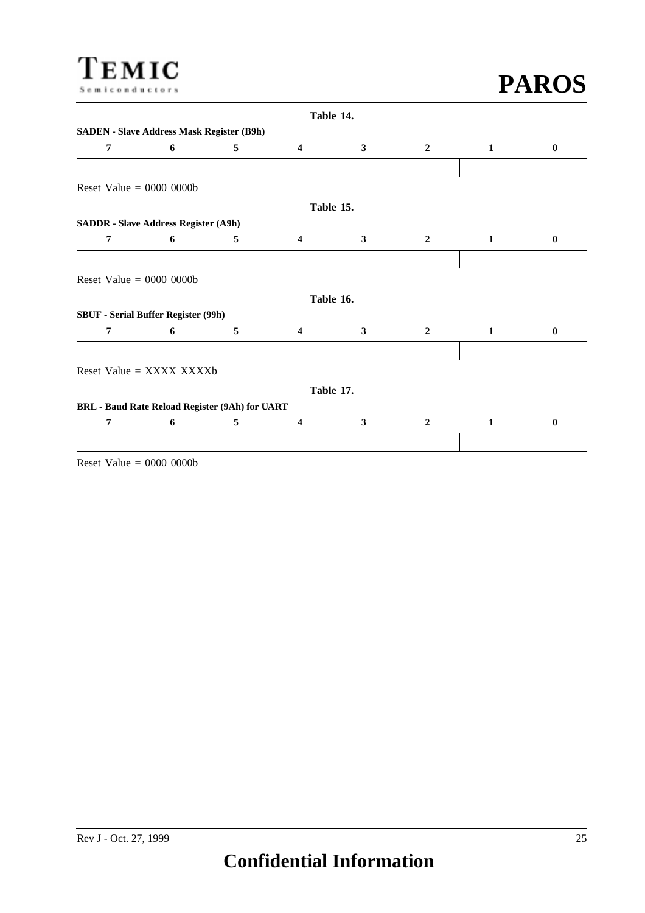**Table 14.**

**SADEN - Slave Address Mask Register (B9h)**

| 7 | 6 | 5 | 4 | 3 | 2 | 1 | 0 |
|---|---|---|---|---|---|---|---|
| | | | | | | | |

Reset Value = 0000 0000b

**Table 15.**

**SADDR - Slave Address Register (A9h)**

| 7 | 6 | 5 | 4 | 3 | 2 | 1 | 0 |
|---|---|---|---|---|---|---|---|
| | | | | | | | |

Reset Value = 0000 0000b

**Table 16.**

**SBUF - Serial Buffer Register (99h)**

| 7 | 6 | 5 | 4 | 3 | 2 | 1 | 0 |
|---|---|---|---|---|---|---|---|
| | | | | | | | |

Reset Value = XXXX XXXXb

**Table 17.**

**BRL - Baud Rate Reload Register (9Ah) for UART**

| 7 | 6 | 5 | 4 | 3 | 2 | 1 | 0 |
|---|---|---|---|---|---|---|---|
| | | | | | | | |

Reset Value = 0000 0000b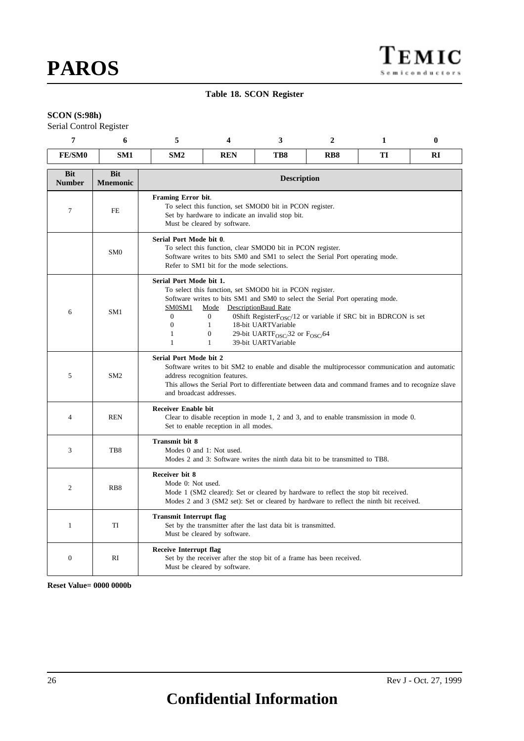**Table 18. SCON Register**

**SCON (S:98h)**
Serial Control Register

| 7 | 6 | 5 | 4 | 3 | 2 | 1 | 0 |
|---|---|---|---|---|---|---|---|
| FE/SM0 | SM1 | SM2 | REN | TB8 | RB8 | TI | RI |

| Bit Number | Bit Mnemonic | Description |
|---|---|---|
| 7 | FE | **Framing Error bit**. To select this function, set SMOD0 bit in PCON register. Set by hardware to indicate an invalid stop bit. Must be cleared by software. |
| | SM0 | **Serial Port Mode bit 0**. To select this function, clear SMOD0 bit in PCON register. Software writes to bits SM0 and SM1 to select the Serial Port operating mode. Refer to SM1 bit for the mode selections. |
| 6 | SM1 | **Serial Port Mode bit 1.** To select this function, set SMOD0 bit in PCON register. Software writes to bits SM1 and SM0 to select the Serial Port operating mode. <br>SM0 SM1 Mode Description Baud Rate <br>0 0 0 Shift Register $F_{OSC}/12$ or variable if SRC bit in BDRCON is set <br>0 1 1 8-bit UART Variable <br>1 0 2 9-bit UART $F_{OSC}/32$ or $F_{OSC}/64$ <br>1 1 3 9-bit UART Variable |
| 5 | SM2 | **Serial Port Mode bit 2** Software writes to bit SM2 to enable and disable the multiprocessor communication and automatic address recognition features. This allows the Serial Port to differentiate between data and command frames and to recognize slave and broadcast addresses. |
| 4 | REN | **Receiver Enable bit** Clear to disable reception in mode 1, 2 and 3, and to enable transmission in mode 0. Set to enable reception in all modes. |
| 3 | TB8 | **Transmit bit 8** Modes 0 and 1: Not used. Modes 2 and 3: Software writes the ninth data bit to be transmitted to TB8. |
| 2 | RB8 | **Receiver bit 8** Mode 0: Not used. Mode 1 (SM2 cleared): Set or cleared by hardware to reflect the stop bit received. Modes 2 and 3 (SM2 set): Set or cleared by hardware to reflect the ninth bit received. |
| 1 | TI | **Transmit Interrupt flag** Set by the transmitter after the last data bit is transmitted. Must be cleared by software. |
| 0 | RI | **Receive Interrupt flag** Set by the receiver after the stop bit of a frame has been received. Must be cleared by software. |

**Reset Value= 0000 0000b**

**Confidential Information**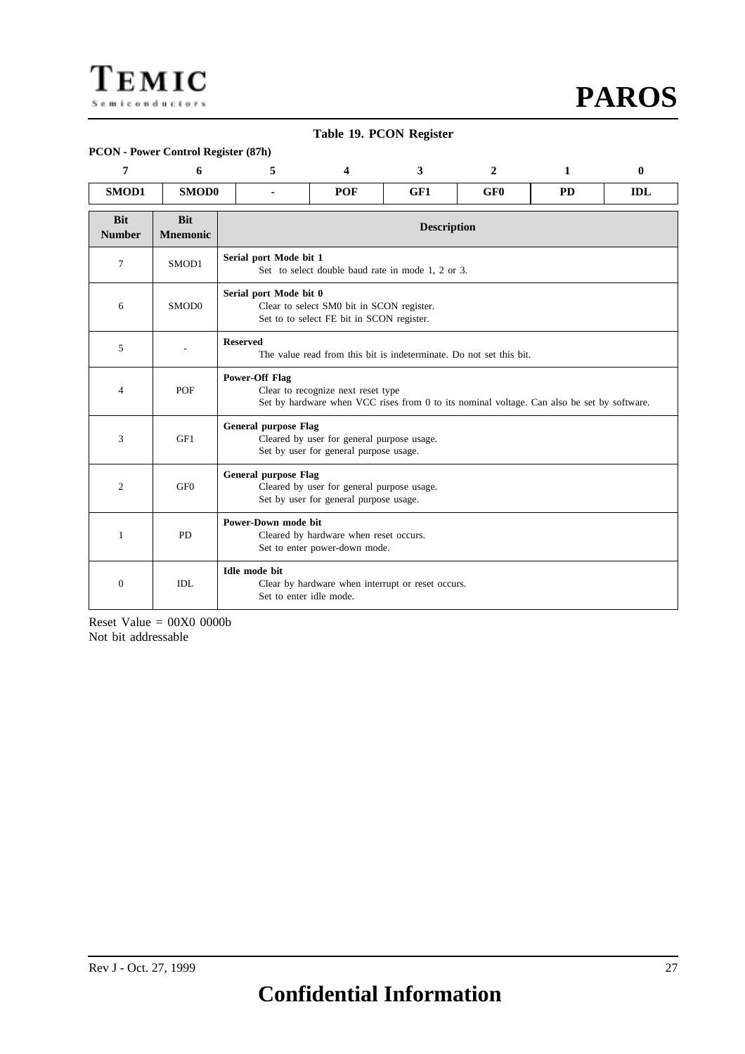**Table 19. PCON Register**

**PCON - Power Control Register (87h)**

| 7 | 6 | 5 | 4 | 3 | 2 | 1 | 0 |
|---|---|---|---|---|---|---|---|
| SMOD1 | SMOD0 | - | POF | GF1 | GF0 | PD | IDL |

| Bit Number | Bit Mnemonic | Description |
|---|---|---|
| 7 | SMOD1 | **Serial port Mode bit 1**<br>Set to select double baud rate in mode 1, 2 or 3. |
| 6 | SMOD0 | **Serial port Mode bit 0**<br>Clear to select SM0 bit in SCON register.<br>Set to to select FE bit in SCON register. |
| 5 | - | **Reserved**<br>The value read from this bit is indeterminate. Do not set this bit. |
| 4 | POF | **Power-Off Flag**<br>Clear to recognize next reset type<br>Set by hardware when VCC rises from 0 to its nominal voltage. Can also be set by software. |
| 3 | GF1 | **General purpose Flag**<br>Cleared by user for general purpose usage.<br>Set by user for general purpose usage. |
| 2 | GF0 | **General purpose Flag**<br>Cleared by user for general purpose usage.<br>Set by user for general purpose usage. |
| 1 | PD | **Power-Down mode bit**<br>Cleared by hardware when reset occurs.<br>Set to enter power-down mode. |
| 0 | IDL | **Idle mode bit**<br>Clear by hardware when interrupt or reset occurs.<br>Set to enter idle mode. |

Reset Value = 00X0 0000b
Not bit addressable

**Confidential Information**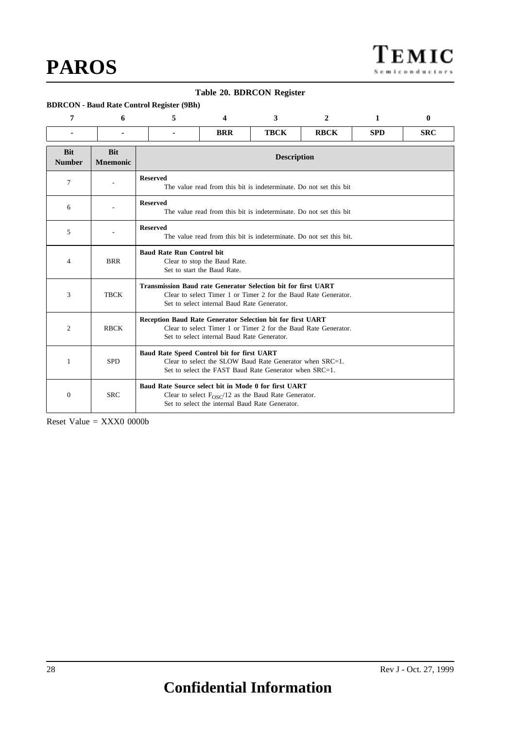**Table 20. BDRCON Register**

**BDRCON - Baud Rate Control Register (9Bh)**

| 7 | 6 | 5 | 4 | 3 | 2 | 1 | 0 |
|---|---|---|---|---|---|---|---|
| - | - | - | BRR | TBCK | RBCK | SPD | SRC |

| Bit Number | Bit Mnemonic | Description |
|---|---|---|
| 7 | - | **Reserved**<br>The value read from this bit is indeterminate. Do not set this bit |
| 6 | - | **Reserved**<br>The value read from this bit is indeterminate. Do not set this bit |
| 5 | - | **Reserved**<br>The value read from this bit is indeterminate. Do not set this bit. |
| 4 | BRR | **Baud Rate Run Control bit**<br>Clear to stop the Baud Rate.<br>Set to start the Baud Rate. |
| 3 | TBCK | **Transmission Baud rate Generator Selection bit for first UART**<br>Clear to select Timer 1 or Timer 2 for the Baud Rate Generator.<br>Set to select internal Baud Rate Generator. |
| 2 | RBCK | **Reception Baud Rate Generator Selection bit for first UART**<br>Clear to select Timer 1 or Timer 2 for the Baud Rate Generator.<br>Set to select internal Baud Rate Generator. |
| 1 | SPD | **Baud Rate Speed Control bit for first UART**<br>Clear to select the SLOW Baud Rate Generator when SRC=1.<br>Set to select the FAST Baud Rate Generator when SRC=1. |
| 0 | SRC | **Baud Rate Source select bit in Mode 0 for first UART**<br>Clear to select $F_{OSC}/12$ as the Baud Rate Generator.<br>Set to select the internal Baud Rate Generator. |

Reset Value = XXX0 0000b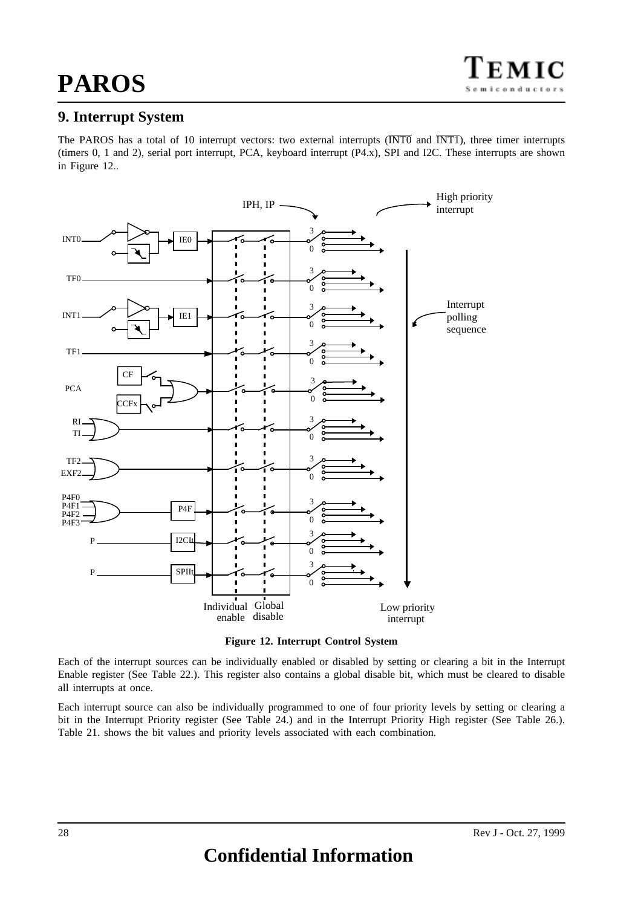## 9. Interrupt System

The PAROS has a total of 10 interrupt vectors: two external interrupts ($\overline{INT0}$ and $\overline{INT1}$), three timer interrupts (timers 0, 1 and 2), serial port interrupt, PCA, keyboard interrupt (P4.x), SPI and I2C. These interrupts are shown in Figure 12..

IPH, IP

High priority interrupt

INT0
IE0
TF0
INT1
IE1
TF1
CF
PCA
CCFx
RI
TI
TF2
EXF2
P4F0
P4F1
P4F2
P4F3
P4F
P
I2CIt
P
SPIIt

3
0

Interrupt polling sequence

Individual enable

Global disable

Low priority interrupt

**Figure 12. Interrupt Control System**

Each of the interrupt sources can be individually enabled or disabled by setting or clearing a bit in the Interrupt Enable register (See Table 22.). This register also contains a global disable bit, which must be cleared to disable all interrupts at once.

Each interrupt source can also be individually programmed to one of four priority levels by setting or clearing a bit in the Interrupt Priority register (See Table 24.) and in the Interrupt Priority High register (See Table 26.). Table 21. shows the bit values and priority levels associated with each combination.

**Confidential Information**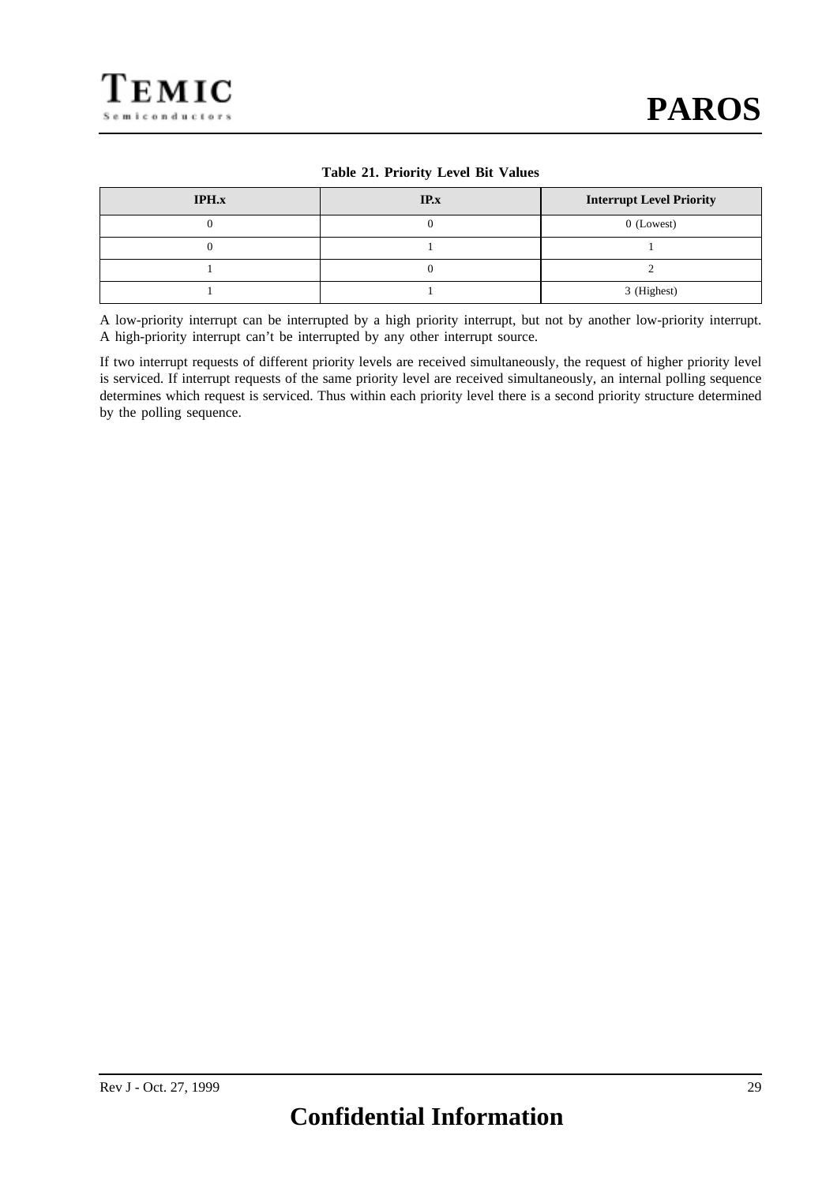**Table 21. Priority Level Bit Values**

| IPH.x | IP.x | Interrupt Level Priority |
|---|---|---|
| 0 | 0 | 0 (Lowest) |
| 0 | 1 | 1 |
| 1 | 0 | 2 |
| 1 | 1 | 3 (Highest) |

A low-priority interrupt can be interrupted by a high priority interrupt, but not by another low-priority interrupt. A high-priority interrupt can't be interrupted by any other interrupt source.

If two interrupt requests of different priority levels are received simultaneously, the request of higher priority level is serviced. If interrupt requests of the same priority level are received simultaneously, an internal polling sequence determines which request is serviced. Thus within each priority level there is a second priority structure determined by the polling sequence.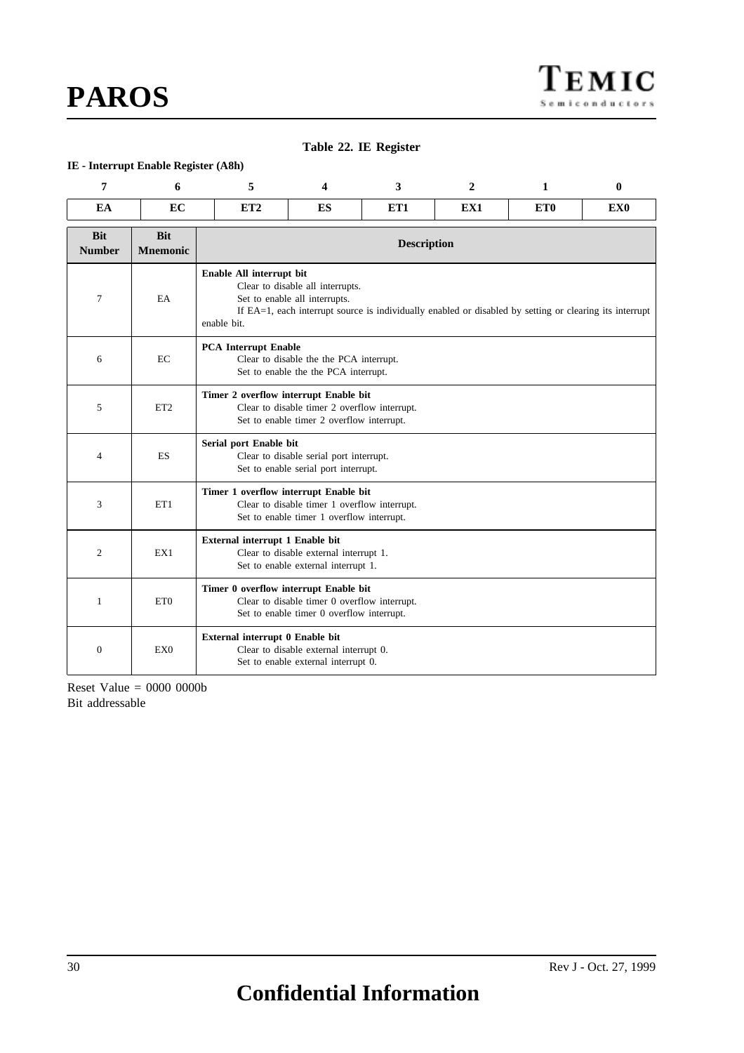**Table 22. IE Register**

**IE - Interrupt Enable Register (A8h)**

| 7 | 6 | 5 | 4 | 3 | 2 | 1 | 0 |
|---|---|---|---|---|---|---|---|
| EA | EC | ET2 | ES | ET1 | EX1 | ET0 | EX0 |

| Bit Number | Bit Mnemonic | Description |
|---|---|---|
| 7 | EA | **Enable All interrupt bit**<br>Clear to disable all interrupts.<br>Set to enable all interrupts.<br>If EA=1, each interrupt source is individually enabled or disabled by setting or clearing its interrupt enable bit. |
| 6 | EC | **PCA Interrupt Enable**<br>Clear to disable the the PCA interrupt.<br>Set to enable the the PCA interrupt. |
| 5 | ET2 | **Timer 2 overflow interrupt Enable bit**<br>Clear to disable timer 2 overflow interrupt.<br>Set to enable timer 2 overflow interrupt. |
| 4 | ES | **Serial port Enable bit**<br>Clear to disable serial port interrupt.<br>Set to enable serial port interrupt. |
| 3 | ET1 | **Timer 1 overflow interrupt Enable bit**<br>Clear to disable timer 1 overflow interrupt.<br>Set to enable timer 1 overflow interrupt. |
| 2 | EX1 | **External interrupt 1 Enable bit**<br>Clear to disable external interrupt 1.<br>Set to enable external interrupt 1. |
| 1 | ET0 | **Timer 0 overflow interrupt Enable bit**<br>Clear to disable timer 0 overflow interrupt.<br>Set to enable timer 0 overflow interrupt. |
| 0 | EX0 | **External interrupt 0 Enable bit**<br>Clear to disable external interrupt 0.<br>Set to enable external interrupt 0. |

Reset Value = 0000 0000b
Bit addressable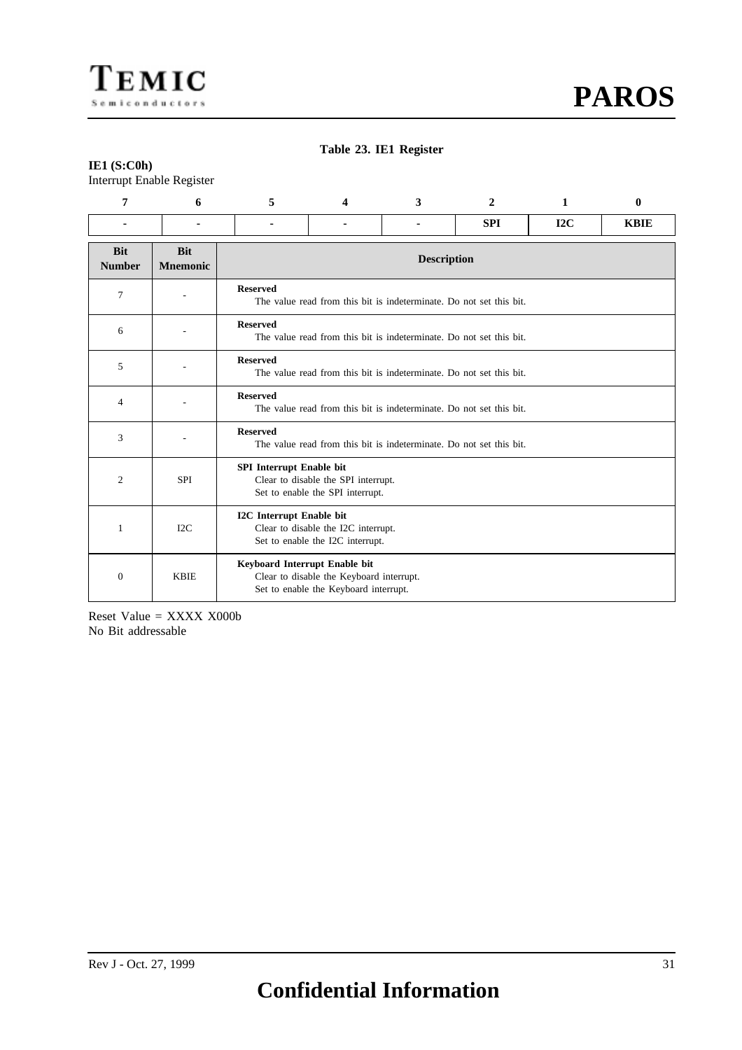**Table 23. IE1 Register**

**IE1 (S:C0h)**
Interrupt Enable Register

| 7 | 6 | 5 | 4 | 3 | 2 | 1 | 0 |
|---|---|---|---|---|---|---|---|
| - | - | - | - | - | **SPI** | **I2C** | **KBIE** |

| Bit Number | Bit Mnemonic | Description |
|---|---|---|
| 7 | - | **Reserved**<br>The value read from this bit is indeterminate. Do not set this bit. |
| 6 | - | **Reserved**<br>The value read from this bit is indeterminate. Do not set this bit. |
| 5 | - | **Reserved**<br>The value read from this bit is indeterminate. Do not set this bit. |
| 4 | - | **Reserved**<br>The value read from this bit is indeterminate. Do not set this bit. |
| 3 | - | **Reserved**<br>The value read from this bit is indeterminate. Do not set this bit. |
| 2 | SPI | **SPI Interrupt Enable bit**<br>Clear to disable the SPI interrupt.<br>Set to enable the SPI interrupt. |
| 1 | I2C | **I2C Interrupt Enable bit**<br>Clear to disable the I2C interrupt.<br>Set to enable the I2C interrupt. |
| 0 | KBIE | **Keyboard Interrupt Enable bit**<br>Clear to disable the Keyboard interrupt.<br>Set to enable the Keyboard interrupt. |

Reset Value = XXXX X000b
No Bit addressable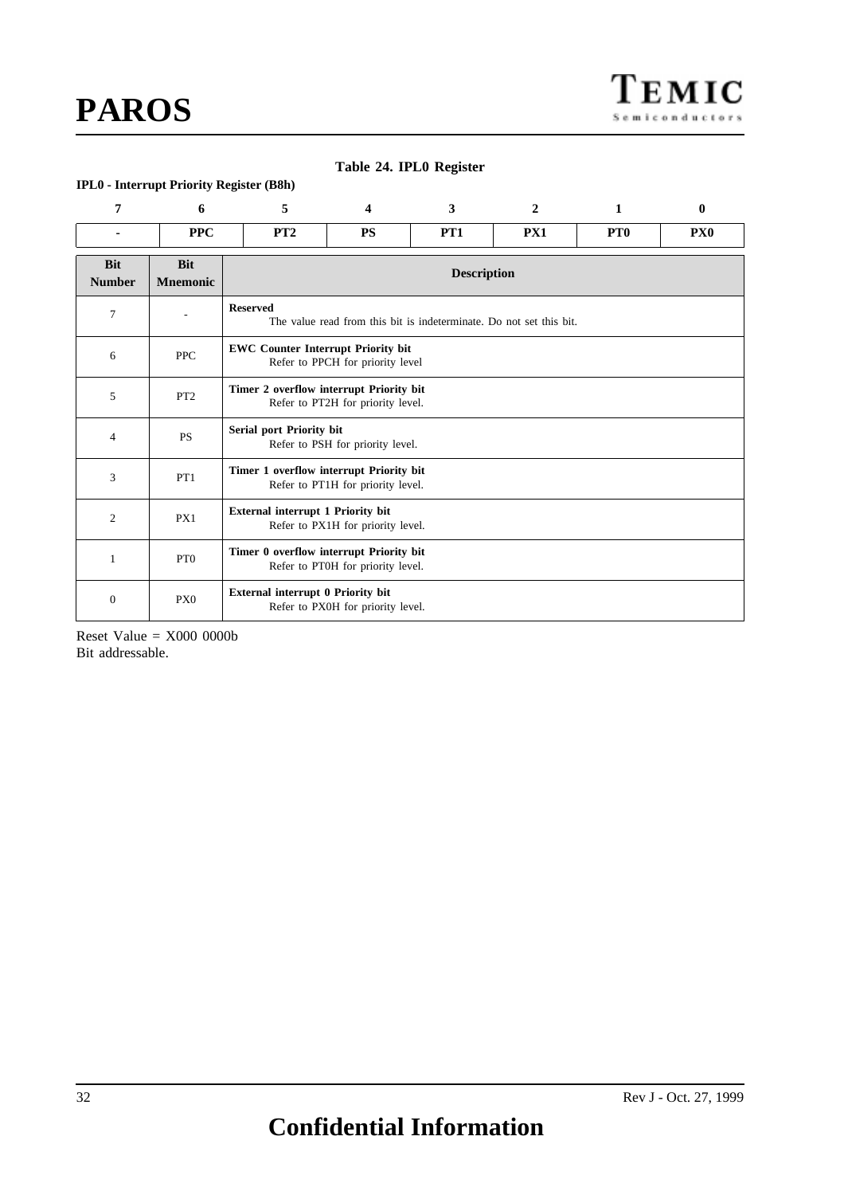**Table 24. IPL0 Register**

**IPL0 - Interrupt Priority Register (B8h)**

| 7 | 6 | 5 | 4 | 3 | 2 | 1 | 0 |
|---|---|---|---|---|---|---|---|
| - | PPC | PT2 | PS | PT1 | PX1 | PT0 | PX0 |

| Bit Number | Bit Mnemonic | Description |
|---|---|---|
| 7 | - | **Reserved**<br>The value read from this bit is indeterminate. Do not set this bit. |
| 6 | PPC | **EWC Counter Interrupt Priority bit**<br>Refer to PPCH for priority level |
| 5 | PT2 | **Timer 2 overflow interrupt Priority bit**<br>Refer to PT2H for priority level. |
| 4 | PS | **Serial port Priority bit**<br>Refer to PSH for priority level. |
| 3 | PT1 | **Timer 1 overflow interrupt Priority bit**<br>Refer to PT1H for priority level. |
| 2 | PX1 | **External interrupt 1 Priority bit**<br>Refer to PX1H for priority level. |
| 1 | PT0 | **Timer 0 overflow interrupt Priority bit**<br>Refer to PT0H for priority level. |
| 0 | PX0 | **External interrupt 0 Priority bit**<br>Refer to PX0H for priority level. |

Reset Value = X000 0000b
Bit addressable.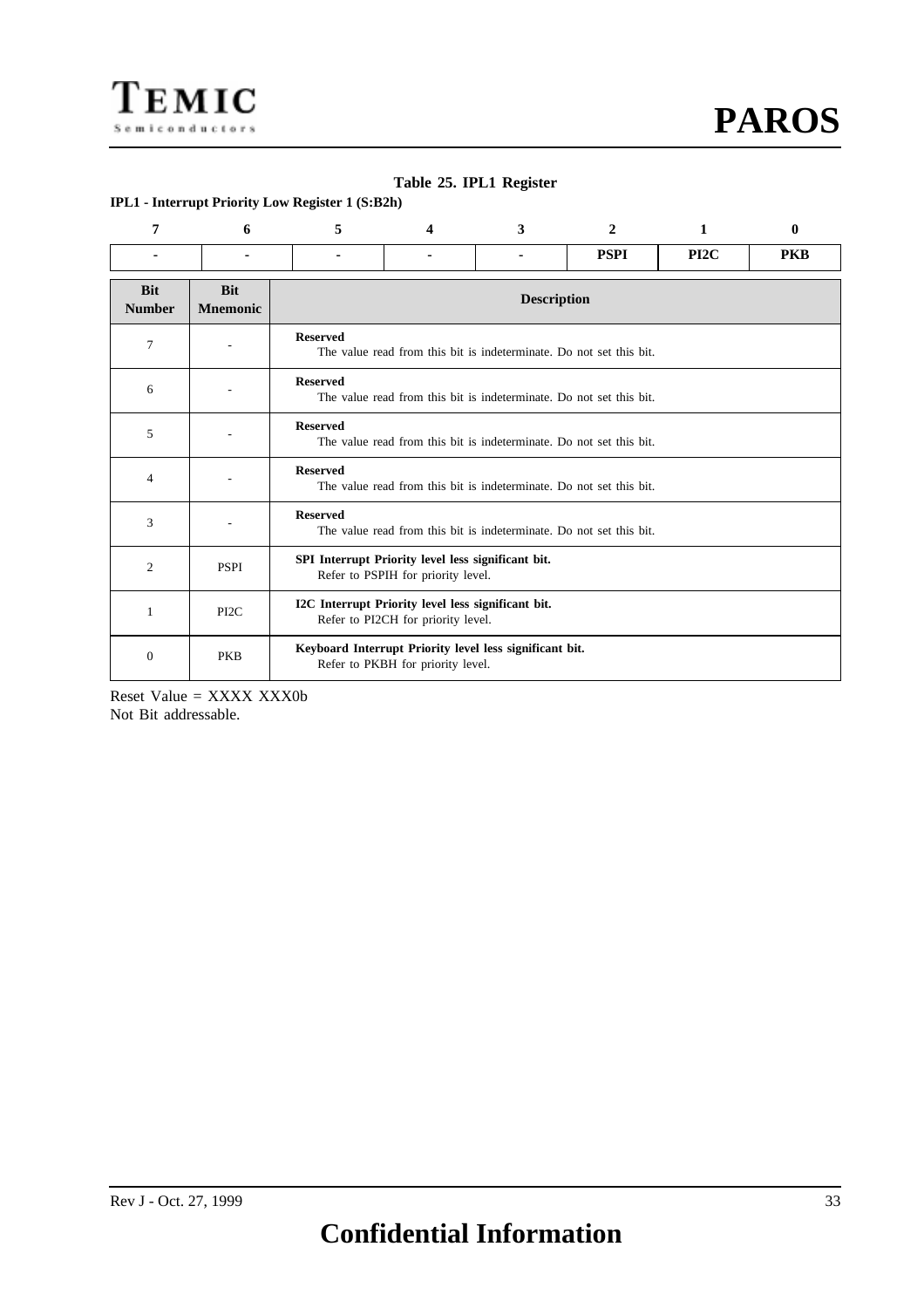**Table 25. IPL1 Register**

**IPL1 - Interrupt Priority Low Register 1 (S:B2h)**

| 7 | 6 | 5 | 4 | 3 | 2 | 1 | 0 |
|---|---|---|---|---|---|---|---|
| - | - | - | - | - | PSPI | PI2C | PKB |

| Bit Number | Bit Mnemonic | Description |
|---|---|---|
| 7 | - | **Reserved**<br>The value read from this bit is indeterminate. Do not set this bit. |
| 6 | - | **Reserved**<br>The value read from this bit is indeterminate. Do not set this bit. |
| 5 | - | **Reserved**<br>The value read from this bit is indeterminate. Do not set this bit. |
| 4 | - | **Reserved**<br>The value read from this bit is indeterminate. Do not set this bit. |
| 3 | - | **Reserved**<br>The value read from this bit is indeterminate. Do not set this bit. |
| 2 | PSPI | **SPI Interrupt Priority level less significant bit.**<br>Refer to PSPIH for priority level. |
| 1 | PI2C | **I2C Interrupt Priority level less significant bit.**<br>Refer to PI2CH for priority level. |
| 0 | PKB | **Keyboard Interrupt Priority level less significant bit.**<br>Refer to PKBH for priority level. |

Reset Value = XXXX XXX0b
Not Bit addressable.

**Confidential Information**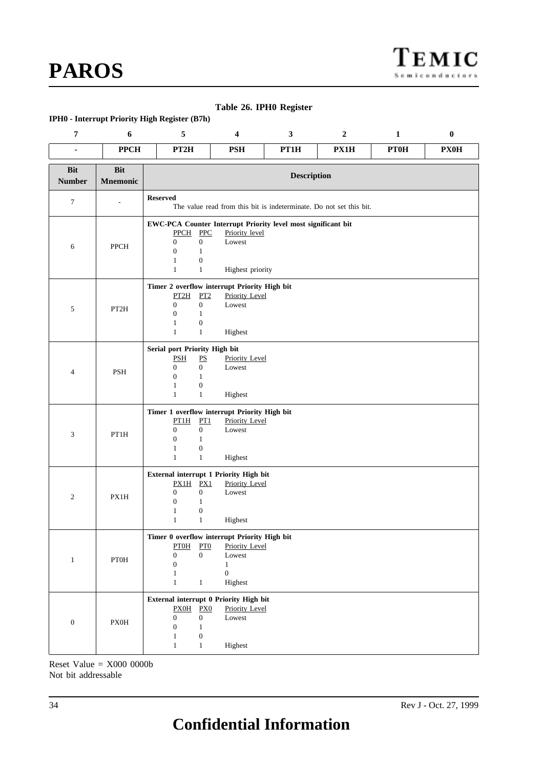Table 26. IPH0 Register

**IPH0 - Interrupt Priority High Register (B7h)**

| 7 | 6 | 5 | 4 | 3 | 2 | 1 | 0 |
|---|---|---|---|---|---|---|---|
| - | PPCH | PT2H | PSH | PT1H | PX1H | PT0H | PX0H |

| Bit Number | Bit Mnemonic | Description |
|---|---|---|
| 7 | - | **Reserved**<br>The value read from this bit is indeterminate. Do not set this bit. |
| 6 | PPCH | **EWC-PCA Counter Interrupt Priority level most significant bit**<br>PPCH PPC Priority level<br>0 0 Lowest<br>0 1<br>1 0<br>1 1 Highest priority |
| 5 | PT2H | **Timer 2 overflow interrupt Priority High bit**<br>PT2H PT2 Priority Level<br>0 0 Lowest<br>0 1<br>1 0<br>1 1 Highest |
| 4 | PSH | **Serial port Priority High bit**<br>PSH PS Priority Level<br>0 0 Lowest<br>0 1<br>1 0<br>1 1 Highest |
| 3 | PT1H | **Timer 1 overflow interrupt Priority High bit**<br>PT1H PT1 Priority Level<br>0 0 Lowest<br>0 1<br>1 0<br>1 1 Highest |
| 2 | PX1H | **External interrupt 1 Priority High bit**<br>PX1H PX1 Priority Level<br>0 0 Lowest<br>0 1<br>1 0<br>1 1 Highest |
| 1 | PT0H | **Timer 0 overflow interrupt Priority High bit**<br>PT0H PT0 Priority Level<br>0 0 Lowest<br>0 1<br>1 0<br>1 1 Highest |
| 0 | PX0H | **External interrupt 0 Priority High bit**<br>PX0H PX0 Priority Level<br>0 0 Lowest<br>0 1<br>1 0<br>1 1 Highest |

Reset Value = X000 0000b
Not bit addressable

**Confidential Information**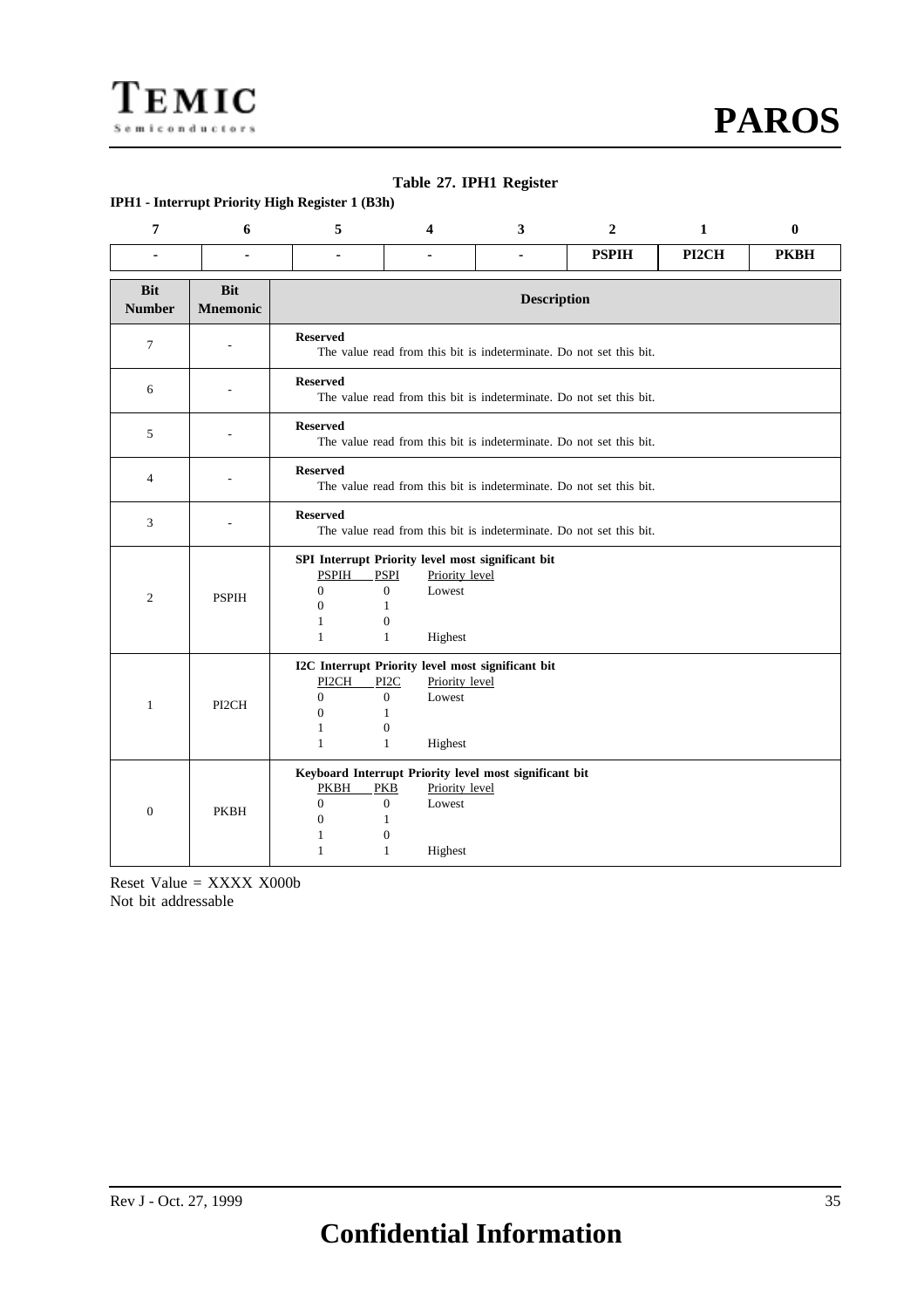**Table 27. IPH1 Register**

**IPH1 - Interrupt Priority High Register 1 (B3h)**

| 7 | 6 | 5 | 4 | 3 | 2 | 1 | 0 |
|---|---|---|---|---|---|---|---|
| - | - | - | - | - | PSPIH | PI2CH | PKBH |

| Bit Number | Bit Mnemonic | Description |
|---|---|---|
| 7 | - | **Reserved**<br>The value read from this bit is indeterminate. Do not set this bit. |
| 6 | - | **Reserved**<br>The value read from this bit is indeterminate. Do not set this bit. |
| 5 | - | **Reserved**<br>The value read from this bit is indeterminate. Do not set this bit. |
| 4 | - | **Reserved**<br>The value read from this bit is indeterminate. Do not set this bit. |
| 3 | - | **Reserved**<br>The value read from this bit is indeterminate. Do not set this bit. |
| 2 | PSPIH | **SPI Interrupt Priority level most significant bit**<br>PSPIH PSPI Priority level<br>0 0 Lowest<br>0 1<br>1 0<br>1 1 Highest |
| 1 | PI2CH | **I2C Interrupt Priority level most significant bit**<br>PI2CH PI2C Priority level<br>0 0 Lowest<br>0 1<br>1 0<br>1 1 Highest |
| 0 | PKBH | **Keyboard Interrupt Priority level most significant bit**<br>PKBH PKB Priority level<br>0 0 Lowest<br>0 1<br>1 0<br>1 1 Highest |

Reset Value = XXXX X000b
Not bit addressable

**Confidential Information**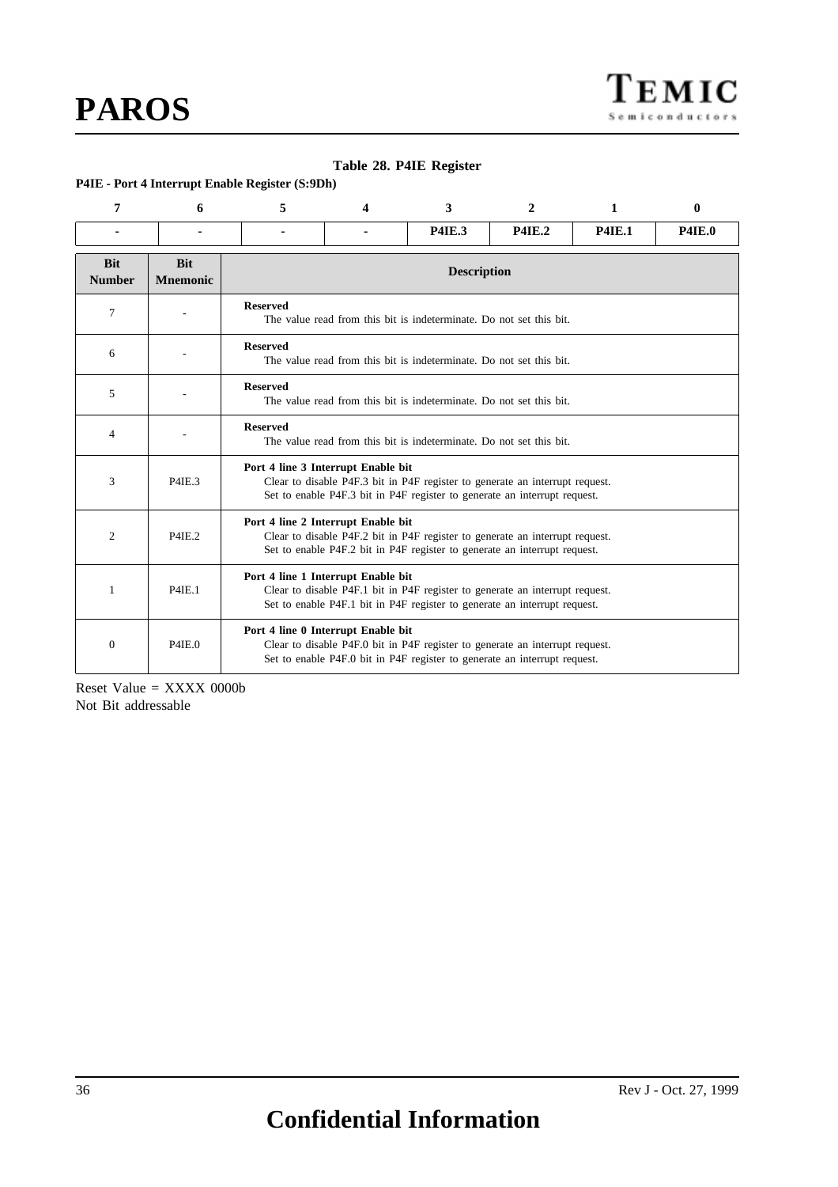**Table 28. P4IE Register**

**P4IE - Port 4 Interrupt Enable Register (S:9Dh)**

| 7 | 6 | 5 | 4 | 3 | 2 | 1 | 0 |
|---|---|---|---|---|---|---|---|
| - | - | - | - | **P4IE.3** | **P4IE.2** | **P4IE.1** | **P4IE.0** |

| Bit Number | Bit Mnemonic | Description |
|---|---|---|
| 7 | - | **Reserved** The value read from this bit is indeterminate. Do not set this bit. |
| 6 | - | **Reserved** The value read from this bit is indeterminate. Do not set this bit. |
| 5 | - | **Reserved** The value read from this bit is indeterminate. Do not set this bit. |
| 4 | - | **Reserved** The value read from this bit is indeterminate. Do not set this bit. |
| 3 | P4IE.3 | **Port 4 line 3 Interrupt Enable bit** Clear to disable P4F.3 bit in P4F register to generate an interrupt request. Set to enable P4F.3 bit in P4F register to generate an interrupt request. |
| 2 | P4IE.2 | **Port 4 line 2 Interrupt Enable bit** Clear to disable P4F.2 bit in P4F register to generate an interrupt request. Set to enable P4F.2 bit in P4F register to generate an interrupt request. |
| 1 | P4IE.1 | **Port 4 line 1 Interrupt Enable bit** Clear to disable P4F.1 bit in P4F register to generate an interrupt request. Set to enable P4F.1 bit in P4F register to generate an interrupt request. |
| 0 | P4IE.0 | **Port 4 line 0 Interrupt Enable bit** Clear to disable P4F.0 bit in P4F register to generate an interrupt request. Set to enable P4F.0 bit in P4F register to generate an interrupt request. |

Reset Value = XXXX 0000b
Not Bit addressable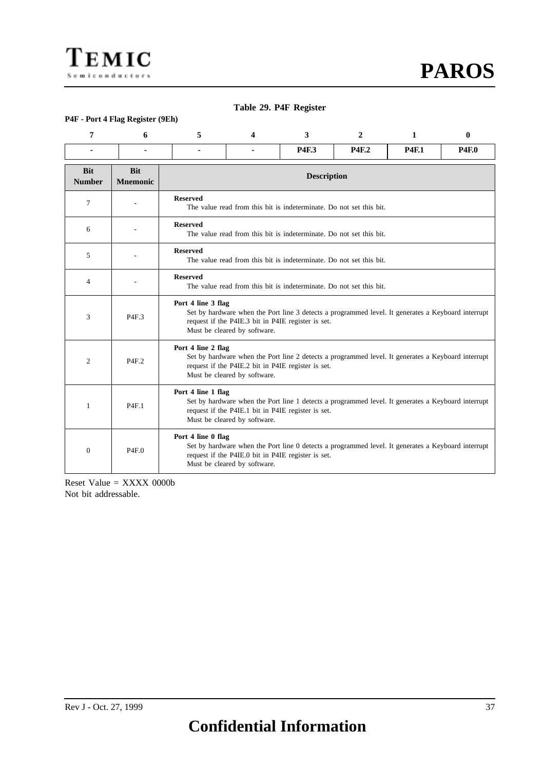**Table 29. P4F Register**

**P4F - Port 4 Flag Register (9Eh)**

| 7 | 6 | 5 | 4 | 3 | 2 | 1 | 0 |
|---|---|---|---|---|---|---|---|
| - | - | - | - | **P4F.3** | **P4F.2** | **P4F.1** | **P4F.0** |

| Bit Number | Bit Mnemonic | Description |
|---|---|---|
| 7 | - | **Reserved**<br>The value read from this bit is indeterminate. Do not set this bit. |
| 6 | - | **Reserved**<br>The value read from this bit is indeterminate. Do not set this bit. |
| 5 | - | **Reserved**<br>The value read from this bit is indeterminate. Do not set this bit. |
| 4 | - | **Reserved**<br>The value read from this bit is indeterminate. Do not set this bit. |
| 3 | P4F.3 | **Port 4 line 3 flag**<br>Set by hardware when the Port line 3 detects a programmed level. It generates a Keyboard interrupt request if the P4IE.3 bit in P4IE register is set.<br>Must be cleared by software. |
| 2 | P4F.2 | **Port 4 line 2 flag**<br>Set by hardware when the Port line 2 detects a programmed level. It generates a Keyboard interrupt request if the P4IE.2 bit in P4IE register is set.<br>Must be cleared by software. |
| 1 | P4F.1 | **Port 4 line 1 flag**<br>Set by hardware when the Port line 1 detects a programmed level. It generates a Keyboard interrupt request if the P4IE.1 bit in P4IE register is set.<br>Must be cleared by software. |
| 0 | P4F.0 | **Port 4 line 0 flag**<br>Set by hardware when the Port line 0 detects a programmed level. It generates a Keyboard interrupt request if the P4IE.0 bit in P4IE register is set.<br>Must be cleared by software. |

Reset Value = XXXX 0000b
Not bit addressable.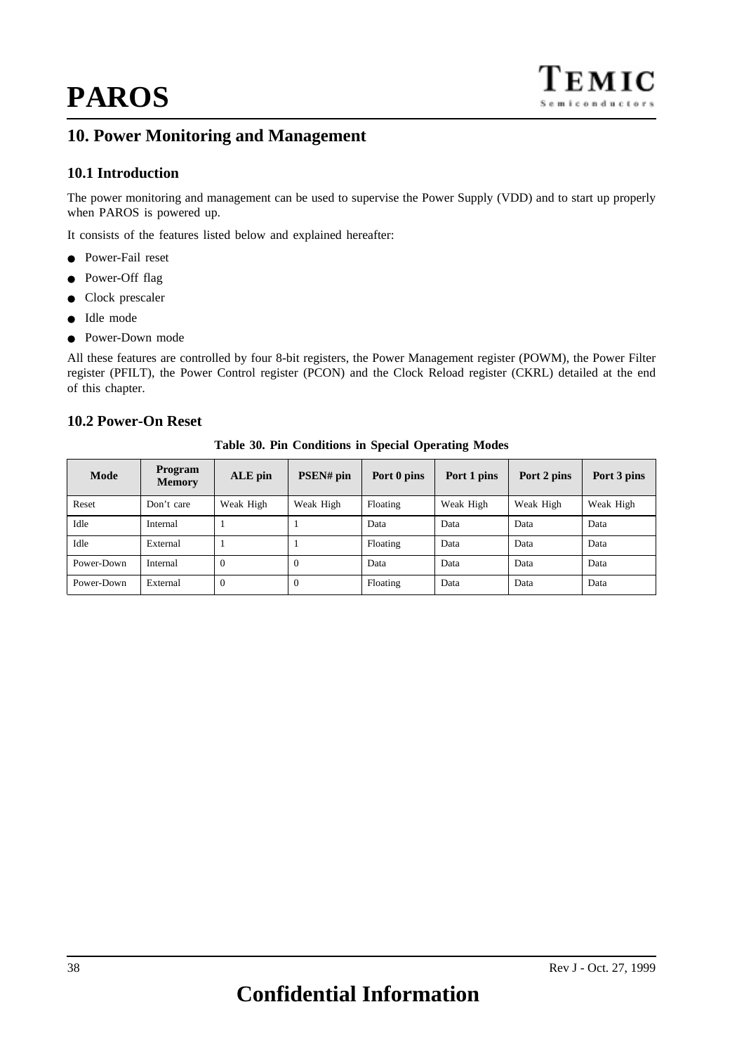## 10. Power Monitoring and Management

### 10.1 Introduction

The power monitoring and management can be used to supervise the Power Supply (VDD) and to start up properly when PAROS is powered up.

It consists of the features listed below and explained hereafter:

- Power-Fail reset
- Power-Off flag
- Clock prescaler
- Idle mode
- Power-Down mode

All these features are controlled by four 8-bit registers, the Power Management register (POWM), the Power Filter register (PFILT), the Power Control register (PCON) and the Clock Reload register (CKRL) detailed at the end of this chapter.

### 10.2 Power-On Reset

**Table 30. Pin Conditions in Special Operating Modes**

| Mode | Program Memory | ALE pin | PSEN# pin | Port 0 pins | Port 1 pins | Port 2 pins | Port 3 pins |
|---|---|---|---|---|---|---|---|
| Reset | Don't care | Weak High | Weak High | Floating | Weak High | Weak High | Weak High |
| Idle | Internal | 1 | 1 | Data | Data | Data | Data |
| Idle | External | 1 | 1 | Floating | Data | Data | Data |
| Power-Down | Internal | 0 | 0 | Data | Data | Data | Data |
| Power-Down | External | 0 | 0 | Floating | Data | Data | Data |

**Confidential Information**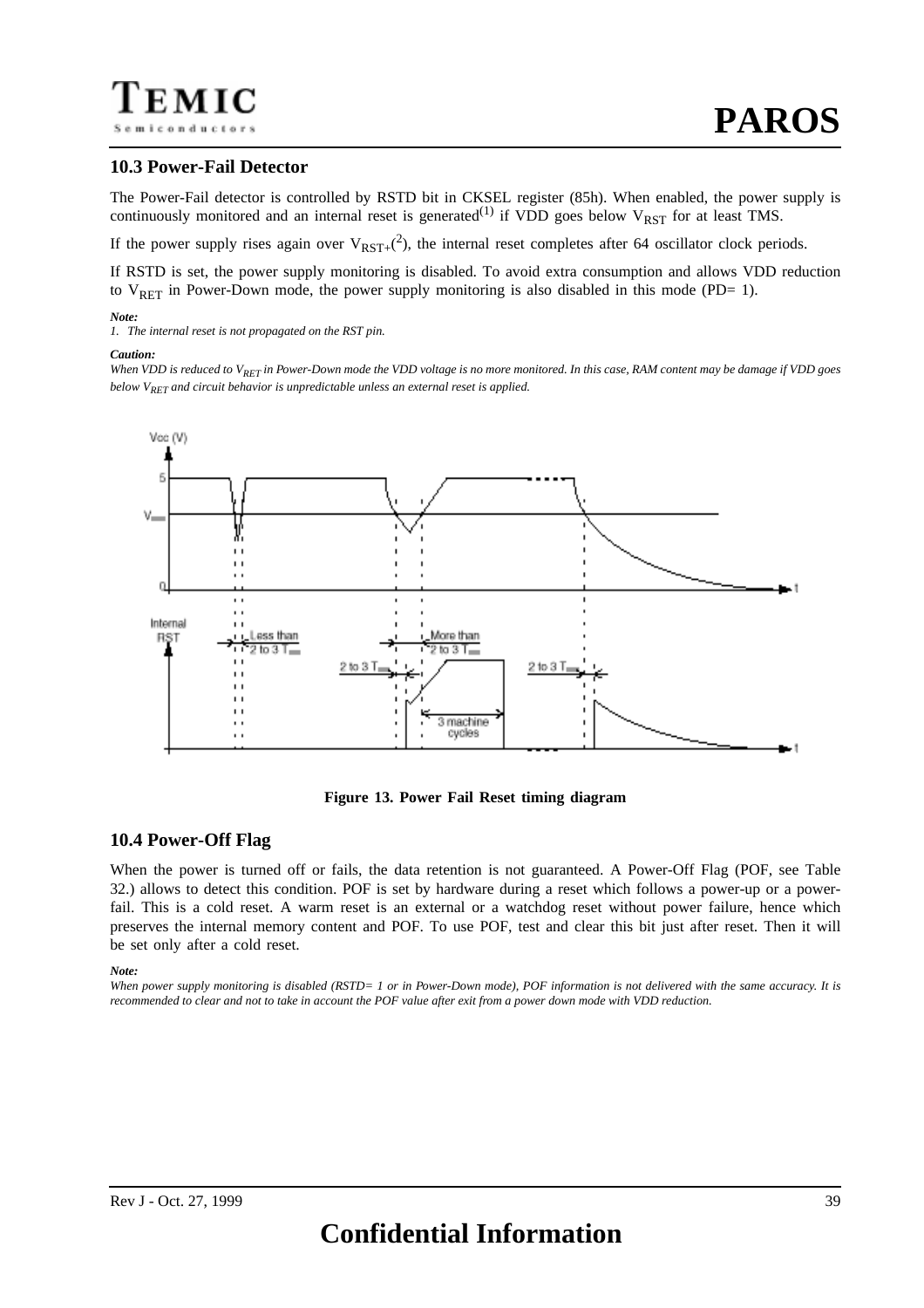### 10.3 Power-Fail Detector

The Power-Fail detector is controlled by RSTD bit in CKSEL register (85h). When enabled, the power supply is continuously monitored and an internal reset is generated[(1)] if VDD goes below $V_{RST}$ for at least TMS.

If the power supply rises again over $V_{RST+}$([2]), the internal reset completes after 64 oscillator clock periods.

If RSTD is set, the power supply monitoring is disabled. To avoid extra consumption and allows VDD reduction to $V_{RET}$ in Power-Down mode, the power supply monitoring is also disabled in this mode (PD= 1).

***Note:***

*1. The internal reset is not propagated on the RST pin.*

***Caution:***

*When VDD is reduced to $V_{RET}$ in Power-Down mode the VDD voltage is no more monitored. In this case, RAM content may be damage if VDD goes below $V_{RET}$ and circuit behavior is unpredictable unless an external reset is applied.*

Vcc (V)

5

V

0

t

Internal RST

Less than 2 to 3 T

More than 2 to 3 T

2 to 3 T

3 machine cycles

2 to 3 T

t

**Figure 13. Power Fail Reset timing diagram**

### 10.4 Power-Off Flag

When the power is turned off or fails, the data retention is not guaranteed. A Power-Off Flag (POF, see Table 32.) allows to detect this condition. POF is set by hardware during a reset which follows a power-up or a power-fail. This is a cold reset. A warm reset is an external or a watchdog reset without power failure, hence which preserves the internal memory content and POF. To use POF, test and clear this bit just after reset. Then it will be set only after a cold reset.

***Note:***

*When power supply monitoring is disabled (RSTD= 1 or in Power-Down mode), POF information is not delivered with the same accuracy. It is recommended to clear and not to take in account the POF value after exit from a power down mode with VDD reduction.*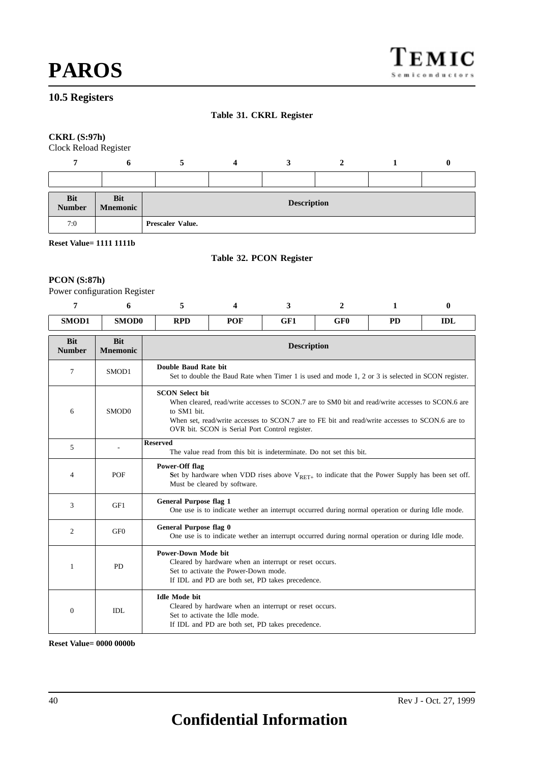## 10.5 Registers

**Table 31. CKRL Register**

**CKRL (S:97h)**

Clock Reload Register

| 7 | 6 | 5 | 4 | 3 | 2 | 1 | 0 |
|---|---|---|---|---|---|---|---|
| | | | | | | | |

| Bit Number | Bit Mnemonic | Description |
|---|---|---|
| 7:0 | | **Prescaler Value.** |

**Reset Value= 1111 1111b**

**Table 32. PCON Register**

**PCON (S:87h)**

Power configuration Register

| 7 | 6 | 5 | 4 | 3 | 2 | 1 | 0 |
|---|---|---|---|---|---|---|---|
| SMOD1 | SMOD0 | RPD | POF | GF1 | GF0 | PD | IDL |

| Bit Number | Bit Mnemonic | Description |
|---|---|---|
| 7 | SMOD1 | **Double Baud Rate bit**<br>Set to double the Baud Rate when Timer 1 is used and mode 1, 2 or 3 is selected in SCON register. |
| 6 | SMOD0 | **SCON Select bit**<br>When cleared, read/write accesses to SCON.7 are to SM0 bit and read/write accesses to SCON.6 are to SM1 bit.<br>When set, read/write accesses to SCON.7 are to FE bit and read/write accesses to SCON.6 are to OVR bit. SCON is Serial Port Control register. |
| 5 | - | **Reserved**<br>The value read from this bit is indeterminate. Do not set this bit. |
| 4 | POF | **Power-Off flag**<br>Set by hardware when VDD rises above $V_{RET+}$ to indicate that the Power Supply has been set off. Must be cleared by software. |
| 3 | GF1 | **General Purpose flag 1**<br>One use is to indicate wether an interrupt occurred during normal operation or during Idle mode. |
| 2 | GF0 | **General Purpose flag 0**<br>One use is to indicate wether an interrupt occurred during normal operation or during Idle mode. |
| 1 | PD | **Power-Down Mode bit**<br>Cleared by hardware when an interrupt or reset occurs.<br>Set to activate the Power-Down mode.<br>If IDL and PD are both set, PD takes precedence. |
| 0 | IDL | **Idle Mode bit**<br>Cleared by hardware when an interrupt or reset occurs.<br>Set to activate the Idle mode.<br>If IDL and PD are both set, PD takes precedence. |

**Reset Value= 0000 0000b**

**Confidential Information**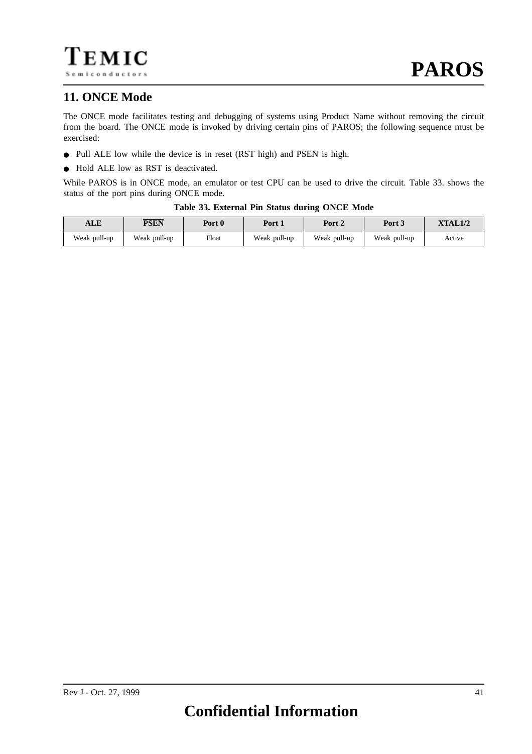## 11. ONCE Mode

The ONCE mode facilitates testing and debugging of systems using Product Name without removing the circuit from the board. The ONCE mode is invoked by driving certain pins of PAROS; the following sequence must be exercised:

- Pull ALE low while the device is in reset (RST high) and $\overline{\text{PSEN}}$ is high.
- Hold ALE low as RST is deactivated.

While PAROS is in ONCE mode, an emulator or test CPU can be used to drive the circuit. Table 33. shows the status of the port pins during ONCE mode.

**Table 33. External Pin Status during ONCE Mode**

| ALE | $\overline{\text{PSEN}}$ | Port 0 | Port 1 | Port 2 | Port 3 | XTAL1/2 |
|---|---|---|---|---|---|---|
| Weak pull-up | Weak pull-up | Float | Weak pull-up | Weak pull-up | Weak pull-up | Active |

**Confidential Information**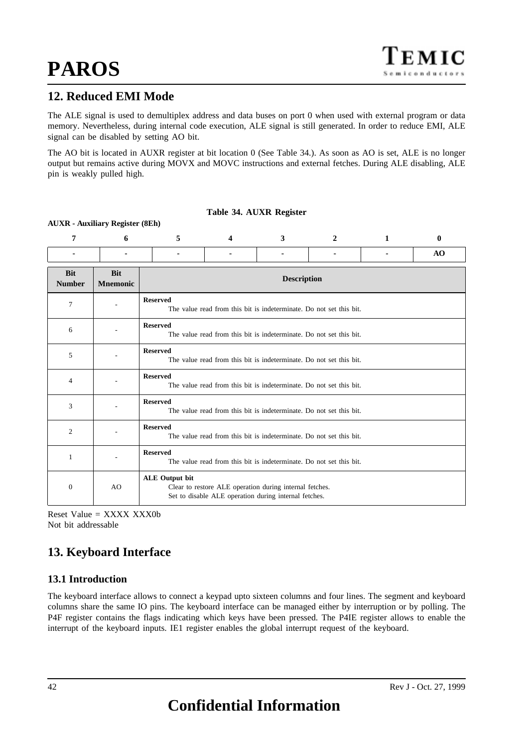## 12. Reduced EMI Mode

The ALE signal is used to demultiplex address and data buses on port 0 when used with external program or data memory. Nevertheless, during internal code execution, ALE signal is still generated. In order to reduce EMI, ALE signal can be disabled by setting AO bit.

The AO bit is located in AUXR register at bit location 0 (See Table 34.). As soon as AO is set, ALE is no longer output but remains active during MOVX and MOVC instructions and external fetches. During ALE disabling, ALE pin is weakly pulled high.

**Table 34. AUXR Register**

**AUXR - Auxiliary Register (8Eh)**

| 7 | 6 | 5 | 4 | 3 | 2 | 1 | 0 |
|---|---|---|---|---|---|---|---|
| - | - | - | - | - | - | - | AO |

| Bit Number | Bit Mnemonic | Description |
|---|---|---|
| 7 | - | **Reserved** The value read from this bit is indeterminate. Do not set this bit. |
| 6 | - | **Reserved** The value read from this bit is indeterminate. Do not set this bit. |
| 5 | - | **Reserved** The value read from this bit is indeterminate. Do not set this bit. |
| 4 | - | **Reserved** The value read from this bit is indeterminate. Do not set this bit. |
| 3 | - | **Reserved** The value read from this bit is indeterminate. Do not set this bit. |
| 2 | - | **Reserved** The value read from this bit is indeterminate. Do not set this bit. |
| 1 | - | **Reserved** The value read from this bit is indeterminate. Do not set this bit. |
| 0 | AO | **ALE Output bit** Clear to restore ALE operation during internal fetches. Set to disable ALE operation during internal fetches. |

Reset Value = XXXX XXX0b
Not bit addressable

## 13. Keyboard Interface

### 13.1 Introduction

The keyboard interface allows to connect a keypad upto sixteen columns and four lines. The segment and keyboard columns share the same IO pins. The keyboard interface can be managed either by interruption or by polling. The P4F register contains the flags indicating which keys have been pressed. The P4IE register allows to enable the interrupt of the keyboard inputs. IE1 register enables the global interrupt request of the keyboard.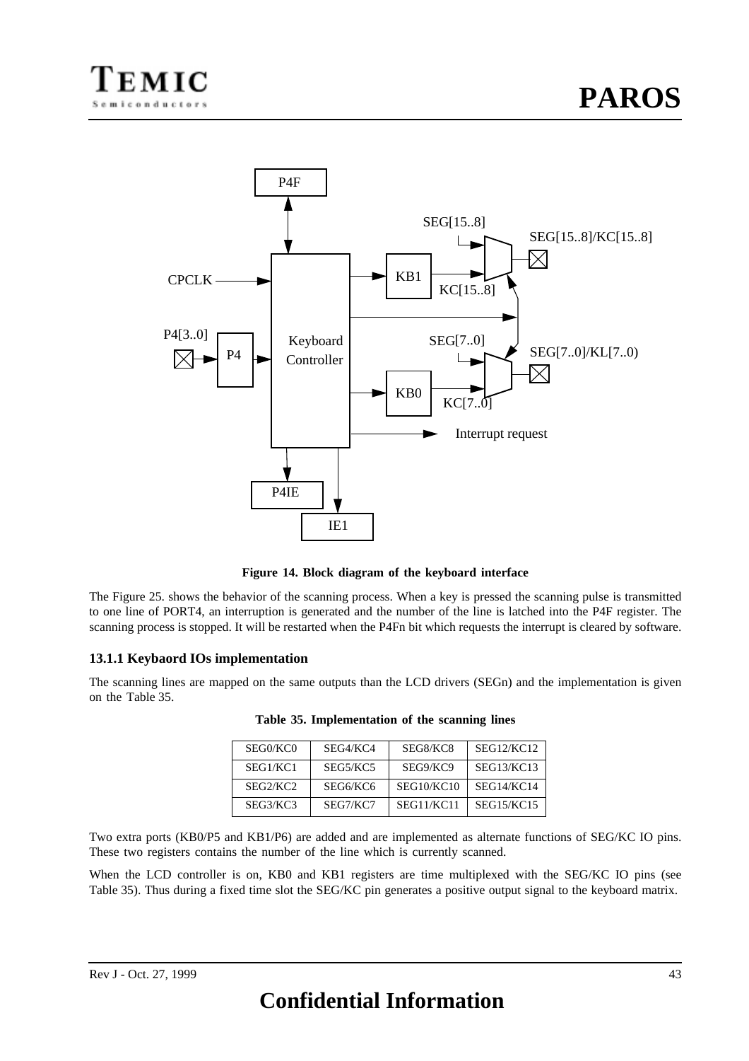P4F

SEG[15..8]

SEG[15..8]/KC[15..8]

CPCLK

KB1

KC[15..8]

P4[3..0]

P4

Keyboard Controller

SEG[7..0]

SEG[7..0]/KL[7..0)

KB0

KC[7..0]

Interrupt request

P4IE

IE1

**Figure 14. Block diagram of the keyboard interface**

The Figure 25. shows the behavior of the scanning process. When a key is pressed the scanning pulse is transmitted to one line of PORT4, an interruption is generated and the number of the line is latched into the P4F register. The scanning process is stopped. It will be restarted when the P4Fn bit which requests the interrupt is cleared by software.

### 13.1.1 Keybaord IOs implementation

The scanning lines are mapped on the same outputs than the LCD drivers (SEGn) and the implementation is given on the Table 35.

**Table 35. Implementation of the scanning lines**

| | | | |
|---|---|---|---|
| SEG0/KC0 | SEG4/KC4 | SEG8/KC8 | SEG12/KC12 |
| SEG1/KC1 | SEG5/KC5 | SEG9/KC9 | SEG13/KC13 |
| SEG2/KC2 | SEG6/KC6 | SEG10/KC10 | SEG14/KC14 |
| SEG3/KC3 | SEG7/KC7 | SEG11/KC11 | SEG15/KC15 |

Two extra ports (KB0/P5 and KB1/P6) are added and are implemented as alternate functions of SEG/KC IO pins. These two registers contains the number of the line which is currently scanned.

When the LCD controller is on, KB0 and KB1 registers are time multiplexed with the SEG/KC IO pins (see Table 35). Thus during a fixed time slot the SEG/KC pin generates a positive output signal to the keyboard matrix.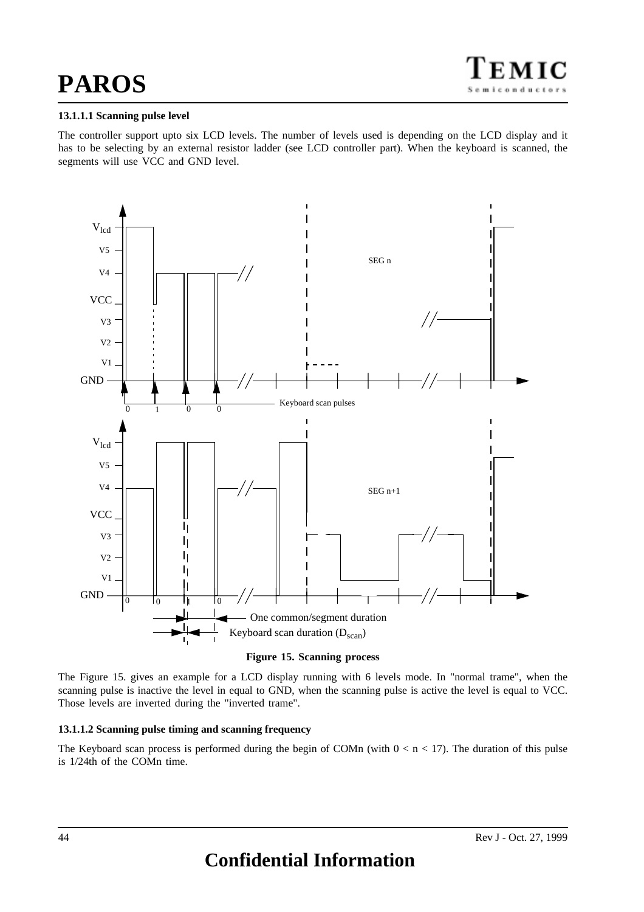#### 13.1.1.1 Scanning pulse level

The controller support upto six LCD levels. The number of levels used is depending on the LCD display and it has to be selecting by an external resistor ladder (see LCD controller part). When the keyboard is scanned, the segments will use VCC and GND level.

$V_{lcd}$
V5
V4
VCC
V3
V2
V1
GND
SEG n
0 1 0 0
Keyboard scan pulses

$V_{lcd}$
V5
V4
VCC
V3
V2
V1
GND
SEG n+1
0 0 1 0
One common/segment duration
Keyboard scan duration ($D_{scan}$)

**Figure 15. Scanning process**

The Figure 15. gives an example for a LCD display running with 6 levels mode. In "normal trame", when the scanning pulse is inactive the level in equal to GND, when the scanning pulse is active the level is equal to VCC. Those levels are inverted during the "inverted trame".

#### 13.1.1.2 Scanning pulse timing and scanning frequency

The Keyboard scan process is performed during the begin of COMn (with $0 < n < 17$). The duration of this pulse is 1/24th of the COMn time.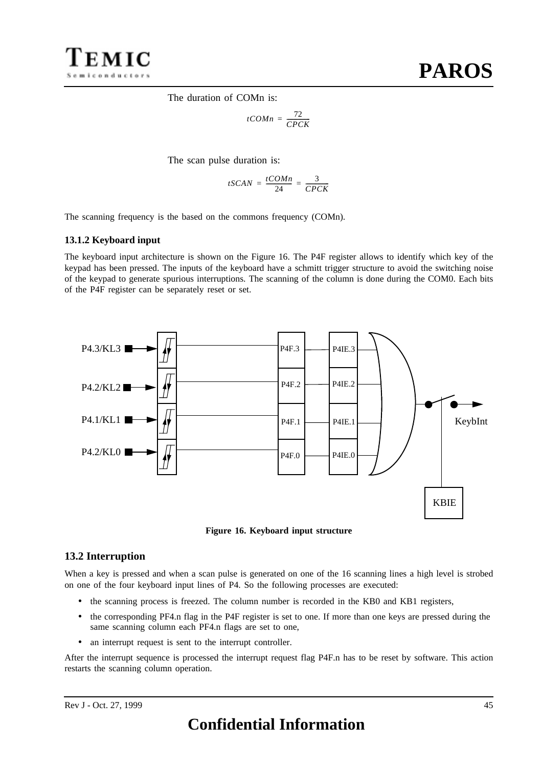The duration of COMn is:

$$tCOMn = \frac{72}{CPCK}$$

The scan pulse duration is:

$$tSCAN = \frac{tCOMn}{24} = \frac{3}{CPCK}$$

The scanning frequency is the based on the commons frequency (COMn).

### 13.1.2 Keyboard input

The keyboard input architecture is shown on the Figure 16. The P4F register allows to identify which key of the keypad has been pressed. The inputs of the keyboard have a schmitt trigger structure to avoid the switching noise of the keypad to generate spurious interruptions. The scanning of the column is done during the COM0. Each bits of the P4F register can be separately reset or set.

P4.3/KL3
P4.2/KL2
P4.1/KL1
P4.2/KL0
P4F.3
P4F.2
P4F.1
P4F.0
P4IE.3
P4IE.2
P4IE.1
P4IE.0
KeybInt
KBIE

**Figure 16. Keyboard input structure**

## 13.2 Interruption

When a key is pressed and when a scan pulse is generated on one of the 16 scanning lines a high level is strobed on one of the four keyboard input lines of P4. So the following processes are executed:

- the scanning process is freezed. The column number is recorded in the KB0 and KB1 registers,
- the corresponding PF4.n flag in the P4F register is set to one. If more than one keys are pressed during the same scanning column each PF4.n flags are set to one,
- an interrupt request is sent to the interrupt controller.

After the interrupt sequence is processed the interrupt request flag P4F.n has to be reset by software. This action restarts the scanning column operation.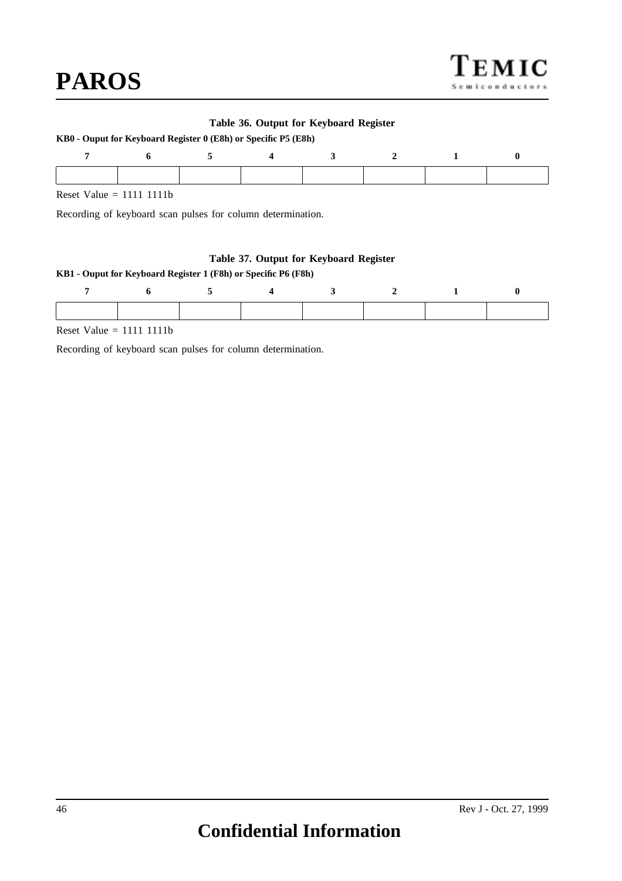**Table 36. Output for Keyboard Register**

**KB0 - Ouput for Keyboard Register 0 (E8h) or Specific P5 (E8h)**

| 7 | 6 | 5 | 4 | 3 | 2 | 1 | 0 |
|---|---|---|---|---|---|---|---|
| | | | | | | | |

Reset Value = 1111 1111b

Recording of keyboard scan pulses for column determination.

**Table 37. Output for Keyboard Register**

**KB1 - Ouput for Keyboard Register 1 (F8h) or Specific P6 (F8h)**

| 7 | 6 | 5 | 4 | 3 | 2 | 1 | 0 |
|---|---|---|---|---|---|---|---|
| | | | | | | | |

Reset Value = 1111 1111b

Recording of keyboard scan pulses for column determination.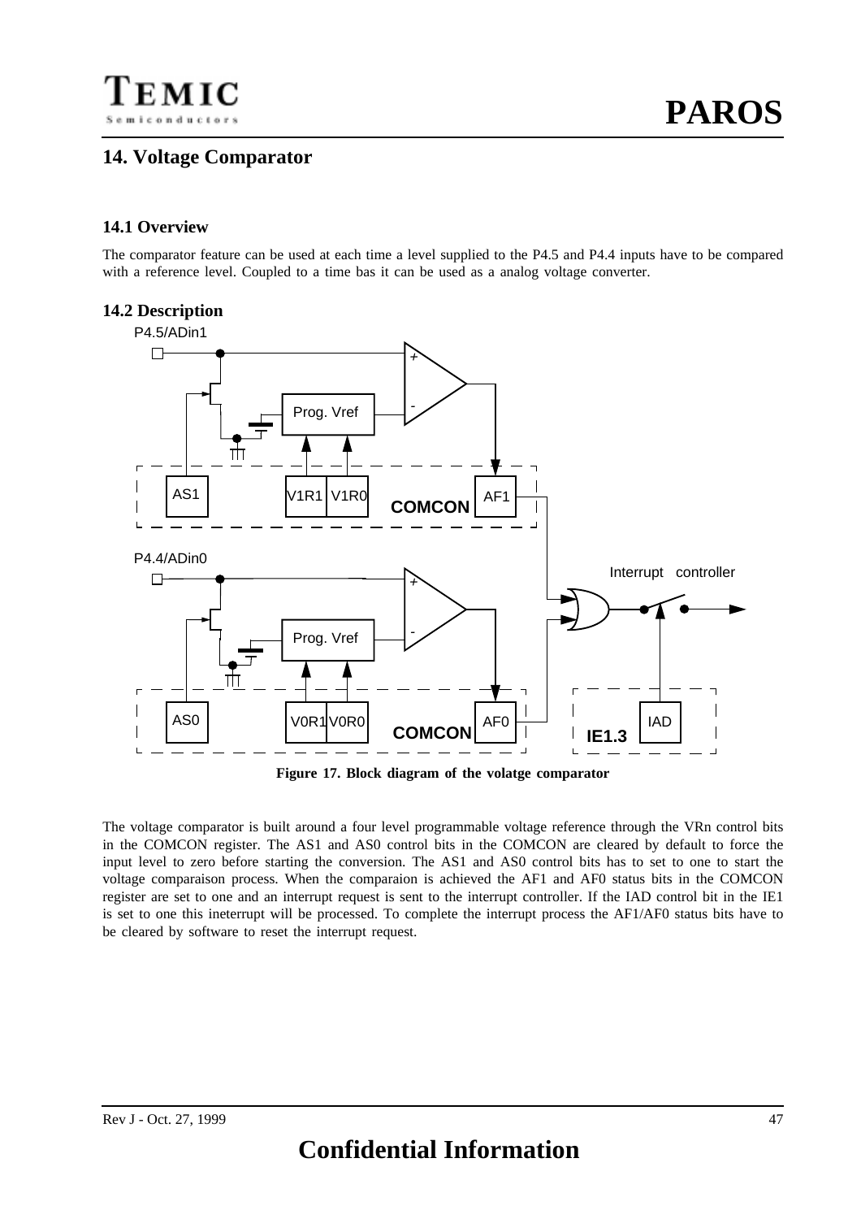## 14. Voltage Comparator

### 14.1 Overview

The comparator feature can be used at each time a level supplied to the P4.5 and P4.4 inputs have to be compared with a reference level. Coupled to a time bas it can be used as a analog voltage converter.

### 14.2 Description

P4.5/ADin1

Prog. Vref

AS1

V1R1

V1R0

COMCON

AF1

P4.4/ADin0

Interrupt controller

Prog. Vref

AS0

V0R1

V0R0

COMCON

AF0

IAD

IE1.3

**Figure 17. Block diagram of the volatge comparator**

The voltage comparator is built around a four level programmable voltage reference through the VRn control bits in the COMCON register. The AS1 and AS0 control bits in the COMCON are cleared by default to force the input level to zero before starting the conversion. The AS1 and AS0 control bits has to set to one to start the voltage comparaison process. When the comparaion is achieved the AF1 and AF0 status bits in the COMCON register are set to one and an interrupt request is sent to the interrupt controller. If the IAD control bit in the IE1 is set to one this ineterrupt will be processed. To complete the interrupt process the AF1/AF0 status bits have to be cleared by software to reset the interrupt request.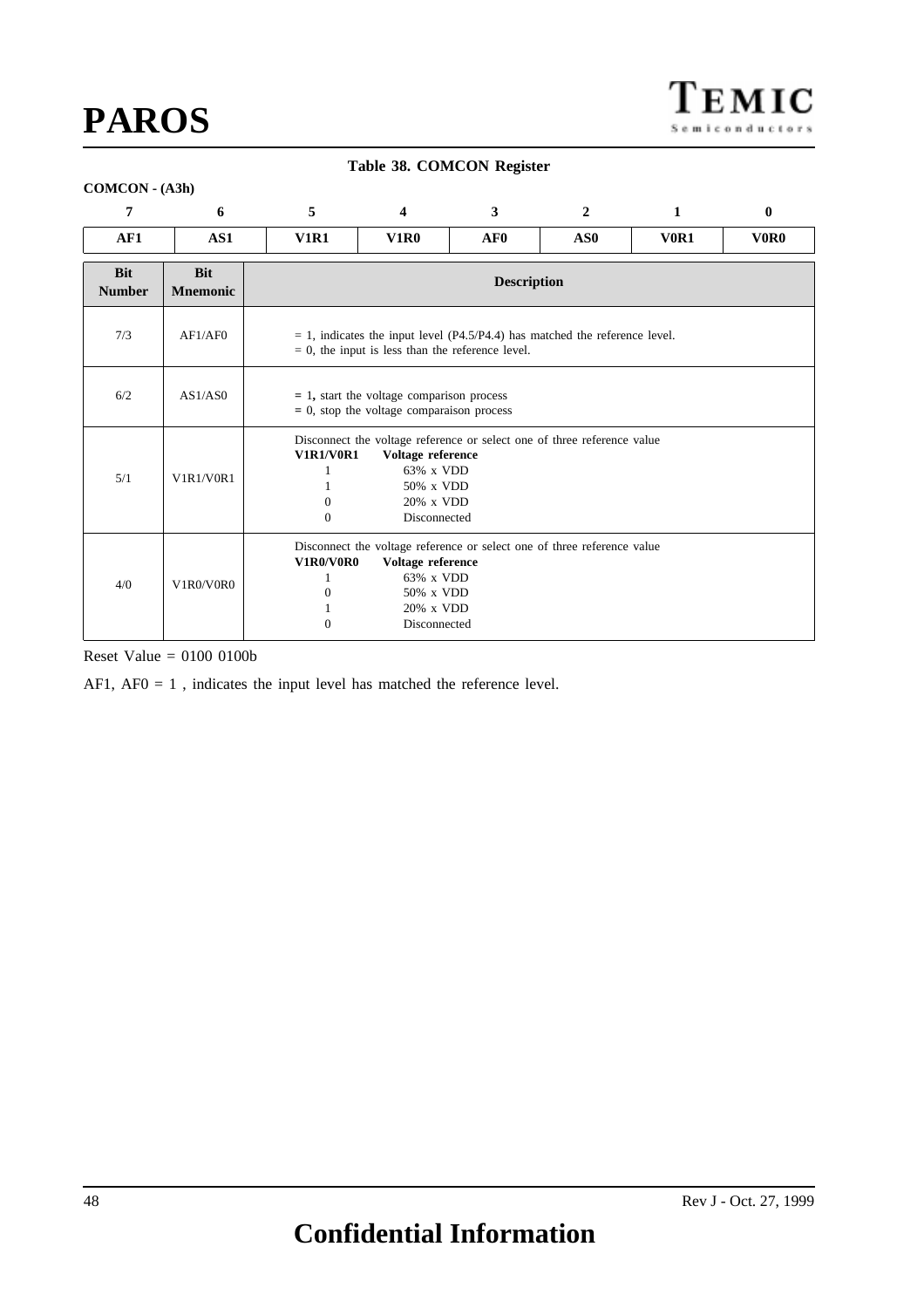**Table 38. COMCON Register**

**COMCON - (A3h)**

| 7 | 6 | 5 | 4 | 3 | 2 | 1 | 0 |
|---|---|---|---|---|---|---|---|
| **AF1** | **AS1** | **V1R1** | **V1R0** | **AF0** | **AS0** | **V0R1** | **V0R0** |

| Bit Number | Bit Mnemonic | Description |
|---|---|---|
| 7/3 | AF1/AF0 | = 1, indicates the input level (P4.5/P4.4) has matched the reference level.<br>= 0, the input is less than the reference level. |
| 6/2 | AS1/AS0 | = 1, start the voltage comparison process<br>= 0, stop the voltage comparaison process |
| 5/1 | V1R1/V0R1 | Disconnect the voltage reference or select one of three reference value<br>**V1R1/V0R1** **Voltage reference**<br>1 63% x VDD<br>1 50% x VDD<br>0 20% x VDD<br>0 Disconnected |
| 4/0 | V1R0/V0R0 | Disconnect the voltage reference or select one of three reference value<br>**V1R0/V0R0** **Voltage reference**<br>1 63% x VDD<br>0 50% x VDD<br>1 20% x VDD<br>0 Disconnected |

Reset Value = 0100 0100b

AF1, AF0 = 1 , indicates the input level has matched the reference level.

**Confidential Information**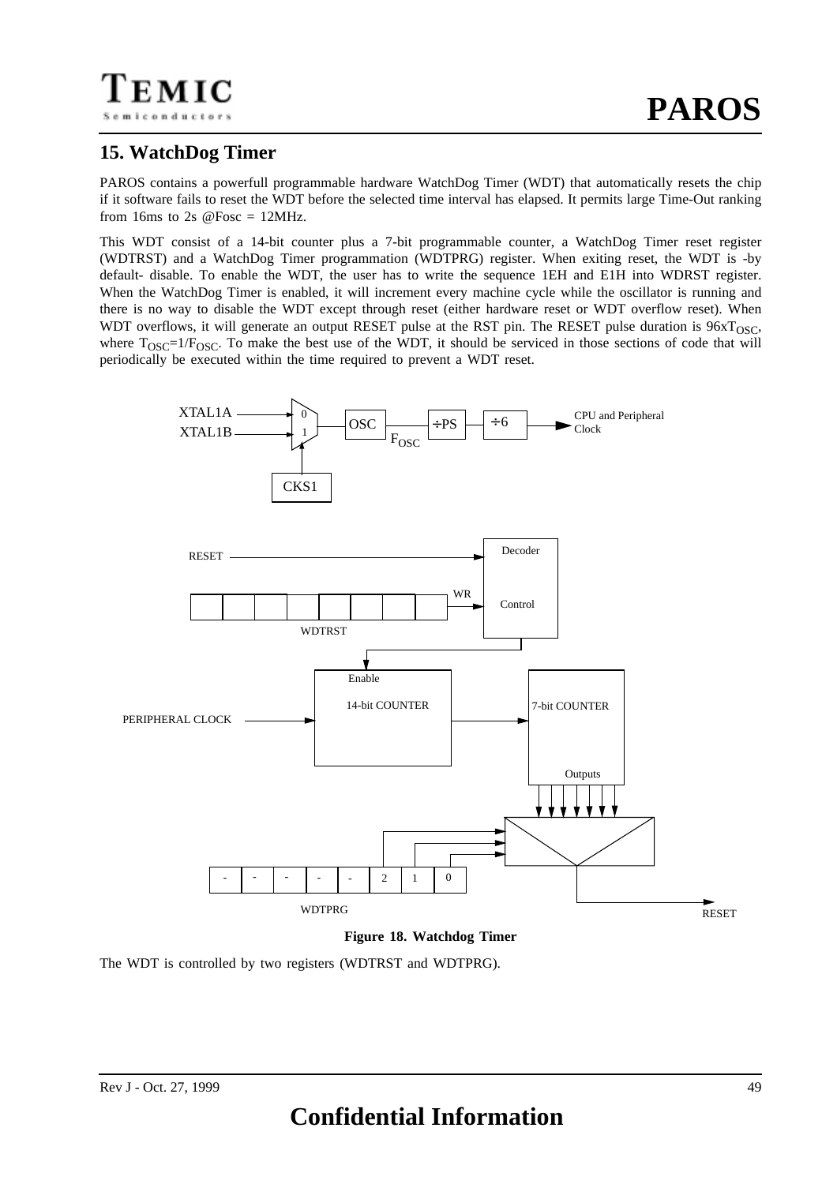## 15. WatchDog Timer

PAROS contains a powerfull programmable hardware WatchDog Timer (WDT) that automatically resets the chip if it software fails to reset the WDT before the selected time interval has elapsed. It permits large Time-Out ranking from 16ms to 2s @Fosc = 12MHz.

This WDT consist of a 14-bit counter plus a 7-bit programmable counter, a WatchDog Timer reset register (WDTRST) and a WatchDog Timer programmation (WDTPRG) register. When exiting reset, the WDT is -by default- disable. To enable the WDT, the user has to write the sequence 1EH and E1H into WDRST register. When the WatchDog Timer is enabled, it will increment every machine cycle while the oscillator is running and there is no way to disable the WDT except through reset (either hardware reset or WDT overflow reset). When WDT overflows, it will generate an output RESET pulse at the RST pin. The RESET pulse duration is $96xT_{OSC}$, where $T_{OSC}=1/F_{OSC}$. To make the best use of the WDT, it should be serviced in those sections of code that will periodically be executed within the time required to prevent a WDT reset.

XTAL1A
XTAL1B
0
1
OSC
$F_{OSC}$
÷PS
÷6
CPU and Peripheral Clock
CKS1
RESET
Decoder
WR
Control
WDTRST
Enable
14-bit COUNTER
7-bit COUNTER
PERIPHERAL CLOCK
Outputs
- - - - - 2 1 0
WDTPRG
RESET

**Figure 18. Watchdog Timer**

The WDT is controlled by two registers (WDTRST and WDTPRG).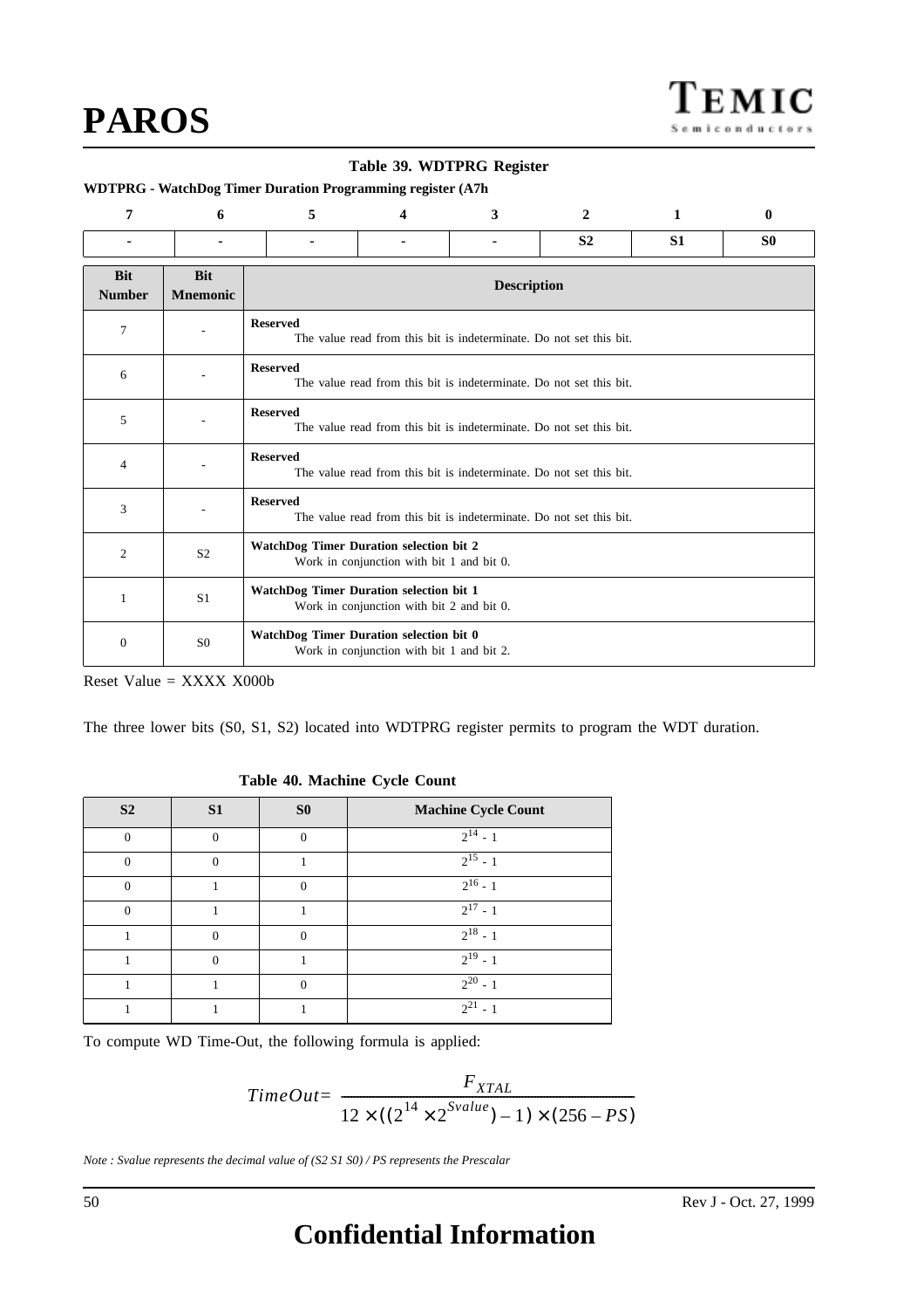**Table 39. WDTPRG Register**

**WDTPRG - WatchDog Timer Duration Programming register (A7h**

| 7 | 6 | 5 | 4 | 3 | 2 | 1 | 0 |
|---|---|---|---|---|---|---|---|
| - | - | - | - | - | S2 | S1 | S0 |

| Bit Number | Bit Mnemonic | Description |
|---|---|---|
| 7 | - | **Reserved**<br>The value read from this bit is indeterminate. Do not set this bit. |
| 6 | - | **Reserved**<br>The value read from this bit is indeterminate. Do not set this bit. |
| 5 | - | **Reserved**<br>The value read from this bit is indeterminate. Do not set this bit. |
| 4 | - | **Reserved**<br>The value read from this bit is indeterminate. Do not set this bit. |
| 3 | - | **Reserved**<br>The value read from this bit is indeterminate. Do not set this bit. |
| 2 | S2 | **WatchDog Timer Duration selection bit 2**<br>Work in conjunction with bit 1 and bit 0. |
| 1 | S1 | **WatchDog Timer Duration selection bit 1**<br>Work in conjunction with bit 2 and bit 0. |
| 0 | S0 | **WatchDog Timer Duration selection bit 0**<br>Work in conjunction with bit 1 and bit 2. |

Reset Value = XXXX X000b

The three lower bits (S0, S1, S2) located into WDTPRG register permits to program the WDT duration.

**Table 40. Machine Cycle Count**

| S2 | S1 | S0 | Machine Cycle Count |
|---|---|---|---|
| 0 | 0 | 0 | $2^{14}$ - 1 |
| 0 | 0 | 1 | $2^{15}$ - 1 |
| 0 | 1 | 0 | $2^{16}$ - 1 |
| 0 | 1 | 1 | $2^{17}$ - 1 |
| 1 | 0 | 0 | $2^{18}$ - 1 |
| 1 | 0 | 1 | $2^{19}$ - 1 |
| 1 | 1 | 0 | $2^{20}$ - 1 |
| 1 | 1 | 1 | $2^{21}$ - 1 |

To compute WD Time-Out, the following formula is applied:

$$TimeOut = \frac{F_{XTAL}}{12 \times ((2^{14} \times 2^{Svalue}) - 1) \times (256 - PS)}$$

*Note : Svalue represents the decimal value of (S2 S1 S0) / PS represents the Prescalar*

**Confidential Information**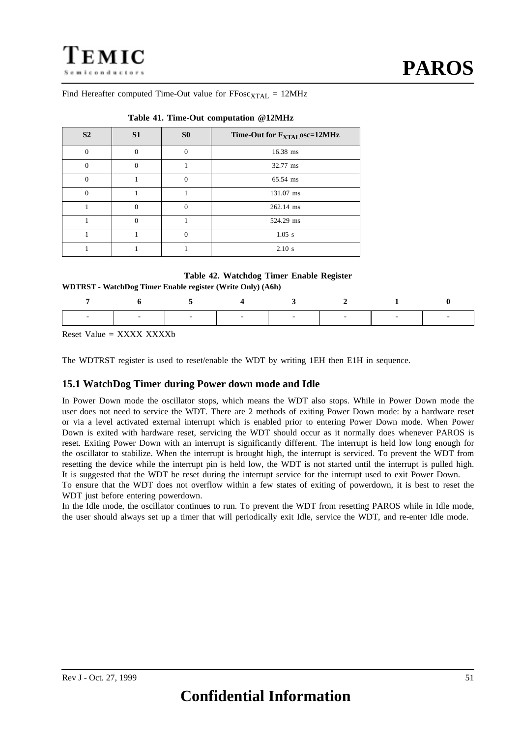Find Hereafter computed Time-Out value for $FFosc_{XTAL}$ = 12MHz

**Table 41. Time-Out computation @12MHz**

| S2 | S1 | S0 | Time-Out for $F_{XTAL}$osc=12MHz |
|---|---|---|---|
| 0 | 0 | 0 | 16.38 ms |
| 0 | 0 | 1 | 32.77 ms |
| 0 | 1 | 0 | 65.54 ms |
| 0 | 1 | 1 | 131.07 ms |
| 1 | 0 | 0 | 262.14 ms |
| 1 | 0 | 1 | 524.29 ms |
| 1 | 1 | 0 | 1.05 s |
| 1 | 1 | 1 | 2.10 s |

**Table 42. Watchdog Timer Enable Register**

**WDTRST - WatchDog Timer Enable register (Write Only) (A6h)**

| 7 | 6 | 5 | 4 | 3 | 2 | 1 | 0 |
|---|---|---|---|---|---|---|---|
| - | - | - | - | - | - | - | - |

Reset Value = XXXX XXXXb

The WDTRST register is used to reset/enable the WDT by writing 1EH then E1H in sequence.

## 15.1 WatchDog Timer during Power down mode and Idle

In Power Down mode the oscillator stops, which means the WDT also stops. While in Power Down mode the user does not need to service the WDT. There are 2 methods of exiting Power Down mode: by a hardware reset or via a level activated external interrupt which is enabled prior to entering Power Down mode. When Power Down is exited with hardware reset, servicing the WDT should occur as it normally does whenever PAROS is reset. Exiting Power Down with an interrupt is significantly different. The interrupt is held low long enough for the oscillator to stabilize. When the interrupt is brought high, the interrupt is serviced. To prevent the WDT from resetting the device while the interrupt pin is held low, the WDT is not started until the interrupt is pulled high. It is suggested that the WDT be reset during the interrupt service for the interrupt used to exit Power Down.

To ensure that the WDT does not overflow within a few states of exiting of powerdown, it is best to reset the WDT just before entering powerdown.

In the Idle mode, the oscillator continues to run. To prevent the WDT from resetting PAROS while in Idle mode, the user should always set up a timer that will periodically exit Idle, service the WDT, and re-enter Idle mode.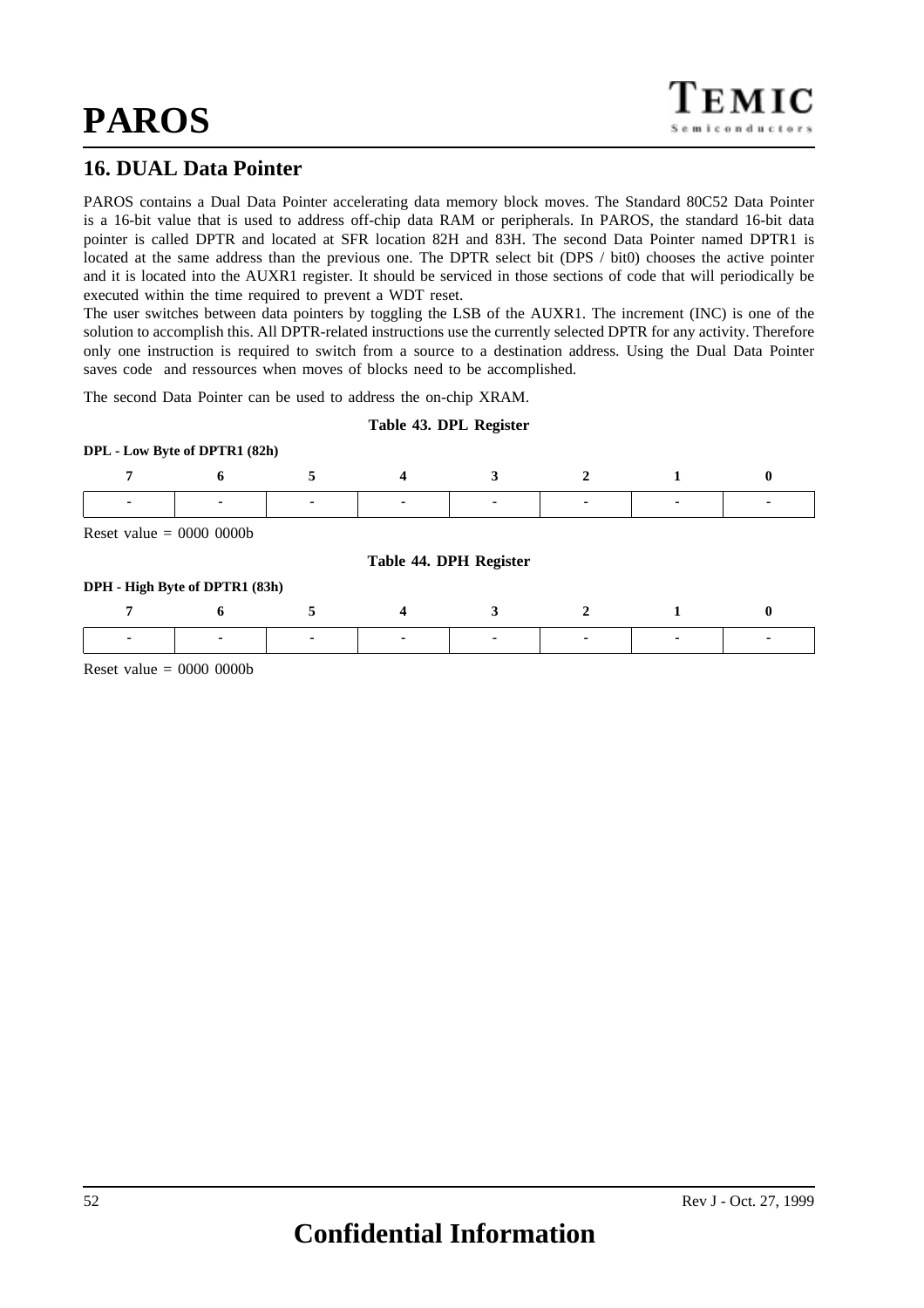## 16. DUAL Data Pointer

PAROS contains a Dual Data Pointer accelerating data memory block moves. The Standard 80C52 Data Pointer is a 16-bit value that is used to address off-chip data RAM or peripherals. In PAROS, the standard 16-bit data pointer is called DPTR and located at SFR location 82H and 83H. The second Data Pointer named DPTR1 is located at the same address than the previous one. The DPTR select bit (DPS / bit0) chooses the active pointer and it is located into the AUXR1 register. It should be serviced in those sections of code that will periodically be executed within the time required to prevent a WDT reset.
The user switches between data pointers by toggling the LSB of the AUXR1. The increment (INC) is one of the solution to accomplish this. All DPTR-related instructions use the currently selected DPTR for any activity. Therefore only one instruction is required to switch from a source to a destination address. Using the Dual Data Pointer saves code  and ressources when moves of blocks need to be accomplished.

The second Data Pointer can be used to address the on-chip XRAM.

**Table 43. DPL Register**

**DPL - Low Byte of DPTR1 (82h)**

| 7 | 6 | 5 | 4 | 3 | 2 | 1 | 0 |
|---|---|---|---|---|---|---|---|
| - | - | - | - | - | - | - | - |

Reset value = 0000 0000b

**Table 44. DPH Register**

**DPH - High Byte of DPTR1 (83h)**

| 7 | 6 | 5 | 4 | 3 | 2 | 1 | 0 |
|---|---|---|---|---|---|---|---|
| - | - | - | - | - | - | - | - |

Reset value = 0000 0000b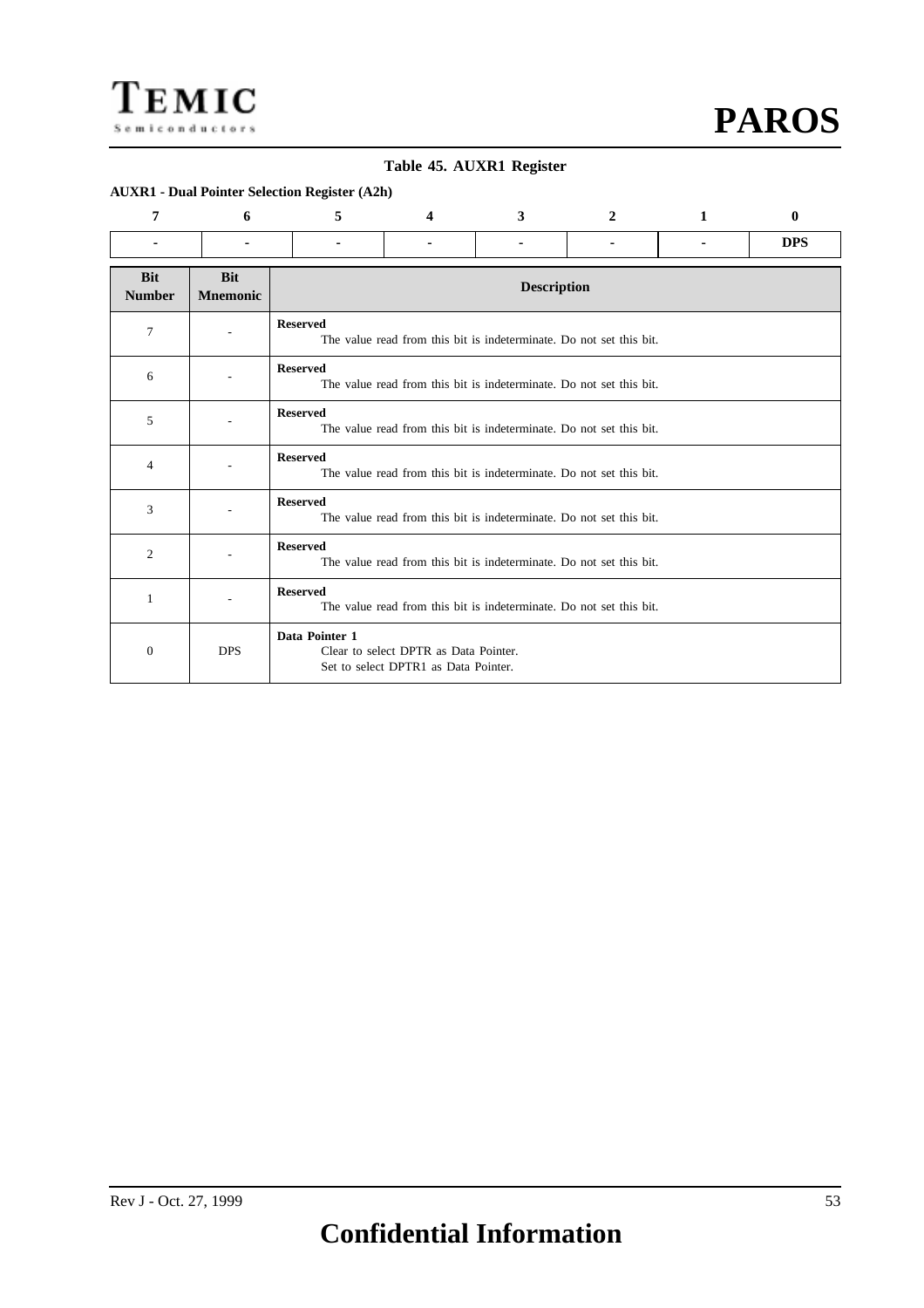**Table 45. AUXR1 Register**

**AUXR1 - Dual Pointer Selection Register (A2h)**

| 7 | 6 | 5 | 4 | 3 | 2 | 1 | 0 |
|---|---|---|---|---|---|---|---|
| - | - | - | - | - | - | - | DPS |

| Bit Number | Bit Mnemonic | Description |
|---|---|---|
| 7 | - | **Reserved**<br>The value read from this bit is indeterminate. Do not set this bit. |
| 6 | - | **Reserved**<br>The value read from this bit is indeterminate. Do not set this bit. |
| 5 | - | **Reserved**<br>The value read from this bit is indeterminate. Do not set this bit. |
| 4 | - | **Reserved**<br>The value read from this bit is indeterminate. Do not set this bit. |
| 3 | - | **Reserved**<br>The value read from this bit is indeterminate. Do not set this bit. |
| 2 | - | **Reserved**<br>The value read from this bit is indeterminate. Do not set this bit. |
| 1 | - | **Reserved**<br>The value read from this bit is indeterminate. Do not set this bit. |
| 0 | DPS | **Data Pointer 1**<br>Clear to select DPTR as Data Pointer.<br>Set to select DPTR1 as Data Pointer. |

Confidential Information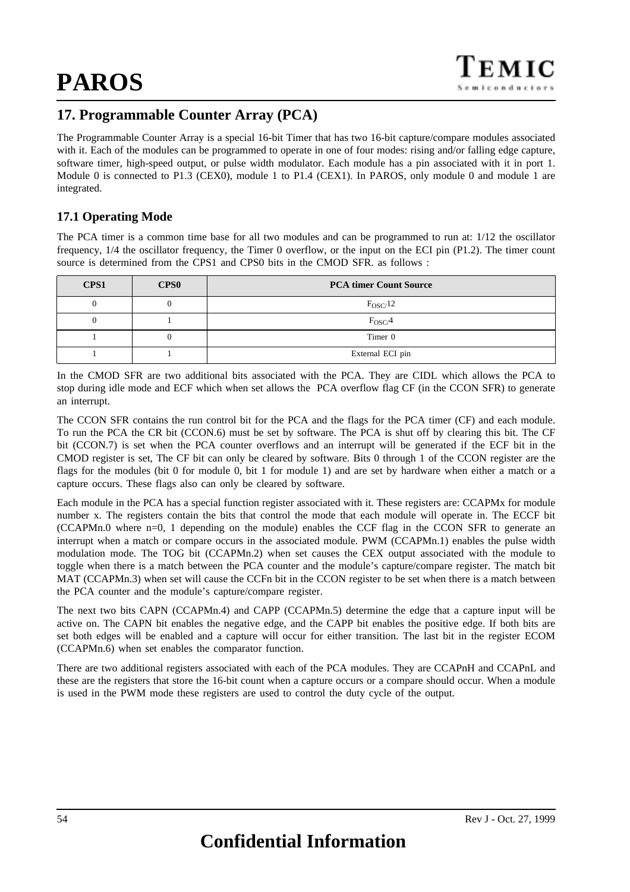## 17. Programmable Counter Array (PCA)

The Programmable Counter Array is a special 16-bit Timer that has two 16-bit capture/compare modules associated with it. Each of the modules can be programmed to operate in one of four modes: rising and/or falling edge capture, software timer, high-speed output, or pulse width modulator. Each module has a pin associated with it in port 1. Module 0 is connected to P1.3 (CEX0), module 1 to P1.4 (CEX1). In PAROS, only module 0 and module 1 are integrated.

### 17.1 Operating Mode

The PCA timer is a common time base for all two modules and can be programmed to run at: 1/12 the oscillator frequency, 1/4 the oscillator frequency, the Timer 0 overflow, or the input on the ECI pin (P1.2). The timer count source is determined from the CPS1 and CPS0 bits in the CMOD SFR. as follows :

| CPS1 | CPS0 | PCA timer Count Source |
|---|---|---|
| 0 | 0 | $F_{OSC}/12$ |
| 0 | 1 | $F_{OSC}/4$ |
| 1 | 0 | Timer 0 |
| 1 | 1 | External ECI pin |

In the CMOD SFR are two additional bits associated with the PCA. They are CIDL which allows the PCA to stop during idle mode and ECF which when set allows the PCA overflow flag CF (in the CCON SFR) to generate an interrupt.

The CCON SFR contains the run control bit for the PCA and the flags for the PCA timer (CF) and each module. To run the PCA the CR bit (CCON.6) must be set by software. The PCA is shut off by clearing this bit. The CF bit (CCON.7) is set when the PCA counter overflows and an interrupt will be generated if the ECF bit in the CMOD register is set, The CF bit can only be cleared by software. Bits 0 through 1 of the CCON register are the flags for the modules (bit 0 for module 0, bit 1 for module 1) and are set by hardware when either a match or a capture occurs. These flags also can only be cleared by software.

Each module in the PCA has a special function register associated with it. These registers are: CCAPMx for module number x. The registers contain the bits that control the mode that each module will operate in. The ECCF bit (CCAPMn.0 where n=0, 1 depending on the module) enables the CCF flag in the CCON SFR to generate an interrupt when a match or compare occurs in the associated module. PWM (CCAPMn.1) enables the pulse width modulation mode. The TOG bit (CCAPMn.2) when set causes the CEX output associated with the module to toggle when there is a match between the PCA counter and the module's capture/compare register. The match bit MAT (CCAPMn.3) when set will cause the CCFn bit in the CCON register to be set when there is a match between the PCA counter and the module's capture/compare register.

The next two bits CAPN (CCAPMn.4) and CAPP (CCAPMn.5) determine the edge that a capture input will be active on. The CAPN bit enables the negative edge, and the CAPP bit enables the positive edge. If both bits are set both edges will be enabled and a capture will occur for either transition. The last bit in the register ECOM (CCAPMn.6) when set enables the comparator function.

There are two additional registers associated with each of the PCA modules. They are CCAPnH and CCAPnL and these are the registers that store the 16-bit count when a capture occurs or a compare should occur. When a module is used in the PWM mode these registers are used to control the duty cycle of the output.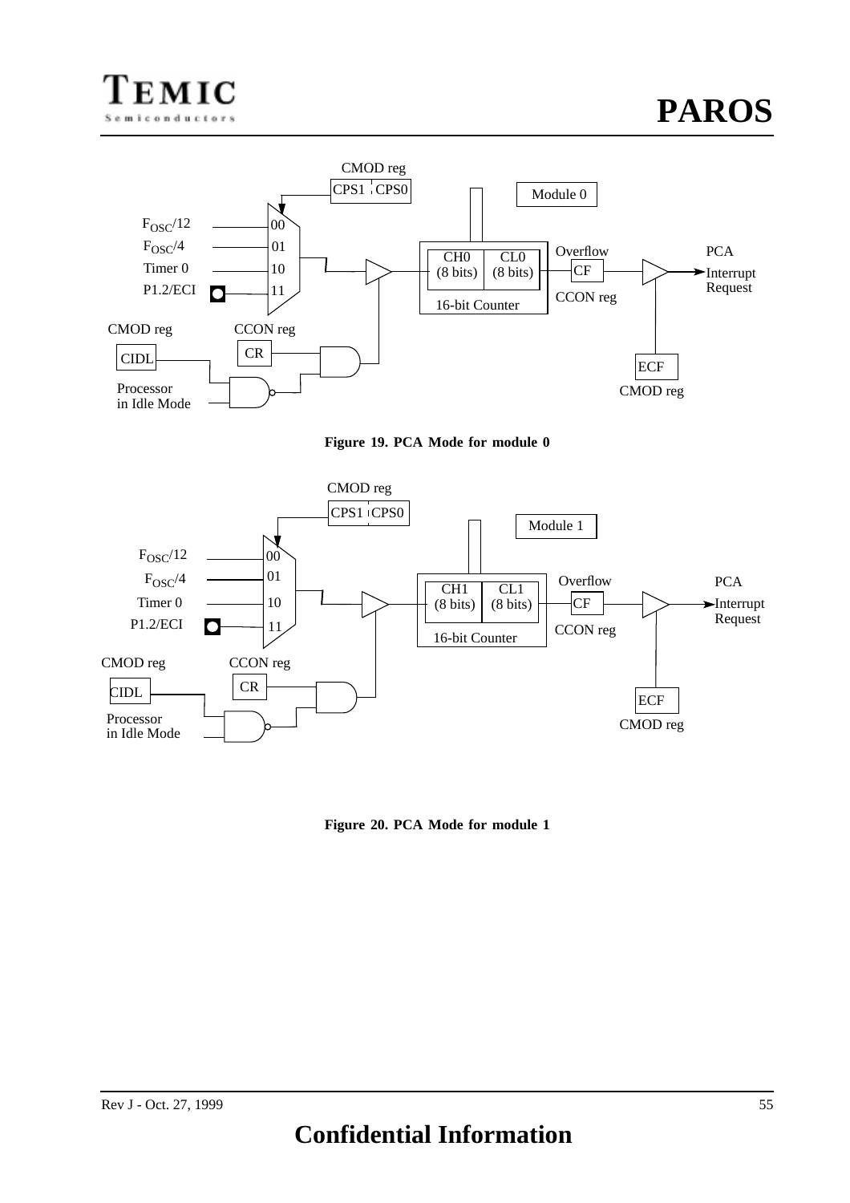CMOD reg

CPS1 CPS0

Module 0

$F_{OSC}/12$

$F_{OSC}/4$

Timer 0

P1.2/ECI

00

01

10

11

CH0 (8 bits)

CL0 (8 bits)

16-bit Counter

Overflow

CF

CCON reg

PCA

Interrupt Request

CMOD reg

CIDL

CCON reg

CR

Processor in Idle Mode

ECF

CMOD reg

**Figure 19. PCA Mode for module 0**

CMOD reg

CPS1 CPS0

Module 1

$F_{OSC}/12$

$F_{OSC}/4$

Timer 0

P1.2/ECI

00

01

10

11

CH1 (8 bits)

CL1 (8 bits)

16-bit Counter

Overflow

CF

CCON reg

PCA

Interrupt Request

CMOD reg

CIDL

CCON reg

CR

Processor in Idle Mode

ECF

CMOD reg

**Figure 20. PCA Mode for module 1**

**Confidential Information**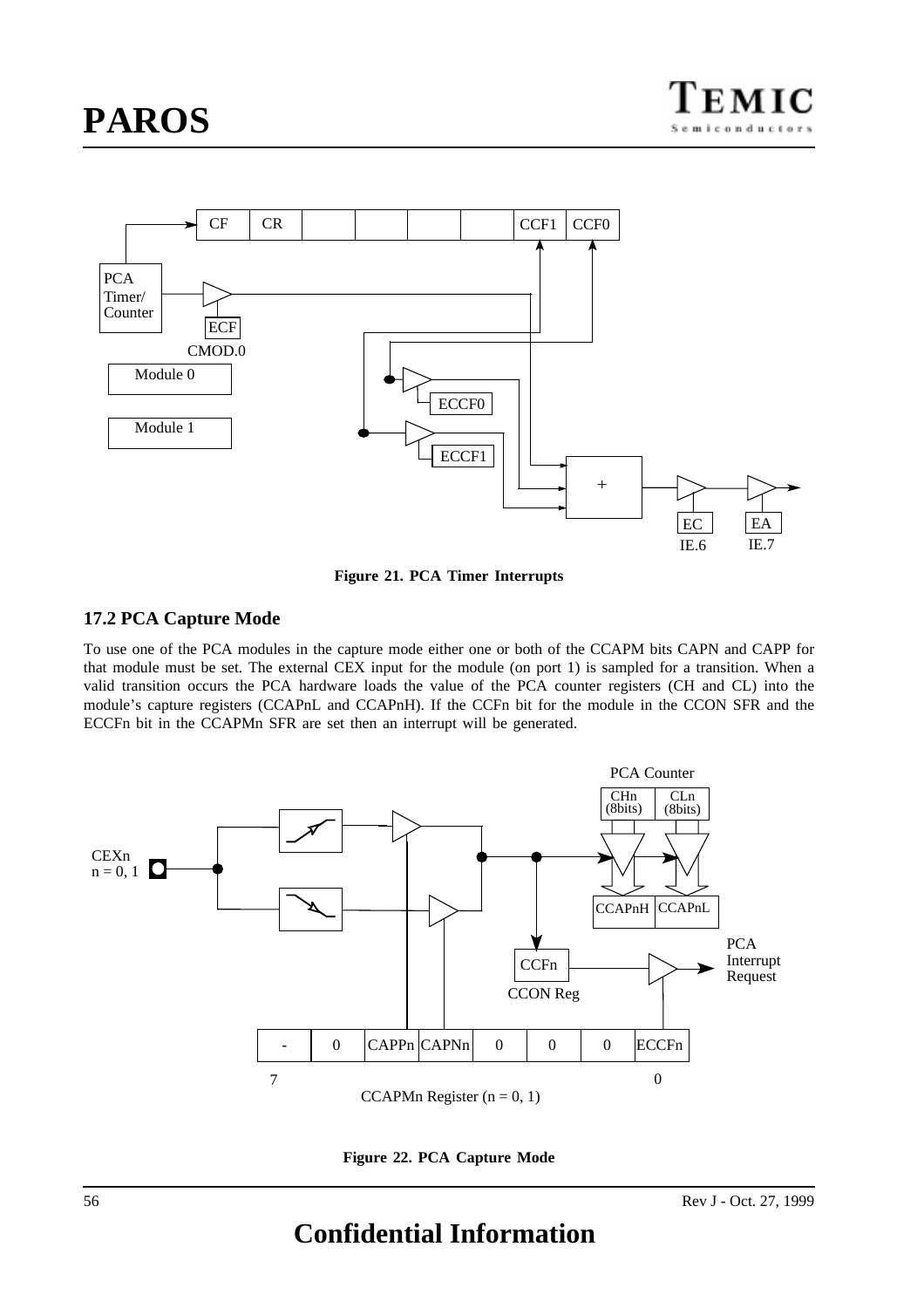CF CR CCF1 CCF0

PCA Timer/ Counter

ECF

CMOD.0

Module 0

Module 1

ECCF0

ECCF1

+

EC

IE.6

EA

IE.7

**Figure 21. PCA Timer Interrupts**

### 17.2 PCA Capture Mode

To use one of the PCA modules in the capture mode either one or both of the CCAPM bits CAPN and CAPP for that module must be set. The external CEX input for the module (on port 1) is sampled for a transition. When a valid transition occurs the PCA hardware loads the value of the PCA counter registers (CH and CL) into the module's capture registers (CCAPnL and CCAPnH). If the CCFn bit for the module in the CCON SFR and the ECCFn bit in the CCAPMn SFR are set then an interrupt will be generated.

PCA Counter

CHn (8bits)

CLn (8bits)

CEXn
n = 0, 1

CCAPnH CCAPnL

CCFn

CCON Reg

PCA Interrupt Request

| - | 0 | CAPPn | CAPNn | 0 | 0 | 0 | ECCFn |
|---|---|---|---|---|---|---|---|

7 0

CCAPMn Register (n = 0, 1)

**Figure 22. PCA Capture Mode**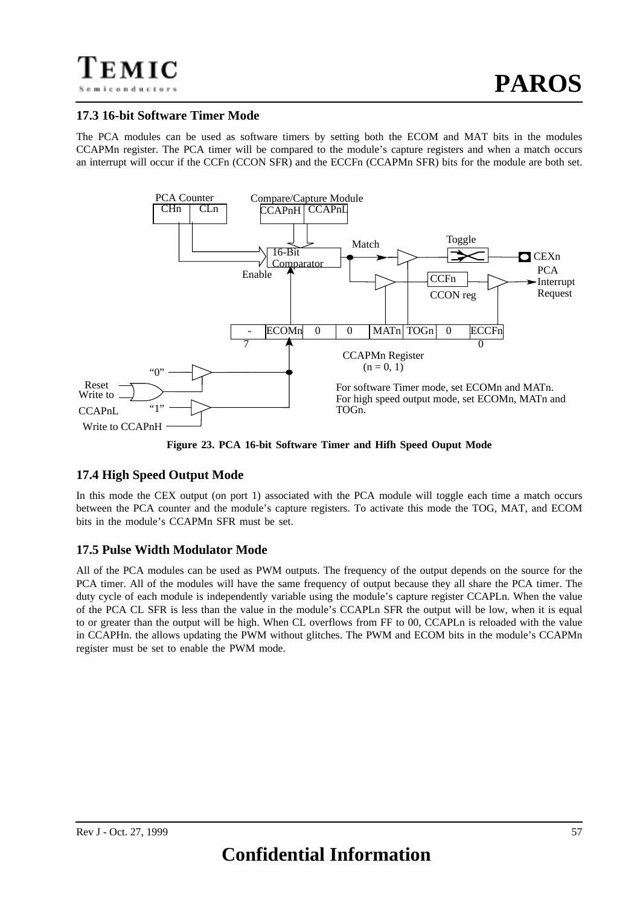### 17.3 16-bit Software Timer Mode

The PCA modules can be used as software timers by setting both the ECOM and MAT bits in the modules CCAPMn register. The PCA timer will be compared to the module's capture registers and when a match occurs an interrupt will occur if the CCFn (CCON SFR) and the ECCFn (CCAPMn SFR) bits for the module are both set.

PCA Counter: CHn | CLn

Compare/Capture Module: CCAPnH | CCAPnL

16-Bit Comparator — Enable — Match — Toggle — CEXn

CCFn (CCON reg) — PCA Interrupt Request

| - | ECOMn | 0 | 0 | MATn | TOGn | 0 | ECCFn |
|---|---|---|---|---|---|---|---|

7 ... 0

CCAPMn Register (n = 0, 1)

Reset / Write to CCAPnL — "0"; Write to CCAPnH — "1"

For software Timer mode, set ECOMn and MATn.
For high speed output mode, set ECOMn, MATn and TOGn.

**Figure 23. PCA 16-bit Software Timer and Hifh Speed Ouput Mode**

### 17.4 High Speed Output Mode

In this mode the CEX output (on port 1) associated with the PCA module will toggle each time a match occurs between the PCA counter and the module's capture registers. To activate this mode the TOG, MAT, and ECOM bits in the module's CCAPMn SFR must be set.

### 17.5 Pulse Width Modulator Mode

All of the PCA modules can be used as PWM outputs. The frequency of the output depends on the source for the PCA timer. All of the modules will have the same frequency of output because they all share the PCA timer. The duty cycle of each module is independently variable using the module's capture register CCAPLn. When the value of the PCA CL SFR is less than the value in the module's CCAPLn SFR the output will be low, when it is equal to or greater than the output will be high. When CL overflows from FF to 00, CCAPLn is reloaded with the value in CCAPHn. the allows updating the PWM without glitches. The PWM and ECOM bits in the module's CCAPMn register must be set to enable the PWM mode.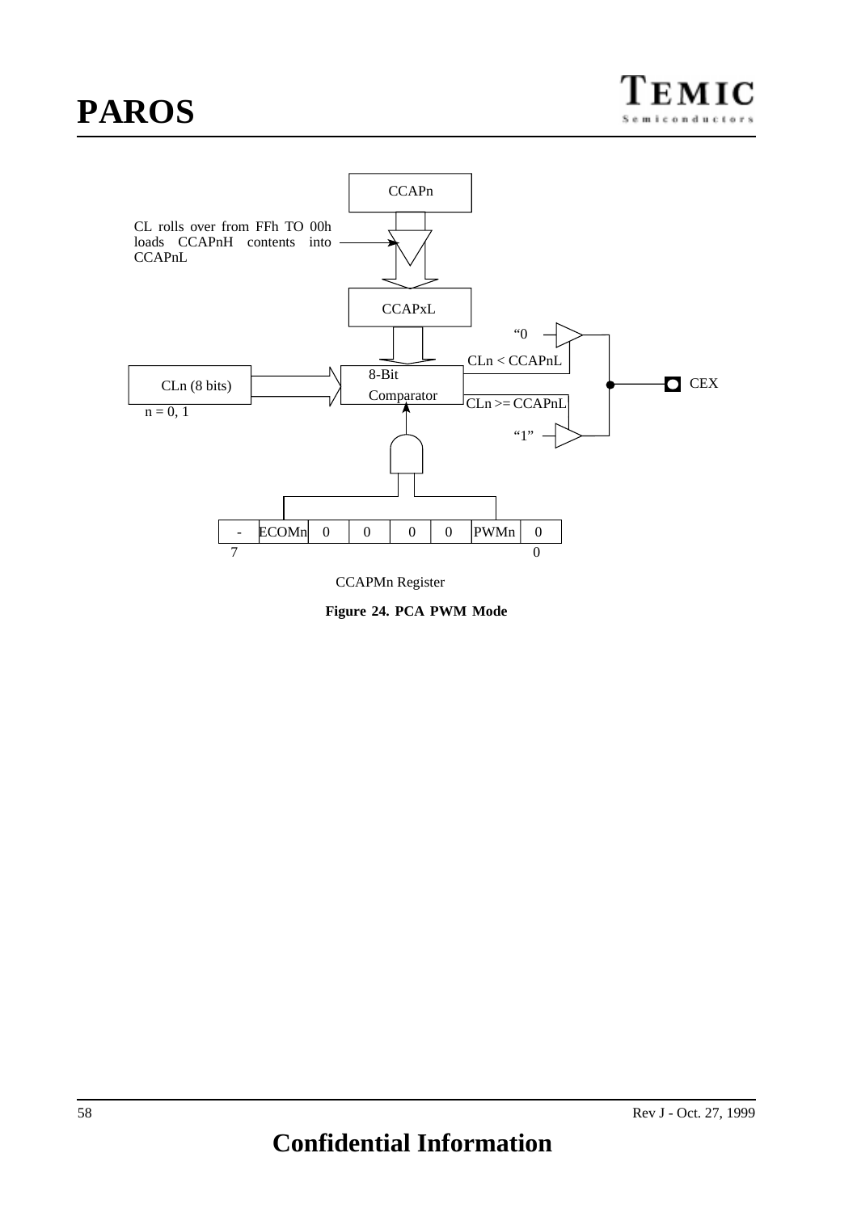CCAPn

CL rolls over from FFh TO 00h loads CCAPnH contents into CCAPnL

CCAPxL

“0

CLn < CCAPnL

CLn (8 bits)

n = 0, 1

8-Bit Comparator

CEX

CLn >= CCAPnL

“1”

| - | ECOMn | 0 | 0 | 0 | 0 | PWMn | 0 |
|---|---|---|---|---|---|---|---|

7 0

CCAPMn Register

**Figure 24. PCA PWM Mode**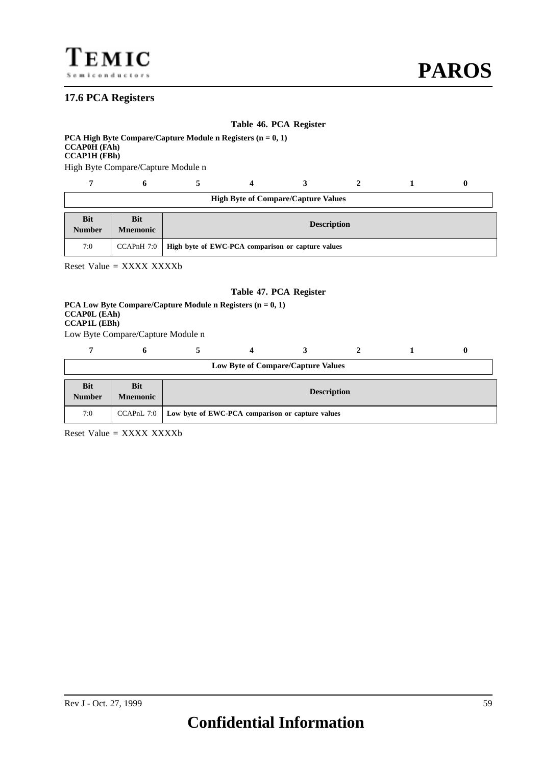## 17.6 PCA Registers

**Table 46. PCA Register**

**PCA High Byte Compare/Capture Module n Registers (n = 0, 1)**
**CCAP0H (FAh)**
**CCAP1H (FBh)**

High Byte Compare/Capture Module n

| 7 | 6 | 5 | 4 | 3 | 2 | 1 | 0 |
|---|---|---|---|---|---|---|---|
| **High Byte of Compare/Capture Values** | | | | | | | |

| Bit Number | Bit Mnemonic | Description |
|---|---|---|
| 7:0 | CCAPnH 7:0 | **High byte of EWC-PCA comparison or capture values** |

Reset Value = XXXX XXXXb

**Table 47. PCA Register**

**PCA Low Byte Compare/Capture Module n Registers (n = 0, 1)**
**CCAP0L (EAh)**
**CCAP1L (EBh)**

Low Byte Compare/Capture Module n

| 7 | 6 | 5 | 4 | 3 | 2 | 1 | 0 |
|---|---|---|---|---|---|---|---|
| **Low Byte of Compare/Capture Values** | | | | | | | |

| Bit Number | Bit Mnemonic | Description |
|---|---|---|
| 7:0 | CCAPnL 7:0 | **Low byte of EWC-PCA comparison or capture values** |

Reset Value = XXXX XXXXb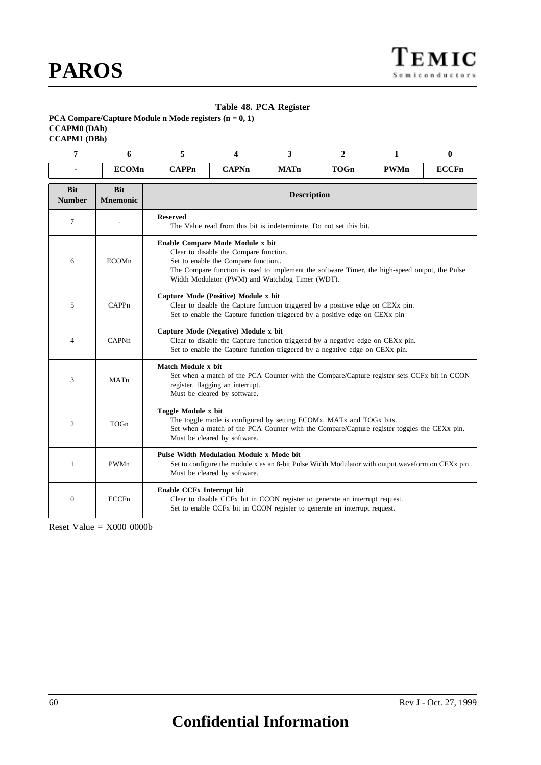**Table 48. PCA Register**

**PCA Compare/Capture Module n Mode registers (n = 0, 1)**
**CCAPM0 (DAh)**
**CCAPM1 (DBh)**

| 7 | 6 | 5 | 4 | 3 | 2 | 1 | 0 |
|---|---|---|---|---|---|---|---|
| - | ECOMn | CAPPn | CAPNn | MATn | TOGn | PWMn | ECCFn |

| Bit Number | Bit Mnemonic | Description |
|---|---|---|
| 7 | - | **Reserved**<br>The Value read from this bit is indeterminate. Do not set this bit. |
| 6 | ECOMn | **Enable Compare Mode Module x bit**<br>Clear to disable the Compare function.<br>Set to enable the Compare function..<br>The Compare function is used to implement the software Timer, the high-speed output, the Pulse Width Modulator (PWM) and Watchdog Timer (WDT). |
| 5 | CAPPn | **Capture Mode (Positive) Module x bit**<br>Clear to disable the Capture function triggered by a positive edge on CEXx pin.<br>Set to enable the Capture function triggered by a positive edge on CEXx pin |
| 4 | CAPNn | **Capture Mode (Negative) Module x bit**<br>Clear to disable the Capture function triggered by a negative edge on CEXx pin.<br>Set to enable the Capture function triggered by a negative edge on CEXx pin. |
| 3 | MATn | **Match Module x bit**<br>Set when a match of the PCA Counter with the Compare/Capture register sets CCFx bit in CCON register, flagging an interrupt.<br>Must be cleared by software. |
| 2 | TOGn | **Toggle Module x bit**<br>The toggle mode is configured by setting ECOMx, MATx and TOGx bits.<br>Set when a match of the PCA Counter with the Compare/Capture register toggles the CEXx pin.<br>Must be cleared by software. |
| 1 | PWMn | **Pulse Width Modulation Module x Mode bit**<br>Set to configure the module x as an 8-bit Pulse Width Modulator with output waveform on CEXx pin .<br>Must be cleared by software. |
| 0 | ECCFn | **Enable CCFx Interrupt bit**<br>Clear to disable CCFx bit in CCON register to generate an interrupt request.<br>Set to enable CCFx bit in CCON register to generate an interrupt request. |

Reset Value = X000 0000b

**Confidential Information**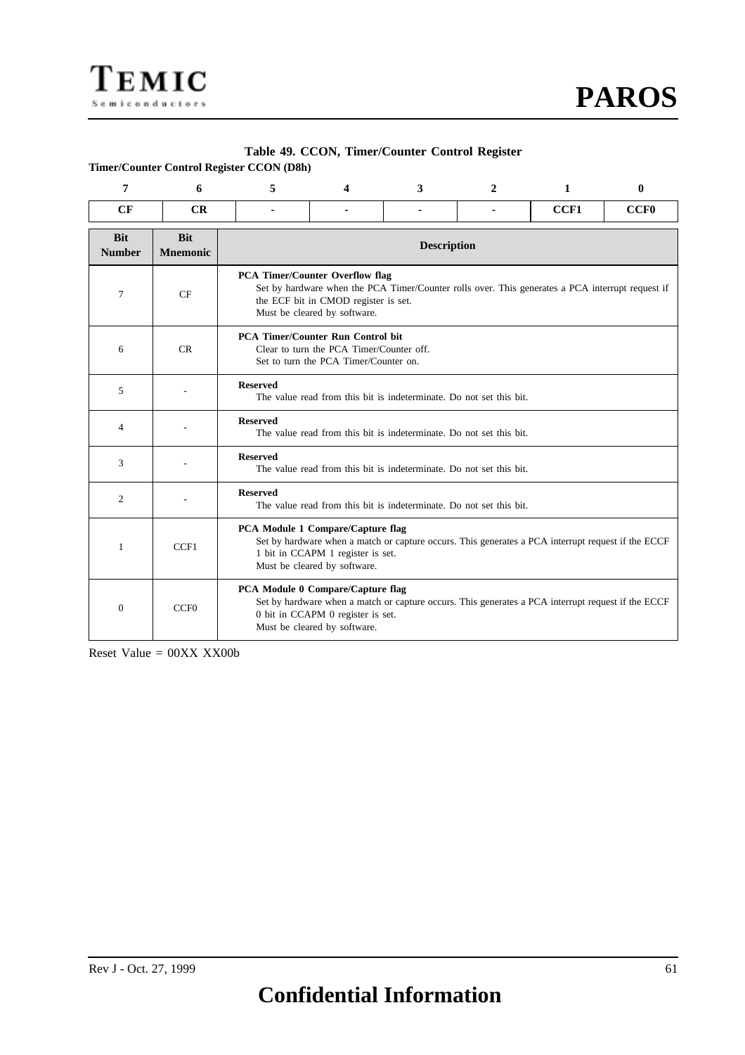**Table 49. CCON, Timer/Counter Control Register**

**Timer/Counter Control Register CCON (D8h)**

| 7 | 6 | 5 | 4 | 3 | 2 | 1 | 0 |
|---|---|---|---|---|---|---|---|
| CF | CR | - | - | - | - | CCF1 | CCF0 |

| Bit Number | Bit Mnemonic | Description |
|---|---|---|
| 7 | CF | **PCA Timer/Counter Overflow flag**<br>Set by hardware when the PCA Timer/Counter rolls over. This generates a PCA interrupt request if the ECF bit in CMOD register is set.<br>Must be cleared by software. |
| 6 | CR | **PCA Timer/Counter Run Control bit**<br>Clear to turn the PCA Timer/Counter off.<br>Set to turn the PCA Timer/Counter on. |
| 5 | - | **Reserved**<br>The value read from this bit is indeterminate. Do not set this bit. |
| 4 | - | **Reserved**<br>The value read from this bit is indeterminate. Do not set this bit. |
| 3 | - | **Reserved**<br>The value read from this bit is indeterminate. Do not set this bit. |
| 2 | - | **Reserved**<br>The value read from this bit is indeterminate. Do not set this bit. |
| 1 | CCF1 | **PCA Module 1 Compare/Capture flag**<br>Set by hardware when a match or capture occurs. This generates a PCA interrupt request if the ECCF 1 bit in CCAPM 1 register is set.<br>Must be cleared by software. |
| 0 | CCF0 | **PCA Module 0 Compare/Capture flag**<br>Set by hardware when a match or capture occurs. This generates a PCA interrupt request if the ECCF 0 bit in CCAPM 0 register is set.<br>Must be cleared by software. |

Reset Value = 00XX XX00b

**Confidential Information**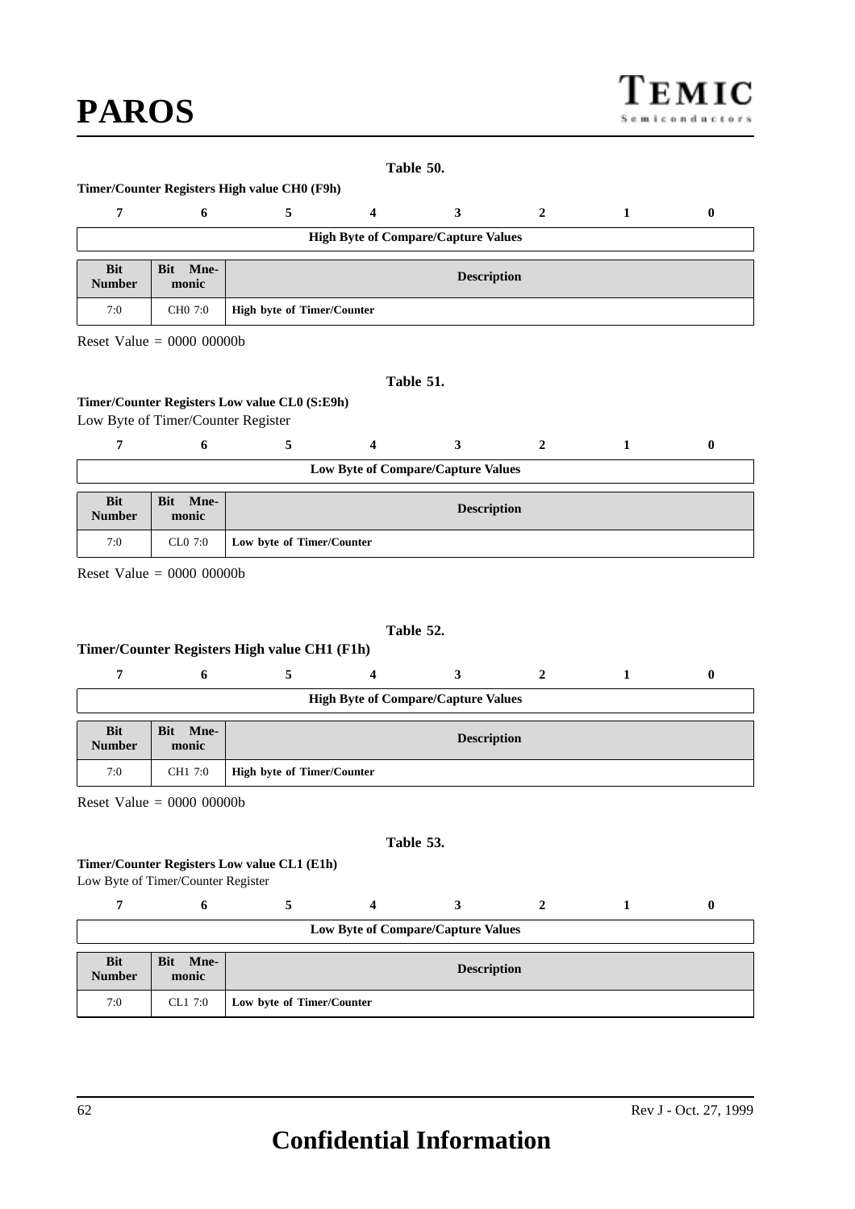**Table 50.**

**Timer/Counter Registers High value CH0 (F9h)**

| 7 | 6 | 5 | 4 | 3 | 2 | 1 | 0 |
|---|---|---|---|---|---|---|---|
| **High Byte of Compare/Capture Values** | | | | | | | |

| Bit Number | Bit Mnemonic | Description |
|---|---|---|
| 7:0 | CH0 7:0 | **High byte of Timer/Counter** |

Reset Value = 0000 00000b

**Table 51.**

**Timer/Counter Registers Low value CL0 (S:E9h)**

Low Byte of Timer/Counter Register

| 7 | 6 | 5 | 4 | 3 | 2 | 1 | 0 |
|---|---|---|---|---|---|---|---|
| **Low Byte of Compare/Capture Values** | | | | | | | |

| Bit Number | Bit Mnemonic | Description |
|---|---|---|
| 7:0 | CL0 7:0 | **Low byte of Timer/Counter** |

Reset Value = 0000 00000b

**Table 52.**

**Timer/Counter Registers High value CH1 (F1h)**

| 7 | 6 | 5 | 4 | 3 | 2 | 1 | 0 |
|---|---|---|---|---|---|---|---|
| **High Byte of Compare/Capture Values** | | | | | | | |

| Bit Number | Bit Mnemonic | Description |
|---|---|---|
| 7:0 | CH1 7:0 | **High byte of Timer/Counter** |

Reset Value = 0000 00000b

**Table 53.**

**Timer/Counter Registers Low value CL1 (E1h)**

Low Byte of Timer/Counter Register

| 7 | 6 | 5 | 4 | 3 | 2 | 1 | 0 |
|---|---|---|---|---|---|---|---|
| **Low Byte of Compare/Capture Values** | | | | | | | |

| Bit Number | Bit Mnemonic | Description |
|---|---|---|
| 7:0 | CL1 7:0 | **Low byte of Timer/Counter** |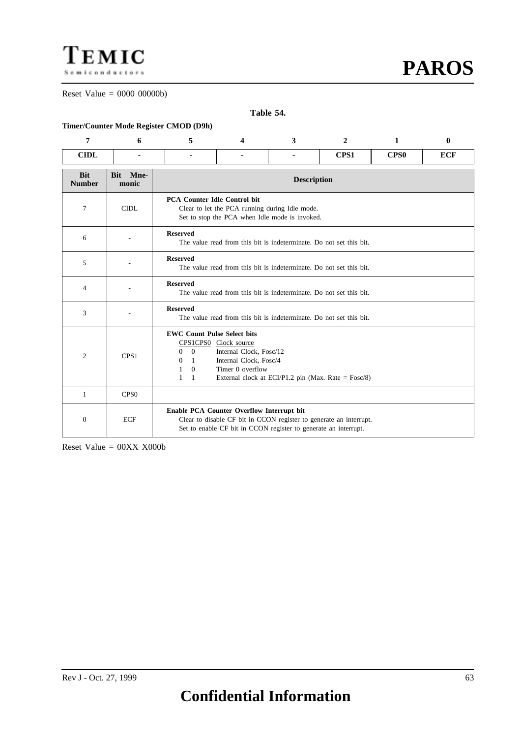Reset Value = 0000 00000b)

**Table 54.**

**Timer/Counter Mode Register CMOD (D9h)**

| 7 | 6 | 5 | 4 | 3 | 2 | 1 | 0 |
|---|---|---|---|---|---|---|---|
| **CIDL** | **-** | **-** | **-** | **-** | **CPS1** | **CPS0** | **ECF** |

| Bit Number | Bit Mnemonic | Description |
|---|---|---|
| 7 | CIDL | **PCA Counter Idle Control bit**<br>Clear to let the PCA running during Idle mode.<br>Set to stop the PCA when Idle mode is invoked. |
| 6 | - | **Reserved**<br>The value read from this bit is indeterminate. Do not set this bit. |
| 5 | - | **Reserved**<br>The value read from this bit is indeterminate. Do not set this bit. |
| 4 | - | **Reserved**<br>The value read from this bit is indeterminate. Do not set this bit. |
| 3 | - | **Reserved**<br>The value read from this bit is indeterminate. Do not set this bit. |
| 2 | CPS1 | **EWC Count Pulse Select bits**<br>CPS1CPS0 Clock source<br>0 0 Internal Clock, Fosc/12<br>0 1 Internal Clock, Fosc/4<br>1 0 Timer 0 overflow<br>1 1 External clock at ECI/P1.2 pin (Max. Rate = Fosc/8) |
| 1 | CPS0 | |
| 0 | ECF | **Enable PCA Counter Overflow Interrupt bit**<br>Clear to disable CF bit in CCON register to generate an interrupt.<br>Set to enable CF bit in CCON register to generate an interrupt. |

Reset Value = 00XX X000b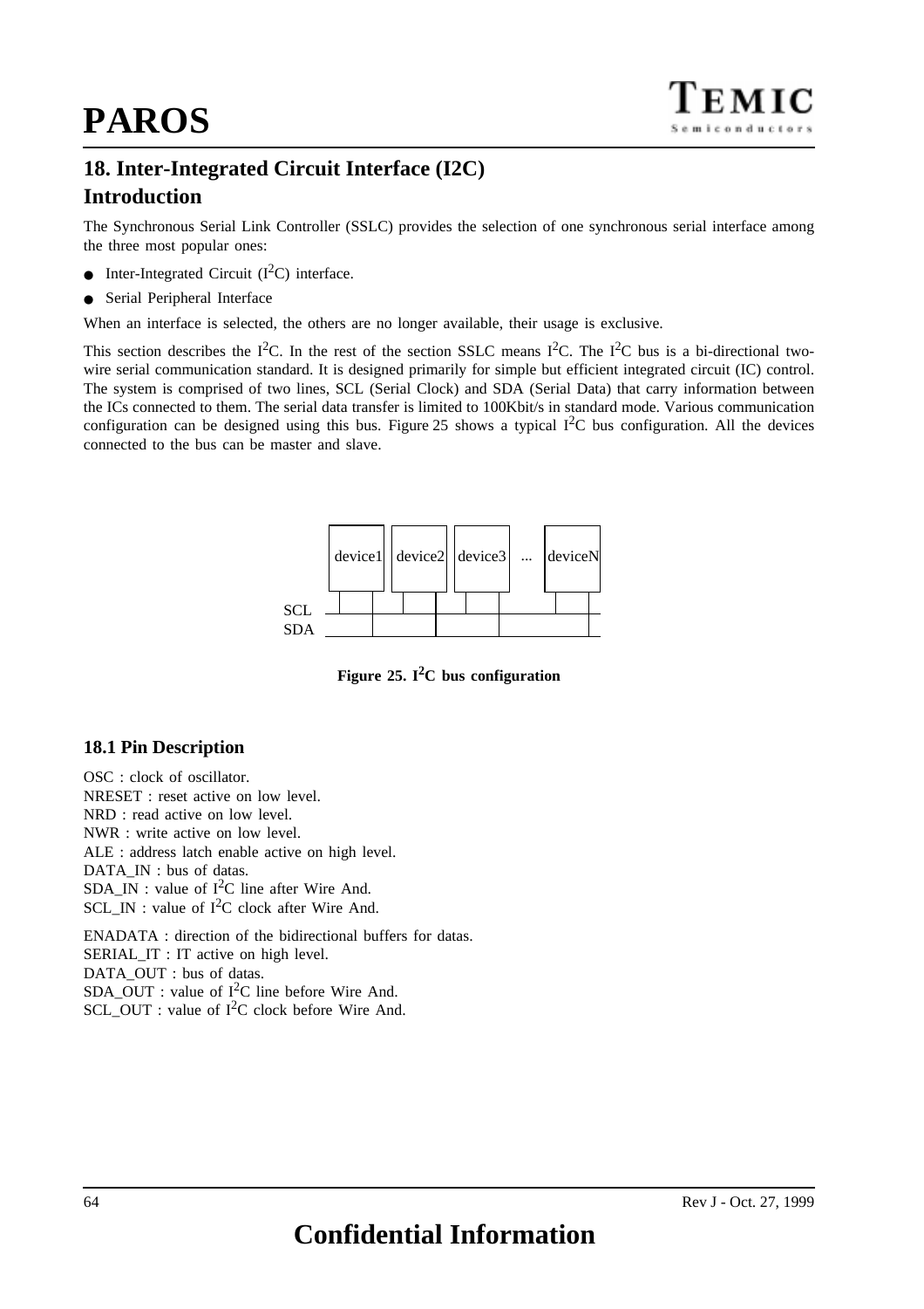## 18. Inter-Integrated Circuit Interface (I2C)

## Introduction

The Synchronous Serial Link Controller (SSLC) provides the selection of one synchronous serial interface among the three most popular ones:

- Inter-Integrated Circuit ($I^2C$) interface.
- Serial Peripheral Interface

When an interface is selected, the others are no longer available, their usage is exclusive.

This section describes the $I^2C$. In the rest of the section SSLC means $I^2C$. The $I^2C$ bus is a bi-directional two-wire serial communication standard. It is designed primarily for simple but efficient integrated circuit (IC) control. The system is comprised of two lines, SCL (Serial Clock) and SDA (Serial Data) that carry information between the ICs connected to them. The serial data transfer is limited to 100Kbit/s in standard mode. Various communication configuration can be designed using this bus. Figure 25 shows a typical $I^2C$ bus configuration. All the devices connected to the bus can be master and slave.

device1
device2
device3
...
deviceN
SCL
SDA

**Figure 25. $I^2C$ bus configuration**

### 18.1 Pin Description

OSC : clock of oscillator.
NRESET : reset active on low level.
NRD : read active on low level.
NWR : write active on low level.
ALE : address latch enable active on high level.
DATA_IN : bus of datas.
SDA_IN : value of $I^2C$ line after Wire And.
SCL_IN : value of $I^2C$ clock after Wire And.

ENADATA : direction of the bidirectional buffers for datas.
SERIAL_IT : IT active on high level.
DATA_OUT : bus of datas.
SDA_OUT : value of $I^2C$ line before Wire And.
SCL_OUT : value of $I^2C$ clock before Wire And.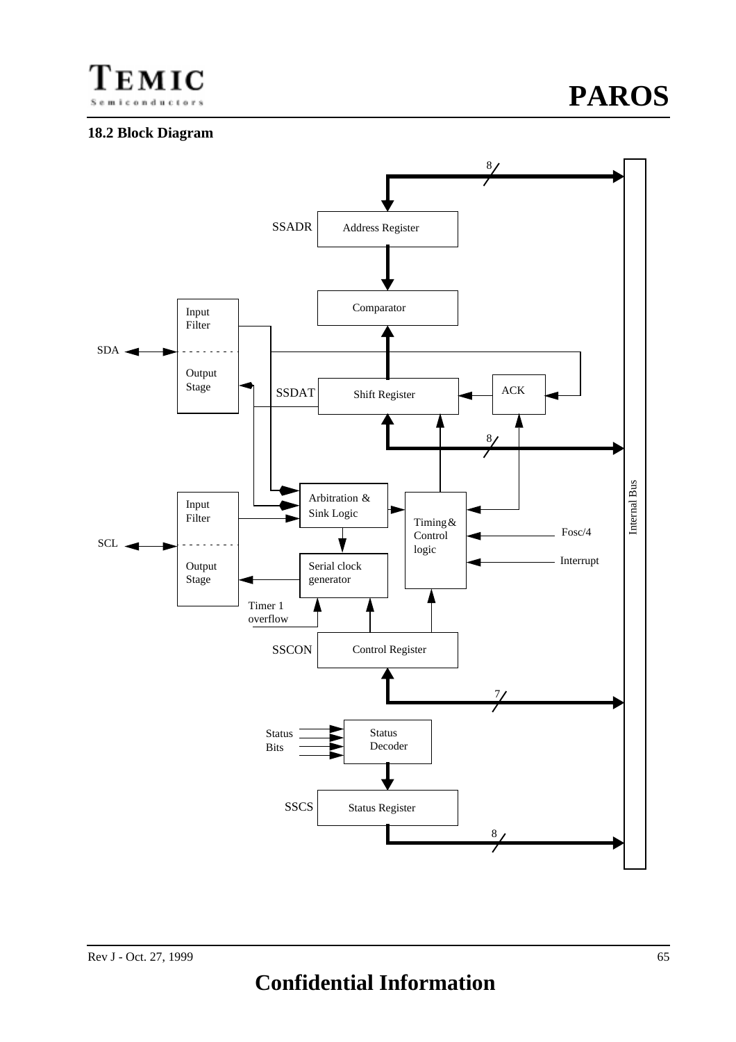### 18.2 Block Diagram

8

SSADR Address Register

Comparator

Input Filter

SDA

Output Stage

SSDAT Shift Register

ACK

8

Internal Bus

Arbitration & Sink Logic

Input Filter

Timing & Control logic

Fosc/4

SCL

Interrupt

Output Stage

Serial clock generator

Timer 1 overflow

SSCON Control Register

7

Status Bits

Status Decoder

SSCS Status Register

8

## Confidential Information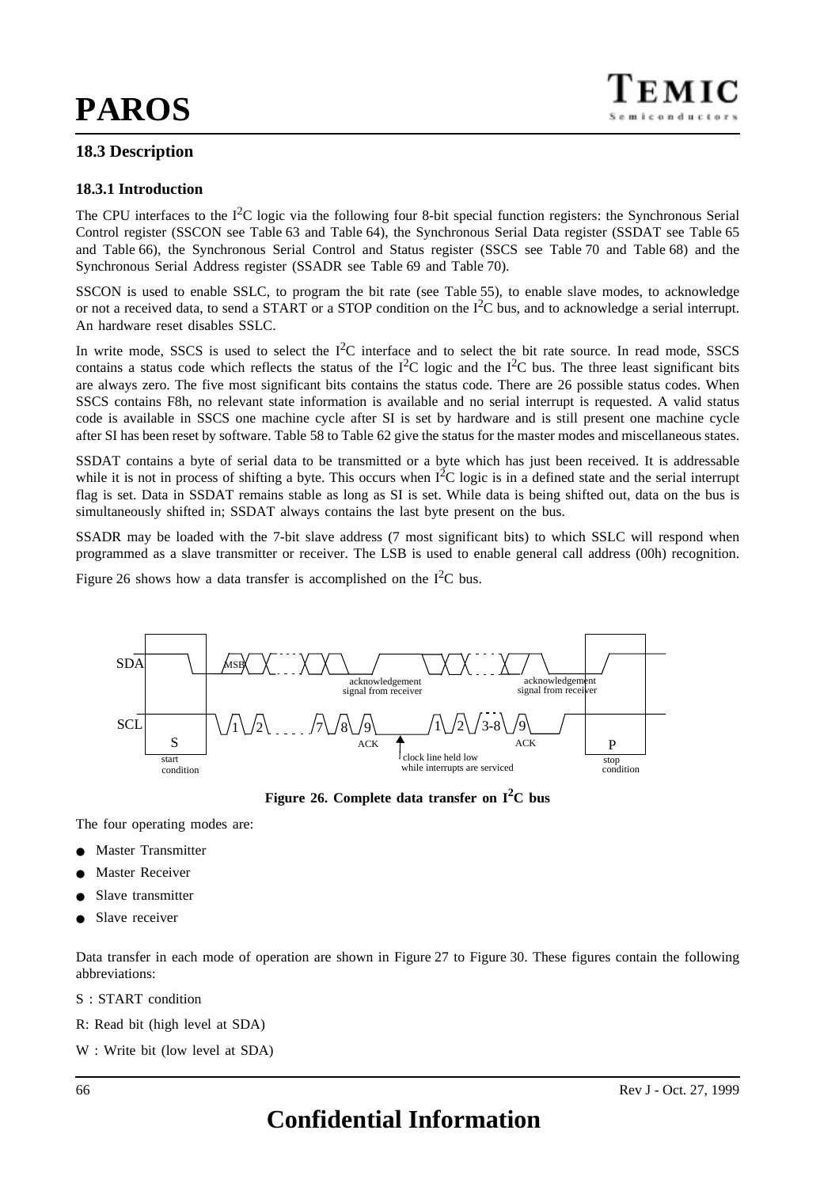### 18.3 Description

#### 18.3.1 Introduction

The CPU interfaces to the $I^2C$ logic via the following four 8-bit special function registers: the Synchronous Serial Control register (SSCON see Table 63 and Table 64), the Synchronous Serial Data register (SSDAT see Table 65 and Table 66), the Synchronous Serial Control and Status register (SSCS see Table 70 and Table 68) and the Synchronous Serial Address register (SSADR see Table 69 and Table 70).

SSCON is used to enable SSLC, to program the bit rate (see Table 55), to enable slave modes, to acknowledge or not a received data, to send a START or a STOP condition on the $I^2C$ bus, and to acknowledge a serial interrupt. An hardware reset disables SSLC.

In write mode, SSCS is used to select the $I^2C$ interface and to select the bit rate source. In read mode, SSCS contains a status code which reflects the status of the $I^2C$ logic and the $I^2C$ bus. The three least significant bits are always zero. The five most significant bits contains the status code. There are 26 possible status codes. When SSCS contains F8h, no relevant state information is available and no serial interrupt is requested. A valid status code is available in SSCS one machine cycle after SI is set by hardware and is still present one machine cycle after SI has been reset by software. Table 58 to Table 62 give the status for the master modes and miscellaneous states.

SSDAT contains a byte of serial data to be transmitted or a byte which has just been received. It is addressable while it is not in process of shifting a byte. This occurs when $I^2C$ logic is in a defined state and the serial interrupt flag is set. Data in SSDAT remains stable as long as SI is set. While data is being shifted out, data on the bus is simultaneously shifted in; SSDAT always contains the last byte present on the bus.

SSADR may be loaded with the 7-bit slave address (7 most significant bits) to which SSLC will respond when programmed as a slave transmitter or receiver. The LSB is used to enable general call address (00h) recognition.

Figure 26 shows how a data transfer is accomplished on the $I^2C$ bus.

**Figure 26. Complete data transfer on $I^2C$ bus**

The four operating modes are:

- Master Transmitter
- Master Receiver
- Slave transmitter
- Slave receiver

Data transfer in each mode of operation are shown in Figure 27 to Figure 30. These figures contain the following abbreviations:

S : START condition

R: Read bit (high level at SDA)

W : Write bit (low level at SDA)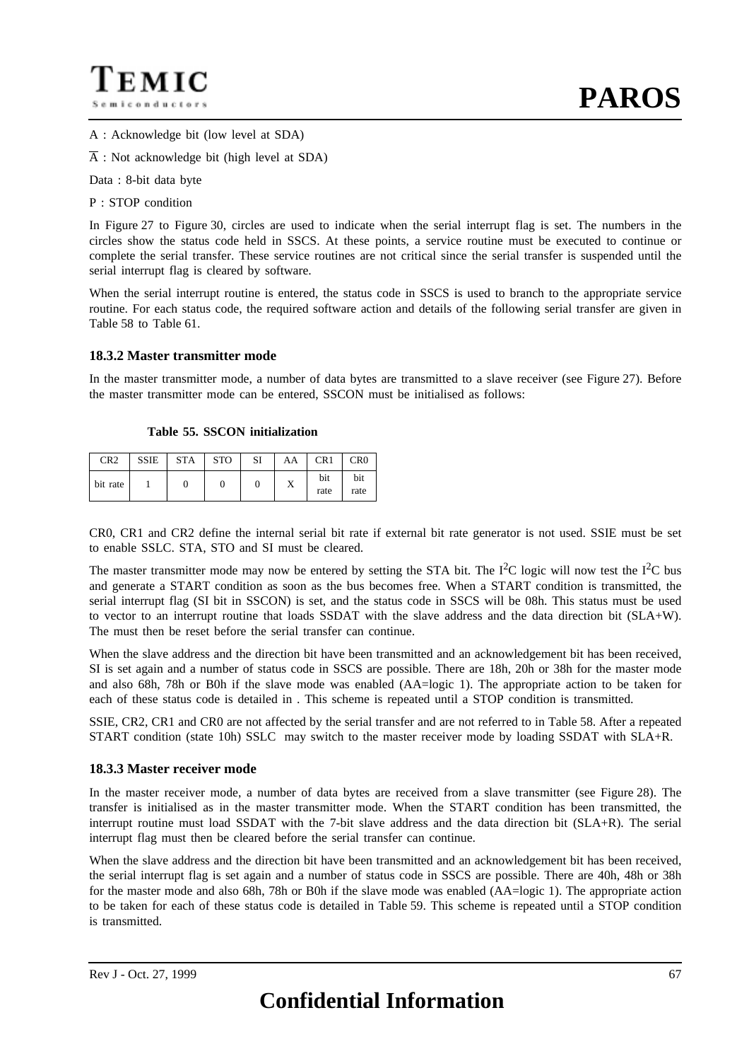A : Acknowledge bit (low level at SDA)

$\overline{A}$ : Not acknowledge bit (high level at SDA)

Data : 8-bit data byte

P : STOP condition

In Figure 27 to Figure 30, circles are used to indicate when the serial interrupt flag is set. The numbers in the circles show the status code held in SSCS. At these points, a service routine must be executed to continue or complete the serial transfer. These service routines are not critical since the serial transfer is suspended until the serial interrupt flag is cleared by software.

When the serial interrupt routine is entered, the status code in SSCS is used to branch to the appropriate service routine. For each status code, the required software action and details of the following serial transfer are given in Table 58 to Table 61.

### 18.3.2 Master transmitter mode

In the master transmitter mode, a number of data bytes are transmitted to a slave receiver (see Figure 27). Before the master transmitter mode can be entered, SSCON must be initialised as follows:

**Table 55. SSCON initialization**

| CR2 | SSIE | STA | STO | SI | AA | CR1 | CR0 |
|---|---|---|---|---|---|---|---|
| bit rate | 1 | 0 | 0 | 0 | X | bit rate | bit rate |

CR0, CR1 and CR2 define the internal serial bit rate if external bit rate generator is not used. SSIE must be set to enable SSLC. STA, STO and SI must be cleared.

The master transmitter mode may now be entered by setting the STA bit. The $I^2C$ logic will now test the $I^2C$ bus and generate a START condition as soon as the bus becomes free. When a START condition is transmitted, the serial interrupt flag (SI bit in SSCON) is set, and the status code in SSCS will be 08h. This status must be used to vector to an interrupt routine that loads SSDAT with the slave address and the data direction bit (SLA+W). The must then be reset before the serial transfer can continue.

When the slave address and the direction bit have been transmitted and an acknowledgement bit has been received, SI is set again and a number of status code in SSCS are possible. There are 18h, 20h or 38h for the master mode and also 68h, 78h or B0h if the slave mode was enabled (AA=logic 1). The appropriate action to be taken for each of these status code is detailed in . This scheme is repeated until a STOP condition is transmitted.

SSIE, CR2, CR1 and CR0 are not affected by the serial transfer and are not referred to in Table 58. After a repeated START condition (state 10h) SSLC may switch to the master receiver mode by loading SSDAT with SLA+R.

### 18.3.3 Master receiver mode

In the master receiver mode, a number of data bytes are received from a slave transmitter (see Figure 28). The transfer is initialised as in the master transmitter mode. When the START condition has been transmitted, the interrupt routine must load SSDAT with the 7-bit slave address and the data direction bit (SLA+R). The serial interrupt flag must then be cleared before the serial transfer can continue.

When the slave address and the direction bit have been transmitted and an acknowledgement bit has been received, the serial interrupt flag is set again and a number of status code in SSCS are possible. There are 40h, 48h or 38h for the master mode and also 68h, 78h or B0h if the slave mode was enabled (AA=logic 1). The appropriate action to be taken for each of these status code is detailed in Table 59. This scheme is repeated until a STOP condition is transmitted.

**Confidential Information**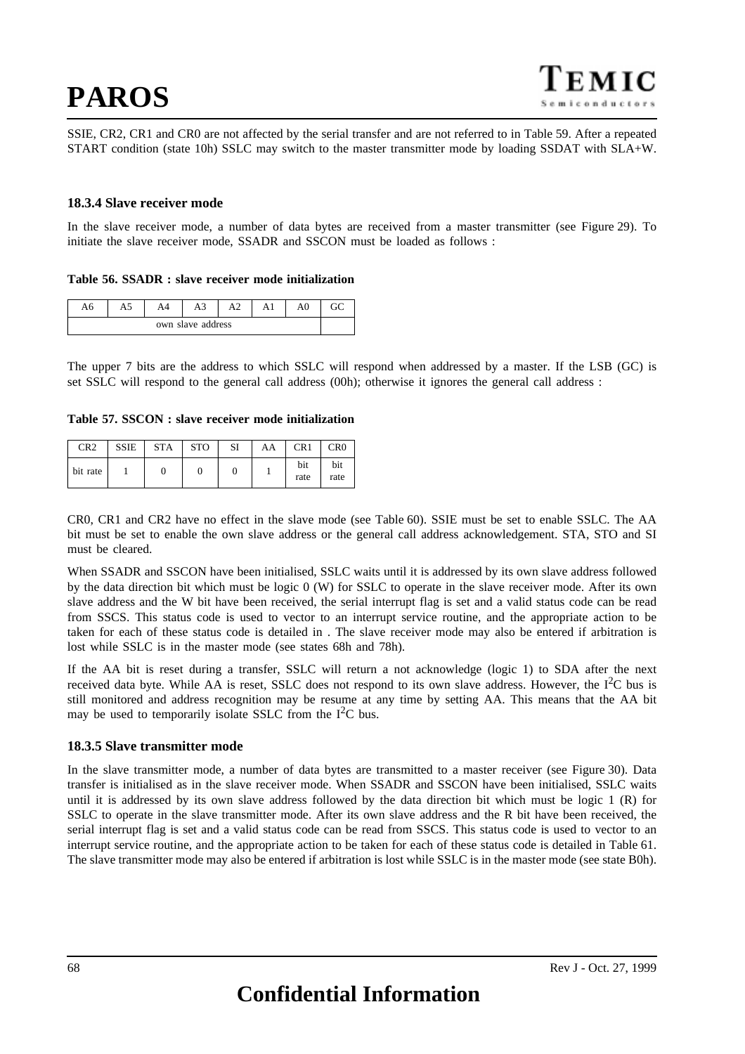SSIE, CR2, CR1 and CR0 are not affected by the serial transfer and are not referred to in Table 59. After a repeated START condition (state 10h) SSLC may switch to the master transmitter mode by loading SSDAT with SLA+W.

### 18.3.4 Slave receiver mode

In the slave receiver mode, a number of data bytes are received from a master transmitter (see Figure 29). To initiate the slave receiver mode, SSADR and SSCON must be loaded as follows :

**Table 56. SSADR : slave receiver mode initialization**

| A6 | A5 | A4 | A3 | A2 | A1 | A0 | GC |
|---|---|---|---|---|---|---|---|
| own slave address | | | | | | | |

The upper 7 bits are the address to which SSLC will respond when addressed by a master. If the LSB (GC) is set SSLC will respond to the general call address (00h); otherwise it ignores the general call address :

**Table 57. SSCON : slave receiver mode initialization**

| CR2 | SSIE | STA | STO | SI | AA | CR1 | CR0 |
|---|---|---|---|---|---|---|---|
| bit rate | 1 | 0 | 0 | 0 | 1 | bit rate | bit rate |

CR0, CR1 and CR2 have no effect in the slave mode (see Table 60). SSIE must be set to enable SSLC. The AA bit must be set to enable the own slave address or the general call address acknowledgement. STA, STO and SI must be cleared.

When SSADR and SSCON have been initialised, SSLC waits until it is addressed by its own slave address followed by the data direction bit which must be logic 0 (W) for SSLC to operate in the slave receiver mode. After its own slave address and the W bit have been received, the serial interrupt flag is set and a valid status code can be read from SSCS. This status code is used to vector to an interrupt service routine, and the appropriate action to be taken for each of these status code is detailed in . The slave receiver mode may also be entered if arbitration is lost while SSLC is in the master mode (see states 68h and 78h).

If the AA bit is reset during a transfer, SSLC will return a not acknowledge (logic 1) to SDA after the next received data byte. While AA is reset, SSLC does not respond to its own slave address. However, the $I^2C$ bus is still monitored and address recognition may be resume at any time by setting AA. This means that the AA bit may be used to temporarily isolate SSLC from the $I^2C$ bus.

### 18.3.5 Slave transmitter mode

In the slave transmitter mode, a number of data bytes are transmitted to a master receiver (see Figure 30). Data transfer is initialised as in the slave receiver mode. When SSADR and SSCON have been initialised, SSLC waits until it is addressed by its own slave address followed by the data direction bit which must be logic 1 (R) for SSLC to operate in the slave transmitter mode. After its own slave address and the R bit have been received, the serial interrupt flag is set and a valid status code can be read from SSCS. This status code is used to vector to an interrupt service routine, and the appropriate action to be taken for each of these status code is detailed in Table 61. The slave transmitter mode may also be entered if arbitration is lost while SSLC is in the master mode (see state B0h).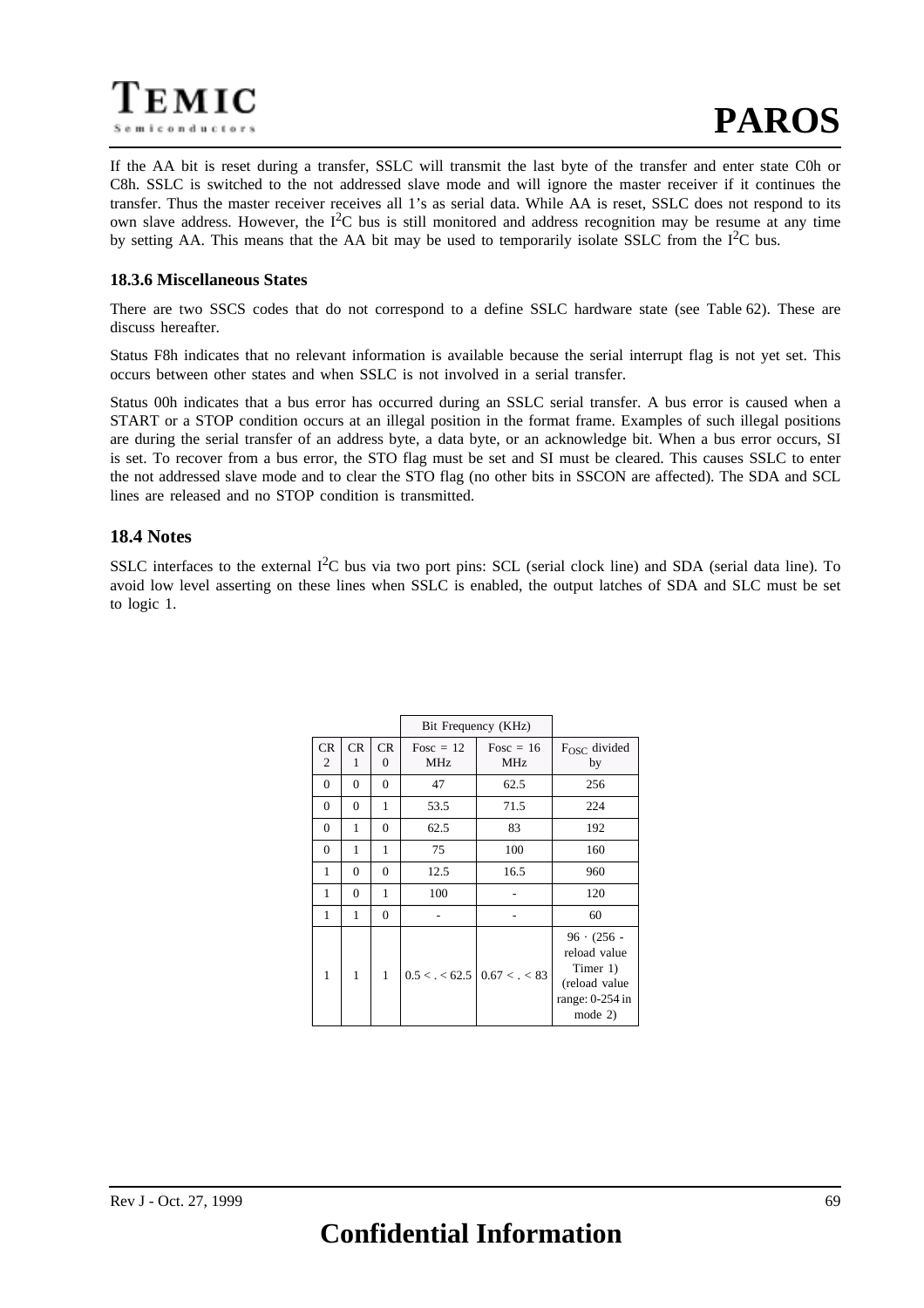If the AA bit is reset during a transfer, SSLC will transmit the last byte of the transfer and enter state C0h or C8h. SSLC is switched to the not addressed slave mode and will ignore the master receiver if it continues the transfer. Thus the master receiver receives all 1's as serial data. While AA is reset, SSLC does not respond to its own slave address. However, the $I^2C$ bus is still monitored and address recognition may be resume at any time by setting AA. This means that the AA bit may be used to temporarily isolate SSLC from the $I^2C$ bus.

### 18.3.6 Miscellaneous States

There are two SSCS codes that do not correspond to a define SSLC hardware state (see Table 62). These are discuss hereafter.

Status F8h indicates that no relevant information is available because the serial interrupt flag is not yet set. This occurs between other states and when SSLC is not involved in a serial transfer.

Status 00h indicates that a bus error has occurred during an SSLC serial transfer. A bus error is caused when a START or a STOP condition occurs at an illegal position in the format frame. Examples of such illegal positions are during the serial transfer of an address byte, a data byte, or an acknowledge bit. When a bus error occurs, SI is set. To recover from a bus error, the STO flag must be set and SI must be cleared. This causes SSLC to enter the not addressed slave mode and to clear the STO flag (no other bits in SSCON are affected). The SDA and SCL lines are released and no STOP condition is transmitted.

## 18.4 Notes

SSLC interfaces to the external $I^2C$ bus via two port pins: SCL (serial clock line) and SDA (serial data line). To avoid low level asserting on these lines when SSLC is enabled, the output latches of SDA and SLC must be set to logic 1.

| | | | Bit Frequency (KHz) | | |
|---|---|---|---|---|---|
| CR 2 | CR 1 | CR 0 | Fosc = 12 MHz | Fosc = 16 MHz | $F_{OSC}$ divided by |
| 0 | 0 | 0 | 47 | 62.5 | 256 |
| 0 | 0 | 1 | 53.5 | 71.5 | 224 |
| 0 | 1 | 0 | 62.5 | 83 | 192 |
| 0 | 1 | 1 | 75 | 100 | 160 |
| 1 | 0 | 0 | 12.5 | 16.5 | 960 |
| 1 | 0 | 1 | 100 | - | 120 |
| 1 | 1 | 0 | - | - | 60 |
| 1 | 1 | 1 | 0.5 < . < 62.5 | 0.67 < . < 83 | 96 · (256 - reload value Timer 1) (reload value range: 0-254 in mode 2) |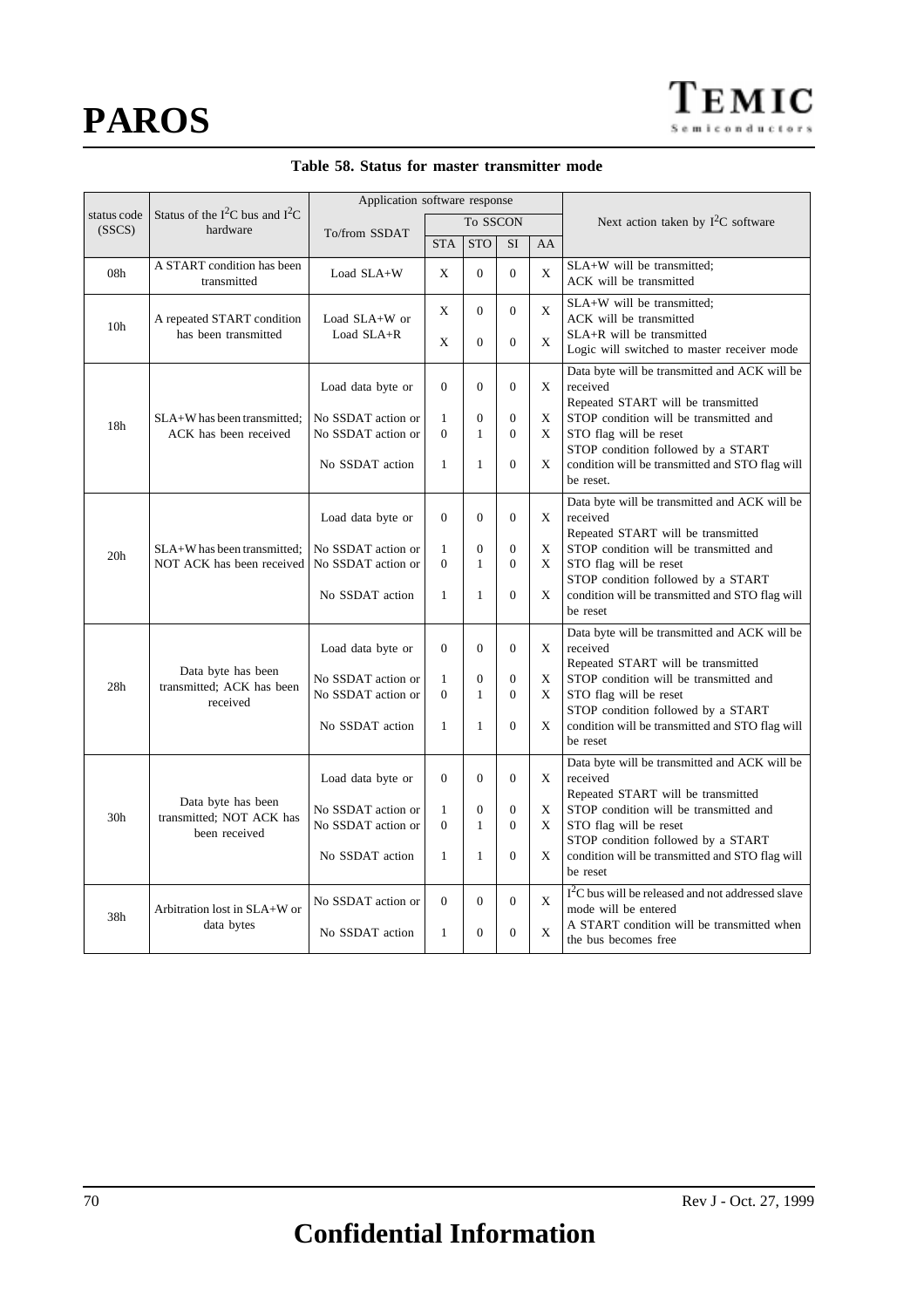**Table 58. Status for master transmitter mode**

| status code (SSCS) | Status of the $I^2C$ bus and $I^2C$ hardware | Application software response | | | | | Next action taken by $I^2C$ software |
|---|---|---|---|---|---|---|---|
| | | To/from SSDAT | To SSCON | | | | |
| | | | STA | STO | SI | AA | |
| 08h | A START condition has been transmitted | Load SLA+W | X | 0 | 0 | X | SLA+W will be transmitted; ACK will be transmitted |
| 10h | A repeated START condition has been transmitted | Load SLA+W or | X | 0 | 0 | X | SLA+W will be transmitted; ACK will be transmitted |
| | | Load SLA+R | X | 0 | 0 | X | SLA+R will be transmitted Logic will switched to master receiver mode |
| 18h | SLA+W has been transmitted; ACK has been received | Load data byte or | 0 | 0 | 0 | X | Data byte will be transmitted and ACK will be received |
| | | No SSDAT action or | 1 | 0 | 0 | X | Repeated START will be transmitted |
| | | No SSDAT action or | 0 | 1 | 0 | X | STOP condition will be transmitted and STO flag will be reset |
| | | No SSDAT action | 1 | 1 | 0 | X | STOP condition followed by a START condition will be transmitted and STO flag will be reset. |
| 20h | SLA+W has been transmitted; NOT ACK has been received | Load data byte or | 0 | 0 | 0 | X | Data byte will be transmitted and ACK will be received |
| | | No SSDAT action or | 1 | 0 | 0 | X | Repeated START will be transmitted |
| | | No SSDAT action or | 0 | 1 | 0 | X | STOP condition will be transmitted and STO flag will be reset |
| | | No SSDAT action | 1 | 1 | 0 | X | STOP condition followed by a START condition will be transmitted and STO flag will be reset |
| 28h | Data byte has been transmitted; ACK has been received | Load data byte or | 0 | 0 | 0 | X | Data byte will be transmitted and ACK will be received |
| | | No SSDAT action or | 1 | 0 | 0 | X | Repeated START will be transmitted |
| | | No SSDAT action or | 0 | 1 | 0 | X | STOP condition will be transmitted and STO flag will be reset |
| | | No SSDAT action | 1 | 1 | 0 | X | STOP condition followed by a START condition will be transmitted and STO flag will be reset |
| 30h | Data byte has been transmitted; NOT ACK has been received | Load data byte or | 0 | 0 | 0 | X | Data byte will be transmitted and ACK will be received |
| | | No SSDAT action or | 1 | 0 | 0 | X | Repeated START will be transmitted |
| | | No SSDAT action or | 0 | 1 | 0 | X | STOP condition will be transmitted and STO flag will be reset |
| | | No SSDAT action | 1 | 1 | 0 | X | STOP condition followed by a START condition will be transmitted and STO flag will be reset |
| 38h | Arbitration lost in SLA+W or data bytes | No SSDAT action or | 0 | 0 | 0 | X | $I^2C$ bus will be released and not addressed slave mode will be entered |
| | | No SSDAT action | 1 | 0 | 0 | X | A START condition will be transmitted when the bus becomes free |

# Confidential Information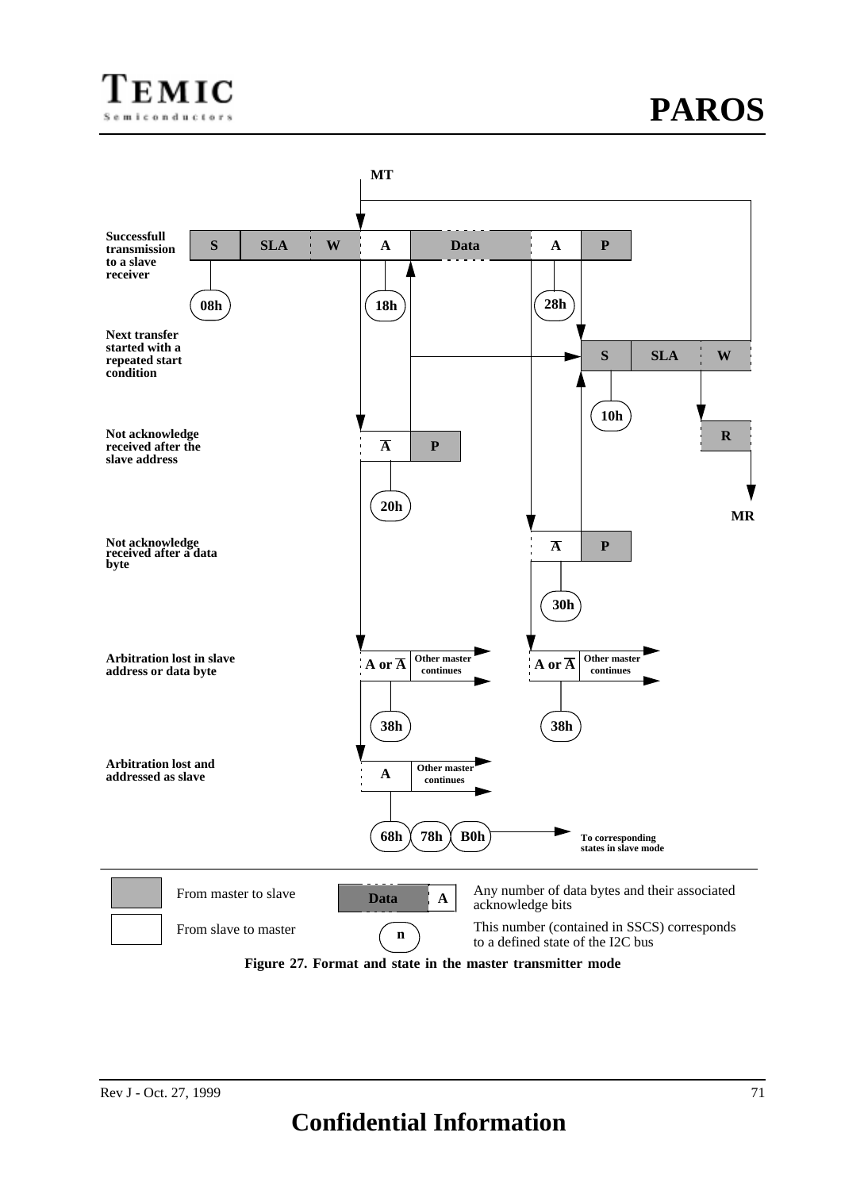MT

Successfull transmission to a slave receiver

S | SLA | W | A | Data | A | P

08h  18h  28h

Next transfer started with a repeated start condition

S | SLA | W

10h

R

MR

Not acknowledge received after the slave address

$\overline{A}$ | P

20h

Not acknowledge received after a data byte

$\overline{A}$ | P

30h

Arbitration lost in slave address or data byte

A or $\overline{A}$ | Other master continues

38h

A or $\overline{A}$ | Other master continues

38h

Arbitration lost and addressed as slave

A | Other master continues

68h  78h  B0h

To corresponding states in slave mode

From master to slave

From slave to master

Data | A

Any number of data bytes and their associated acknowledge bits

n

This number (contained in SSCS) corresponds to a defined state of the I2C bus

**Figure 27. Format and state in the master transmitter mode**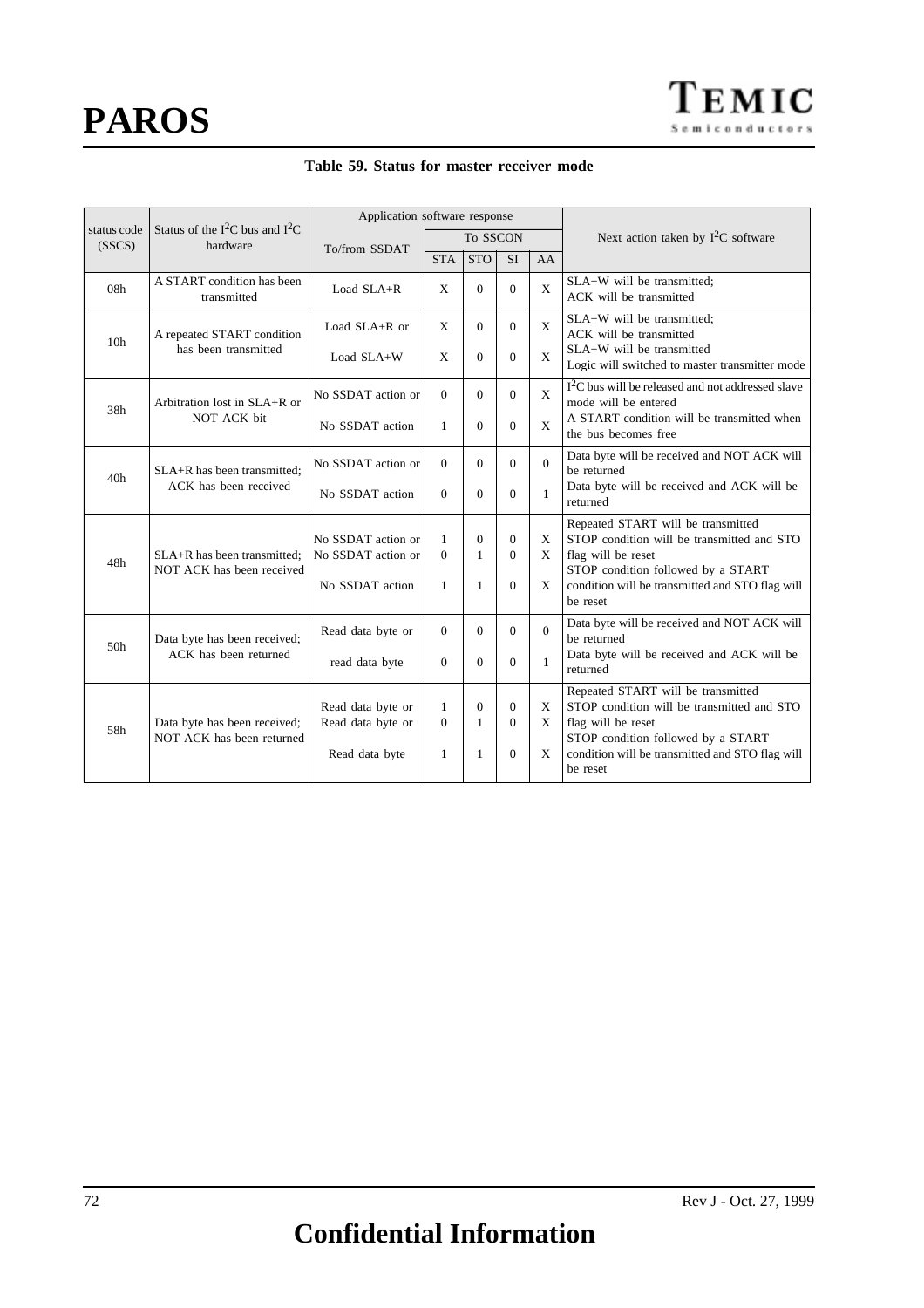**Table 59. Status for master receiver mode**

| status code (SSCS) | Status of the $I^2C$ bus and $I^2C$ hardware | Application software response | | | | | Next action taken by $I^2C$ software |
|---|---|---|---|---|---|---|---|
| | | To/from SSDAT | To SSCON | | | | |
| | | | STA | STO | SI | AA | |
| 08h | A START condition has been transmitted | Load SLA+R | X | 0 | 0 | X | SLA+W will be transmitted; ACK will be transmitted |
| 10h | A repeated START condition has been transmitted | Load SLA+R or | X | 0 | 0 | X | SLA+W will be transmitted; ACK will be transmitted |
| | | Load SLA+W | X | 0 | 0 | X | SLA+W will be transmitted Logic will switched to master transmitter mode |
| 38h | Arbitration lost in SLA+R or NOT ACK bit | No SSDAT action or | 0 | 0 | 0 | X | $I^2C$ bus will be released and not addressed slave mode will be entered |
| | | No SSDAT action | 1 | 0 | 0 | X | A START condition will be transmitted when the bus becomes free |
| 40h | SLA+R has been transmitted; ACK has been received | No SSDAT action or | 0 | 0 | 0 | 0 | Data byte will be received and NOT ACK will be returned |
| | | No SSDAT action | 0 | 0 | 0 | 1 | Data byte will be received and ACK will be returned |
| 48h | SLA+R has been transmitted; NOT ACK has been received | No SSDAT action or | 1 | 0 | 0 | X | Repeated START will be transmitted |
| | | No SSDAT action or | 0 | 1 | 0 | X | STOP condition will be transmitted and STO flag will be reset |
| | | No SSDAT action | 1 | 1 | 0 | X | STOP condition followed by a START condition will be transmitted and STO flag will be reset |
| 50h | Data byte has been received; ACK has been returned | Read data byte or | 0 | 0 | 0 | 0 | Data byte will be received and NOT ACK will be returned |
| | | read data byte | 0 | 0 | 0 | 1 | Data byte will be received and ACK will be returned |
| 58h | Data byte has been received; NOT ACK has been returned | Read data byte or | 1 | 0 | 0 | X | Repeated START will be transmitted |
| | | Read data byte or | 0 | 1 | 0 | X | STOP condition will be transmitted and STO flag will be reset |
| | | Read data byte | 1 | 1 | 0 | X | STOP condition followed by a START condition will be transmitted and STO flag will be reset |

**Confidential Information**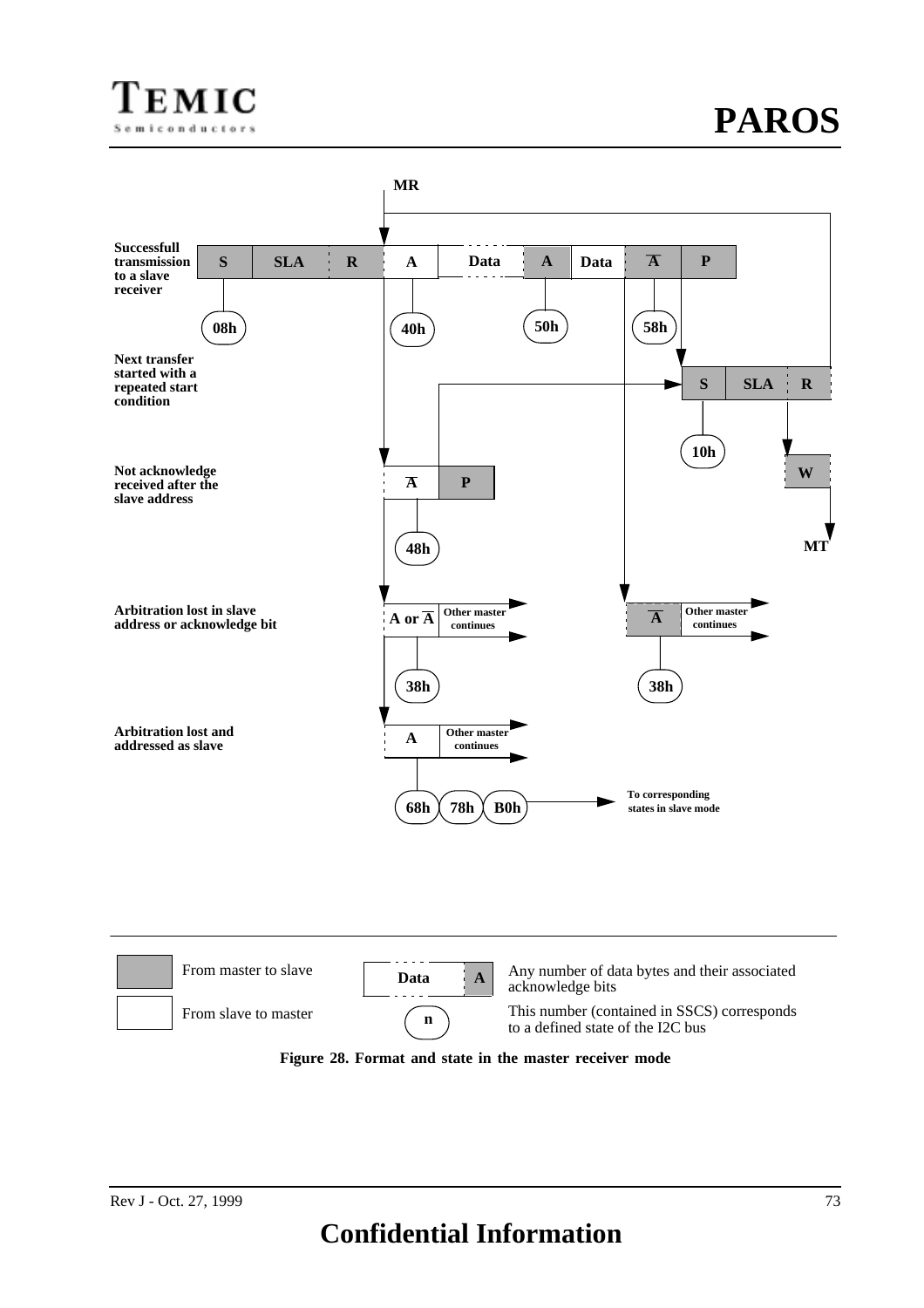MR

Successfull transmission to a slave receiver

S | SLA | R | A | Data | A | Data | $\overline{A}$ | P

08h 40h 50h 58h

Next transfer started with a repeated start condition

S | SLA | R

10h

W

MT

Not acknowledge received after the slave address

$\overline{A}$ | P

48h

Arbitration lost in slave address or acknowledge bit

A or $\overline{A}$ | Other master continues

$\overline{A}$ | Other master continues

38h 38h

Arbitration lost and addressed as slave

A | Other master continues

68h 78h B0h

To corresponding states in slave mode

From master to slave

From slave to master

Data | A — Any number of data bytes and their associated acknowledge bits

n — This number (contained in SSCS) corresponds to a defined state of the I2C bus

**Figure 28. Format and state in the master receiver mode**

**Confidential Information**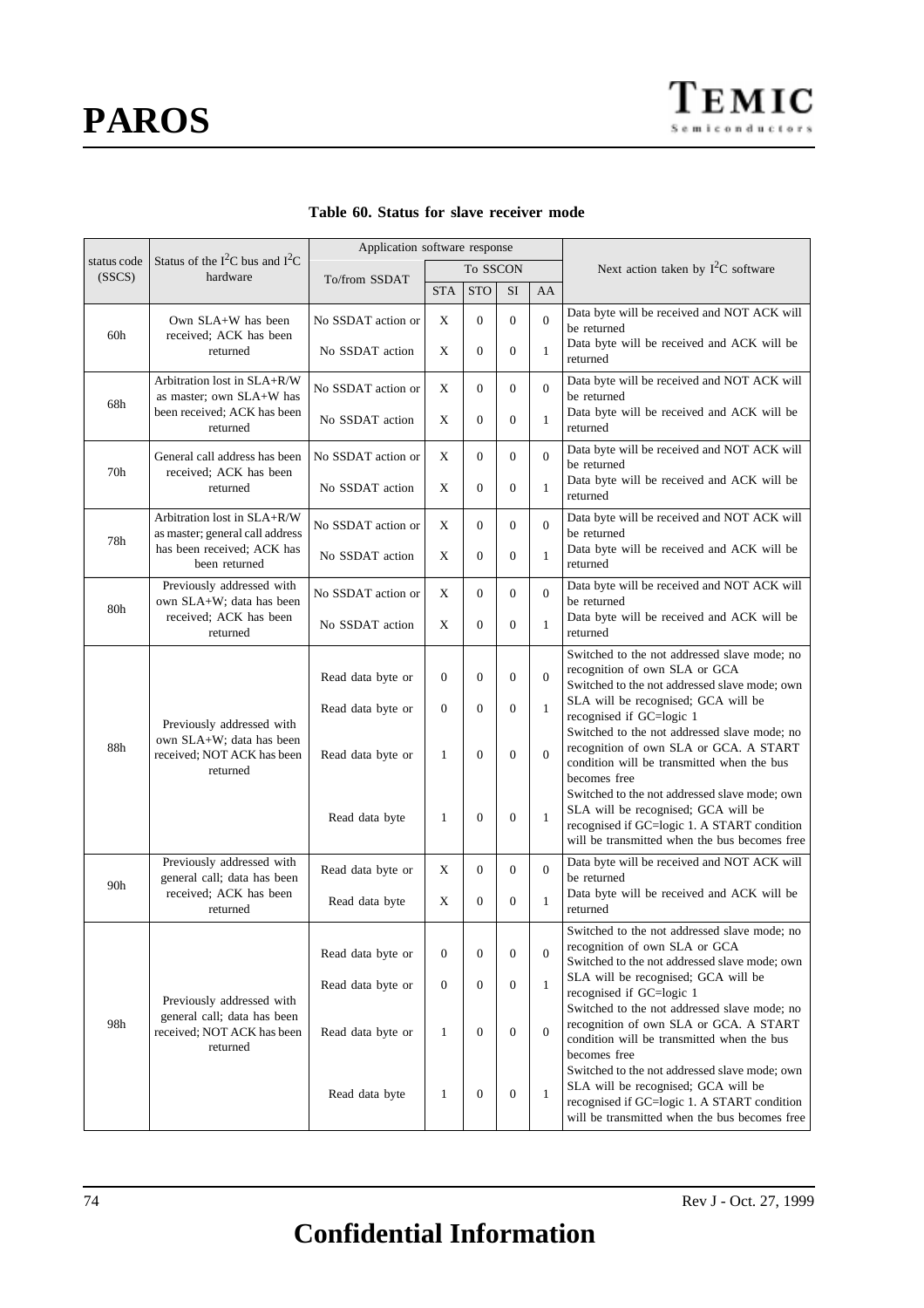**Table 60. Status for slave receiver mode**

| status code (SSCS) | Status of the $I^2C$ bus and $I^2C$ hardware | Application software response | | | | | Next action taken by $I^2C$ software |
|---|---|---|---|---|---|---|---|
| | | To/from SSDAT | To SSCON | | | | |
| | | | STA | STO | SI | AA | |
| 60h | Own SLA+W has been received; ACK has been returned | No SSDAT action or | X | 0 | 0 | 0 | Data byte will be received and NOT ACK will be returned |
| | | No SSDAT action | X | 0 | 0 | 1 | Data byte will be received and ACK will be returned |
| 68h | Arbitration lost in SLA+R/W as master; own SLA+W has been received; ACK has been returned | No SSDAT action or | X | 0 | 0 | 0 | Data byte will be received and NOT ACK will be returned |
| | | No SSDAT action | X | 0 | 0 | 1 | Data byte will be received and ACK will be returned |
| 70h | General call address has been received; ACK has been returned | No SSDAT action or | X | 0 | 0 | 0 | Data byte will be received and NOT ACK will be returned |
| | | No SSDAT action | X | 0 | 0 | 1 | Data byte will be received and ACK will be returned |
| 78h | Arbitration lost in SLA+R/W as master; general call address has been received; ACK has been returned | No SSDAT action or | X | 0 | 0 | 0 | Data byte will be received and NOT ACK will be returned |
| | | No SSDAT action | X | 0 | 0 | 1 | Data byte will be received and ACK will be returned |
| 80h | Previously addressed with own SLA+W; data has been received; ACK has been returned | No SSDAT action or | X | 0 | 0 | 0 | Data byte will be received and NOT ACK will be returned |
| | | No SSDAT action | X | 0 | 0 | 1 | Data byte will be received and ACK will be returned |
| 88h | Previously addressed with own SLA+W; data has been received; NOT ACK has been returned | Read data byte or | 0 | 0 | 0 | 0 | Switched to the not addressed slave mode; no recognition of own SLA or GCA |
| | | Read data byte or | 0 | 0 | 0 | 1 | Switched to the not addressed slave mode; own SLA will be recognised; GCA will be recognised if GC=logic 1 |
| | | Read data byte or | 1 | 0 | 0 | 0 | Switched to the not addressed slave mode; no recognition of own SLA or GCA. A START condition will be transmitted when the bus becomes free |
| | | Read data byte | 1 | 0 | 0 | 1 | Switched to the not addressed slave mode; own SLA will be recognised; GCA will be recognised if GC=logic 1. A START condition will be transmitted when the bus becomes free |
| 90h | Previously addressed with general call; data has been received; ACK has been returned | Read data byte or | X | 0 | 0 | 0 | Data byte will be received and NOT ACK will be returned |
| | | Read data byte | X | 0 | 0 | 1 | Data byte will be received and ACK will be returned |
| 98h | Previously addressed with general call; data has been received; NOT ACK has been returned | Read data byte or | 0 | 0 | 0 | 0 | Switched to the not addressed slave mode; no recognition of own SLA or GCA |
| | | Read data byte or | 0 | 0 | 0 | 1 | Switched to the not addressed slave mode; own SLA will be recognised; GCA will be recognised if GC=logic 1 |
| | | Read data byte or | 1 | 0 | 0 | 0 | Switched to the not addressed slave mode; no recognition of own SLA or GCA. A START condition will be transmitted when the bus becomes free |
| | | Read data byte | 1 | 0 | 0 | 1 | Switched to the not addressed slave mode; own SLA will be recognised; GCA will be recognised if GC=logic 1. A START condition will be transmitted when the bus becomes free |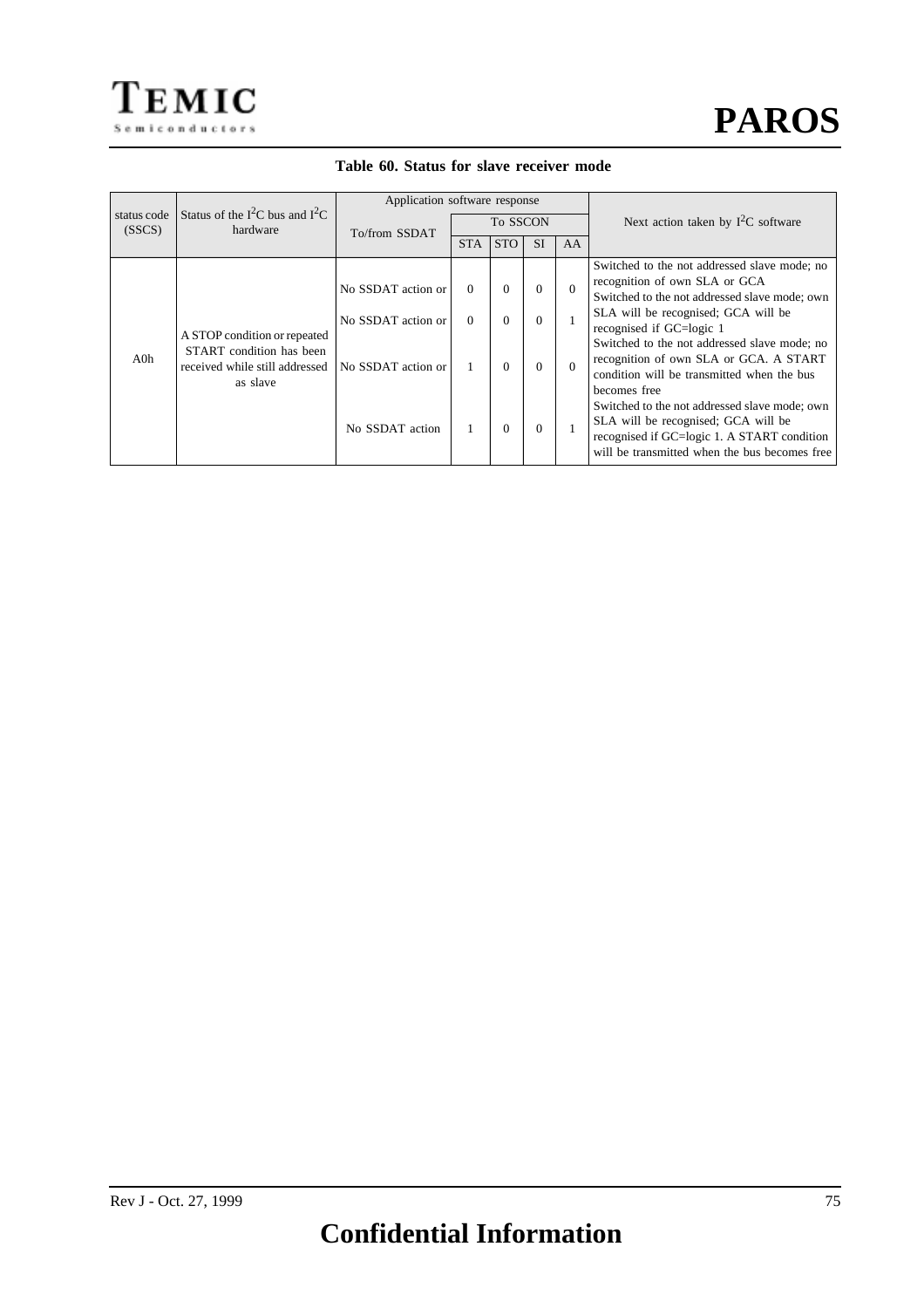**Table 60. Status for slave receiver mode**

| status code (SSCS) | Status of the $I^2C$ bus and $I^2C$ hardware | Application software response | | | | | Next action taken by $I^2C$ software |
|---|---|---|---|---|---|---|---|
| | | To/from SSDAT | To SSCON | | | | |
| | | | STA | STO | SI | AA | |
| A0h | A STOP condition or repeated START condition has been received while still addressed as slave | No SSDAT action or | 0 | 0 | 0 | 0 | Switched to the not addressed slave mode; no recognition of own SLA or GCA |
| | | No SSDAT action or | 0 | 0 | 0 | 1 | Switched to the not addressed slave mode; own SLA will be recognised; GCA will be recognised if GC=logic 1 |
| | | No SSDAT action or | 1 | 0 | 0 | 0 | Switched to the not addressed slave mode; no recognition of own SLA or GCA. A START condition will be transmitted when the bus becomes free |
| | | No SSDAT action | 1 | 0 | 0 | 1 | Switched to the not addressed slave mode; own SLA will be recognised; GCA will be recognised if GC=logic 1. A START condition will be transmitted when the bus becomes free |

**Confidential Information**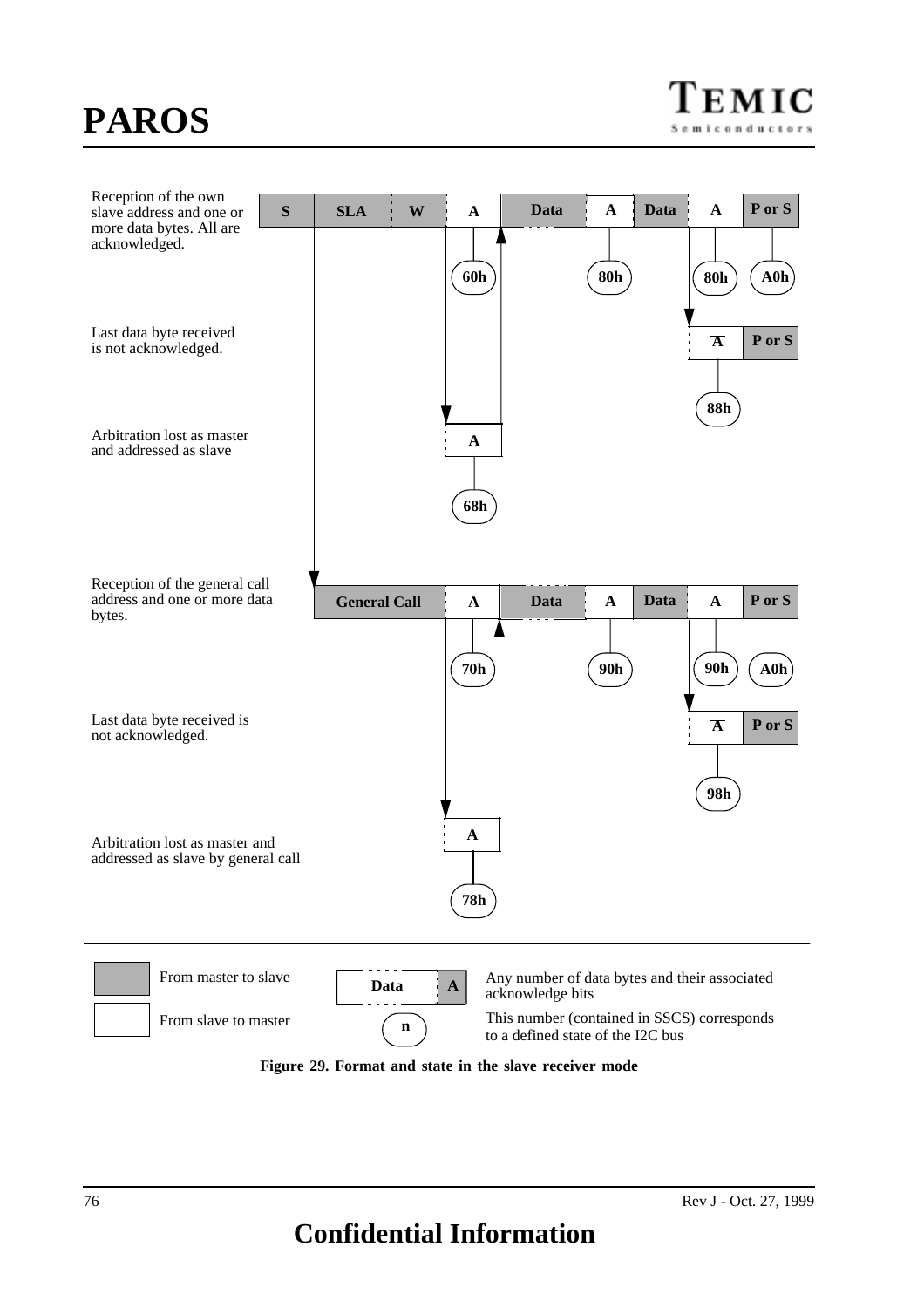Reception of the own slave address and one or more data bytes. All are acknowledged.

S | SLA | W | A | Data | A | Data | A | P or S

60h | 80h | 80h | A0h

Last data byte received is not acknowledged.

A̅ | P or S

88h

Arbitration lost as master and addressed as slave

A

68h

Reception of the general call address and one or more data bytes.

General Call | A | Data | A | Data | A | P or S

70h | 90h | 90h | A0h

Last data byte received is not acknowledged.

A̅ | P or S

98h

Arbitration lost as master and addressed as slave by general call

A

78h

From master to slave

From slave to master

Data | A — Any number of data bytes and their associated acknowledge bits

n — This number (contained in SSCS) corresponds to a defined state of the I2C bus

**Figure 29. Format and state in the slave receiver mode**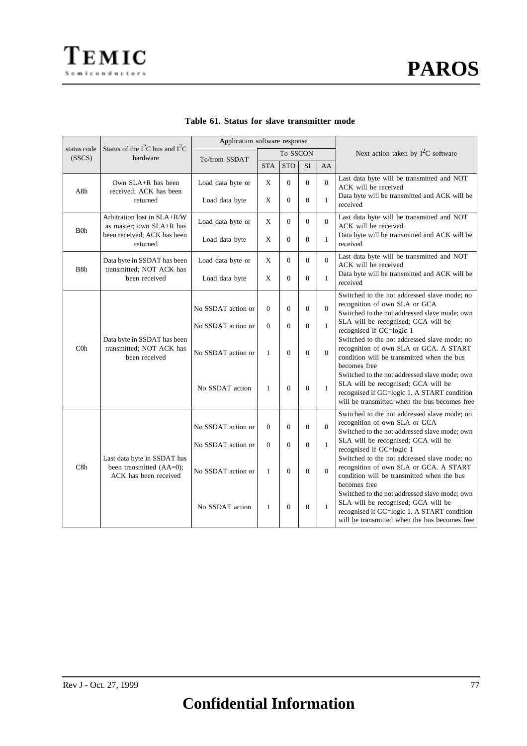**Table 61. Status for slave transmitter mode**

| status code (SSCS) | Status of the $I^2C$ bus and $I^2C$ hardware | Application software response | | | | | Next action taken by $I^2C$ software |
|---|---|---|---|---|---|---|---|
| | | To/from SSDAT | To SSCON | | | | |
| | | | STA | STO | SI | AA | |
| A8h | Own SLA+R has been received; ACK has been returned | Load data byte or | X | 0 | 0 | 0 | Last data byte will be transmitted and NOT ACK will be received |
| | | Load data byte | X | 0 | 0 | 1 | Data byte will be transmitted and ACK will be received |
| B0h | Arbitration lost in SLA+R/W as master; own SLA+R has been received; ACK has been returned | Load data byte or | X | 0 | 0 | 0 | Last data byte will be transmitted and NOT ACK will be received |
| | | Load data byte | X | 0 | 0 | 1 | Data byte will be transmitted and ACK will be received |
| B8h | Data byte in SSDAT has been transmitted; NOT ACK has been received | Load data byte or | X | 0 | 0 | 0 | Last data byte will be transmitted and NOT ACK will be received |
| | | Load data byte | X | 0 | 0 | 1 | Data byte will be transmitted and ACK will be received |
| C0h | Data byte in SSDAT has been transmitted; NOT ACK has been received | No SSDAT action or | 0 | 0 | 0 | 0 | Switched to the not addressed slave mode; no recognition of own SLA or GCA |
| | | No SSDAT action or | 0 | 0 | 0 | 1 | Switched to the not addressed slave mode; own SLA will be recognised; GCA will be recognised if GC=logic 1 |
| | | No SSDAT action or | 1 | 0 | 0 | 0 | Switched to the not addressed slave mode; no recognition of own SLA or GCA. A START condition will be transmitted when the bus becomes free |
| | | No SSDAT action | 1 | 0 | 0 | 1 | Switched to the not addressed slave mode; own SLA will be recognised; GCA will be recognised if GC=logic 1. A START condition will be transmitted when the bus becomes free |
| C8h | Last data byte in SSDAT has been transmitted (AA=0); ACK has been received | No SSDAT action or | 0 | 0 | 0 | 0 | Switched to the not addressed slave mode; no recognition of own SLA or GCA |
| | | No SSDAT action or | 0 | 0 | 0 | 1 | Switched to the not addressed slave mode; own SLA will be recognised; GCA will be recognised if GC=logic 1 |
| | | No SSDAT action or | 1 | 0 | 0 | 0 | Switched to the not addressed slave mode; no recognition of own SLA or GCA. A START condition will be transmitted when the bus becomes free |
| | | No SSDAT action | 1 | 0 | 0 | 1 | Switched to the not addressed slave mode; own SLA will be recognised; GCA will be recognised if GC=logic 1. A START condition will be transmitted when the bus becomes free |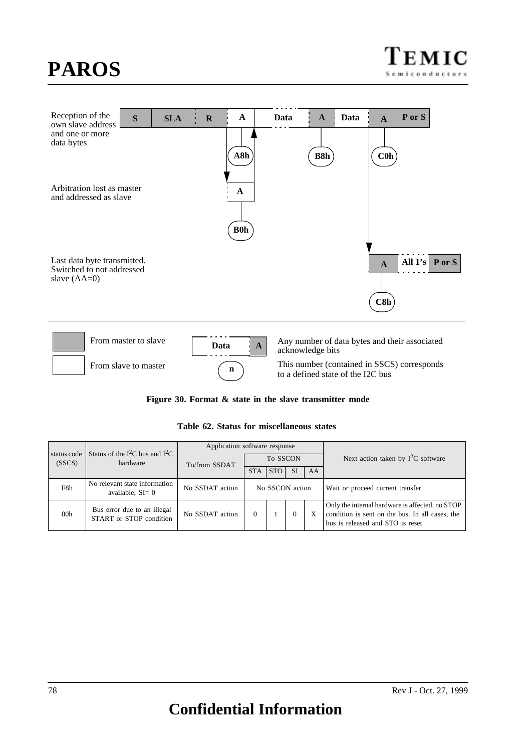Reception of the own slave address and one or more data bytes

S SLA R A Data A Data $\overline{A}$ P or S

A8h B8h C0h

Arbitration lost as master and addressed as slave

A

B0h

Last data byte transmitted. Switched to not addressed slave (AA=0)

A All 1's P or S

C8h

From master to slave

From slave to master

Data A Any number of data bytes and their associated acknowledge bits

n This number (contained in SSCS) corresponds to a defined state of the I2C bus

**Figure 30. Format & state in the slave transmitter mode**

**Table 62. Status for miscellaneous states**

| status code (SSCS) | Status of the $I^2C$ bus and $I^2C$ hardware | Application software response | | | | | Next action taken by $I^2C$ software |
|---|---|---|---|---|---|---|---|
| | | To/from SSDAT | To SSCON | | | | |
| | | | STA | STO | SI | AA | |
| F8h | No relevant state information available; SI= 0 | No SSDAT action | No SSCON action | | | | Wait or proceed current transfer |
| 00h | Bus error due to an illegal START or STOP condition | No SSDAT action | 0 | 1 | 0 | X | Only the internal hardware is affected, no STOP condition is sent on the bus. In all cases, the bus is released and STO is reset |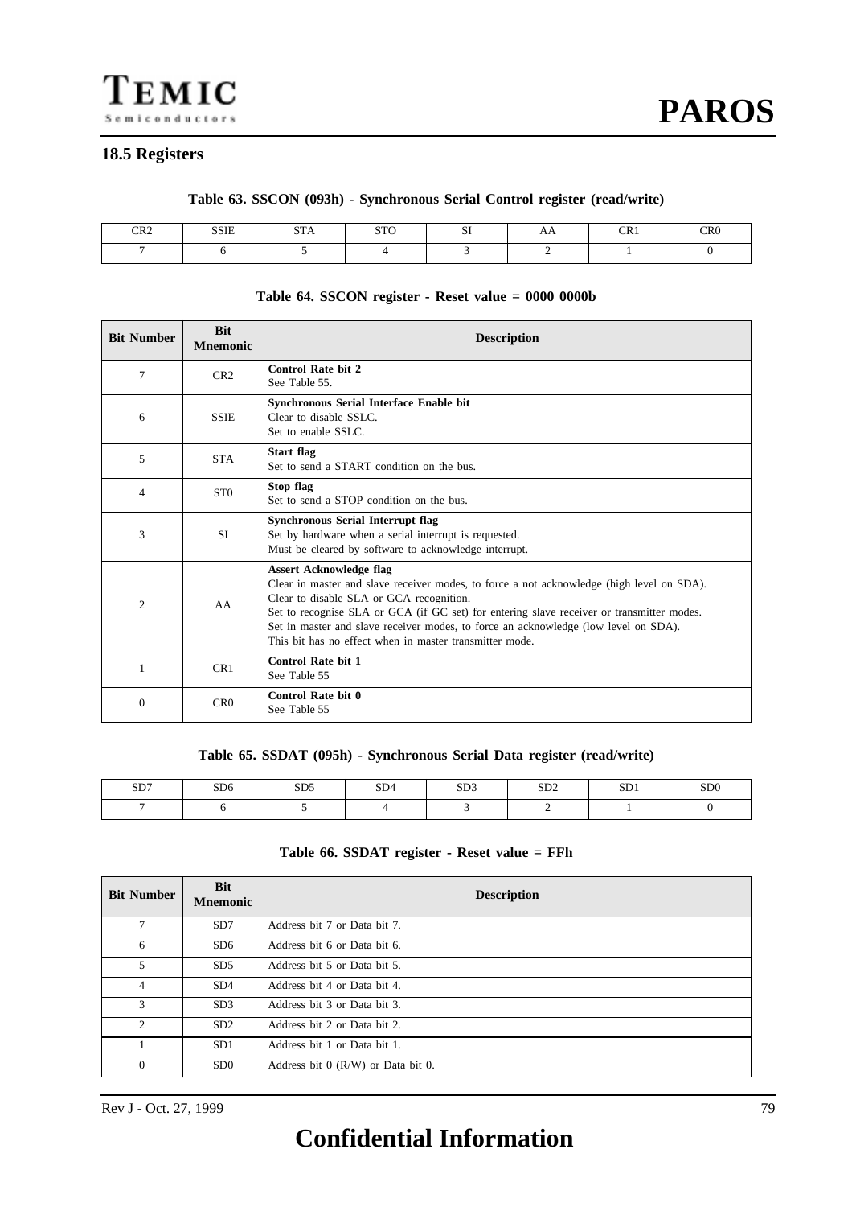## 18.5 Registers

**Table 63. SSCON (093h) - Synchronous Serial Control register (read/write)**

| CR2 | SSIE | STA | STO | SI | AA | CR1 | CR0 |
|---|---|---|---|---|---|---|---|
| 7 | 6 | 5 | 4 | 3 | 2 | 1 | 0 |

**Table 64. SSCON register - Reset value = 0000 0000b**

| Bit Number | Bit Mnemonic | Description |
|---|---|---|
| 7 | CR2 | **Control Rate bit 2**<br>See Table 55. |
| 6 | SSIE | **Synchronous Serial Interface Enable bit**<br>Clear to disable SSLC.<br>Set to enable SSLC. |
| 5 | STA | **Start flag**<br>Set to send a START condition on the bus. |
| 4 | ST0 | **Stop flag**<br>Set to send a STOP condition on the bus. |
| 3 | SI | **Synchronous Serial Interrupt flag**<br>Set by hardware when a serial interrupt is requested.<br>Must be cleared by software to acknowledge interrupt. |
| 2 | AA | **Assert Acknowledge flag**<br>Clear in master and slave receiver modes, to force a not acknowledge (high level on SDA).<br>Clear to disable SLA or GCA recognition.<br>Set to recognise SLA or GCA (if GC set) for entering slave receiver or transmitter modes.<br>Set in master and slave receiver modes, to force an acknowledge (low level on SDA).<br>This bit has no effect when in master transmitter mode. |
| 1 | CR1 | **Control Rate bit 1**<br>See Table 55 |
| 0 | CR0 | **Control Rate bit 0**<br>See Table 55 |

**Table 65. SSDAT (095h) - Synchronous Serial Data register (read/write)**

| SD7 | SD6 | SD5 | SD4 | SD3 | SD2 | SD1 | SD0 |
|---|---|---|---|---|---|---|---|
| 7 | 6 | 5 | 4 | 3 | 2 | 1 | 0 |

**Table 66. SSDAT register - Reset value = FFh**

| Bit Number | Bit Mnemonic | Description |
|---|---|---|
| 7 | SD7 | Address bit 7 or Data bit 7. |
| 6 | SD6 | Address bit 6 or Data bit 6. |
| 5 | SD5 | Address bit 5 or Data bit 5. |
| 4 | SD4 | Address bit 4 or Data bit 4. |
| 3 | SD3 | Address bit 3 or Data bit 3. |
| 2 | SD2 | Address bit 2 or Data bit 2. |
| 1 | SD1 | Address bit 1 or Data bit 1. |
| 0 | SD0 | Address bit 0 (R/W) or Data bit 0. |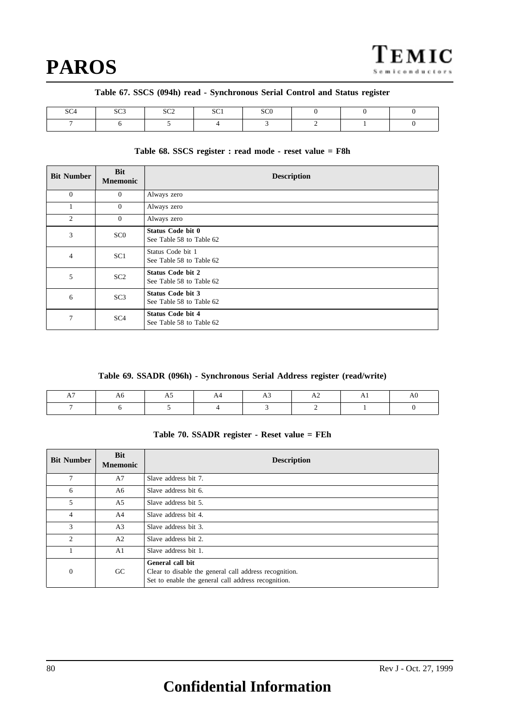**Table 67. SSCS (094h) read - Synchronous Serial Control and Status register**

| | | | | | | | |
|---|---|---|---|---|---|---|---|
| SC4 | SC3 | SC2 | SC1 | SC0 | 0 | 0 | 0 |
| 7 | 6 | 5 | 4 | 3 | 2 | 1 | 0 |

**Table 68. SSCS register : read mode - reset value = F8h**

| Bit Number | Bit Mnemonic | Description |
|---|---|---|
| 0 | 0 | Always zero |
| 1 | 0 | Always zero |
| 2 | 0 | Always zero |
| 3 | SC0 | **Status Code bit 0**<br>See Table 58 to Table 62 |
| 4 | SC1 | Status Code bit 1<br>See Table 58 to Table 62 |
| 5 | SC2 | **Status Code bit 2**<br>See Table 58 to Table 62 |
| 6 | SC3 | **Status Code bit 3**<br>See Table 58 to Table 62 |
| 7 | SC4 | **Status Code bit 4**<br>See Table 58 to Table 62 |

**Table 69. SSADR (096h) - Synchronous Serial Address register (read/write)**

| | | | | | | | |
|---|---|---|---|---|---|---|---|
| A7 | A6 | A5 | A4 | A3 | A2 | A1 | A0 |
| 7 | 6 | 5 | 4 | 3 | 2 | 1 | 0 |

**Table 70. SSADR register - Reset value = FEh**

| Bit Number | Bit Mnemonic | Description |
|---|---|---|
| 7 | A7 | Slave address bit 7. |
| 6 | A6 | Slave address bit 6. |
| 5 | A5 | Slave address bit 5. |
| 4 | A4 | Slave address bit 4. |
| 3 | A3 | Slave address bit 3. |
| 2 | A2 | Slave address bit 2. |
| 1 | A1 | Slave address bit 1. |
| 0 | GC | **General call bit**<br>Clear to disable the general call address recognition.<br>Set to enable the general call address recognition. |

**Confidential Information**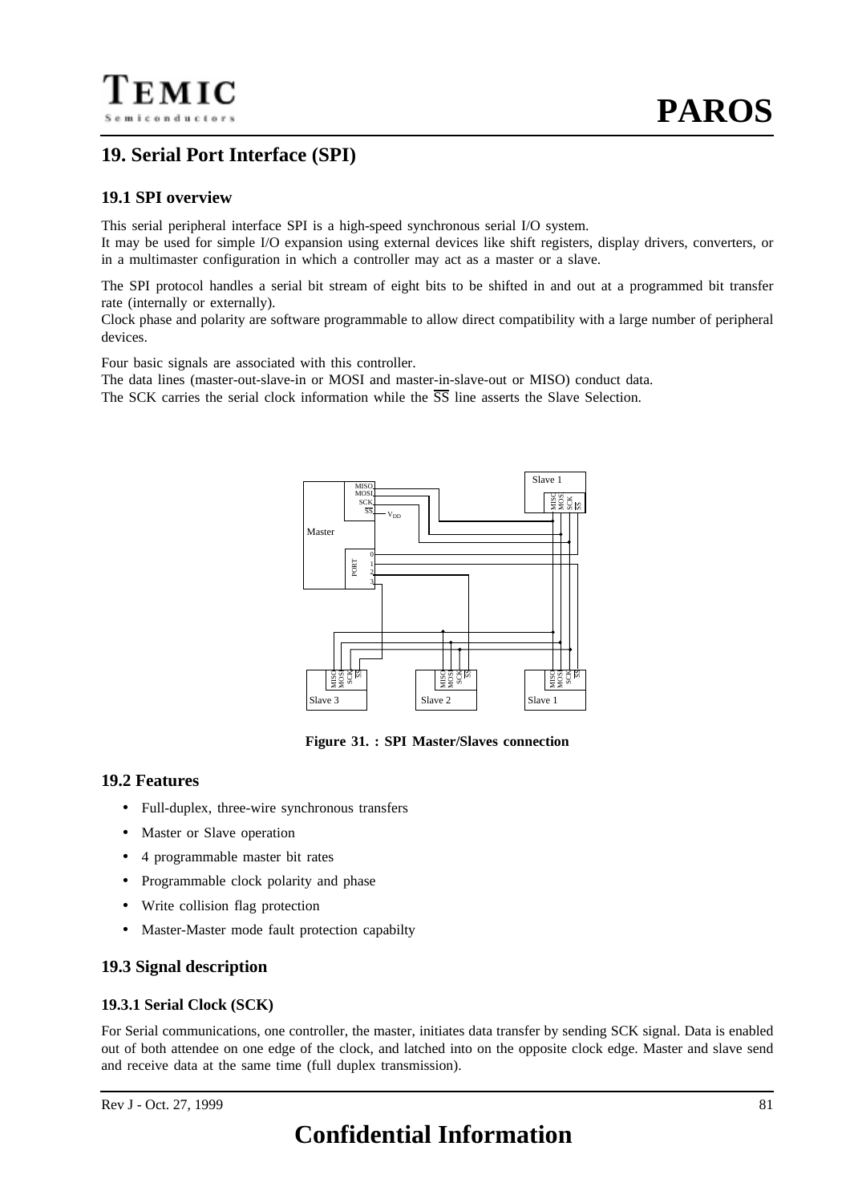## 19. Serial Port Interface (SPI)

### 19.1 SPI overview

This serial peripheral interface SPI is a high-speed synchronous serial I/O system.
It may be used for simple I/O expansion using external devices like shift registers, display drivers, converters, or in a multimaster configuration in which a controller may act as a master or a slave.

The SPI protocol handles a serial bit stream of eight bits to be shifted in and out at a programmed bit transfer rate (internally or externally).
Clock phase and polarity are software programmable to allow direct compatibility with a large number of peripheral devices.

Four basic signals are associated with this controller.
The data lines (master-out-slave-in or MOSI and master-in-slave-out or MISO) conduct data.
The SCK carries the serial clock information while the $\overline{SS}$ line asserts the Slave Selection.

Slave 1
MISO
MOSI
SCK
$\overline{SS}$
MISO
MOSI
SCK
$\overline{SS}$
$V_{DD}$
Master
PORT
0
1
2
3
MISO
MOSI
SCK
$\overline{SS}$
Slave 3
MISO
MOSI
SCK
$\overline{SS}$
Slave 2
MISO
MOSI
SCK
$\overline{SS}$
Slave 1

**Figure 31. : SPI Master/Slaves connection**

### 19.2 Features

- Full-duplex, three-wire synchronous transfers
- Master or Slave operation
- 4 programmable master bit rates
- Programmable clock polarity and phase
- Write collision flag protection
- Master-Master mode fault protection capabilty

### 19.3 Signal description

#### 19.3.1 Serial Clock (SCK)

For Serial communications, one controller, the master, initiates data transfer by sending SCK signal. Data is enabled out of both attendee on one edge of the clock, and latched into on the opposite clock edge. Master and slave send and receive data at the same time (full duplex transmission).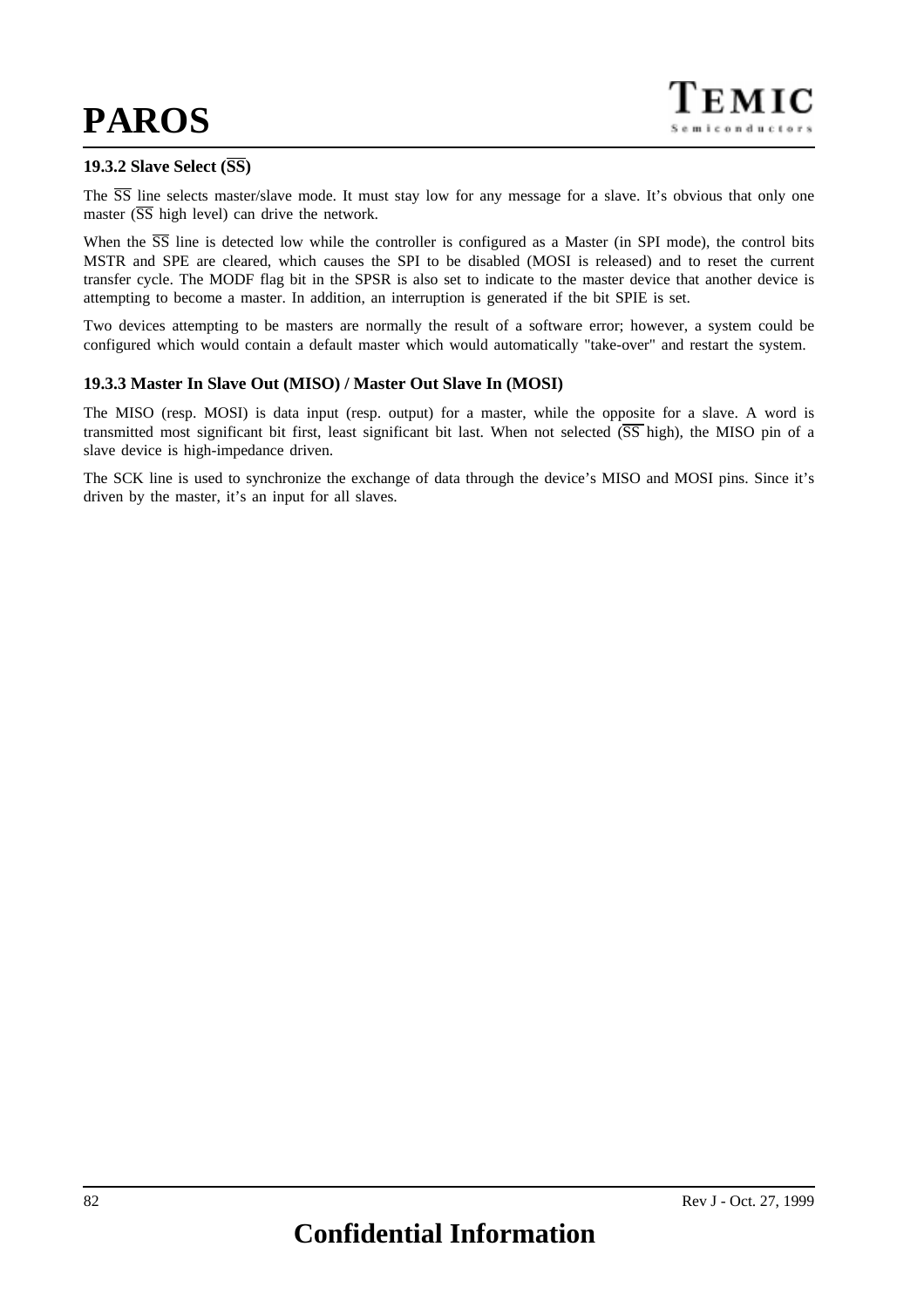### 19.3.2 Slave Select ($\overline{SS}$)

The $\overline{SS}$ line selects master/slave mode. It must stay low for any message for a slave. It's obvious that only one master ($\overline{SS}$ high level) can drive the network.

When the $\overline{SS}$ line is detected low while the controller is configured as a Master (in SPI mode), the control bits MSTR and SPE are cleared, which causes the SPI to be disabled (MOSI is released) and to reset the current transfer cycle. The MODF flag bit in the SPSR is also set to indicate to the master device that another device is attempting to become a master. In addition, an interruption is generated if the bit SPIE is set.

Two devices attempting to be masters are normally the result of a software error; however, a system could be configured which would contain a default master which would automatically "take-over" and restart the system.

### 19.3.3 Master In Slave Out (MISO) / Master Out Slave In (MOSI)

The MISO (resp. MOSI) is data input (resp. output) for a master, while the opposite for a slave. A word is transmitted most significant bit first, least significant bit last. When not selected ($\overline{SS}$ high), the MISO pin of a slave device is high-impedance driven.

The SCK line is used to synchronize the exchange of data through the device's MISO and MOSI pins. Since it's driven by the master, it's an input for all slaves.

**Confidential Information**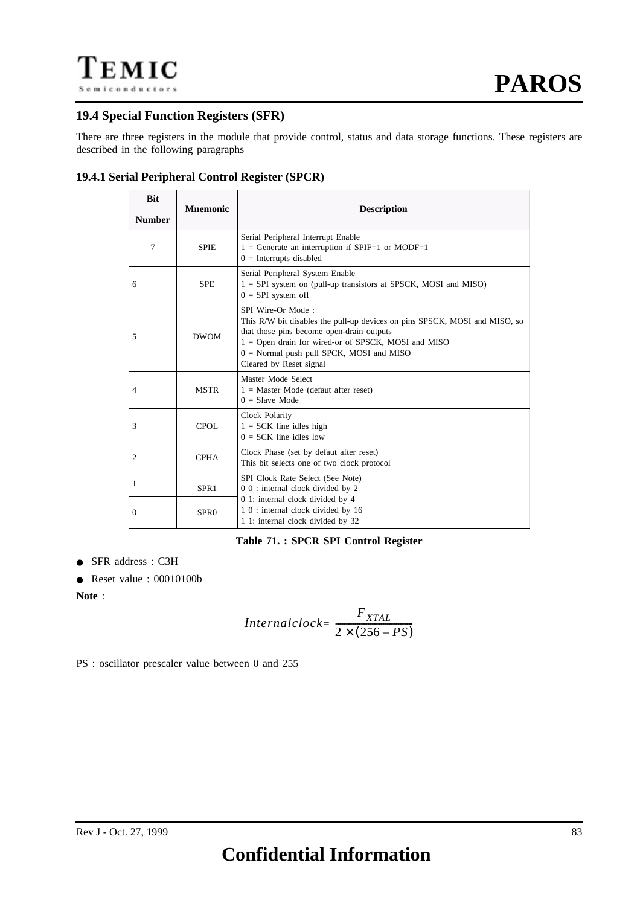## 19.4 Special Function Registers (SFR)

There are three registers in the module that provide control, status and data storage functions. These registers are described in the following paragraphs

### 19.4.1 Serial Peripheral Control Register (SPCR)

| Bit Number | Mnemonic | Description |
|---|---|---|
| 7 | SPIE | Serial Peripheral Interrupt Enable<br>1 = Generate an interruption if SPIF=1 or MODF=1<br>0 = Interrupts disabled |
| 6 | SPE | Serial Peripheral System Enable<br>1 = SPI system on (pull-up transistors at SPSCK, MOSI and MISO)<br>0 = SPI system off |
| 5 | DWOM | SPI Wire-Or Mode :<br>This R/W bit disables the pull-up devices on pins SPSCK, MOSI and MISO, so that those pins become open-drain outputs<br>1 = Open drain for wired-or of SPSCK, MOSI and MISO<br>0 = Normal push pull SPCK, MOSI and MISO<br>Cleared by Reset signal |
| 4 | MSTR | Master Mode Select<br>1 = Master Mode (defaut after reset)<br>0 = Slave Mode |
| 3 | CPOL | Clock Polarity<br>1 = SCK line idles high<br>0 = SCK line idles low |
| 2 | CPHA | Clock Phase (set by defaut after reset)<br>This bit selects one of two clock protocol |
| 1 | SPR1 | SPI Clock Rate Select (See Note)<br>0 0 : internal clock divided by 2<br>0 1: internal clock divided by 4<br>1 0 : internal clock divided by 16<br>1 1: internal clock divided by 32 |
| 0 | SPR0 | |

**Table 71. : SPCR SPI Control Register**

- SFR address : C3H
- Reset value : 00010100b

**Note** :

$$Internalclock = \frac{F_{XTAL}}{2 \times (256 - PS)}$$

PS : oscillator prescaler value between 0 and 255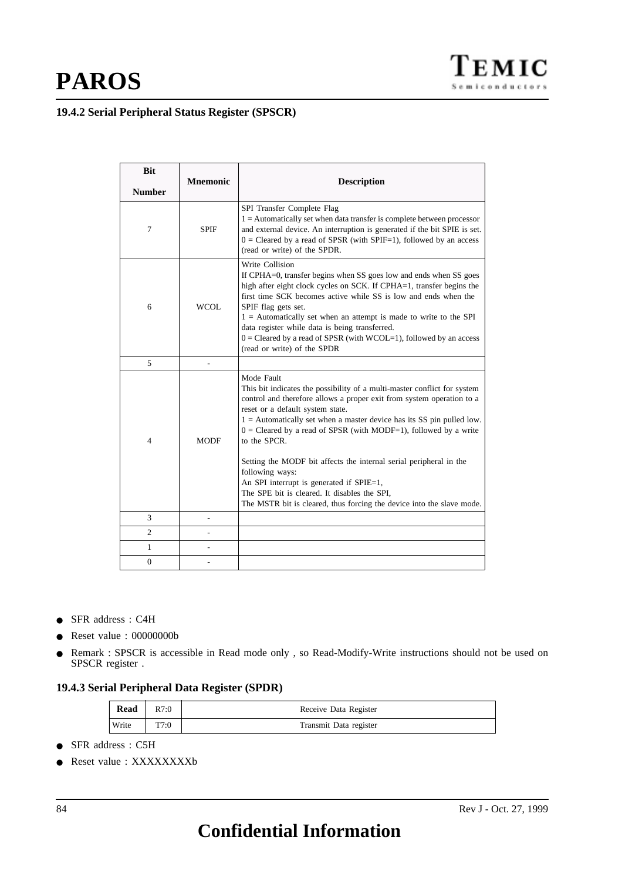### 19.4.2 Serial Peripheral Status Register (SPSCR)

| Bit Number | Mnemonic | Description |
|---|---|---|
| 7 | SPIF | SPI Transfer Complete Flag<br>1 = Automatically set when data transfer is complete between processor and external device. An interruption is generated if the bit SPIE is set.<br>0 = Cleared by a read of SPSR (with SPIF=1), followed by an access (read or write) of the SPDR. |
| 6 | WCOL | Write Collision<br>If CPHA=0, transfer begins when SS goes low and ends when SS goes high after eight clock cycles on SCK. If CPHA=1, transfer begins the first time SCK becomes active while SS is low and ends when the SPIF flag gets set.<br>1 = Automatically set when an attempt is made to write to the SPI data register while data is being transferred.<br>0 = Cleared by a read of SPSR (with WCOL=1), followed by an access (read or write) of the SPDR |
| 5 | - | |
| 4 | MODF | Mode Fault<br>This bit indicates the possibility of a multi-master conflict for system control and therefore allows a proper exit from system operation to a reset or a default system state.<br>1 = Automatically set when a master device has its SS pin pulled low.<br>0 = Cleared by a read of SPSR (with MODF=1), followed by a write to the SPCR.<br><br>Setting the MODF bit affects the internal serial peripheral in the following ways:<br>An SPI interrupt is generated if SPIE=1,<br>The SPE bit is cleared. It disables the SPI,<br>The MSTR bit is cleared, thus forcing the device into the slave mode. |
| 3 | - | |
| 2 | - | |
| 1 | - | |
| 0 | - | |

- SFR address : C4H
- Reset value : 00000000b
- Remark : SPSCR is accessible in Read mode only , so Read-Modify-Write instructions should not be used on SPSCR register .

### 19.4.3 Serial Peripheral Data Register (SPDR)

| Read | R7:0 | Receive Data Register |
|---|---|---|
| Write | T7:0 | Transmit Data register |

- SFR address : C5H
- Reset value : XXXXXXXXb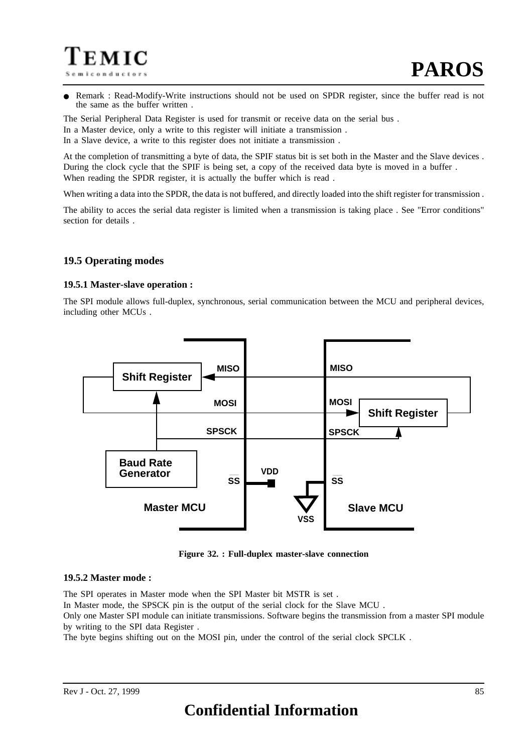- Remark : Read-Modify-Write instructions should not be used on SPDR register, since the buffer read is not the same as the buffer written .

The Serial Peripheral Data Register is used for transmit or receive data on the serial bus .
In a Master device, only a write to this register will initiate a transmission .
In a Slave device, a write to this register does not initiate a transmission .

At the completion of transmitting a byte of data, the SPIF status bit is set both in the Master and the Slave devices . During the clock cycle that the SPIF is being set, a copy of the received data byte is moved in a buffer .
When reading the SPDR register, it is actually the buffer which is read .

When writing a data into the SPDR, the data is not buffered, and directly loaded into the shift register for transmission .

The ability to acces the serial data register is limited when a transmission is taking place . See "Error conditions" section for details .

### 19.5 Operating modes

#### 19.5.1 Master-slave operation :

The SPI module allows full-duplex, synchronous, serial communication between the MCU and peripheral devices, including other MCUs .

Shift Register
MISO
MOSI
SPSCK
Baud Rate Generator
SS
VDD
Master MCU
MISO
MOSI
Shift Register
SPSCK
SS
VSS
Slave MCU

**Figure 32. : Full-duplex master-slave connection**

#### 19.5.2 Master mode :

The SPI operates in Master mode when the SPI Master bit MSTR is set .
In Master mode, the SPSCK pin is the output of the serial clock for the Slave MCU .
Only one Master SPI module can initiate transmissions. Software begins the transmission from a master SPI module by writing to the SPI data Register .
The byte begins shifting out on the MOSI pin, under the control of the serial clock SPCLK .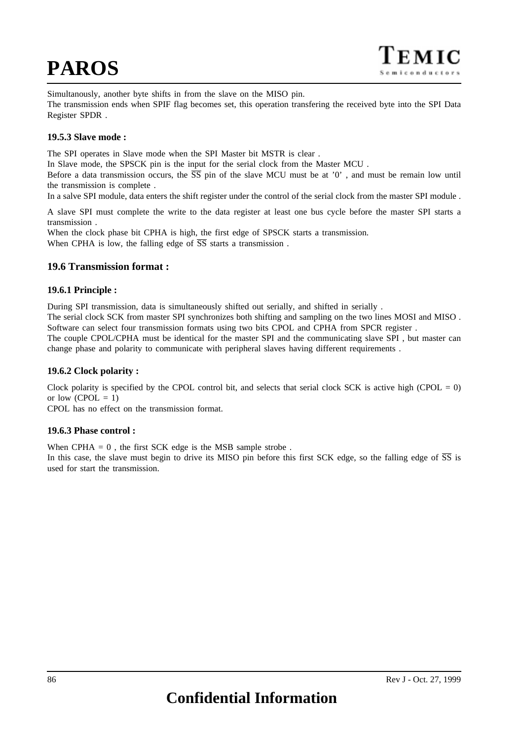Simultanously, another byte shifts in from the slave on the MISO pin.
The transmission ends when SPIF flag becomes set, this operation transfering the received byte into the SPI Data Register SPDR .

### 19.5.3 Slave mode :

The SPI operates in Slave mode when the SPI Master bit MSTR is clear .
In Slave mode, the SPSCK pin is the input for the serial clock from the Master MCU .
Before a data transmission occurs, the $\overline{SS}$ pin of the slave MCU must be at '0' , and must be remain low until the transmission is complete .
In a salve SPI module, data enters the shift register under the control of the serial clock from the master SPI module .

A slave SPI must complete the write to the data register at least one bus cycle before the master SPI starts a transmission .
When the clock phase bit CPHA is high, the first edge of SPSCK starts a transmission.
When CPHA is low, the falling edge of $\overline{SS}$ starts a transmission .

## 19.6 Transmission format :

### 19.6.1 Principle :

During SPI transmission, data is simultaneously shifted out serially, and shifted in serially .
The serial clock SCK from master SPI synchronizes both shifting and sampling on the two lines MOSI and MISO .
Software can select four transmission formats using two bits CPOL and CPHA from SPCR register .
The couple CPOL/CPHA must be identical for the master SPI and the communicating slave SPI , but master can change phase and polarity to communicate with peripheral slaves having different requirements .

### 19.6.2 Clock polarity :

Clock polarity is specified by the CPOL control bit, and selects that serial clock SCK is active high (CPOL = 0) or low (CPOL = 1)
CPOL has no effect on the transmission format.

### 19.6.3 Phase control :

When CPHA = 0 , the first SCK edge is the MSB sample strobe .
In this case, the slave must begin to drive its MISO pin before this first SCK edge, so the falling edge of $\overline{SS}$ is used for start the transmission.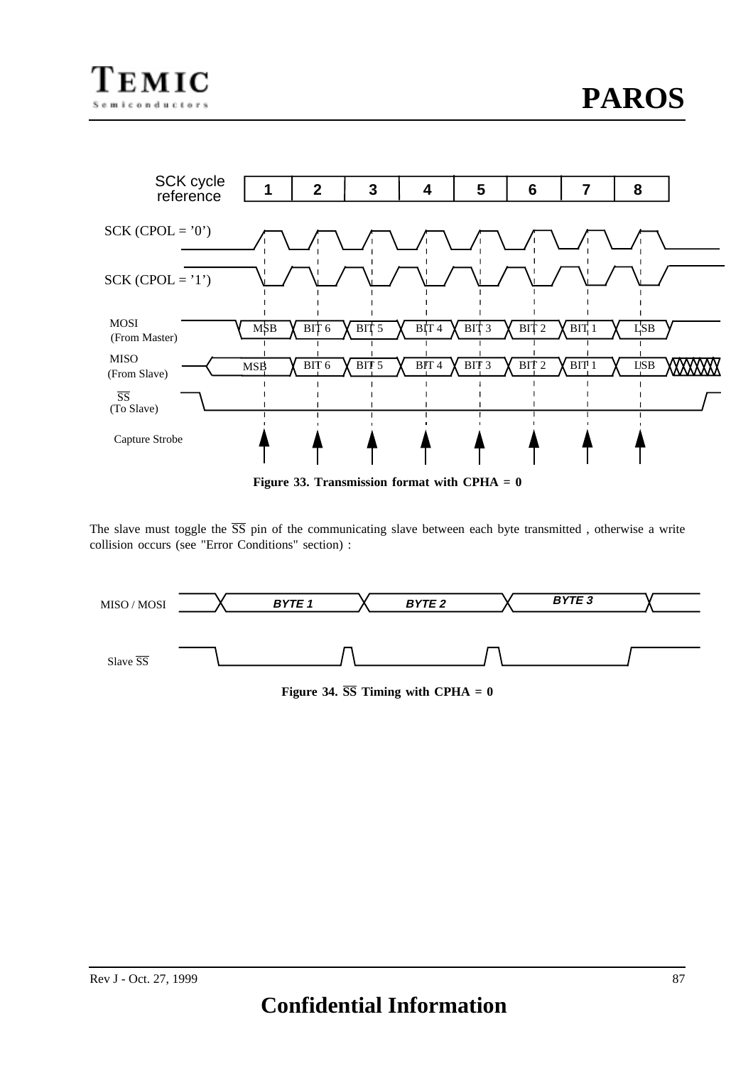SCK cycle reference
1 2 3 4 5 6 7 8

SCK (CPOL = '0')

SCK (CPOL = '1')

MOSI (From Master)
MSB BIT 6 BIT 5 BIT 4 BIT 3 BIT 2 BIT 1 LSB

MISO (From Slave)
MSB BIT 6 BIT 5 BIT 4 BIT 3 BIT 2 BIT 1 LSB

$\overline{SS}$ (To Slave)

Capture Strobe

**Figure 33. Transmission format with CPHA = 0**

The slave must toggle the $\overline{SS}$ pin of the communicating slave between each byte transmitted , otherwise a write collision occurs (see "Error Conditions" section) :

MISO / MOSI
*BYTE 1* *BYTE 2* *BYTE 3*

Slave $\overline{SS}$

**Figure 34. $\overline{SS}$ Timing with CPHA = 0**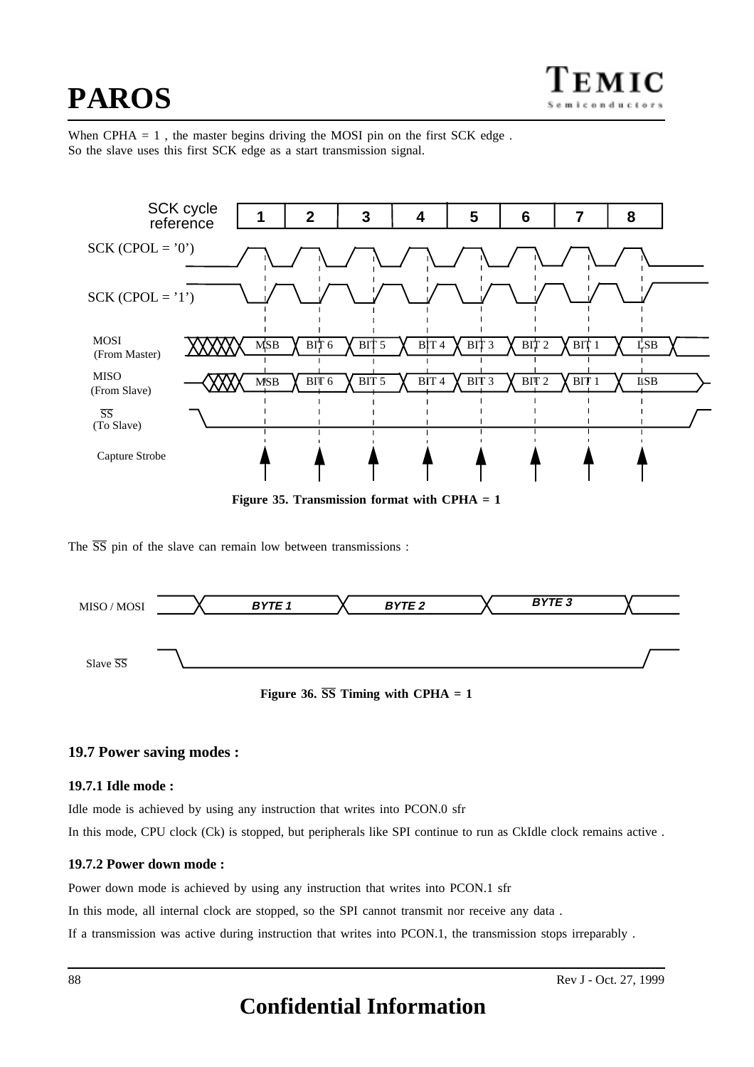When CPHA = 1 , the master begins driving the MOSI pin on the first SCK edge .
So the slave uses this first SCK edge as a start transmission signal.

SCK cycle reference
1 2 3 4 5 6 7 8
SCK (CPOL = '0')
SCK (CPOL = '1')
MOSI (From Master)
MSB BIT 6 BIT 5 BIT 4 BIT 3 BIT 2 BIT 1 LSB
MISO (From Slave)
MSB BIT 6 BIT 5 BIT 4 BIT 3 BIT 2 BIT 1 LSB
$\overline{SS}$ (To Slave)
Capture Strobe

**Figure 35. Transmission format with CPHA = 1**

The $\overline{SS}$ pin of the slave can remain low between transmissions :

MISO / MOSI
*BYTE 1* *BYTE 2* *BYTE 3*
Slave $\overline{SS}$

**Figure 36. $\overline{SS}$ Timing with CPHA = 1**

### 19.7 Power saving modes :

#### 19.7.1 Idle mode :

Idle mode is achieved by using any instruction that writes into PCON.0 sfr

In this mode, CPU clock (Ck) is stopped, but peripherals like SPI continue to run as CkIdle clock remains active .

#### 19.7.2 Power down mode :

Power down mode is achieved by using any instruction that writes into PCON.1 sfr

In this mode, all internal clock are stopped, so the SPI cannot transmit nor receive any data .

If a transmission was active during instruction that writes into PCON.1, the transmission stops irreparably .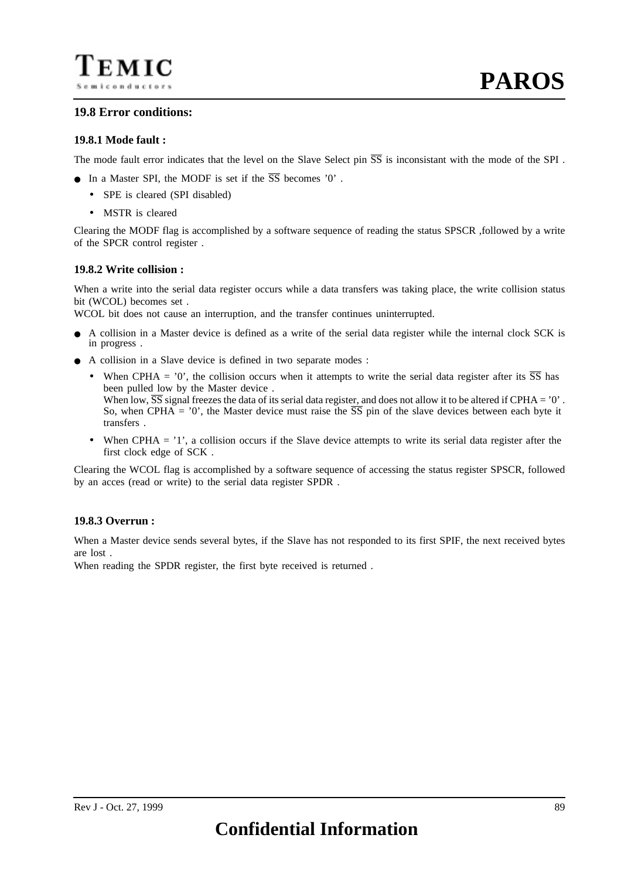## 19.8 Error conditions:

### 19.8.1 Mode fault :

The mode fault error indicates that the level on the Slave Select pin $\overline{SS}$ is inconsistant with the mode of the SPI .

- In a Master SPI, the MODF is set if the $\overline{SS}$ becomes '0' .
  - SPE is cleared (SPI disabled)
  - MSTR is cleared

Clearing the MODF flag is accomplished by a software sequence of reading the status SPSCR ,followed by a write of the SPCR control register .

### 19.8.2 Write collision :

When a write into the serial data register occurs while a data transfers was taking place, the write collision status bit (WCOL) becomes set .
WCOL bit does not cause an interruption, and the transfer continues uninterrupted.

- A collision in a Master device is defined as a write of the serial data register while the internal clock SCK is in progress .
- A collision in a Slave device is defined in two separate modes :
  - When CPHA = '0', the collision occurs when it attempts to write the serial data register after its $\overline{SS}$ has been pulled low by the Master device .
    When low, $\overline{SS}$ signal freezes the data of its serial data register, and does not allow it to be altered if CPHA = '0' .
    So, when CPHA = '0', the Master device must raise the $\overline{SS}$ pin of the slave devices between each byte it transfers .
  - When CPHA = '1', a collision occurs if the Slave device attempts to write its serial data register after the first clock edge of SCK .

Clearing the WCOL flag is accomplished by a software sequence of accessing the status register SPSCR, followed by an acces (read or write) to the serial data register SPDR .

### 19.8.3 Overrun :

When a Master device sends several bytes, if the Slave has not responded to its first SPIF, the next received bytes are lost .
When reading the SPDR register, the first byte received is returned .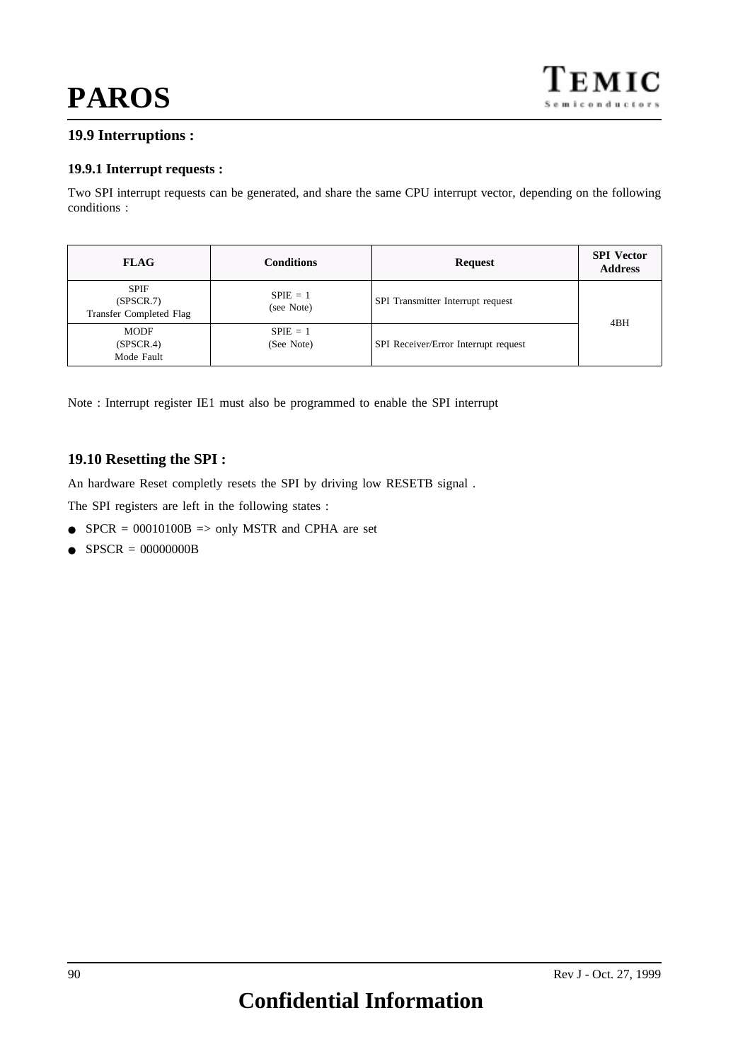## 19.9 Interruptions :

### 19.9.1 Interrupt requests :

Two SPI interrupt requests can be generated, and share the same CPU interrupt vector, depending on the following conditions :

| FLAG | Conditions | Request | SPI Vector Address |
|---|---|---|---|
| SPIF<br>(SPSCR.7)<br>Transfer Completed Flag | SPIE = 1<br>(see Note) | SPI Transmitter Interrupt request | 4BH |
| MODF<br>(SPSCR.4)<br>Mode Fault | SPIE = 1<br>(See Note) | SPI Receiver/Error Interrupt request | |

Note : Interrupt register IE1 must also be programmed to enable the SPI interrupt

## 19.10 Resetting the SPI :

An hardware Reset completly resets the SPI by driving low RESETB signal .

The SPI registers are left in the following states :

- SPCR = 00010100B => only MSTR and CPHA are set
- SPSCR = 00000000B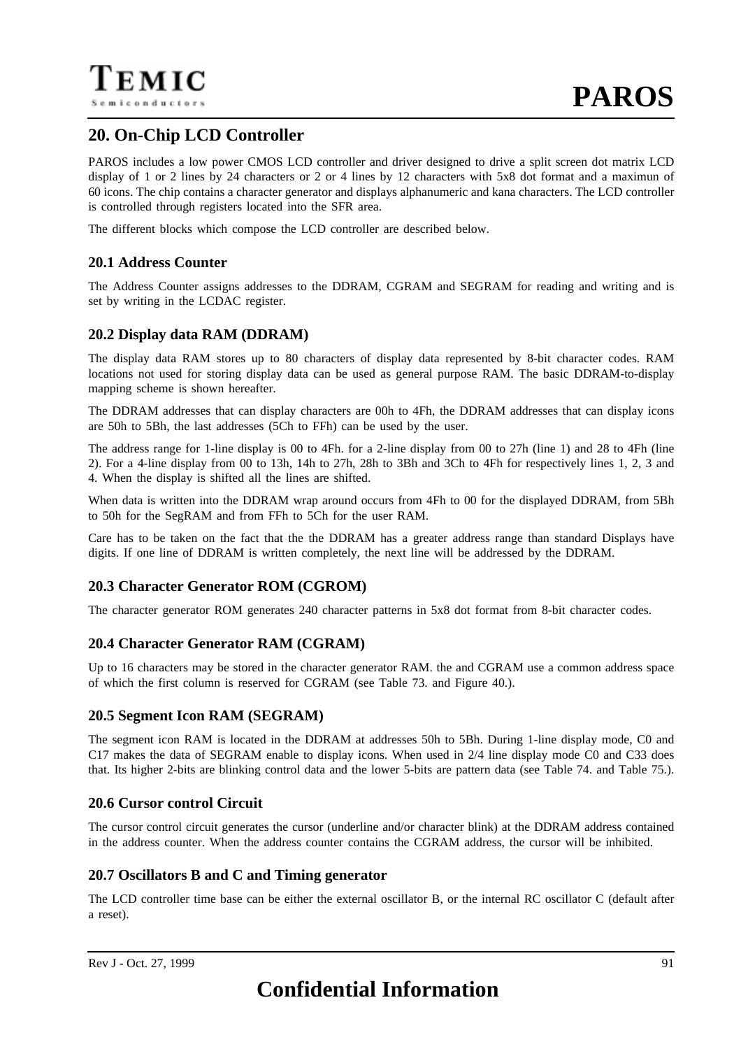# 20. On-Chip LCD Controller

PAROS includes a low power CMOS LCD controller and driver designed to drive a split screen dot matrix LCD display of 1 or 2 lines by 24 characters or 2 or 4 lines by 12 characters with 5x8 dot format and a maximun of 60 icons. The chip contains a character generator and displays alphanumeric and kana characters. The LCD controller is controlled through registers located into the SFR area.

The different blocks which compose the LCD controller are described below.

## 20.1 Address Counter

The Address Counter assigns addresses to the DDRAM, CGRAM and SEGRAM for reading and writing and is set by writing in the LCDAC register.

## 20.2 Display data RAM (DDRAM)

The display data RAM stores up to 80 characters of display data represented by 8-bit character codes. RAM locations not used for storing display data can be used as general purpose RAM. The basic DDRAM-to-display mapping scheme is shown hereafter.

The DDRAM addresses that can display characters are 00h to 4Fh, the DDRAM addresses that can display icons are 50h to 5Bh, the last addresses (5Ch to FFh) can be used by the user.

The address range for 1-line display is 00 to 4Fh. for a 2-line display from 00 to 27h (line 1) and 28 to 4Fh (line 2). For a 4-line display from 00 to 13h, 14h to 27h, 28h to 3Bh and 3Ch to 4Fh for respectively lines 1, 2, 3 and 4. When the display is shifted all the lines are shifted.

When data is written into the DDRAM wrap around occurs from 4Fh to 00 for the displayed DDRAM, from 5Bh to 50h for the SegRAM and from FFh to 5Ch for the user RAM.

Care has to be taken on the fact that the the DDRAM has a greater address range than standard Displays have digits. If one line of DDRAM is written completely, the next line will be addressed by the DDRAM.

## 20.3 Character Generator ROM (CGROM)

The character generator ROM generates 240 character patterns in 5x8 dot format from 8-bit character codes.

## 20.4 Character Generator RAM (CGRAM)

Up to 16 characters may be stored in the character generator RAM. the and CGRAM use a common address space of which the first column is reserved for CGRAM (see Table 73. and Figure 40.).

## 20.5 Segment Icon RAM (SEGRAM)

The segment icon RAM is located in the DDRAM at addresses 50h to 5Bh. During 1-line display mode, C0 and C17 makes the data of SEGRAM enable to display icons. When used in 2/4 line display mode C0 and C33 does that. Its higher 2-bits are blinking control data and the lower 5-bits are pattern data (see Table 74. and Table 75.).

## 20.6 Cursor control Circuit

The cursor control circuit generates the cursor (underline and/or character blink) at the DDRAM address contained in the address counter. When the address counter contains the CGRAM address, the cursor will be inhibited.

## 20.7 Oscillators B and C and Timing generator

The LCD controller time base can be either the external oscillator B, or the internal RC oscillator C (default after a reset).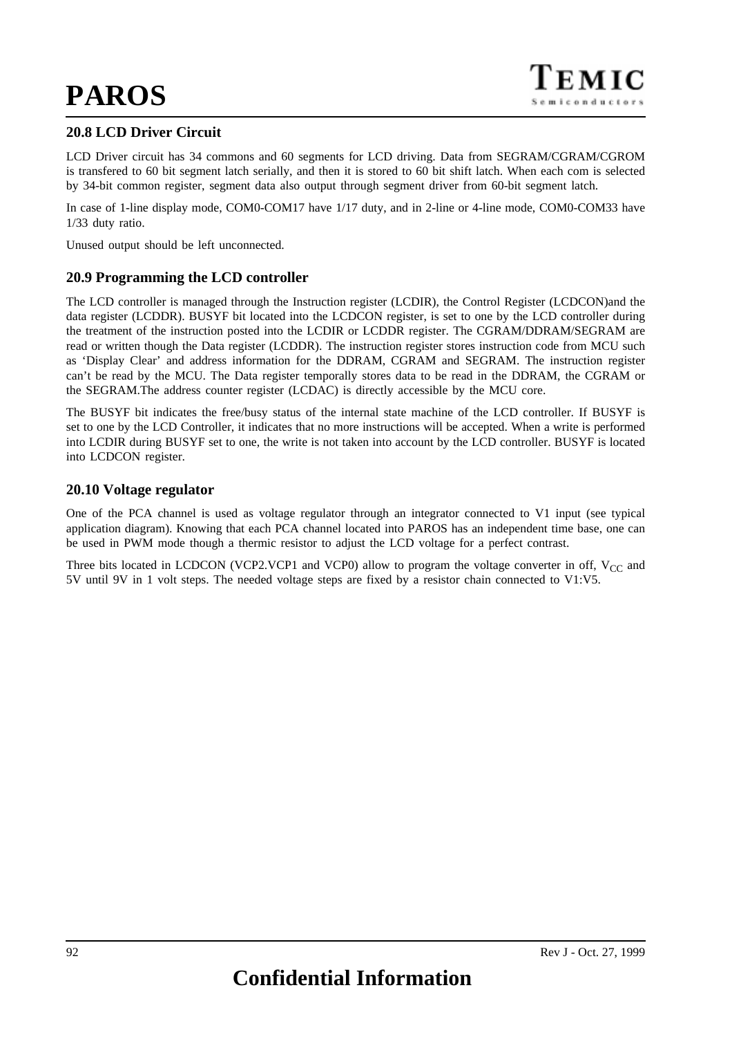## 20.8 LCD Driver Circuit

LCD Driver circuit has 34 commons and 60 segments for LCD driving. Data from SEGRAM/CGRAM/CGROM is transfered to 60 bit segment latch serially, and then it is stored to 60 bit shift latch. When each com is selected by 34-bit common register, segment data also output through segment driver from 60-bit segment latch.

In case of 1-line display mode, COM0-COM17 have 1/17 duty, and in 2-line or 4-line mode, COM0-COM33 have 1/33 duty ratio.

Unused output should be left unconnected.

## 20.9 Programming the LCD controller

The LCD controller is managed through the Instruction register (LCDIR), the Control Register (LCDCON)and the data register (LCDDR). BUSYF bit located into the LCDCON register, is set to one by the LCD controller during the treatment of the instruction posted into the LCDIR or LCDDR register. The CGRAM/DDRAM/SEGRAM are read or written though the Data register (LCDDR). The instruction register stores instruction code from MCU such as 'Display Clear' and address information for the DDRAM, CGRAM and SEGRAM. The instruction register can't be read by the MCU. The Data register temporally stores data to be read in the DDRAM, the CGRAM or the SEGRAM.The address counter register (LCDAC) is directly accessible by the MCU core.

The BUSYF bit indicates the free/busy status of the internal state machine of the LCD controller. If BUSYF is set to one by the LCD Controller, it indicates that no more instructions will be accepted. When a write is performed into LCDIR during BUSYF set to one, the write is not taken into account by the LCD controller. BUSYF is located into LCDCON register.

## 20.10 Voltage regulator

One of the PCA channel is used as voltage regulator through an integrator connected to V1 input (see typical application diagram). Knowing that each PCA channel located into PAROS has an independent time base, one can be used in PWM mode though a thermic resistor to adjust the LCD voltage for a perfect contrast.

Three bits located in LCDCON (VCP2.VCP1 and VCP0) allow to program the voltage converter in off, $V_{CC}$ and 5V until 9V in 1 volt steps. The needed voltage steps are fixed by a resistor chain connected to V1:V5.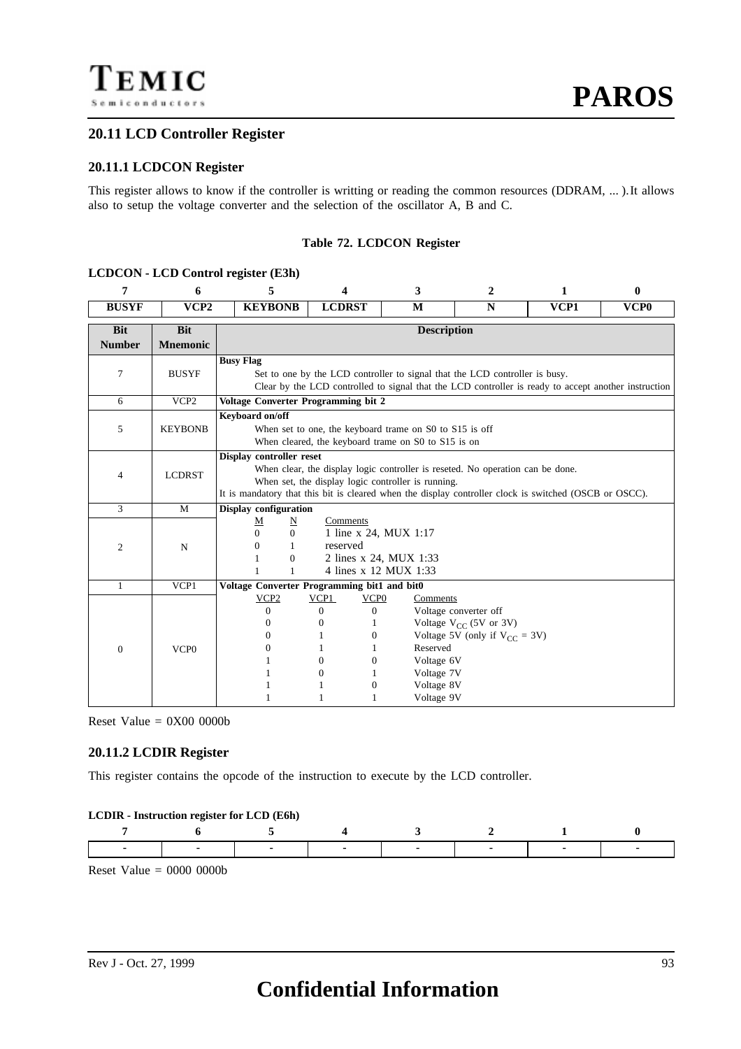## 20.11 LCD Controller Register

### 20.11.1 LCDCON Register

This register allows to know if the controller is writting or reading the common resources (DDRAM, ... ). It allows also to setup the voltage converter and the selection of the oscillator A, B and C.

**Table 72. LCDCON Register**

**LCDCON - LCD Control register (E3h)**

| 7 | 6 | 5 | 4 | 3 | 2 | 1 | 0 |
|---|---|---|---|---|---|---|---|
| BUSYF | VCP2 | KEYBONB | LCDRST | M | N | VCP1 | VCP0 |

| Bit Number | Bit Mnemonic | Description |
|---|---|---|
| 7 | BUSYF | **Busy Flag**<br>Set to one by the LCD controller to signal that the LCD controller is busy.<br>Clear by the LCD controlled to signal that the LCD controller is ready to accept another instruction |
| 6 | VCP2 | **Voltage Converter Programming bit 2** |
| 5 | KEYBONB | **Keyboard on/off**<br>When set to one, the keyboard trame on S0 to S15 is off<br>When cleared, the keyboard trame on S0 to S15 is on |
| 4 | LCDRST | **Display controller reset**<br>When clear, the display logic controller is reseted. No operation can be done.<br>When set, the display logic controller is running.<br>It is mandatory that this bit is cleared when the display controller clock is switched (OSCB or OSCC). |
| 3 | M | **Display configuration** |
| 2 | N | M N Comments<br>0 0 1 line x 24, MUX 1:17<br>0 1 reserved<br>1 0 2 lines x 24, MUX 1:33<br>1 1 4 lines x 12 MUX 1:33 |
| 1 | VCP1 | **Voltage Converter Programming bit1 and bit0** |
| 0 | VCP0 | VCP2 VCP1 VCP0 Comments<br>0 0 0 Voltage converter off<br>0 0 1 Voltage $V_{CC}$ (5V or 3V)<br>0 1 0 Voltage 5V (only if $V_{CC}$ = 3V)<br>0 1 1 Reserved<br>1 0 0 Voltage 6V<br>1 0 1 Voltage 7V<br>1 1 0 Voltage 8V<br>1 1 1 Voltage 9V |

Reset Value = 0X00 0000b

### 20.11.2 LCDIR Register

This register contains the opcode of the instruction to execute by the LCD controller.

**LCDIR - Instruction register for LCD (E6h)**

| 7 | 6 | 5 | 4 | 3 | 2 | 1 | 0 |
|---|---|---|---|---|---|---|---|
| - | - | - | - | - | - | - | - |

Reset Value = 0000 0000b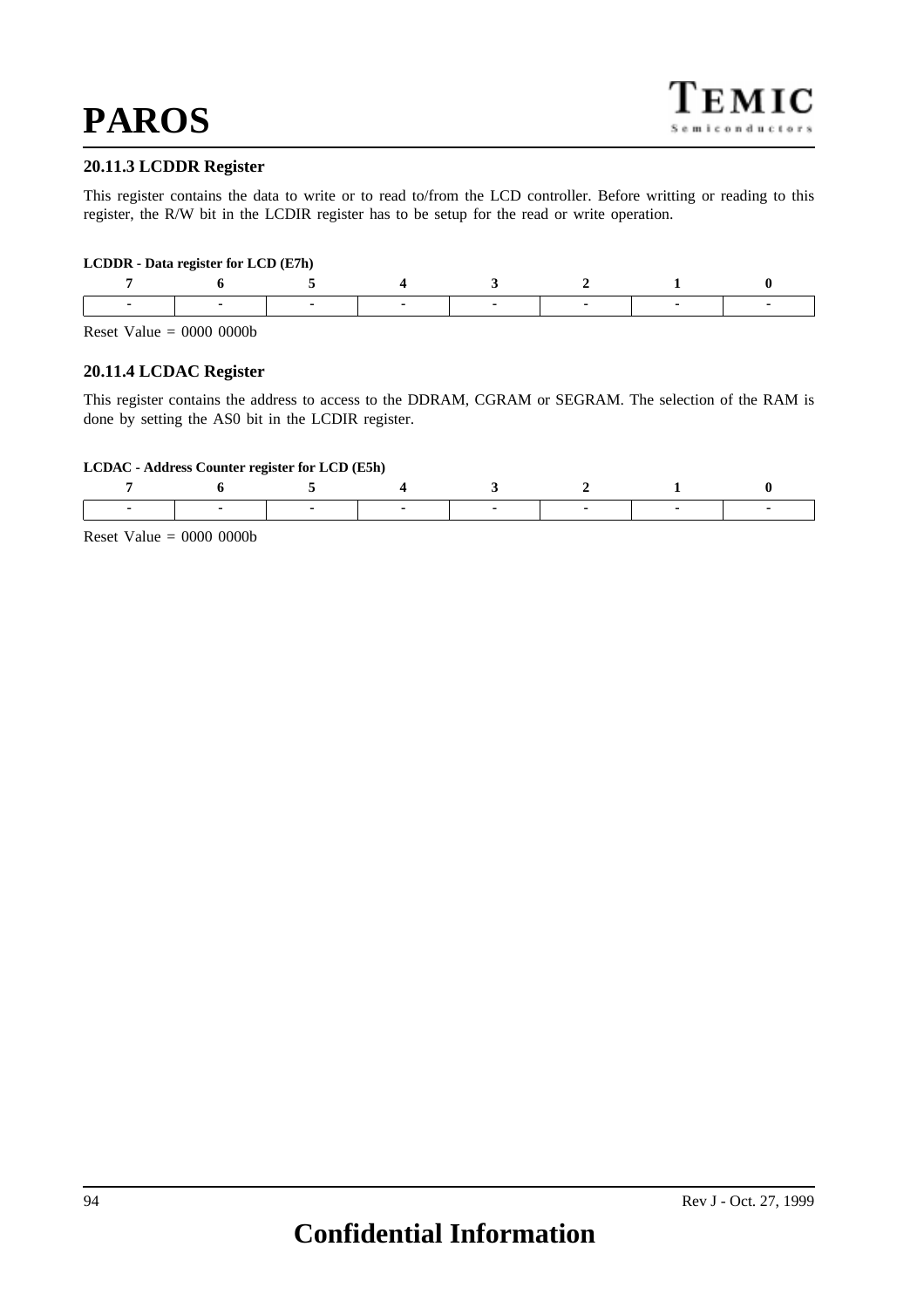### 20.11.3 LCDDR Register

This register contains the data to write or to read to/from the LCD controller. Before writting or reading to this register, the R/W bit in the LCDIR register has to be setup for the read or write operation.

**LCDDR - Data register for LCD (E7h)**

| 7 | 6 | 5 | 4 | 3 | 2 | 1 | 0 |
|---|---|---|---|---|---|---|---|
| - | - | - | - | - | - | - | - |

Reset Value = 0000 0000b

### 20.11.4 LCDAC Register

This register contains the address to access to the DDRAM, CGRAM or SEGRAM. The selection of the RAM is done by setting the AS0 bit in the LCDIR register.

**LCDAC - Address Counter register for LCD (E5h)**

| 7 | 6 | 5 | 4 | 3 | 2 | 1 | 0 |
|---|---|---|---|---|---|---|---|
| - | - | - | - | - | - | - | - |

Reset Value = 0000 0000b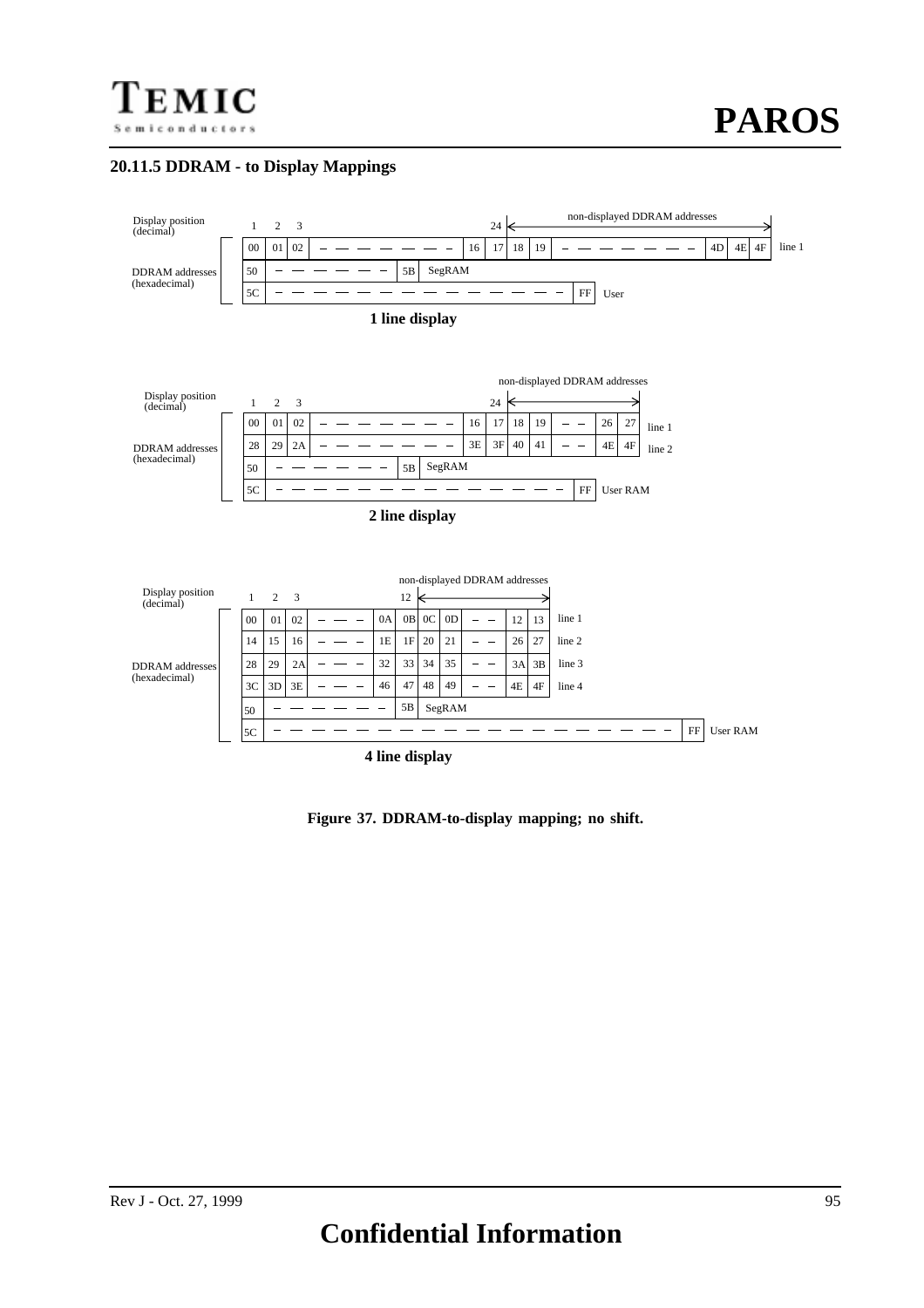### 20.11.5 DDRAM - to Display Mappings

Display position (decimal)
1 2 3 24
non-displayed DDRAM addresses

DDRAM addresses (hexadecimal)
00 01 02 16 17 18 19 4D 4E 4F line 1
50 5B SegRAM
5C FF User

**1 line display**

non-displayed DDRAM addresses
Display position (decimal)
1 2 3 24

DDRAM addresses (hexadecimal)
00 01 02 16 17 18 19 26 27 line 1
28 29 2A 3E 3F 40 41 4E 4F line 2
50 5B SegRAM
5C FF User RAM

**2 line display**

non-displayed DDRAM addresses
Display position (decimal)
1 2 3 12

DDRAM addresses (hexadecimal)
00 01 02 0A 0B 0C 0D 12 13 line 1
14 15 16 1E 1F 20 21 26 27 line 2
28 29 2A 32 33 34 35 3A 3B line 3
3C 3D 3E 46 47 48 49 4E 4F line 4
50 5B SegRAM
5C FF User RAM

**4 line display**

**Figure 37. DDRAM-to-display mapping; no shift.**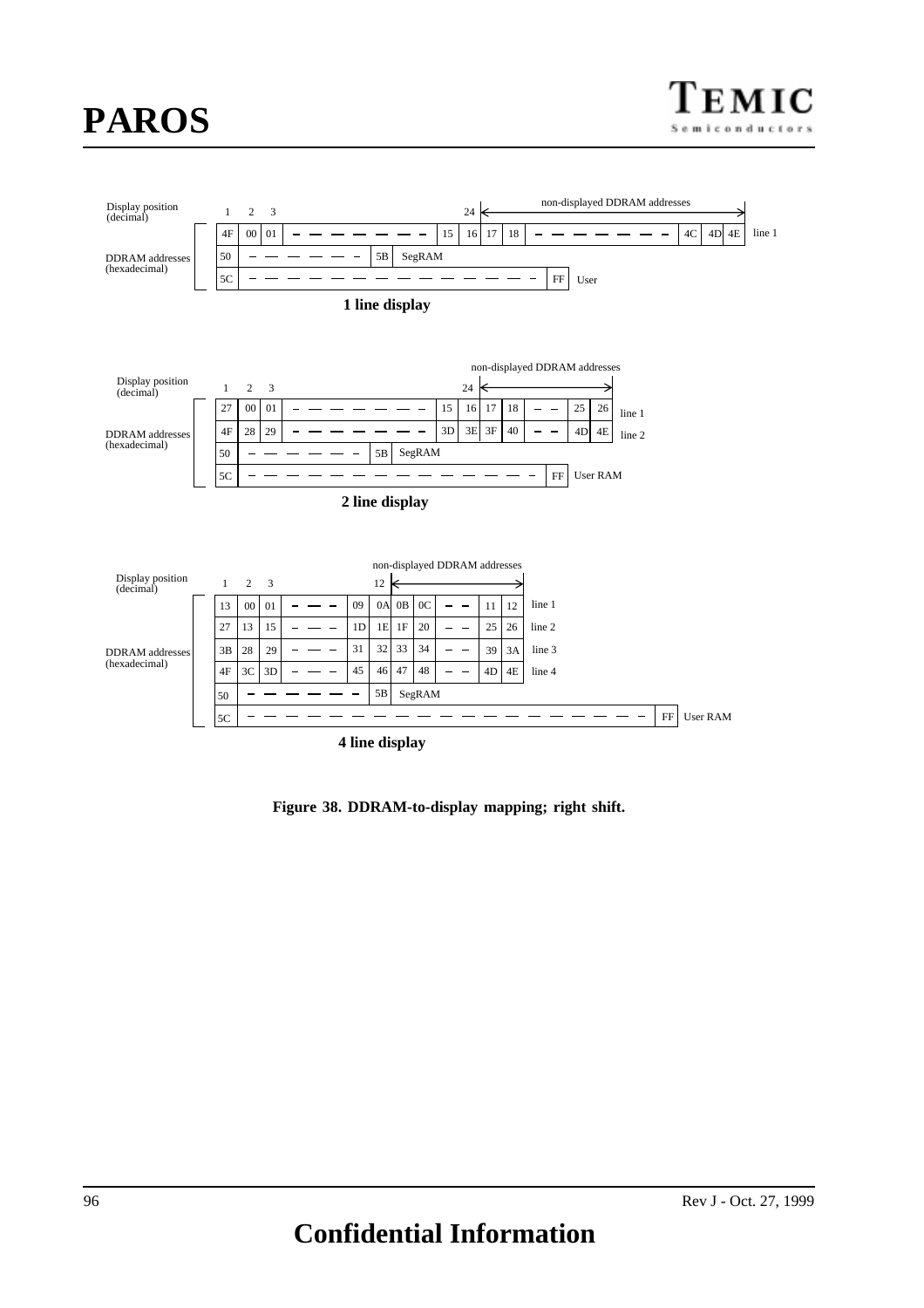Display position (decimal)

1 2 3 24 — non-displayed DDRAM addresses

DDRAM addresses (hexadecimal)

| | | | | | | | | | | | | |
|---|---|---|---|---|---|---|---|---|---|---|---|---|
| 4F | 00 | 01 | – – – – – – – – | 15 | 16 | 17 | 18 | – – – – – – – – | 4C | 4D | 4E | line 1 |
| 50 | – – – – – – | 5B | SegRAM | | | | | | | | | |
| 5C | – – – – – – – – – – – – – – – | FF | User | | | | | | | | | |

**1 line display**

Display position (decimal)

1 2 3 24 — non-displayed DDRAM addresses

DDRAM addresses (hexadecimal)

| | | | | | | | | | | | | |
|---|---|---|---|---|---|---|---|---|---|---|---|---|
| 27 | 00 | 01 | – – – – – – – – | 15 | 16 | 17 | 18 | – – | 25 | 26 | line 1 | |
| 4F | 28 | 29 | – – – – – – – – | 3D | 3E | 3F | 40 | – – | 4D | 4E | line 2 | |
| 50 | – – – – – – | 5B | SegRAM | | | | | | | | | |
| 5C | – – – – – – – – – – – – – – – | FF | User RAM | | | | | | | | | |

**2 line display**

Display position (decimal)

1 2 3 12 — non-displayed DDRAM addresses

DDRAM addresses (hexadecimal)

| | | | | | | | | | | | | |
|---|---|---|---|---|---|---|---|---|---|---|---|---|
| 13 | 00 | 01 | – – – | 09 | 0A | 0B | 0C | – – | 11 | 12 | line 1 |
| 27 | 13 | 15 | – – – | 1D | 1E | 1F | 20 | – – | 25 | 26 | line 2 |
| 3B | 28 | 29 | – – – | 31 | 32 | 33 | 34 | – – | 39 | 3A | line 3 |
| 4F | 3C | 3D | – – – | 45 | 46 | 47 | 48 | – – | 4D | 4E | line 4 |
| 50 | – – – – – – | 5B | SegRAM | | | | | | | | |
| 5C | – – – – – – – – – – – – – – – – – – – | FF | User RAM | | | | | | | | |

**4 line display**

**Figure 38. DDRAM-to-display mapping; right shift.**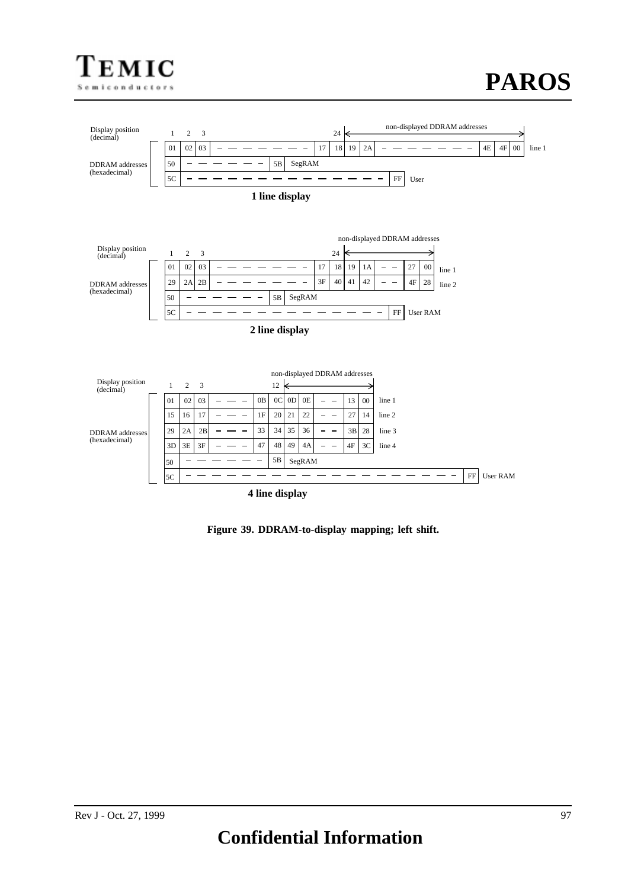Display position (decimal)

| | 1 | 2 | 3 | | 24 | | | | | | | |
|---|---|---|---|---|---|---|---|---|---|---|---|---|
| | 01 | 02 | 03 | – – – – – – – – | 17 | 18 | 19 | 2A | – – – – – – – – | 4E | 4F | 00 | line 1 |
| DDRAM addresses (hexadecimal) | 50 | – – – – – – – | 5B | SegRAM | | | | | | | | |
| | 5C | – – – – – – – – – – – – – – – – | FF | User | | | | | | | | |

non-displayed DDRAM addresses

**1 line display**

Display position (decimal)

| | 1 | 2 | 3 | | 24 | | | | | | | |
|---|---|---|---|---|---|---|---|---|---|---|---|---|
| | 01 | 02 | 03 | – – – – – – – – | 17 | 18 | 19 | 1A | – – | 27 | 00 | line 1 |
| DDRAM addresses (hexadecimal) | 29 | 2A | 2B | – – – – – – – – | 3F | 40 | 41 | 42 | – – | 4F | 28 | line 2 |
| | 50 | – – – – – – – | 5B | SegRAM | | | | | | | | |
| | 5C | – – – – – – – – – – – – – – – – | FF | User RAM | | | | | | | | |

non-displayed DDRAM addresses

**2 line display**

Display position (decimal)

| | 1 | 2 | 3 | | | 12 | | | | | | |
|---|---|---|---|---|---|---|---|---|---|---|---|---|
| | 01 | 02 | 03 | – – – | 0B | 0C | 0D | 0E | – – | 13 | 00 | line 1 |
| | 15 | 16 | 17 | – – – | 1F | 20 | 21 | 22 | – – | 27 | 14 | line 2 |
| DDRAM addresses (hexadecimal) | 29 | 2A | 2B | – – – | 33 | 34 | 35 | 36 | – – | 3B | 28 | line 3 |
| | 3D | 3E | 3F | – – – | 47 | 48 | 49 | 4A | – – | 4F | 3C | line 4 |
| | 50 | – – – – – – – | 5B | SegRAM | | | | | | | | |
| | 5C | – – – – – – – – – – – – – – – – – – – – | FF | User RAM | | | | | | | | |

non-displayed DDRAM addresses

**4 line display**

**Figure 39. DDRAM-to-display mapping; left shift.**

Rev J - Oct. 27, 1999

**Confidential Information**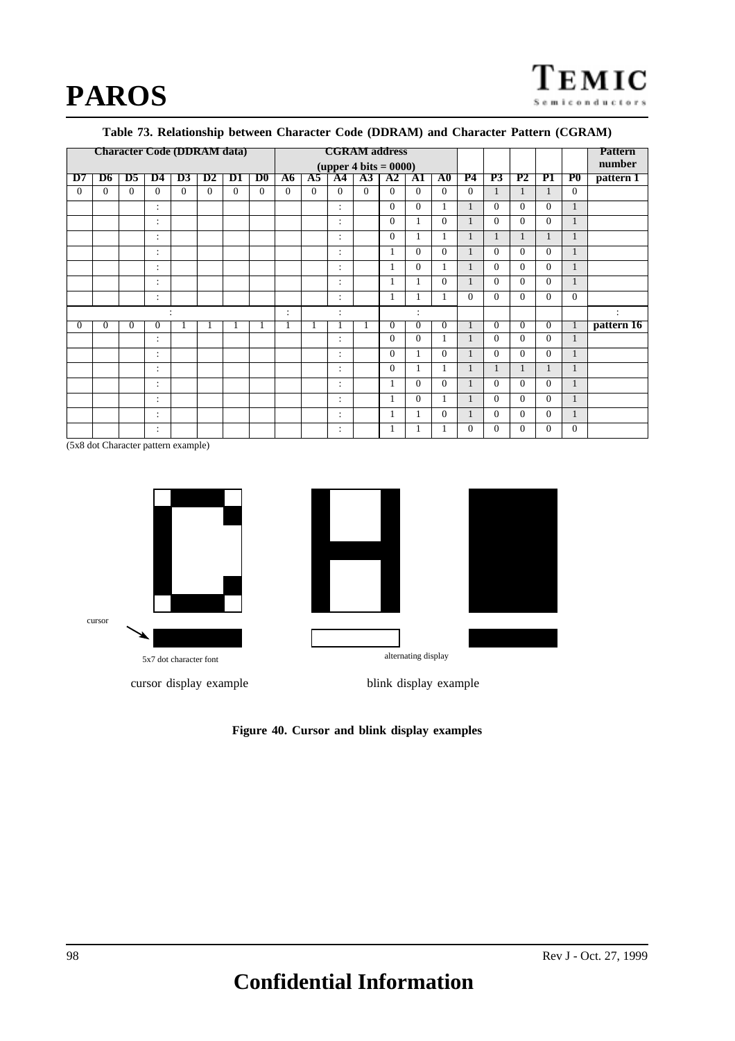**Table 73. Relationship between Character Code (DDRAM) and Character Pattern (CGRAM)**

| Character Code (DDRAM data) | | | | | | | | CGRAM address (upper 4 bits = 0000) | | | | | | | | | | | | Pattern number |
|---|---|---|---|---|---|---|---|---|---|---|---|---|---|---|---|---|---|---|---|---|
| D7 | D6 | D5 | D4 | D3 | D2 | D1 | D0 | A6 | A5 | A4 | A3 | A2 | A1 | A0 | P4 | P3 | P2 | P1 | P0 | pattern 1 |
| 0 | 0 | 0 | 0 | 0 | 0 | 0 | 0 | 0 | 0 | 0 | 0 | 0 | 0 | 0 | 0 | 1 | 1 | 1 | 0 | |
| | | | : | | | | | | | : | | 0 | 0 | 1 | 1 | 0 | 0 | 0 | 1 | |
| | | | : | | | | | | | : | | 0 | 1 | 0 | 1 | 0 | 0 | 0 | 1 | |
| | | | : | | | | | | | : | | 0 | 1 | 1 | 1 | 1 | 1 | 1 | 1 | |
| | | | : | | | | | | | : | | 1 | 0 | 0 | 1 | 0 | 0 | 0 | 1 | |
| | | | : | | | | | | | : | | 1 | 0 | 1 | 1 | 0 | 0 | 0 | 1 | |
| | | | : | | | | | | | : | | 1 | 1 | 0 | 1 | 0 | 0 | 0 | 1 | |
| | | | : | | | | | | | : | | 1 | 1 | 1 | 0 | 0 | 0 | 0 | 0 | |
| | | | | : | | | | : | | : | | | : | | | | | | | : |
| 0 | 0 | 0 | 0 | 1 | 1 | 1 | 1 | 1 | 1 | 1 | 1 | 0 | 0 | 0 | 1 | 0 | 0 | 0 | 1 | pattern 16 |
| | | | : | | | | | | | : | | 0 | 0 | 1 | 1 | 0 | 0 | 0 | 1 | |
| | | | : | | | | | | | : | | 0 | 1 | 0 | 1 | 0 | 0 | 0 | 1 | |
| | | | : | | | | | | | : | | 0 | 1 | 1 | 1 | 1 | 1 | 1 | 1 | |
| | | | : | | | | | | | : | | 1 | 0 | 0 | 1 | 0 | 0 | 0 | 1 | |
| | | | : | | | | | | | : | | 1 | 0 | 1 | 1 | 0 | 0 | 0 | 1 | |
| | | | : | | | | | | | : | | 1 | 1 | 0 | 1 | 0 | 0 | 0 | 1 | |
| | | | : | | | | | | | : | | 1 | 1 | 1 | 0 | 0 | 0 | 0 | 0 | |

(5x8 dot Character pattern example)

cursor

5x7 dot character font

alternating display

cursor display example

blink display example

**Figure 40. Cursor and blink display examples**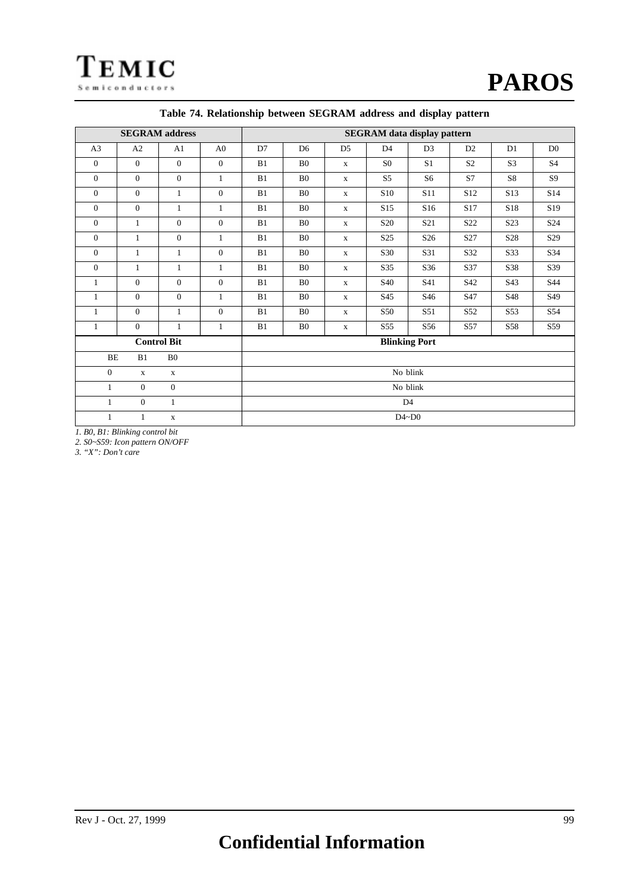**Table 74. Relationship between SEGRAM address and display pattern**

| SEGRAM address | | | | SEGRAM data display pattern | | | | | | | |
|---|---|---|---|---|---|---|---|---|---|---|---|
| A3 | A2 | A1 | A0 | D7 | D6 | D5 | D4 | D3 | D2 | D1 | D0 |
| 0 | 0 | 0 | 0 | B1 | B0 | x | S0 | S1 | S2 | S3 | S4 |
| 0 | 0 | 0 | 1 | B1 | B0 | x | S5 | S6 | S7 | S8 | S9 |
| 0 | 0 | 1 | 0 | B1 | B0 | x | S10 | S11 | S12 | S13 | S14 |
| 0 | 0 | 1 | 1 | B1 | B0 | x | S15 | S16 | S17 | S18 | S19 |
| 0 | 1 | 0 | 0 | B1 | B0 | x | S20 | S21 | S22 | S23 | S24 |
| 0 | 1 | 0 | 1 | B1 | B0 | x | S25 | S26 | S27 | S28 | S29 |
| 0 | 1 | 1 | 0 | B1 | B0 | x | S30 | S31 | S32 | S33 | S34 |
| 0 | 1 | 1 | 1 | B1 | B0 | x | S35 | S36 | S37 | S38 | S39 |
| 1 | 0 | 0 | 0 | B1 | B0 | x | S40 | S41 | S42 | S43 | S44 |
| 1 | 0 | 0 | 1 | B1 | B0 | x | S45 | S46 | S47 | S48 | S49 |
| 1 | 0 | 1 | 0 | B1 | B0 | x | S50 | S51 | S52 | S53 | S54 |
| 1 | 0 | 1 | 1 | B1 | B0 | x | S55 | S56 | S57 | S58 | S59 |

| Control Bit | | | Blinking Port |
|---|---|---|---|
| BE | B1 | B0 | |
| 0 | x | x | No blink |
| 1 | 0 | 0 | No blink |
| 1 | 0 | 1 | D4 |
| 1 | 1 | x | D4~D0 |

*1. B0, B1: Blinking control bit*
*2. S0~S59: Icon pattern ON/OFF*
*3. "X": Don't care*

**Confidential Information**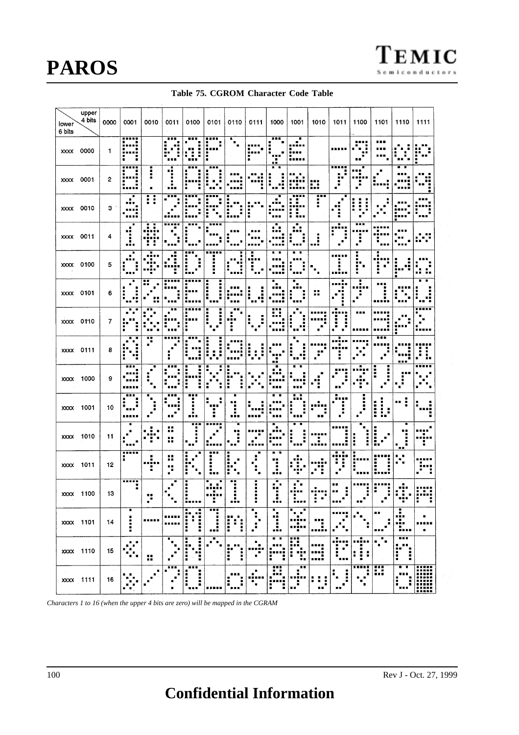**Table 75. CGROM Character Code Table**

| lower 6 bits \ upper 4 bits | 0000 | 0001 | 0010 | 0011 | 0100 | 0101 | 0110 | 0111 | 1000 | 1001 | 1010 | 1011 | 1100 | 1101 | 1110 | 1111 |
|---|---|---|---|---|---|---|---|---|---|---|---|---|---|---|---|---|
| xxxx 0000 | 1 | | | | | | | | | | | | | | | |
| xxxx 0001 | 2 | | | | | | | | | | | | | | | |
| xxxx 0010 | 3 | | | | | | | | | | | | | | | |
| xxxx 0011 | 4 | | | | | | | | | | | | | | | |
| xxxx 0100 | 5 | | | | | | | | | | | | | | | |
| xxxx 0101 | 6 | | | | | | | | | | | | | | | |
| xxxx 0110 | 7 | | | | | | | | | | | | | | | |
| xxxx 0111 | 8 | | | | | | | | | | | | | | | |
| xxxx 1000 | 9 | | | | | | | | | | | | | | | |
| xxxx 1001 | 10 | | | | | | | | | | | | | | | |
| xxxx 1010 | 11 | | | | | | | | | | | | | | | |
| xxxx 1011 | 12 | | | | | | | | | | | | | | | |
| xxxx 1100 | 13 | | | | | | | | | | | | | | | |
| xxxx 1101 | 14 | | | | | | | | | | | | | | | |
| xxxx 1110 | 15 | | | | | | | | | | | | | | | |
| xxxx 1111 | 16 | | | | | | | | | | | | | | | |

*Characters 1 to 16 (when the upper 4 bits are zero) will be mapped in the CGRAM*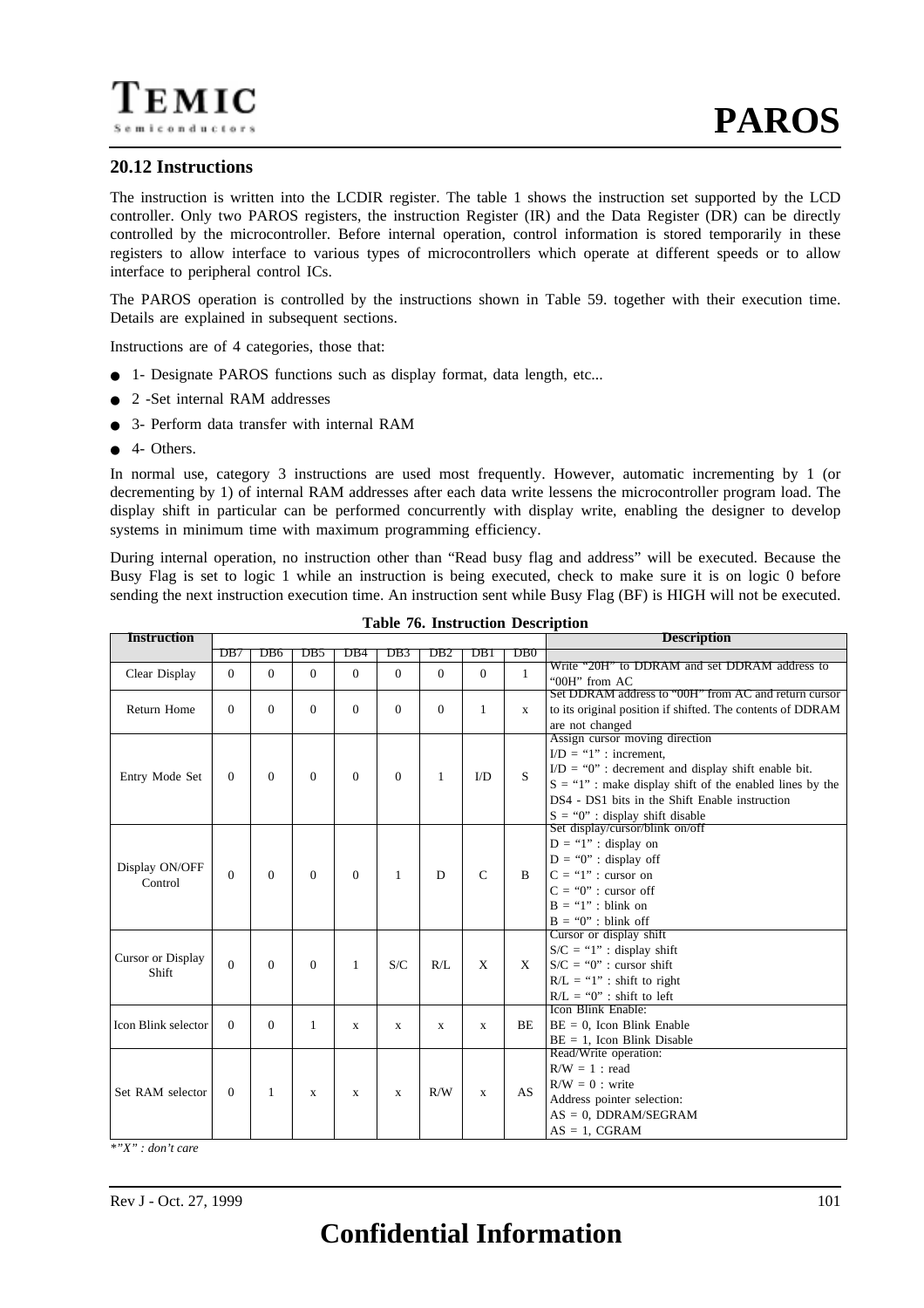## 20.12 Instructions

The instruction is written into the LCDIR register. The table 1 shows the instruction set supported by the LCD controller. Only two PAROS registers, the instruction Register (IR) and the Data Register (DR) can be directly controlled by the microcontroller. Before internal operation, control information is stored temporarily in these registers to allow interface to various types of microcontrollers which operate at different speeds or to allow interface to peripheral control ICs.

The PAROS operation is controlled by the instructions shown in Table 59. together with their execution time. Details are explained in subsequent sections.

Instructions are of 4 categories, those that:

- 1- Designate PAROS functions such as display format, data length, etc...
- 2 -Set internal RAM addresses
- 3- Perform data transfer with internal RAM
- 4- Others.

In normal use, category 3 instructions are used most frequently. However, automatic incrementing by 1 (or decrementing by 1) of internal RAM addresses after each data write lessens the microcontroller program load. The display shift in particular can be performed concurrently with display write, enabling the designer to develop systems in minimum time with maximum programming efficiency.

During internal operation, no instruction other than “Read busy flag and address” will be executed. Because the Busy Flag is set to logic 1 while an instruction is being executed, check to make sure it is on logic 0 before sending the next instruction execution time. An instruction sent while Busy Flag (BF) is HIGH will not be executed.

**Table 76. Instruction Description**

| Instruction | DB7 | DB6 | DB5 | DB4 | DB3 | DB2 | DB1 | DB0 | Description |
|---|---|---|---|---|---|---|---|---|---|
| Clear Display | 0 | 0 | 0 | 0 | 0 | 0 | 0 | 1 | Write “20H” to DDRAM and set DDRAM address to “00H” from AC |
| Return Home | 0 | 0 | 0 | 0 | 0 | 0 | 1 | x | Set DDRAM address to “00H” from AC and return cursor to its original position if shifted. The contents of DDRAM are not changed |
| Entry Mode Set | 0 | 0 | 0 | 0 | 0 | 1 | I/D | S | Assign cursor moving direction<br>I/D = “1” : increment,<br>I/D = “0” : decrement and display shift enable bit.<br>S = “1” : make display shift of the enabled lines by the DS4 - DS1 bits in the Shift Enable instruction<br>S = “0” : display shift disable |
| Display ON/OFF Control | 0 | 0 | 0 | 0 | 1 | D | C | B | Set display/cursor/blink on/off<br>D = “1” : display on<br>D = “0” : display off<br>C = “1” : cursor on<br>C = “0” : cursor off<br>B = “1” : blink on<br>B = “0” : blink off |
| Cursor or Display Shift | 0 | 0 | 0 | 1 | S/C | R/L | X | X | Cursor or display shift<br>S/C = “1” : display shift<br>S/C = “0” : cursor shift<br>R/L = “1” : shift to right<br>R/L = “0” : shift to left |
| Icon Blink selector | 0 | 0 | 1 | x | x | x | x | BE | Icon Blink Enable:<br>BE = 0, Icon Blink Enable<br>BE = 1, Icon Blink Disable |
| Set RAM selector | 0 | 1 | x | x | x | R/W | x | AS | Read/Write operation:<br>R/W = 1 : read<br>R/W = 0 : write<br>Address pointer selection:<br>AS = 0, DDRAM/SEGRAM<br>AS = 1, CGRAM |

*”X” : don’t care*

# Confidential Information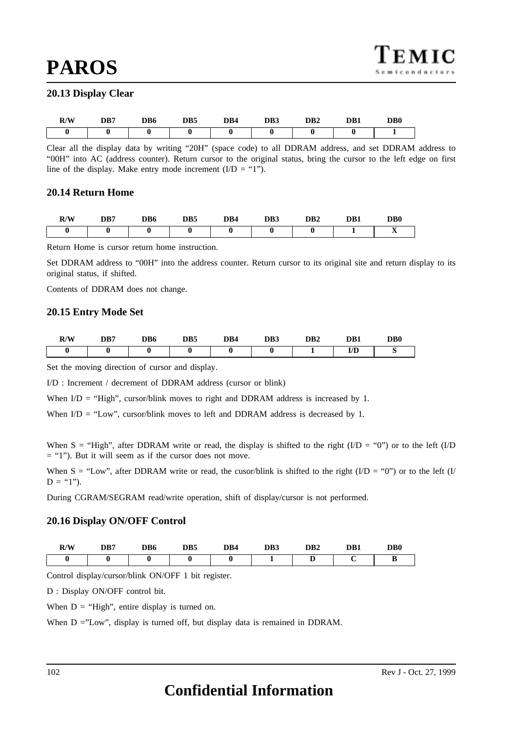## 20.13 Display Clear

| R/W | DB7 | DB6 | DB5 | DB4 | DB3 | DB2 | DB1 | DB0 |
|---|---|---|---|---|---|---|---|---|
| 0 | 0 | 0 | 0 | 0 | 0 | 0 | 0 | 1 |

Clear all the display data by writing “20H” (space code) to all DDRAM address, and set DDRAM address to “00H” into AC (address counter). Return cursor to the original status, bring the cursor to the left edge on first line of the display. Make entry mode increment (I/D = “1”).

## 20.14 Return Home

| R/W | DB7 | DB6 | DB5 | DB4 | DB3 | DB2 | DB1 | DB0 |
|---|---|---|---|---|---|---|---|---|
| 0 | 0 | 0 | 0 | 0 | 0 | 0 | 1 | X |

Return Home is cursor return home instruction.

Set DDRAM address to “00H” into the address counter. Return cursor to its original site and return display to its original status, if shifted.

Contents of DDRAM does not change.

## 20.15 Entry Mode Set

| R/W | DB7 | DB6 | DB5 | DB4 | DB3 | DB2 | DB1 | DB0 |
|---|---|---|---|---|---|---|---|---|
| 0 | 0 | 0 | 0 | 0 | 0 | 1 | I/D | S |

Set the moving direction of cursor and display.

I/D : Increment / decrement of DDRAM address (cursor or blink)

When I/D = “High”, cursor/blink moves to right and DDRAM address is increased by 1.

When I/D = “Low”, cursor/blink moves to left and DDRAM address is decreased by 1.

When S = “High”, after DDRAM write or read, the display is shifted to the right (I/D = “0”) or to the left (I/D = “1”). But it will seem as if the cursor does not move.

When S = “Low”, after DDRAM write or read, the cusor/blink is shifted to the right (I/D = “0”) or to the left (I/D = “1”).

During CGRAM/SEGRAM read/write operation, shift of display/cursor is not performed.

## 20.16 Display ON/OFF Control

| R/W | DB7 | DB6 | DB5 | DB4 | DB3 | DB2 | DB1 | DB0 |
|---|---|---|---|---|---|---|---|---|
| 0 | 0 | 0 | 0 | 0 | 1 | D | C | B |

Control display/cursor/blink ON/OFF 1 bit register.

D : Display ON/OFF control bit.

When D = “High”, entire display is turned on.

When D =”Low”, display is turned off, but display data is remained in DDRAM.

Confidential Information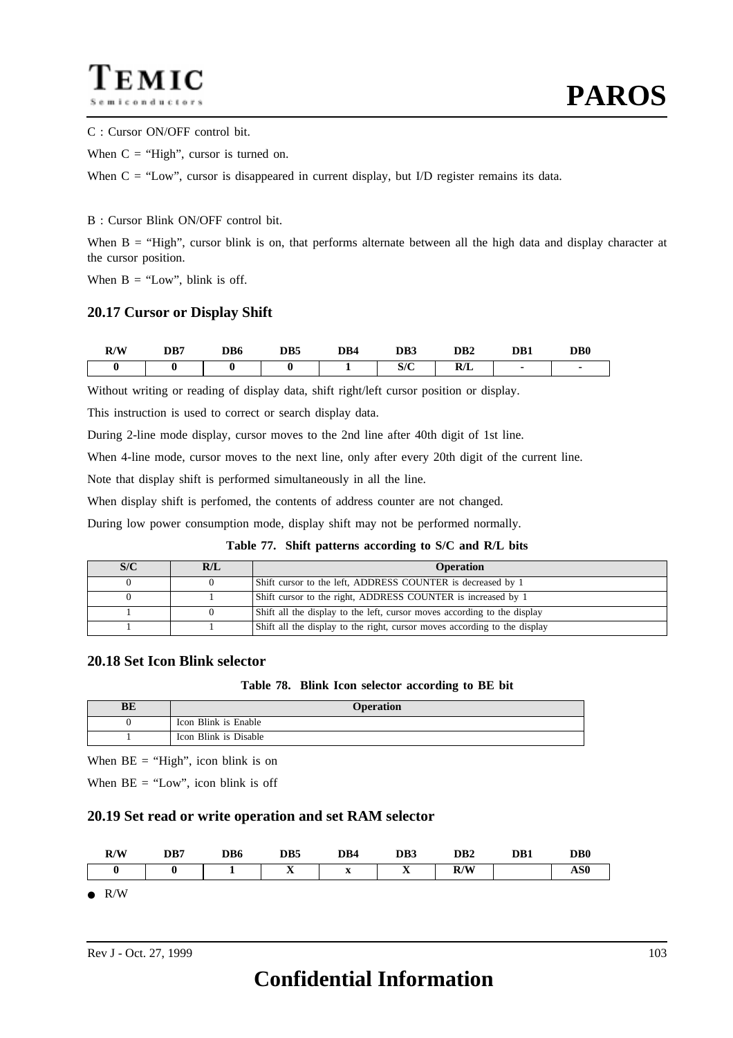C : Cursor ON/OFF control bit.

When C = “High”, cursor is turned on.

When C = “Low”, cursor is disappeared in current display, but I/D register remains its data.

B : Cursor Blink ON/OFF control bit.

When B = “High”, cursor blink is on, that performs alternate between all the high data and display character at the cursor position.

When B = “Low”, blink is off.

### 20.17 Cursor or Display Shift

| R/W | DB7 | DB6 | DB5 | DB4 | DB3 | DB2 | DB1 | DB0 |
|---|---|---|---|---|---|---|---|---|
| 0 | 0 | 0 | 0 | 1 | S/C | R/L | - | - |

Without writing or reading of display data, shift right/left cursor position or display.

This instruction is used to correct or search display data.

During 2-line mode display, cursor moves to the 2nd line after 40th digit of 1st line.

When 4-line mode, cursor moves to the next line, only after every 20th digit of the current line.

Note that display shift is performed simultaneously in all the line.

When display shift is perfomed, the contents of address counter are not changed.

During low power consumption mode, display shift may not be performed normally.

**Table 77. Shift patterns according to S/C and R/L bits**

| S/C | R/L | Operation |
|---|---|---|
| 0 | 0 | Shift cursor to the left, ADDRESS COUNTER is decreased by 1 |
| 0 | 1 | Shift cursor to the right, ADDRESS COUNTER is increased by 1 |
| 1 | 0 | Shift all the display to the left, cursor moves according to the display |
| 1 | 1 | Shift all the display to the right, cursor moves according to the display |

### 20.18 Set Icon Blink selector

**Table 78. Blink Icon selector according to BE bit**

| BE | Operation |
|---|---|
| 0 | Icon Blink is Enable |
| 1 | Icon Blink is Disable |

When BE = “High”, icon blink is on

When BE = “Low”, icon blink is off

### 20.19 Set read or write operation and set RAM selector

| R/W | DB7 | DB6 | DB5 | DB4 | DB3 | DB2 | DB1 | DB0 |
|---|---|---|---|---|---|---|---|---|
| 0 | 0 | 1 | X | x | X | R/W | | AS0 |

- R/W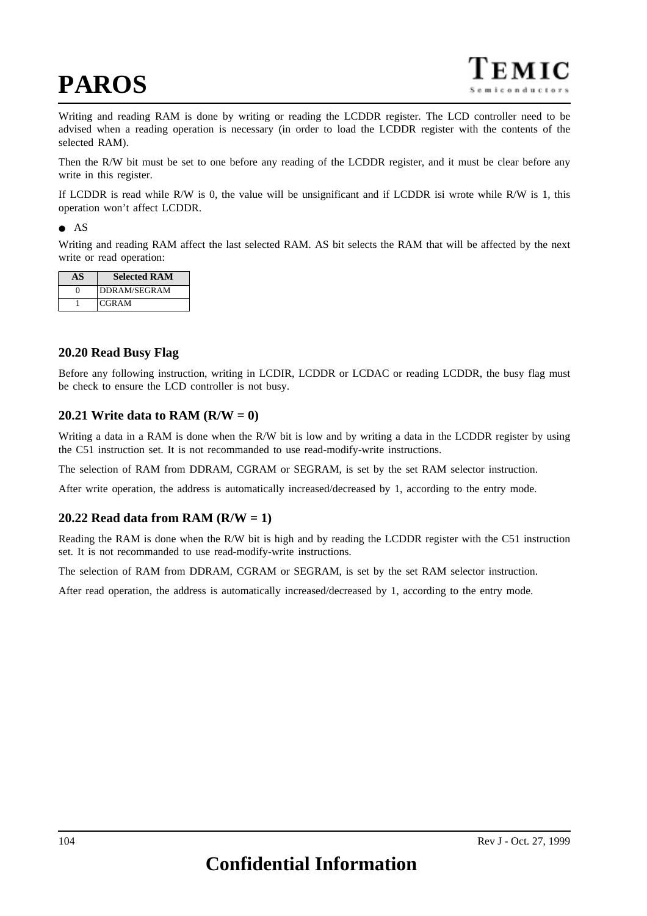Writing and reading RAM is done by writing or reading the LCDDR register. The LCD controller need to be advised when a reading operation is necessary (in order to load the LCDDR register with the contents of the selected RAM).

Then the R/W bit must be set to one before any reading of the LCDDR register, and it must be clear before any write in this register.

If LCDDR is read while R/W is 0, the value will be unsignificant and if LCDDR isi wrote while R/W is 1, this operation won't affect LCDDR.

- AS

Writing and reading RAM affect the last selected RAM. AS bit selects the RAM that will be affected by the next write or read operation:

| AS | Selected RAM |
|---|---|
| 0 | DDRAM/SEGRAM |
| 1 | CGRAM |

## 20.20 Read Busy Flag

Before any following instruction, writing in LCDIR, LCDDR or LCDAC or reading LCDDR, the busy flag must be check to ensure the LCD controller is not busy.

## 20.21 Write data to RAM (R/W = 0)

Writing a data in a RAM is done when the R/W bit is low and by writing a data in the LCDDR register by using the C51 instruction set. It is not recommanded to use read-modify-write instructions.

The selection of RAM from DDRAM, CGRAM or SEGRAM, is set by the set RAM selector instruction.

After write operation, the address is automatically increased/decreased by 1, according to the entry mode.

## 20.22 Read data from RAM (R/W = 1)

Reading the RAM is done when the R/W bit is high and by reading the LCDDR register with the C51 instruction set. It is not recommanded to use read-modify-write instructions.

The selection of RAM from DDRAM, CGRAM or SEGRAM, is set by the set RAM selector instruction.

After read operation, the address is automatically increased/decreased by 1, according to the entry mode.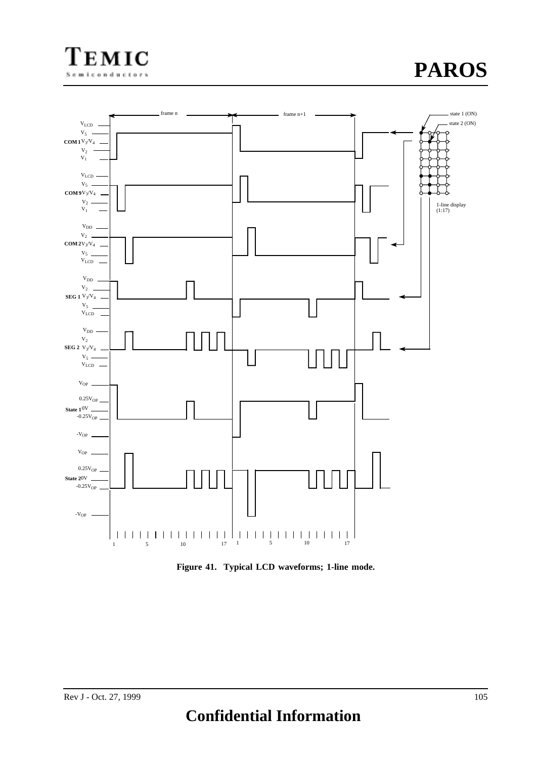frame n

frame n+1

state 1 (ON)

state 2 (ON)

$V_{LCD}$
$V_5$
**COM 1** $V_3/V_4$
$V_2$
$V_1$

$V_{LCD}$
$V_5$
**COM 9** $V_3/V_4$
$V_2$
$V_1$

$V_{DD}$
$V_2$
**COM 2** $V_3/V_4$
$V_5$
$V_{LCD}$

$V_{DD}$
$V_2$
**SEG 1** $V_3/V_4$
$V_5$
$V_{LCD}$

$V_{DD}$
$V_2$
**SEG 2** $V_3/V_4$
$V_5$
$V_{LCD}$

$V_{OP}$
$0.25V_{OP}$
**State 1** 0V
$-0.25V_{OP}$
$-V_{OP}$

$V_{OP}$
$0.25V_{OP}$
**State 2** 0V
$-0.25V_{OP}$
$-V_{OP}$

1-line display (1:17)

1 5 10 17 1 5 10 17

**Figure 41. Typical LCD waveforms; 1-line mode.**

# Confidential Information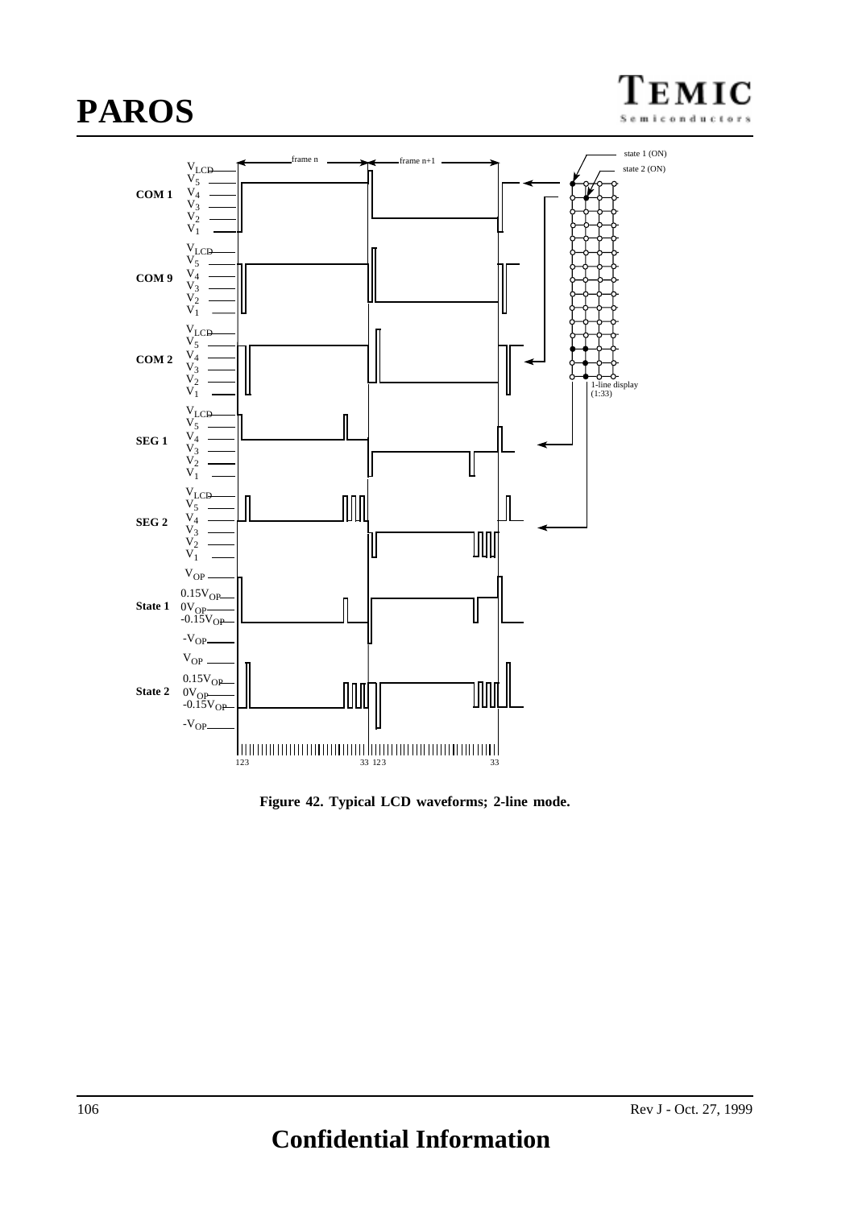frame n

frame n+1

state 1 (ON)

state 2 (ON)

$V_{LCD}$
$V_5$
$V_4$
$V_3$
$V_2$
$V_1$

**COM 1**

**COM 9**

**COM 2**

**SEG 1**

**SEG 2**

1-line display (1:33)

$V_{OP}$
$0.15V_{OP}$
$0V_{OP}$
$-0.15V_{OP}$
$-V_{OP}$

**State 1**

**State 2**

123 33 123 33

**Figure 42. Typical LCD waveforms; 2-line mode.**

**Confidential Information**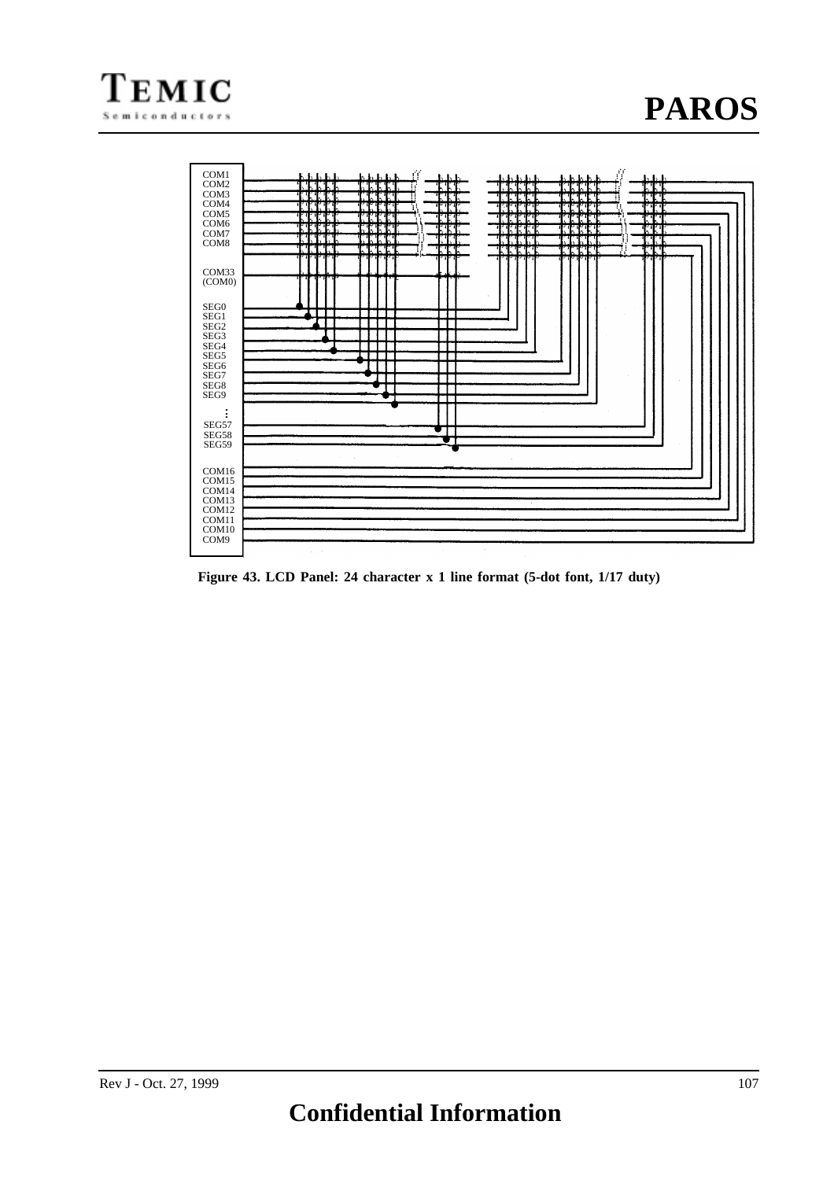COM1
COM2
COM3
COM4
COM5
COM6
COM7
COM8

COM33
(COM0)

SEG0
SEG1
SEG2
SEG3
SEG4
SEG5
SEG6
SEG7
SEG8
SEG9
⋮
SEG57
SEG58
SEG59

COM16
COM15
COM14
COM13
COM12
COM11
COM10
COM9

**Figure 43. LCD Panel: 24 character x 1 line format (5-dot font, 1/17 duty)**

**Confidential Information**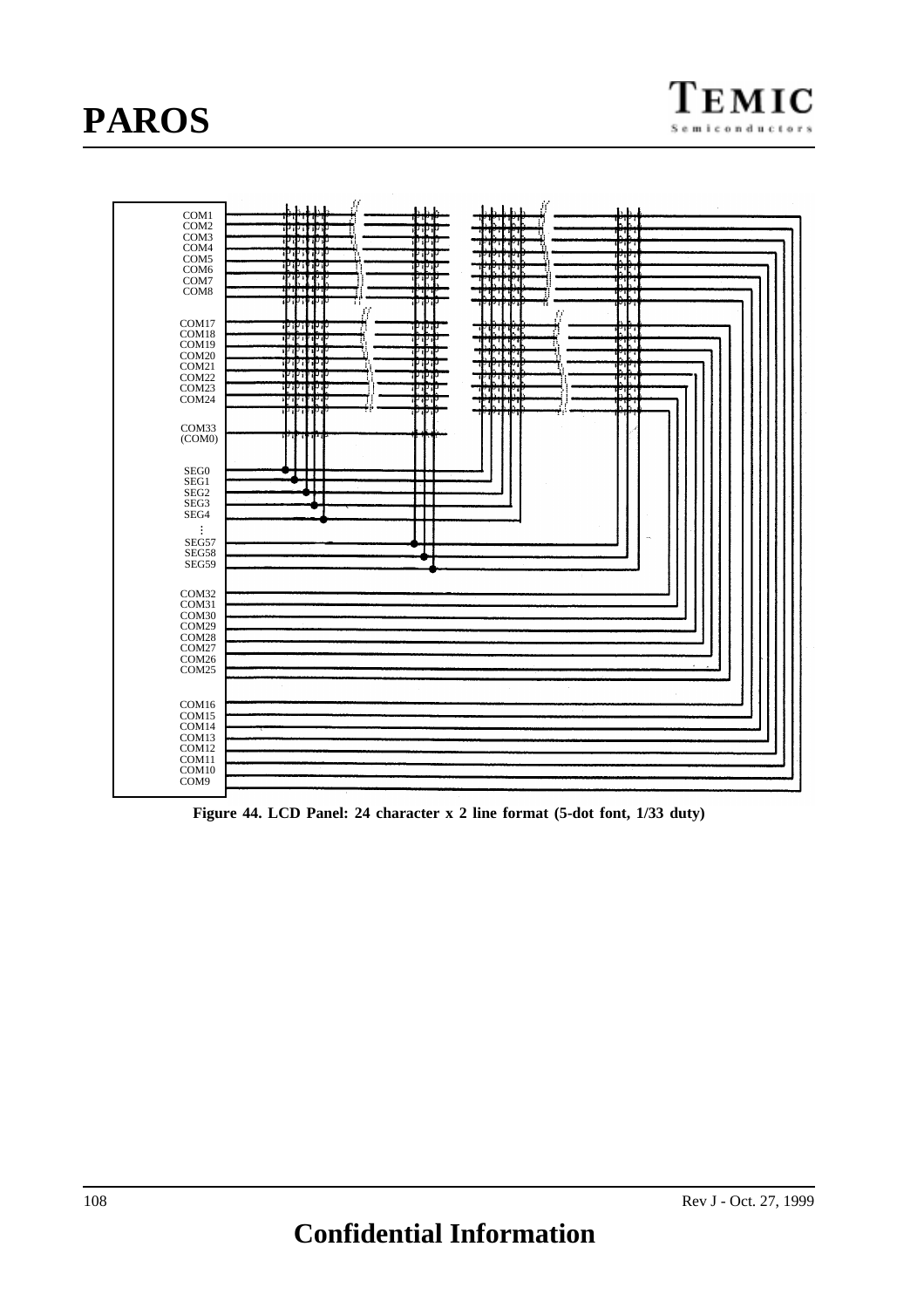COM1
COM2
COM3
COM4
COM5
COM6
COM7
COM8

COM17
COM18
COM19
COM20
COM21
COM22
COM23
COM24

COM33
(COM0)

SEG0
SEG1
SEG2
SEG3
SEG4
⋮
SEG57
SEG58
SEG59

COM32
COM31
COM30
COM29
COM28
COM27
COM26
COM25

COM16
COM15
COM14
COM13
COM12
COM11
COM10
COM9

**Figure 44. LCD Panel: 24 character x 2 line format (5-dot font, 1/33 duty)**

# Confidential Information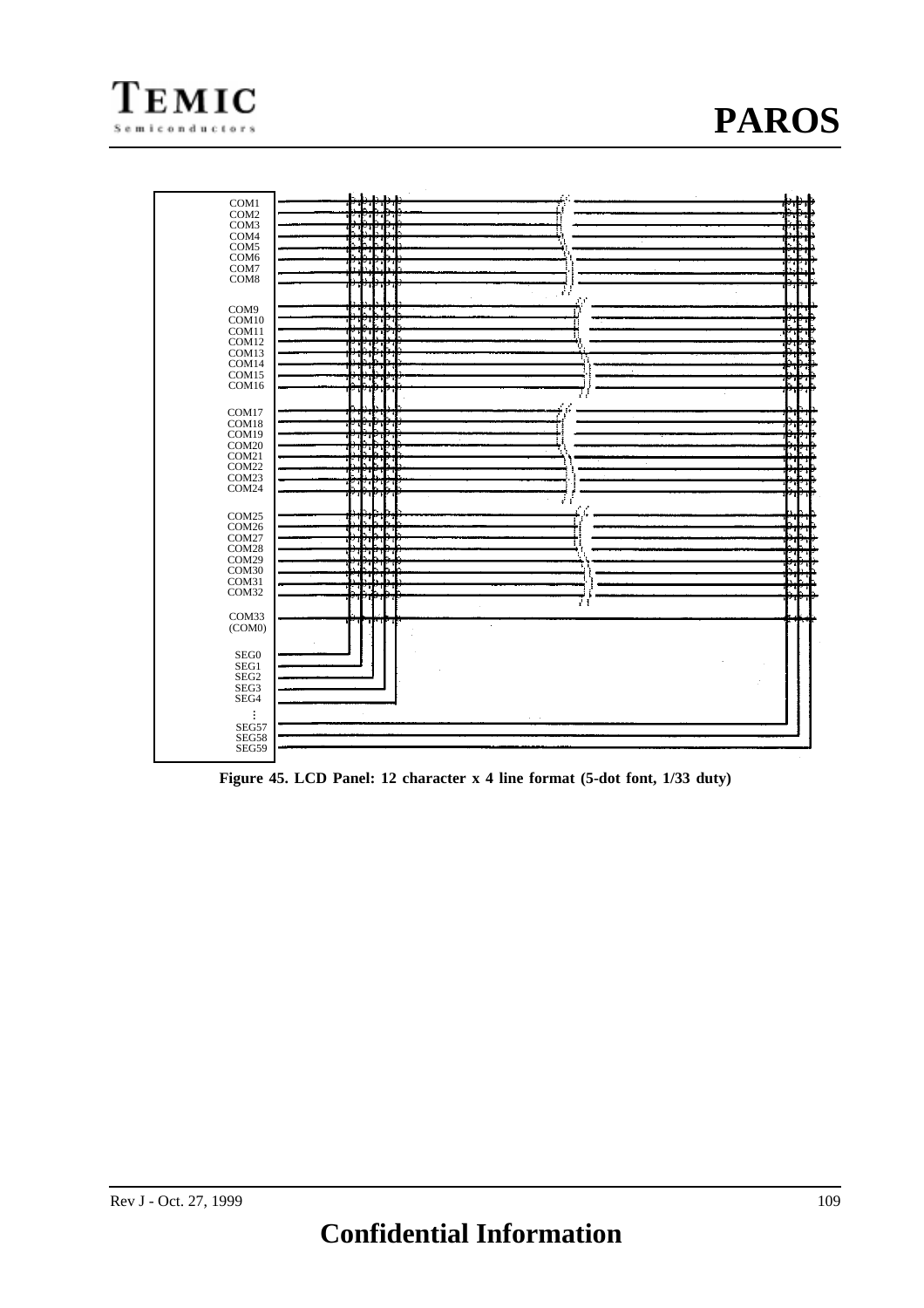COM1
COM2
COM3
COM4
COM5
COM6
COM7
COM8

COM9
COM10
COM11
COM12
COM13
COM14
COM15
COM16

COM17
COM18
COM19
COM20
COM21
COM22
COM23
COM24

COM25
COM26
COM27
COM28
COM29
COM30
COM31
COM32

COM33
(COM0)

SEG0
SEG1
SEG2
SEG3
SEG4
⋮
SEG57
SEG58
SEG59

**Figure 45. LCD Panel: 12 character x 4 line format (5-dot font, 1/33 duty)**

Rev J - Oct. 27, 1999

# Confidential Information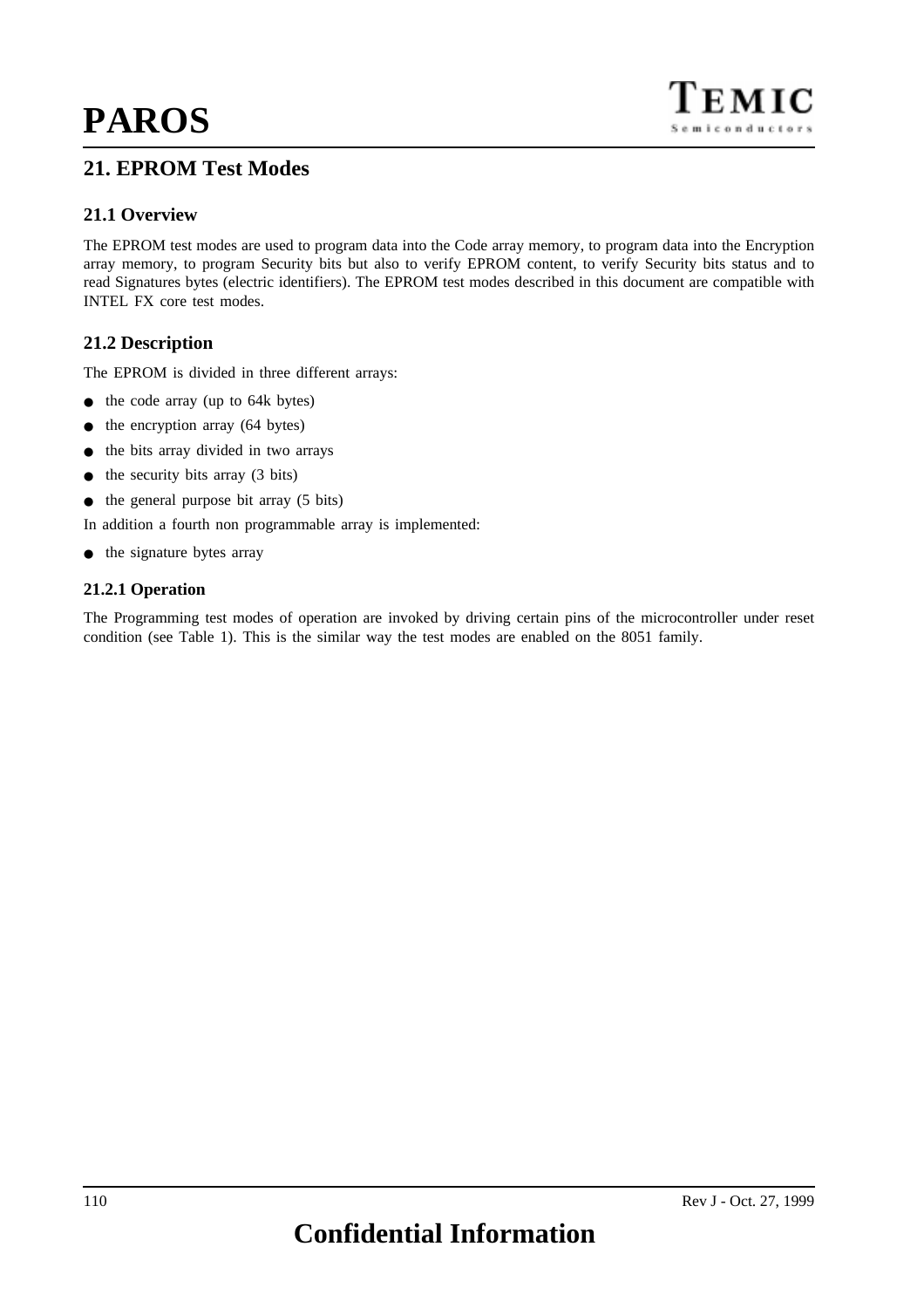## 21. EPROM Test Modes

### 21.1 Overview

The EPROM test modes are used to program data into the Code array memory, to program data into the Encryption array memory, to program Security bits but also to verify EPROM content, to verify Security bits status and to read Signatures bytes (electric identifiers). The EPROM test modes described in this document are compatible with INTEL FX core test modes.

### 21.2 Description

The EPROM is divided in three different arrays:

- the code array (up to 64k bytes)
- the encryption array (64 bytes)
- the bits array divided in two arrays
- the security bits array (3 bits)
- the general purpose bit array (5 bits)

In addition a fourth non programmable array is implemented:

- the signature bytes array

#### 21.2.1 Operation

The Programming test modes of operation are invoked by driving certain pins of the microcontroller under reset condition (see Table 1). This is the similar way the test modes are enabled on the 8051 family.

**Confidential Information**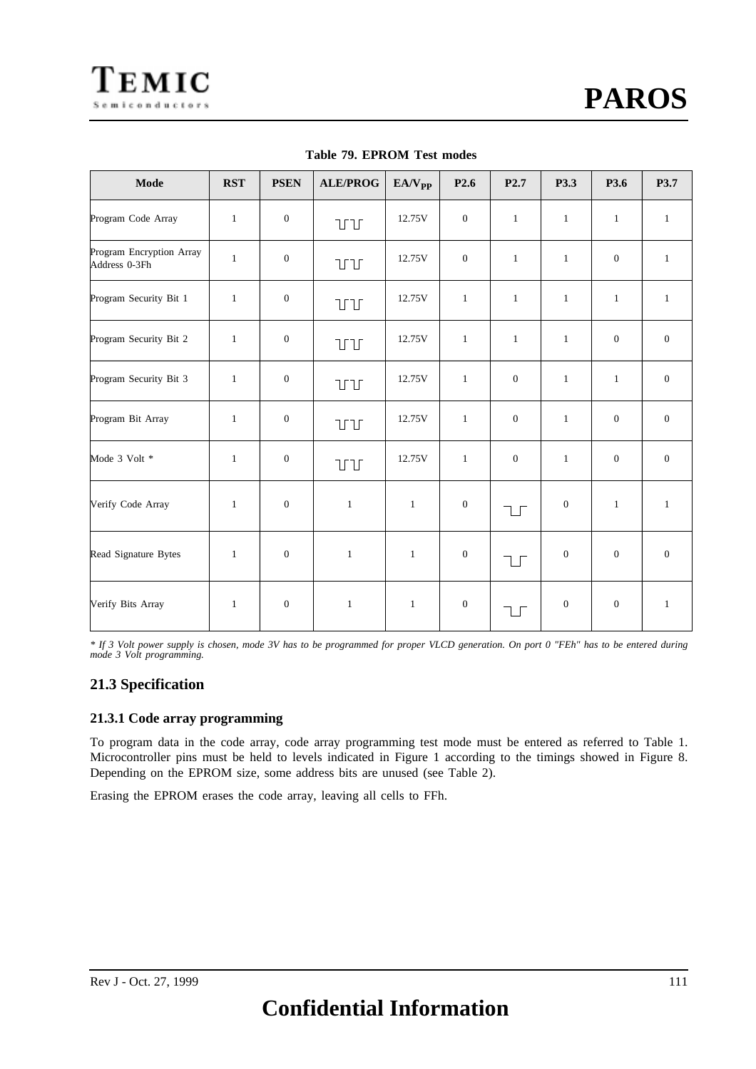**Table 79. EPROM Test modes**

| Mode | RST | PSEN | ALE/PROG | $EA/V_{PP}$ | P2.6 | P2.7 | P3.3 | P3.6 | P3.7 |
|---|---|---|---|---|---|---|---|---|---|
| Program Code Array | 1 | 0 | ⊔⊔ | 12.75V | 0 | 1 | 1 | 1 | 1 |
| Program Encryption Array Address 0-3Fh | 1 | 0 | ⊔⊔ | 12.75V | 0 | 1 | 1 | 0 | 1 |
| Program Security Bit 1 | 1 | 0 | ⊔⊔ | 12.75V | 1 | 1 | 1 | 1 | 1 |
| Program Security Bit 2 | 1 | 0 | ⊔⊔ | 12.75V | 1 | 1 | 1 | 0 | 0 |
| Program Security Bit 3 | 1 | 0 | ⊔⊔ | 12.75V | 1 | 0 | 1 | 1 | 0 |
| Program Bit Array | 1 | 0 | ⊔⊔ | 12.75V | 1 | 0 | 1 | 0 | 0 |
| Mode 3 Volt * | 1 | 0 | ⊔⊔ | 12.75V | 1 | 0 | 1 | 0 | 0 |
| Verify Code Array | 1 | 0 | 1 | 1 | 0 | ⊔ | 0 | 1 | 1 |
| Read Signature Bytes | 1 | 0 | 1 | 1 | 0 | ⊔ | 0 | 0 | 0 |
| Verify Bits Array | 1 | 0 | 1 | 1 | 0 | ⊔ | 0 | 0 | 1 |

*\* If 3 Volt power supply is chosen, mode 3V has to be programmed for proper VLCD generation. On port 0 "FEh" has to be entered during mode 3 Volt programming.*

## 21.3 Specification

### 21.3.1 Code array programming

To program data in the code array, code array programming test mode must be entered as referred to Table 1. Microcontroller pins must be held to levels indicated in Figure 1 according to the timings showed in Figure 8. Depending on the EPROM size, some address bits are unused (see Table 2).

Erasing the EPROM erases the code array, leaving all cells to FFh.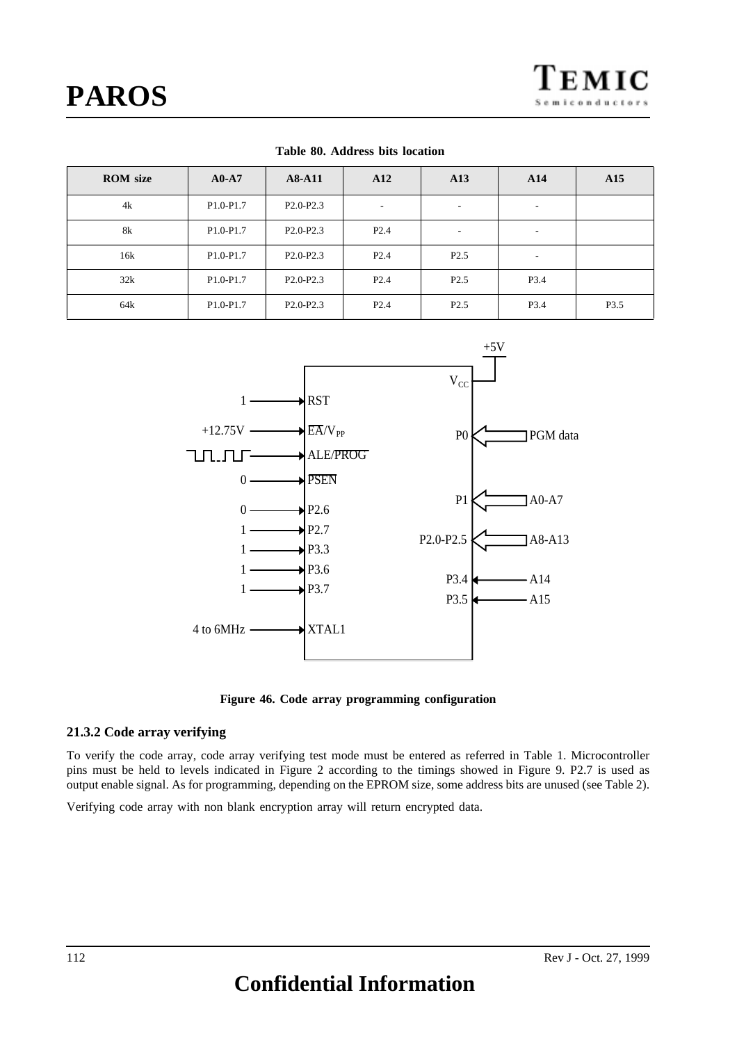Table 80. Address bits location

| ROM size | A0-A7 | A8-A11 | A12 | A13 | A14 | A15 |
|---|---|---|---|---|---|---|
| 4k | P1.0-P1.7 | P2.0-P2.3 | - | - | - | |
| 8k | P1.0-P1.7 | P2.0-P2.3 | P2.4 | - | - | |
| 16k | P1.0-P1.7 | P2.0-P2.3 | P2.4 | P2.5 | - | |
| 32k | P1.0-P1.7 | P2.0-P2.3 | P2.4 | P2.5 | P3.4 | |
| 64k | P1.0-P1.7 | P2.0-P2.3 | P2.4 | P2.5 | P3.4 | P3.5 |

+5V
$V_{CC}$
1 RST
+12.75V $\overline{EA}/V_{PP}$
ALE/$\overline{PROG}$
0 $\overline{PSEN}$
0 P2.6
1 P2.7
1 P3.3
1 P3.6
1 P3.7
4 to 6MHz XTAL1
P0 PGM data
P1 A0-A7
P2.0-P2.5 A8-A13
P3.4 A14
P3.5 A15

Figure 46. Code array programming configuration

### 21.3.2 Code array verifying

To verify the code array, code array verifying test mode must be entered as referred in Table 1. Microcontroller pins must be held to levels indicated in Figure 2 according to the timings showed in Figure 9. P2.7 is used as output enable signal. As for programming, depending on the EPROM size, some address bits are unused (see Table 2).

Verifying code array with non blank encryption array will return encrypted data.

**Confidential Information**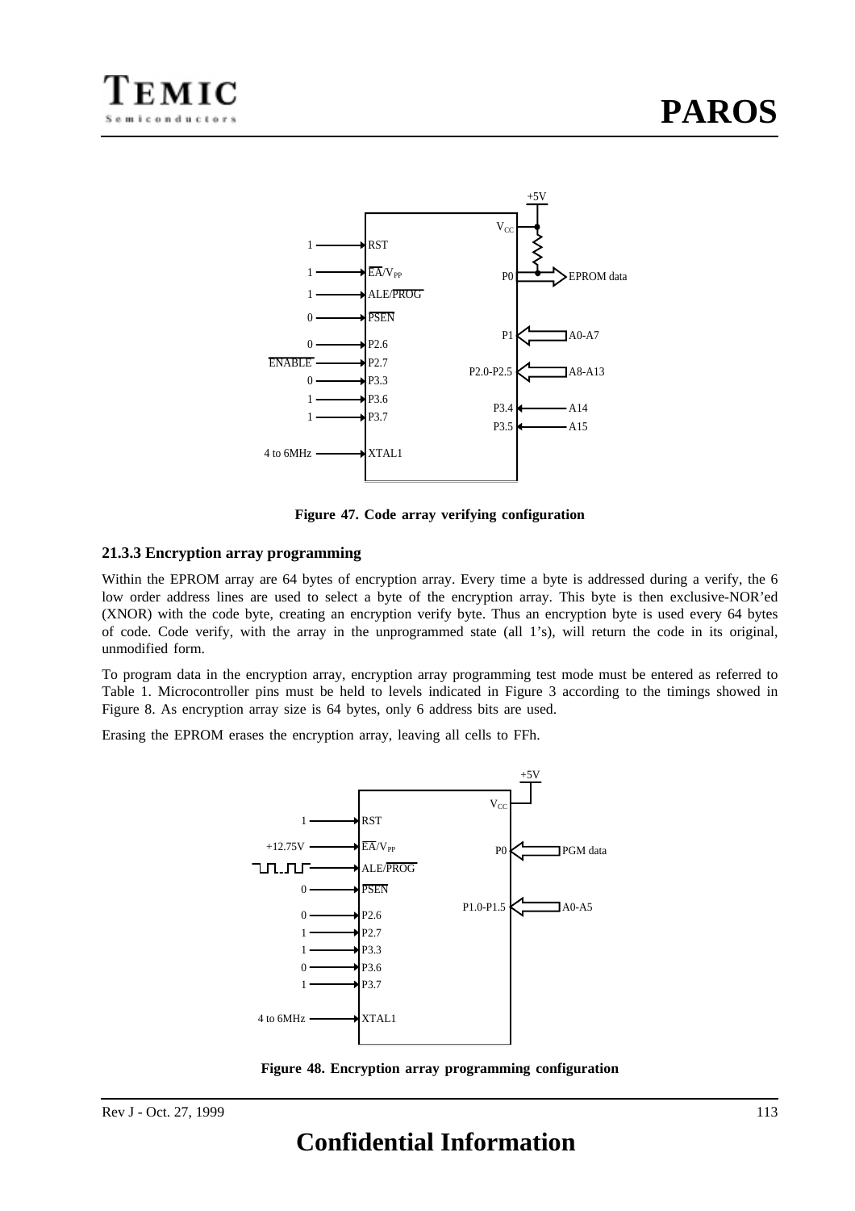+5V

VCC

1 RST

1 EA/VPP

1 ALE/PROG

0 PSEN

0 P2.6

ENABLE P2.7

0 P3.3

1 P3.6

1 P3.7

4 to 6MHz XTAL1

P0 EPROM data

P1 A0-A7

P2.0-P2.5 A8-A13

P3.4 A14

P3.5 A15

**Figure 47. Code array verifying configuration**

### 21.3.3 Encryption array programming

Within the EPROM array are 64 bytes of encryption array. Every time a byte is addressed during a verify, the 6 low order address lines are used to select a byte of the encryption array. This byte is then exclusive-NOR'ed (XNOR) with the code byte, creating an encryption verify byte. Thus an encryption byte is used every 64 bytes of code. Code verify, with the array in the unprogrammed state (all 1's), will return the code in its original, unmodified form.

To program data in the encryption array, encryption array programming test mode must be entered as referred to Table 1. Microcontroller pins must be held to levels indicated in Figure 3 according to the timings showed in Figure 8. As encryption array size is 64 bytes, only 6 address bits are used.

Erasing the EPROM erases the encryption array, leaving all cells to FFh.

+5V

VCC

1 RST

+12.75V EA/VPP

ALE/PROG

0 PSEN

0 P2.6

1 P2.7

1 P3.3

0 P3.6

1 P3.7

4 to 6MHz XTAL1

P0 PGM data

P1.0-P1.5 A0-A5

**Figure 48. Encryption array programming configuration**

**Confidential Information**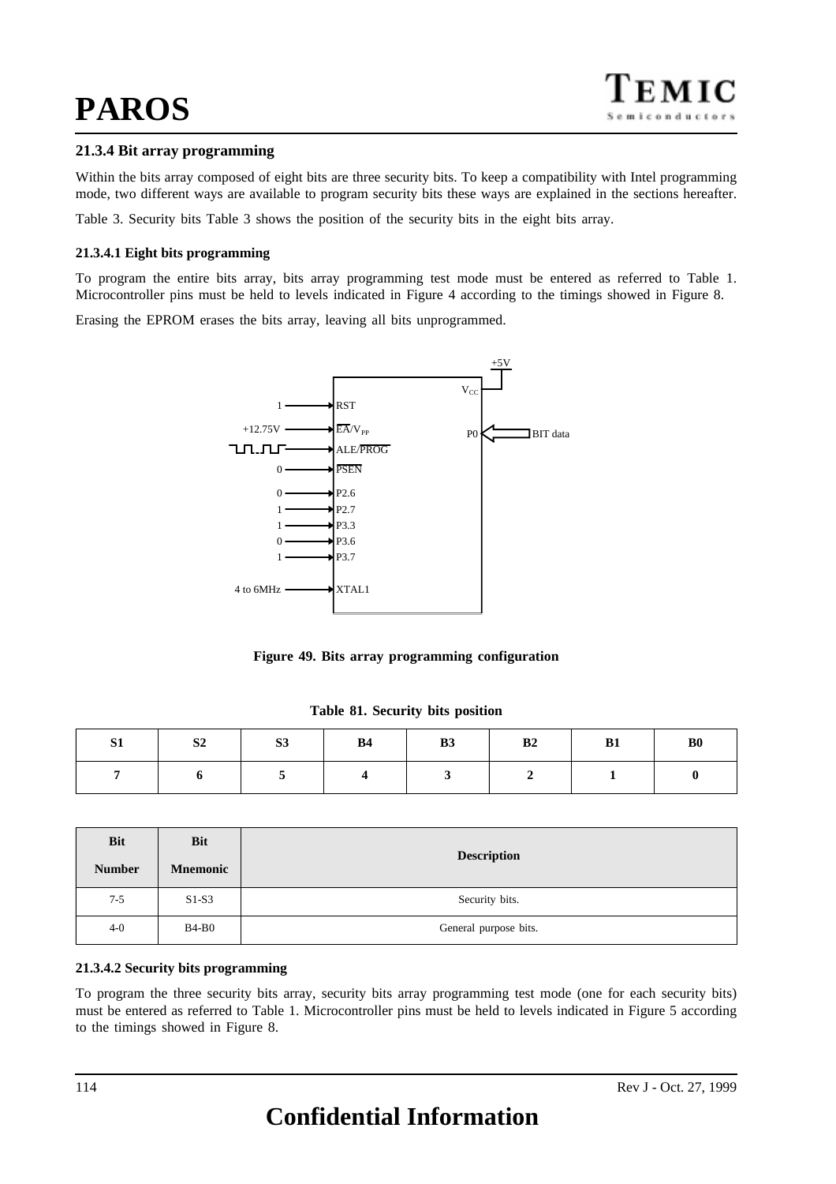### 21.3.4 Bit array programming

Within the bits array composed of eight bits are three security bits. To keep a compatibility with Intel programming mode, two different ways are available to program security bits these ways are explained in the sections hereafter.

Table 3. Security bits Table 3 shows the position of the security bits in the eight bits array.

#### 21.3.4.1 Eight bits programming

To program the entire bits array, bits array programming test mode must be entered as referred to Table 1. Microcontroller pins must be held to levels indicated in Figure 4 according to the timings showed in Figure 8.

Erasing the EPROM erases the bits array, leaving all bits unprogrammed.

+5V
$V_{CC}$
1 RST
+12.75V $\overline{EA}/V_{PP}$
ALE/$\overline{PROG}$
0 $\overline{PSEN}$
0 P2.6
1 P2.7
1 P3.3
0 P3.6
1 P3.7
4 to 6MHz XTAL1
P0
BIT data

**Figure 49. Bits array programming configuration**

**Table 81. Security bits position**

| S1 | S2 | S3 | B4 | B3 | B2 | B1 | B0 |
|---|---|---|---|---|---|---|---|
| 7 | 6 | 5 | 4 | 3 | 2 | 1 | 0 |

| Bit Number | Bit Mnemonic | Description |
|---|---|---|
| 7-5 | S1-S3 | Security bits. |
| 4-0 | B4-B0 | General purpose bits. |

#### 21.3.4.2 Security bits programming

To program the three security bits array, security bits array programming test mode (one for each security bits) must be entered as referred to Table 1. Microcontroller pins must be held to levels indicated in Figure 5 according to the timings showed in Figure 8.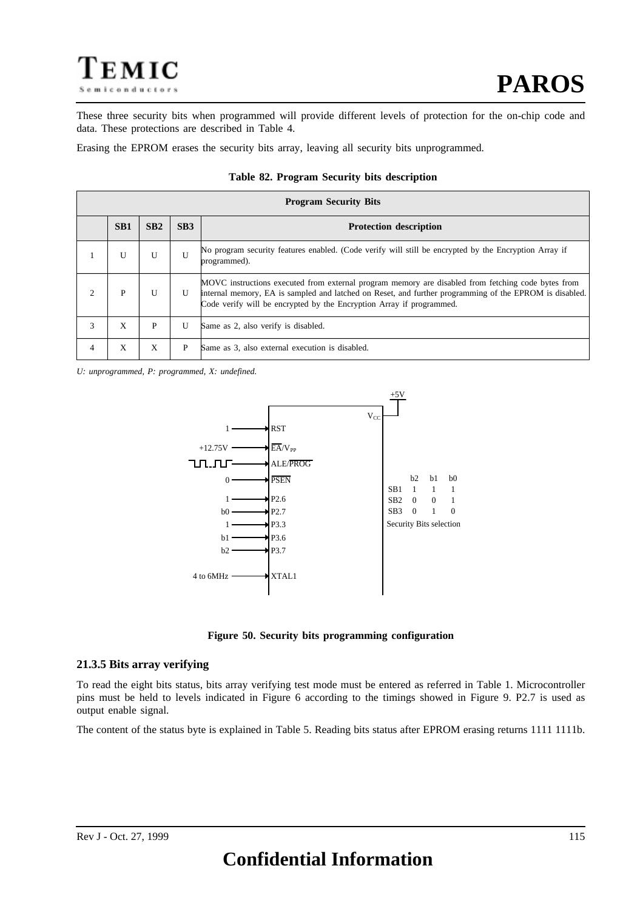These three security bits when programmed will provide different levels of protection for the on-chip code and data. These protections are described in Table 4.

Erasing the EPROM erases the security bits array, leaving all security bits unprogrammed.

**Table 82. Program Security bits description**

| Program Security Bits | | | | |
|---|---|---|---|---|
| | **SB1** | **SB2** | **SB3** | **Protection description** |
| 1 | U | U | U | No program security features enabled. (Code verify will still be encrypted by the Encryption Array if programmed). |
| 2 | P | U | U | MOVC instructions executed from external program memory are disabled from fetching code bytes from internal memory, EA is sampled and latched on Reset, and further programming of the EPROM is disabled. Code verify will be encrypted by the Encryption Array if programmed. |
| 3 | X | P | U | Same as 2, also verify is disabled. |
| 4 | X | X | P | Same as 3, also external execution is disabled. |

*U: unprogrammed, P: programmed, X: undefined.*

+5V
VCC
1 → RST
+12.75V → EA/VPP
ALE/PROG
0 → PSEN
1 → P2.6
b0 → P2.7
1 → P3.3
b1 → P3.6
b2 → P3.7
4 to 6MHz → XTAL1

b2 b1 b0
SB1 1 1 1
SB2 0 0 1
SB3 0 1 0
Security Bits selection

**Figure 50. Security bits programming configuration**

### 21.3.5 Bits array verifying

To read the eight bits status, bits array verifying test mode must be entered as referred in Table 1. Microcontroller pins must be held to levels indicated in Figure 6 according to the timings showed in Figure 9. P2.7 is used as output enable signal.

The content of the status byte is explained in Table 5. Reading bits status after EPROM erasing returns 1111 1111b.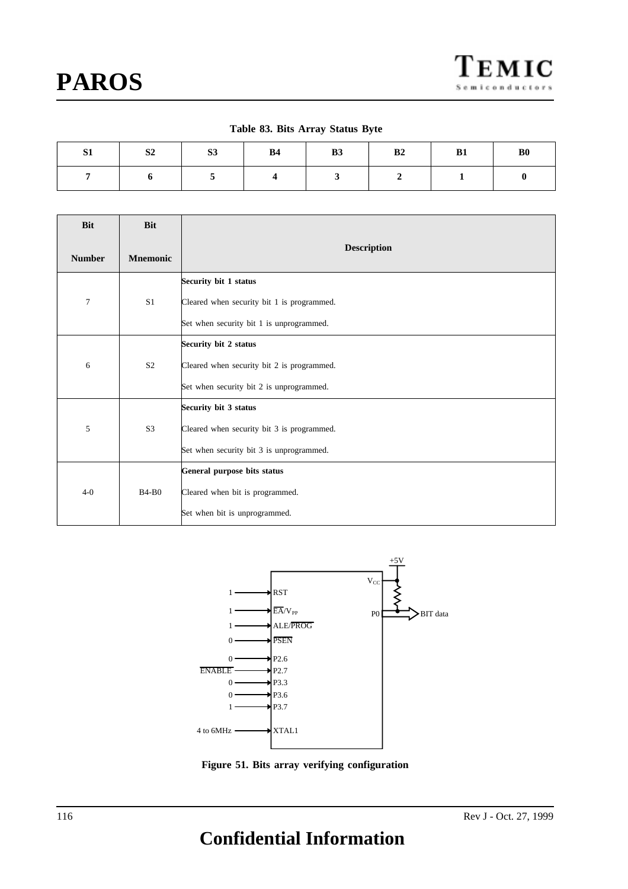**Table 83. Bits Array Status Byte**

| S1 | S2 | S3 | B4 | B3 | B2 | B1 | B0 |
|---|---|---|---|---|---|---|---|
| 7 | 6 | 5 | 4 | 3 | 2 | 1 | 0 |

| Bit Number | Bit Mnemonic | Description |
|---|---|---|
| 7 | S1 | **Security bit 1 status**<br>Cleared when security bit 1 is programmed.<br>Set when security bit 1 is unprogrammed. |
| 6 | S2 | **Security bit 2 status**<br>Cleared when security bit 2 is programmed.<br>Set when security bit 2 is unprogrammed. |
| 5 | S3 | **Security bit 3 status**<br>Cleared when security bit 3 is programmed.<br>Set when security bit 3 is unprogrammed. |
| 4-0 | B4-B0 | **General purpose bits status**<br>Cleared when bit is programmed.<br>Set when bit is unprogrammed. |

+5V
$V_{CC}$
1 RST
1 $\overline{EA}/V_{PP}$
1 ALE/$\overline{PROG}$
0 $\overline{PSEN}$
0 P2.6
$\overline{ENABLE}$ P2.7
0 P3.3
0 P3.6
1 P3.7
4 to 6MHz XTAL1
P0
BIT data

**Figure 51. Bits array verifying configuration**

# Confidential Information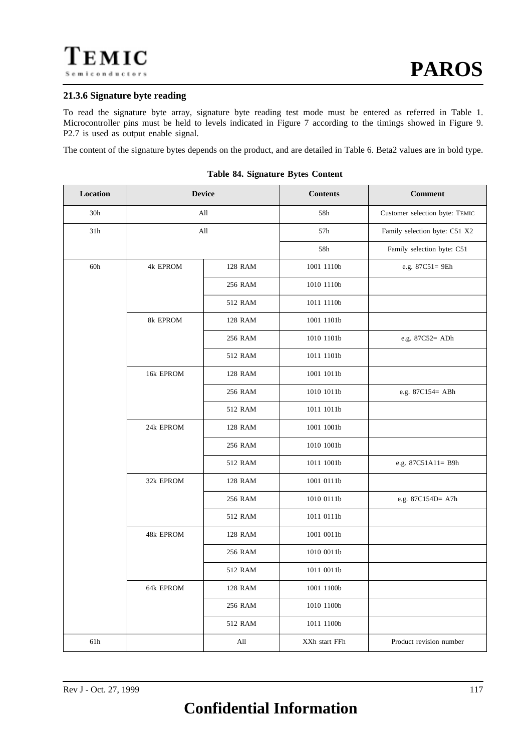### 21.3.6 Signature byte reading

To read the signature byte array, signature byte reading test mode must be entered as referred in Table 1. Microcontroller pins must be held to levels indicated in Figure 7 according to the timings showed in Figure 9. P2.7 is used as output enable signal.

The content of the signature bytes depends on the product, and are detailed in Table 6. Beta2 values are in bold type.

**Table 84. Signature Bytes Content**

| Location | Device | | Contents | Comment |
|---|---|---|---|---|
| 30h | All | | 58h | Customer selection byte: TEMIC |
| 31h | All | | 57h | Family selection byte: C51 X2 |
| | | | 58h | Family selection byte: C51 |
| 60h | 4k EPROM | 128 RAM | 1001 1110b | e.g. 87C51= 9Eh |
| | | 256 RAM | 1010 1110b | |
| | | 512 RAM | 1011 1110b | |
| | 8k EPROM | 128 RAM | 1001 1101b | |
| | | 256 RAM | 1010 1101b | e.g. 87C52= ADh |
| | | 512 RAM | 1011 1101b | |
| | 16k EPROM | 128 RAM | 1001 1011b | |
| | | 256 RAM | 1010 1011b | e.g. 87C154= ABh |
| | | 512 RAM | 1011 1011b | |
| | 24k EPROM | 128 RAM | 1001 1001b | |
| | | 256 RAM | 1010 1001b | |
| | | 512 RAM | 1011 1001b | e.g. 87C51A11= B9h |
| | 32k EPROM | 128 RAM | 1001 0111b | |
| | | 256 RAM | 1010 0111b | e.g. 87C154D= A7h |
| | | 512 RAM | 1011 0111b | |
| | 48k EPROM | 128 RAM | 1001 0011b | |
| | | 256 RAM | 1010 0011b | |
| | | 512 RAM | 1011 0011b | |
| | 64k EPROM | 128 RAM | 1001 1100b | |
| | | 256 RAM | 1010 1100b | |
| | | 512 RAM | 1011 1100b | |
| 61h | | All | XXh start FFh | Product revision number |

Confidential Information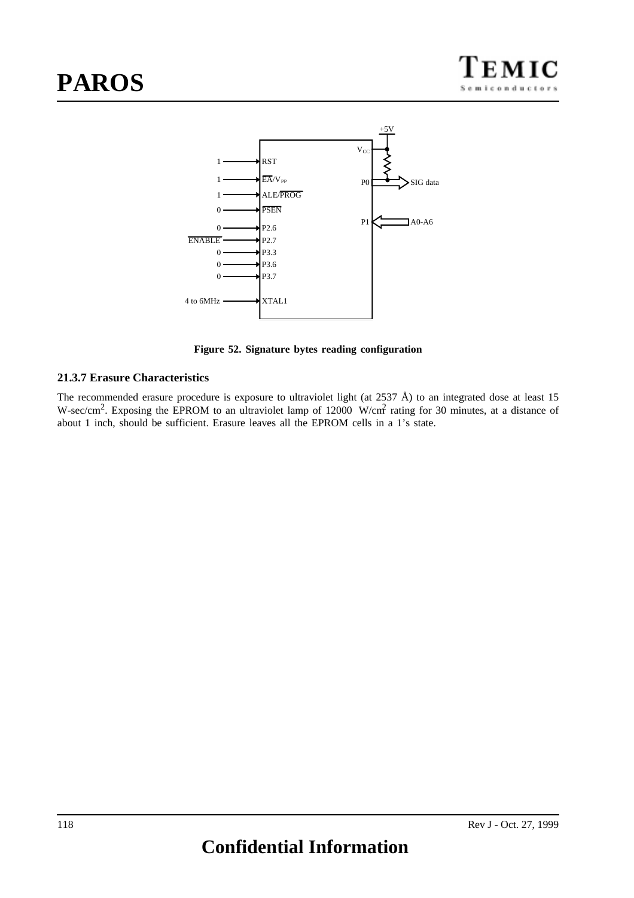RST
$\overline{EA}/V_{PP}$
ALE/$\overline{PROG}$
$\overline{PSEN}$
P2.6
P2.7
P3.3
P3.6
P3.7
XTAL1
1
1
1
0
0
$\overline{ENABLE}$
0
0
0
4 to 6MHz
+5V
$V_{CC}$
P0
SIG data
P1
A0-A6

**Figure 52. Signature bytes reading configuration**

### 21.3.7 Erasure Characteristics

The recommended erasure procedure is exposure to ultraviolet light (at 2537 Å) to an integrated dose at least 15 W-sec/$cm^2$. Exposing the EPROM to an ultraviolet lamp of 12000 W/$cm^2$ rating for 30 minutes, at a distance of about 1 inch, should be sufficient. Erasure leaves all the EPROM cells in a 1's state.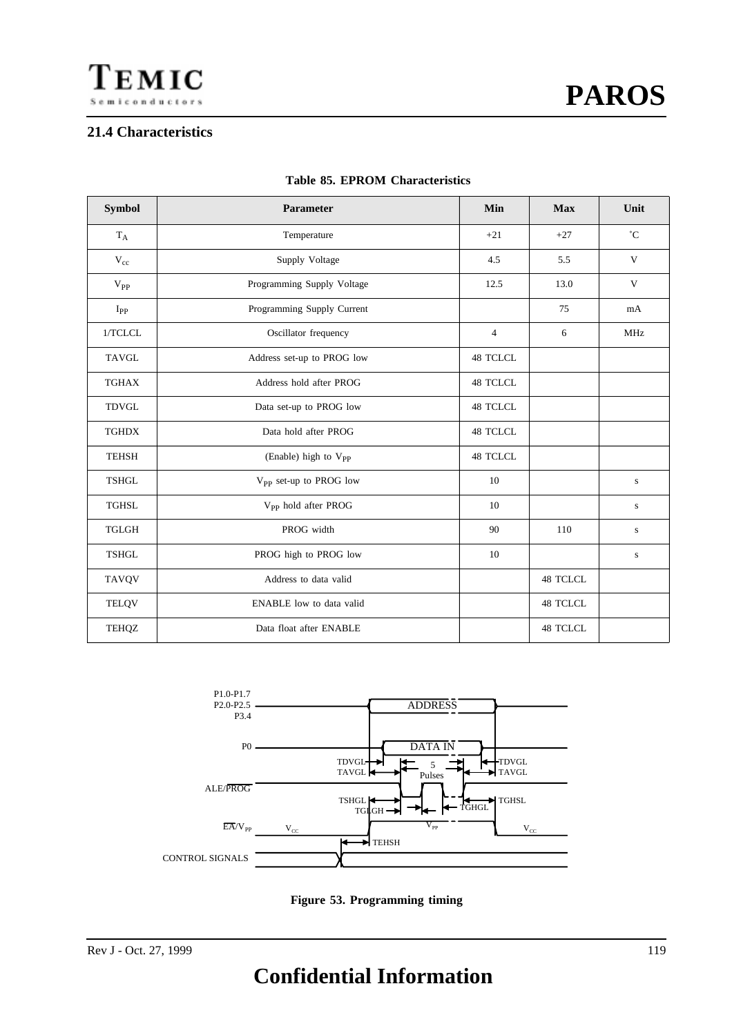## 21.4 Characteristics

**Table 85. EPROM Characteristics**

| Symbol | Parameter | Min | Max | Unit |
|---|---|---|---|---|
| $T_A$ | Temperature | +21 | +27 | ˚C |
| $V_{cc}$ | Supply Voltage | 4.5 | 5.5 | V |
| $V_{PP}$ | Programming Supply Voltage | 12.5 | 13.0 | V |
| $I_{PP}$ | Programming Supply Current | | 75 | mA |
| 1/TCLCL | Oscillator frequency | 4 | 6 | MHz |
| TAVGL | Address set-up to PROG low | 48 TCLCL | | |
| TGHAX | Address hold after PROG | 48 TCLCL | | |
| TDVGL | Data set-up to PROG low | 48 TCLCL | | |
| TGHDX | Data hold after PROG | 48 TCLCL | | |
| TEHSH | (Enable) high to $V_{PP}$ | 48 TCLCL | | |
| TSHGL | $V_{PP}$ set-up to PROG low | 10 | | s |
| TGHSL | $V_{PP}$ hold after PROG | 10 | | s |
| TGLGH | PROG width | 90 | 110 | s |
| TSHGL | PROG high to PROG low | 10 | | s |
| TAVQV | Address to data valid | | 48 TCLCL | |
| TELQV | ENABLE low to data valid | | 48 TCLCL | |
| TEHQZ | Data float after ENABLE | | 48 TCLCL | |

P1.0-P1.7
P2.0-P2.5
P3.4
ADDRESS
P0
DATA IN
TDVGL
TAVGL
5
Pulses
TDVGL
TAVGL
ALE/PROG
TSHGL
TGLGH
TGHGL
TGHSL
EA/$V_{PP}$
$V_{CC}$
$V_{PP}$
$V_{CC}$
TEHSH
CONTROL SIGNALS

**Figure 53. Programming timing**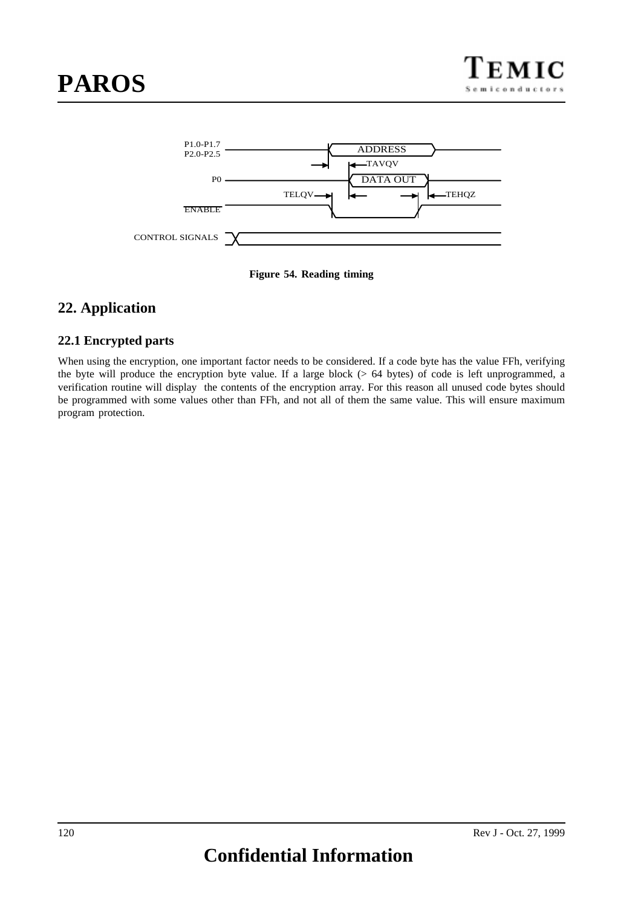P1.0-P1.7
P2.0-P2.5
ADDRESS
TAVQV
P0
DATA OUT
TELQV
TEHQZ
ENABLE
CONTROL SIGNALS

**Figure 54. Reading timing**

## 22. Application

### 22.1 Encrypted parts

When using the encryption, one important factor needs to be considered. If a code byte has the value FFh, verifying the byte will produce the encryption byte value. If a large block (> 64 bytes) of code is left unprogrammed, a verification routine will display the contents of the encryption array. For this reason all unused code bytes should be programmed with some values other than FFh, and not all of them the same value. This will ensure maximum program protection.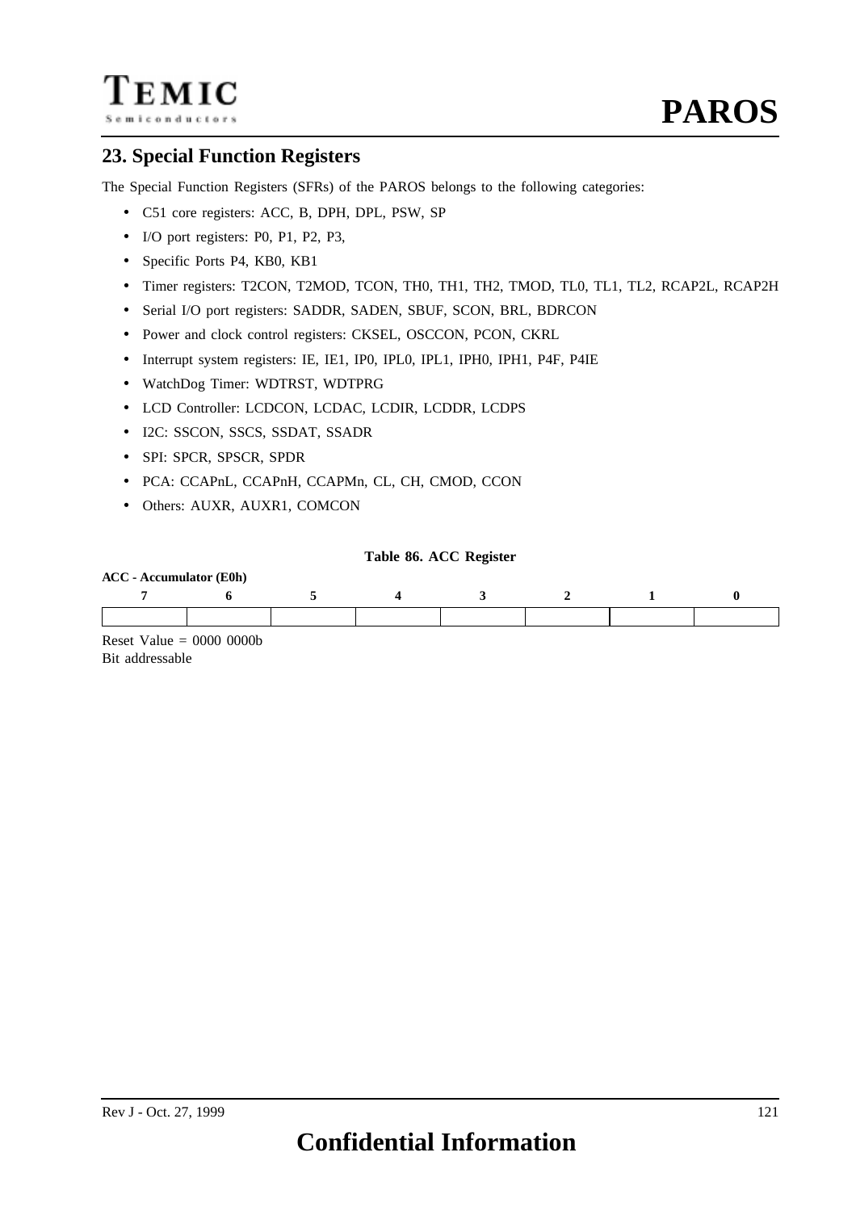## 23. Special Function Registers

The Special Function Registers (SFRs) of the PAROS belongs to the following categories:

- C51 core registers: ACC, B, DPH, DPL, PSW, SP
- I/O port registers: P0, P1, P2, P3,
- Specific Ports P4, KB0, KB1
- Timer registers: T2CON, T2MOD, TCON, TH0, TH1, TH2, TMOD, TL0, TL1, TL2, RCAP2L, RCAP2H
- Serial I/O port registers: SADDR, SADEN, SBUF, SCON, BRL, BDRCON
- Power and clock control registers: CKSEL, OSCCON, PCON, CKRL
- Interrupt system registers: IE, IE1, IP0, IPL0, IPL1, IPH0, IPH1, P4F, P4IE
- WatchDog Timer: WDTRST, WDTPRG
- LCD Controller: LCDCON, LCDAC, LCDIR, LCDDR, LCDPS
- I2C: SSCON, SSCS, SSDAT, SSADR
- SPI: SPCR, SPSCR, SPDR
- PCA: CCAPnL, CCAPnH, CCAPMn, CL, CH, CMOD, CCON
- Others: AUXR, AUXR1, COMCON

**Table 86. ACC Register**

**ACC - Accumulator (E0h)**

| 7 | 6 | 5 | 4 | 3 | 2 | 1 | 0 |
|---|---|---|---|---|---|---|---|
| | | | | | | | |

Reset Value = 0000 0000b
Bit addressable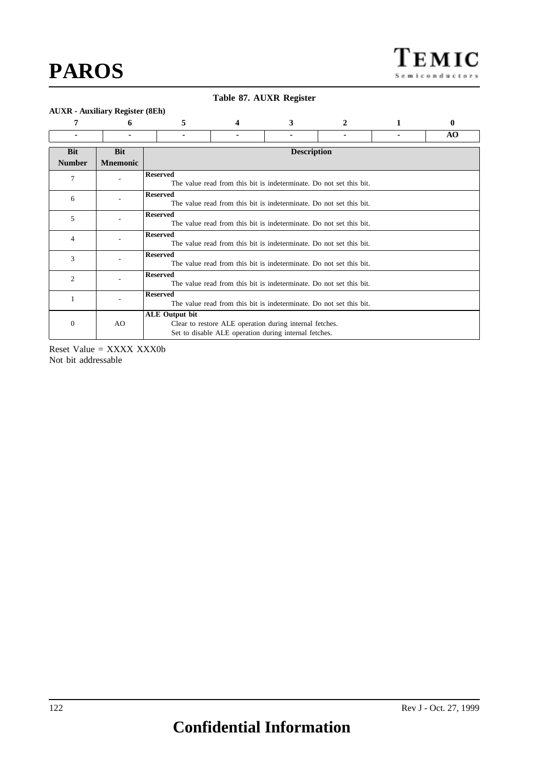**Table 87. AUXR Register**

**AUXR - Auxiliary Register (8Eh)**

| 7 | 6 | 5 | 4 | 3 | 2 | 1 | 0 |
|---|---|---|---|---|---|---|---|
| - | - | - | - | - | - | - | AO |

| Bit Number | Bit Mnemonic | Description |
|---|---|---|
| 7 | - | **Reserved**<br>The value read from this bit is indeterminate. Do not set this bit. |
| 6 | - | **Reserved**<br>The value read from this bit is indeterminate. Do not set this bit. |
| 5 | - | **Reserved**<br>The value read from this bit is indeterminate. Do not set this bit. |
| 4 | - | **Reserved**<br>The value read from this bit is indeterminate. Do not set this bit. |
| 3 | - | **Reserved**<br>The value read from this bit is indeterminate. Do not set this bit. |
| 2 | - | **Reserved**<br>The value read from this bit is indeterminate. Do not set this bit. |
| 1 | - | **Reserved**<br>The value read from this bit is indeterminate. Do not set this bit. |
| 0 | AO | **ALE Output bit**<br>Clear to restore ALE operation during internal fetches.<br>Set to disable ALE operation during internal fetches. |

Reset Value = XXXX XXX0b
Not bit addressable

**Confidential Information**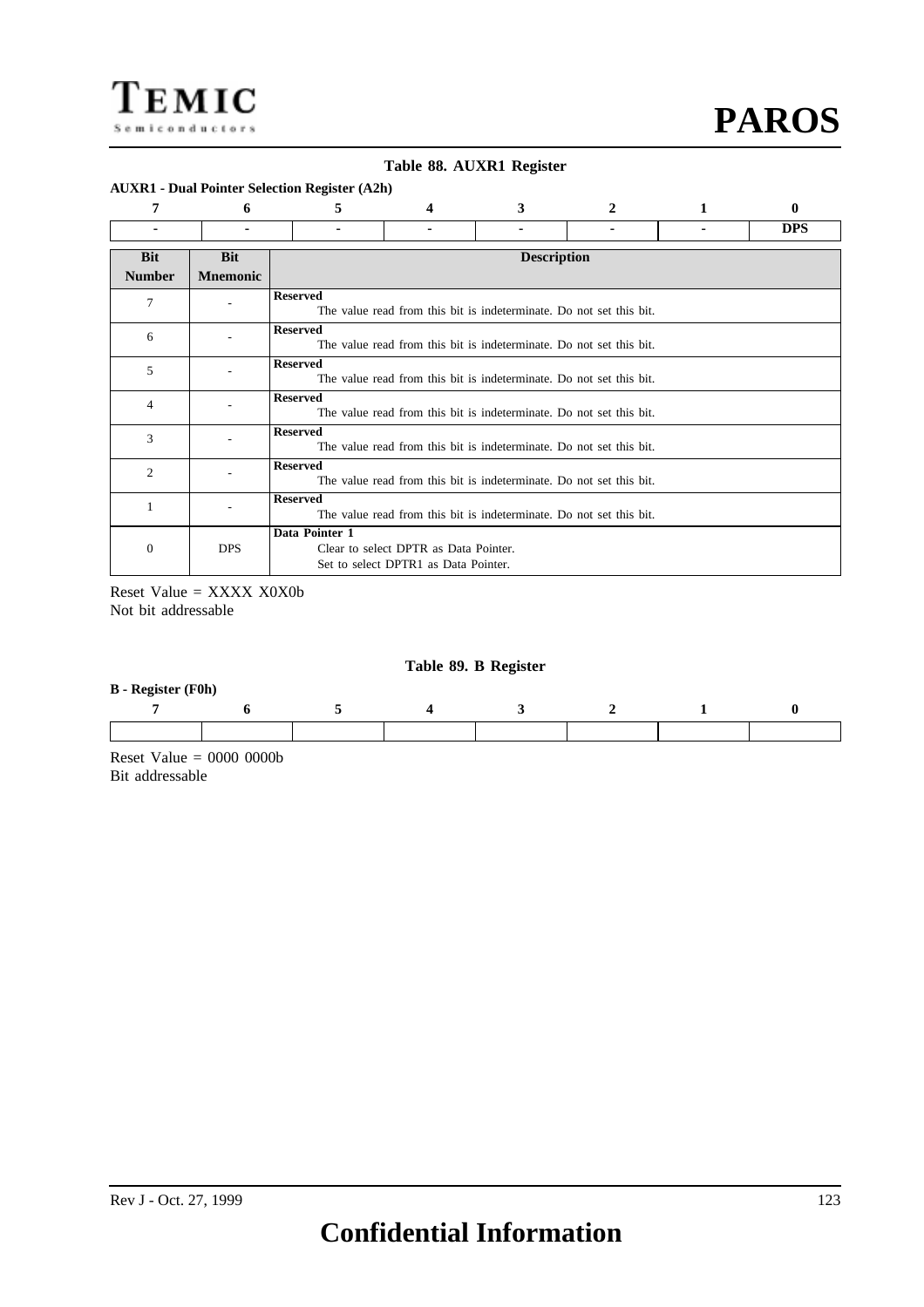**Table 88. AUXR1 Register**

**AUXR1 - Dual Pointer Selection Register (A2h)**

| 7 | 6 | 5 | 4 | 3 | 2 | 1 | 0 |
|---|---|---|---|---|---|---|---|
| - | - | - | - | - | - | - | DPS |

| Bit Number | Bit Mnemonic | Description |
|---|---|---|
| 7 | - | **Reserved** The value read from this bit is indeterminate. Do not set this bit. |
| 6 | - | **Reserved** The value read from this bit is indeterminate. Do not set this bit. |
| 5 | - | **Reserved** The value read from this bit is indeterminate. Do not set this bit. |
| 4 | - | **Reserved** The value read from this bit is indeterminate. Do not set this bit. |
| 3 | - | **Reserved** The value read from this bit is indeterminate. Do not set this bit. |
| 2 | - | **Reserved** The value read from this bit is indeterminate. Do not set this bit. |
| 1 | - | **Reserved** The value read from this bit is indeterminate. Do not set this bit. |
| 0 | DPS | **Data Pointer 1** Clear to select DPTR as Data Pointer. Set to select DPTR1 as Data Pointer. |

Reset Value = XXXX X0X0b
Not bit addressable

**Table 89. B Register**

**B - Register (F0h)**

| 7 | 6 | 5 | 4 | 3 | 2 | 1 | 0 |
|---|---|---|---|---|---|---|---|
| | | | | | | | |

Reset Value = 0000 0000b
Bit addressable

**Confidential Information**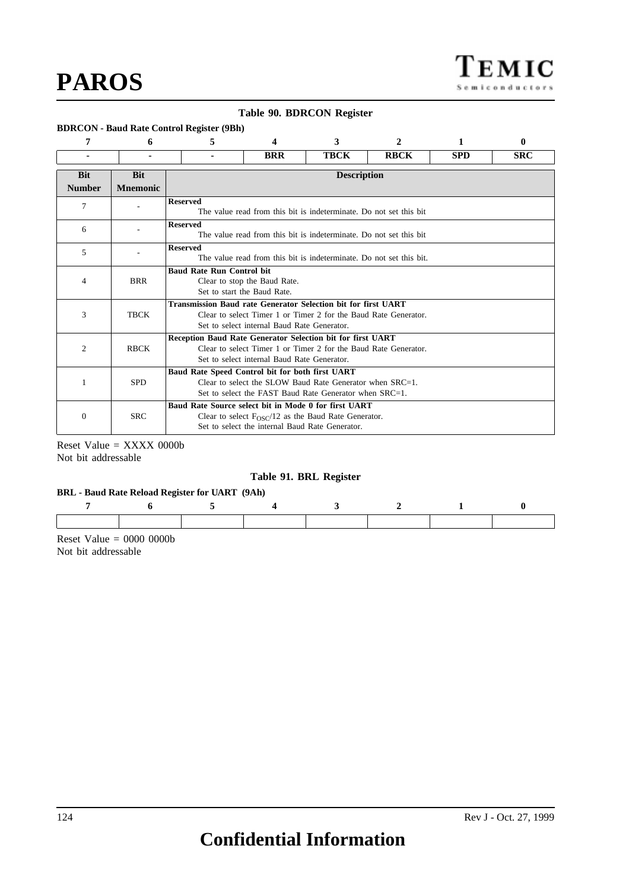### Table 90. BDRCON Register

**BDRCON - Baud Rate Control Register (9Bh)**

| 7 | 6 | 5 | 4 | 3 | 2 | 1 | 0 |
|---|---|---|---|---|---|---|---|
| - | - | - | BRR | TBCK | RBCK | SPD | SRC |

| Bit Number | Bit Mnemonic | Description |
|---|---|---|
| 7 | - | **Reserved**<br>The value read from this bit is indeterminate. Do not set this bit |
| 6 | - | **Reserved**<br>The value read from this bit is indeterminate. Do not set this bit |
| 5 | - | **Reserved**<br>The value read from this bit is indeterminate. Do not set this bit. |
| 4 | BRR | **Baud Rate Run Control bit**<br>Clear to stop the Baud Rate.<br>Set to start the Baud Rate. |
| 3 | TBCK | **Transmission Baud rate Generator Selection bit for first UART**<br>Clear to select Timer 1 or Timer 2 for the Baud Rate Generator.<br>Set to select internal Baud Rate Generator. |
| 2 | RBCK | **Reception Baud Rate Generator Selection bit for first UART**<br>Clear to select Timer 1 or Timer 2 for the Baud Rate Generator.<br>Set to select internal Baud Rate Generator. |
| 1 | SPD | **Baud Rate Speed Control bit for both first UART**<br>Clear to select the SLOW Baud Rate Generator when SRC=1.<br>Set to select the FAST Baud Rate Generator when SRC=1. |
| 0 | SRC | **Baud Rate Source select bit in Mode 0 for first UART**<br>Clear to select $F_{OSC}/12$ as the Baud Rate Generator.<br>Set to select the internal Baud Rate Generator. |

Reset Value = XXXX 0000b
Not bit addressable

### Table 91. BRL Register

**BRL - Baud Rate Reload Register for UART (9Ah)**

| 7 | 6 | 5 | 4 | 3 | 2 | 1 | 0 |
|---|---|---|---|---|---|---|---|
| | | | | | | | |

Reset Value = 0000 0000b
Not bit addressable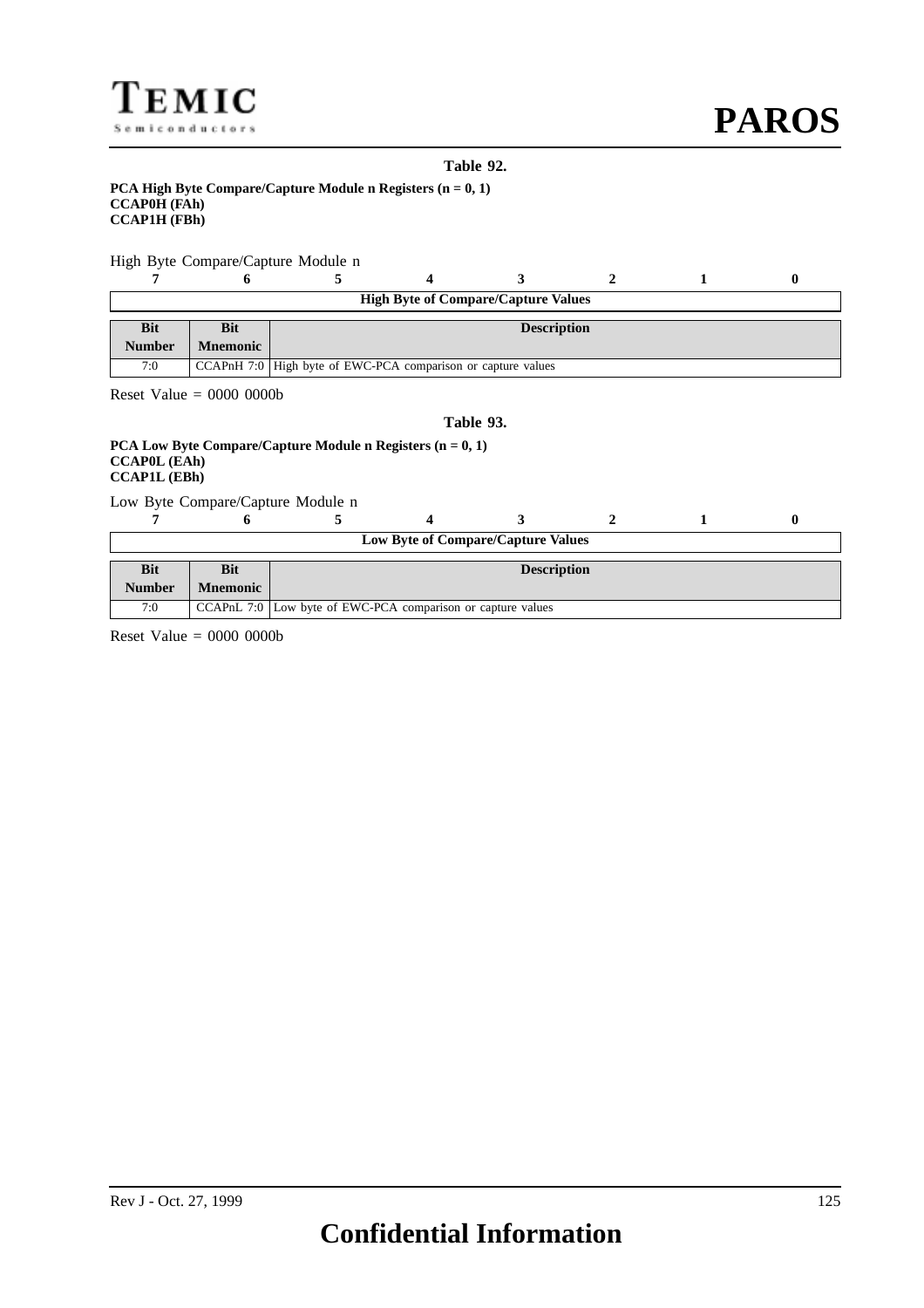**Table 92.**

**PCA High Byte Compare/Capture Module n Registers (n = 0, 1)**
**CCAP0H (FAh)**
**CCAP1H (FBh)**

High Byte Compare/Capture Module n

| 7 | 6 | 5 | 4 | 3 | 2 | 1 | 0 |
|---|---|---|---|---|---|---|---|
| **High Byte of Compare/Capture Values** | | | | | | | |

| Bit Number | Bit Mnemonic | Description |
|---|---|---|
| 7:0 | CCAPnH 7:0 | High byte of EWC-PCA comparison or capture values |

Reset Value = 0000 0000b

**Table 93.**

**PCA Low Byte Compare/Capture Module n Registers (n = 0, 1)**
**CCAP0L (EAh)**
**CCAP1L (EBh)**

Low Byte Compare/Capture Module n

| 7 | 6 | 5 | 4 | 3 | 2 | 1 | 0 |
|---|---|---|---|---|---|---|---|
| **Low Byte of Compare/Capture Values** | | | | | | | |

| Bit Number | Bit Mnemonic | Description |
|---|---|---|
| 7:0 | CCAPnL 7:0 | Low byte of EWC-PCA comparison or capture values |

Reset Value = 0000 0000b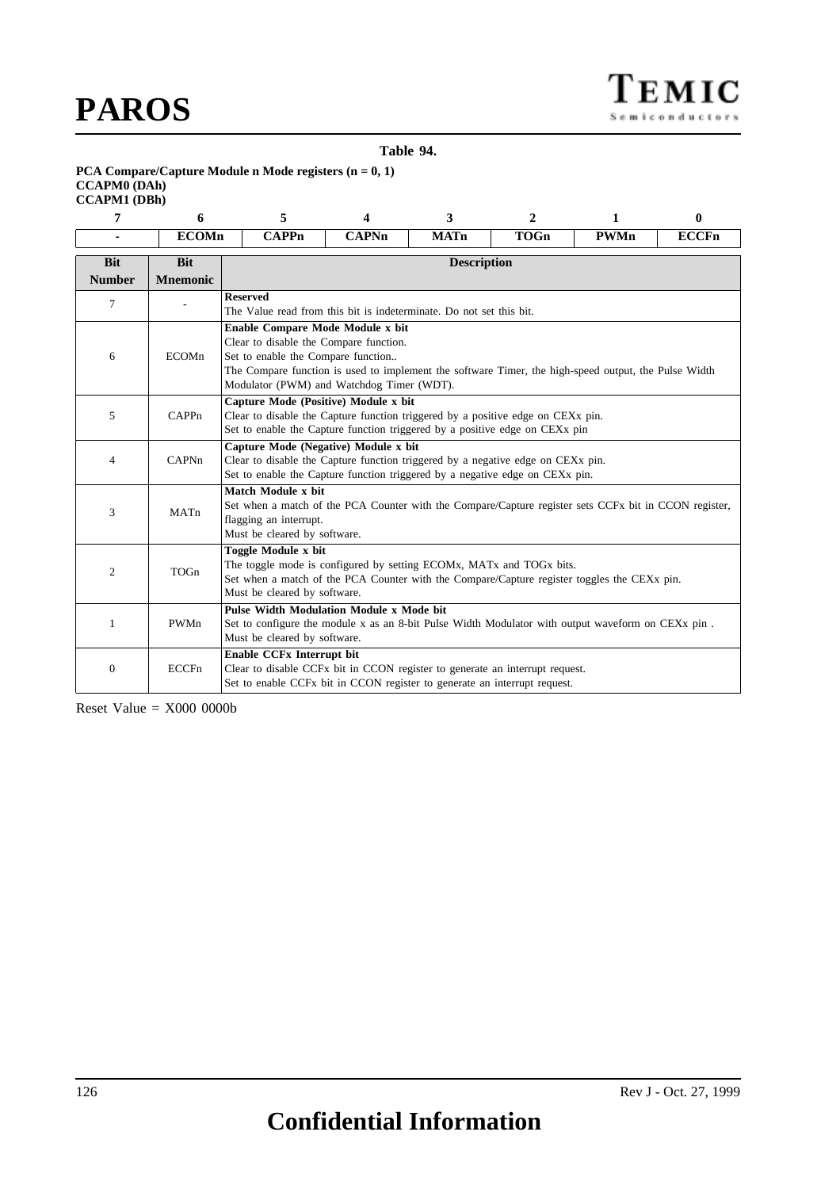**Table 94.**

**PCA Compare/Capture Module n Mode registers (n = 0, 1)**
**CCAPM0 (DAh)**
**CCAPM1 (DBh)**

| 7 | 6 | 5 | 4 | 3 | 2 | 1 | 0 |
|---|---|---|---|---|---|---|---|
| - | ECOMn | CAPPn | CAPNn | MATn | TOGn | PWMn | ECCFn |

| Bit Number | Bit Mnemonic | Description |
|---|---|---|
| 7 | - | **Reserved**<br>The Value read from this bit is indeterminate. Do not set this bit. |
| 6 | ECOMn | **Enable Compare Mode Module x bit**<br>Clear to disable the Compare function.<br>Set to enable the Compare function..<br>The Compare function is used to implement the software Timer, the high-speed output, the Pulse Width Modulator (PWM) and Watchdog Timer (WDT). |
| 5 | CAPPn | **Capture Mode (Positive) Module x bit**<br>Clear to disable the Capture function triggered by a positive edge on CEXx pin.<br>Set to enable the Capture function triggered by a positive edge on CEXx pin |
| 4 | CAPNn | **Capture Mode (Negative) Module x bit**<br>Clear to disable the Capture function triggered by a negative edge on CEXx pin.<br>Set to enable the Capture function triggered by a negative edge on CEXx pin. |
| 3 | MATn | **Match Module x bit**<br>Set when a match of the PCA Counter with the Compare/Capture register sets CCFx bit in CCON register, flagging an interrupt.<br>Must be cleared by software. |
| 2 | TOGn | **Toggle Module x bit**<br>The toggle mode is configured by setting ECOMx, MATx and TOGx bits.<br>Set when a match of the PCA Counter with the Compare/Capture register toggles the CEXx pin.<br>Must be cleared by software. |
| 1 | PWMn | **Pulse Width Modulation Module x Mode bit**<br>Set to configure the module x as an 8-bit Pulse Width Modulator with output waveform on CEXx pin .<br>Must be cleared by software. |
| 0 | ECCFn | **Enable CCFx Interrupt bit**<br>Clear to disable CCFx bit in CCON register to generate an interrupt request.<br>Set to enable CCFx bit in CCON register to generate an interrupt request. |

Reset Value = X000 0000b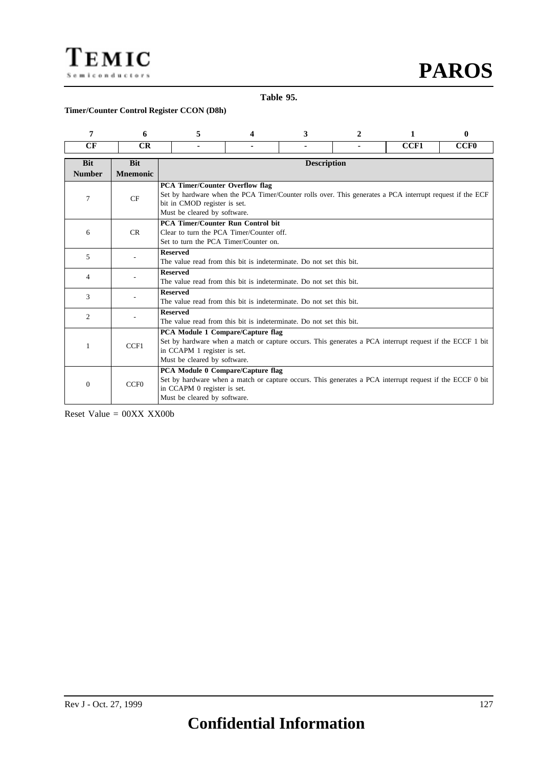**Table 95.**

**Timer/Counter Control Register CCON (D8h)**

| 7 | 6 | 5 | 4 | 3 | 2 | 1 | 0 |
|---|---|---|---|---|---|---|---|
| CF | CR | - | - | - | - | CCF1 | CCF0 |

| Bit Number | Bit Mnemonic | Description |
|---|---|---|
| 7 | CF | **PCA Timer/Counter Overflow flag**<br>Set by hardware when the PCA Timer/Counter rolls over. This generates a PCA interrupt request if the ECF bit in CMOD register is set.<br>Must be cleared by software. |
| 6 | CR | **PCA Timer/Counter Run Control bit**<br>Clear to turn the PCA Timer/Counter off.<br>Set to turn the PCA Timer/Counter on. |
| 5 | - | **Reserved**<br>The value read from this bit is indeterminate. Do not set this bit. |
| 4 | - | **Reserved**<br>The value read from this bit is indeterminate. Do not set this bit. |
| 3 | - | **Reserved**<br>The value read from this bit is indeterminate. Do not set this bit. |
| 2 | - | **Reserved**<br>The value read from this bit is indeterminate. Do not set this bit. |
| 1 | CCF1 | **PCA Module 1 Compare/Capture flag**<br>Set by hardware when a match or capture occurs. This generates a PCA interrupt request if the ECCF 1 bit in CCAPM 1 register is set.<br>Must be cleared by software. |
| 0 | CCF0 | **PCA Module 0 Compare/Capture flag**<br>Set by hardware when a match or capture occurs. This generates a PCA interrupt request if the ECCF 0 bit in CCAPM 0 register is set.<br>Must be cleared by software. |

Reset Value = 00XX XX00b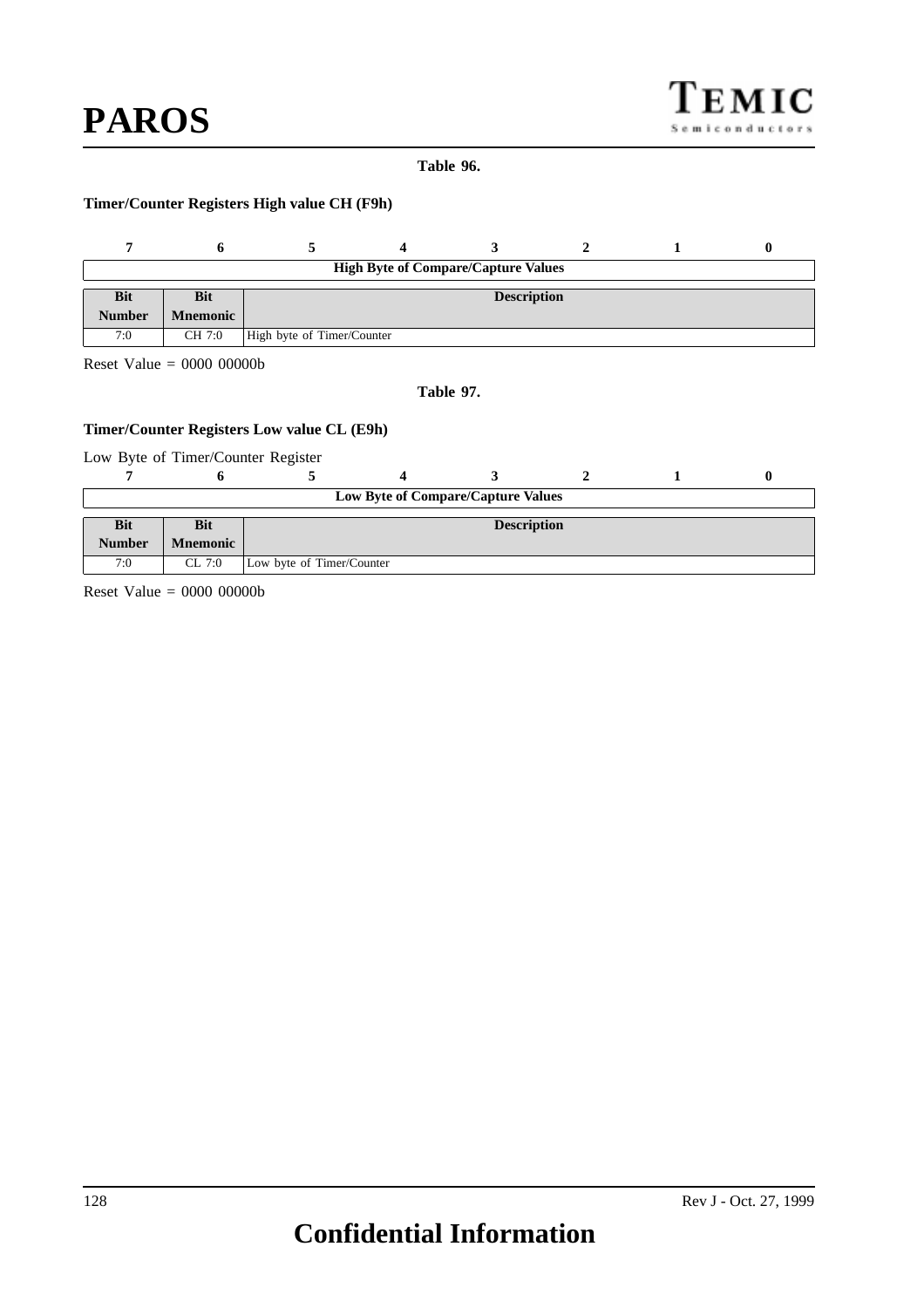**Table 96.**

**Timer/Counter Registers High value CH (F9h)**

| 7 | 6 | 5 | 4 | 3 | 2 | 1 | 0 |
|---|---|---|---|---|---|---|---|
| High Byte of Compare/Capture Values | | | | | | | |

| Bit Number | Bit Mnemonic | Description |
|---|---|---|
| 7:0 | CH 7:0 | High byte of Timer/Counter |

Reset Value = 0000 00000b

**Table 97.**

**Timer/Counter Registers Low value CL (E9h)**

Low Byte of Timer/Counter Register

| 7 | 6 | 5 | 4 | 3 | 2 | 1 | 0 |
|---|---|---|---|---|---|---|---|
| Low Byte of Compare/Capture Values | | | | | | | |

| Bit Number | Bit Mnemonic | Description |
|---|---|---|
| 7:0 | CL 7:0 | Low byte of Timer/Counter |

Reset Value = 0000 00000b

**Confidential Information**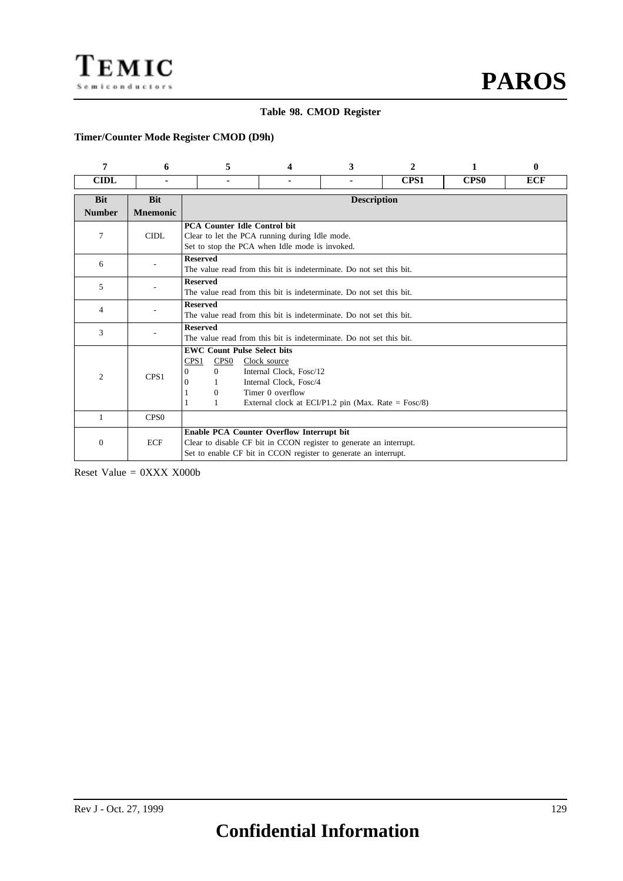**Table 98. CMOD Register**

**Timer/Counter Mode Register CMOD (D9h)**

| 7 | 6 | 5 | 4 | 3 | 2 | 1 | 0 |
|---|---|---|---|---|---|---|---|
| CIDL | - | - | - | - | CPS1 | CPS0 | ECF |

| Bit Number | Bit Mnemonic | Description |
|---|---|---|
| 7 | CIDL | **PCA Counter Idle Control bit**<br>Clear to let the PCA running during Idle mode.<br>Set to stop the PCA when Idle mode is invoked. |
| 6 | - | **Reserved**<br>The value read from this bit is indeterminate. Do not set this bit. |
| 5 | - | **Reserved**<br>The value read from this bit is indeterminate. Do not set this bit. |
| 4 | - | **Reserved**<br>The value read from this bit is indeterminate. Do not set this bit. |
| 3 | - | **Reserved**<br>The value read from this bit is indeterminate. Do not set this bit. |
| 2 | CPS1 | **EWC Count Pulse Select bits**<br>CPS1 CPS0 Clock source<br>0 0 Internal Clock, Fosc/12<br>0 1 Internal Clock, Fosc/4<br>1 0 Timer 0 overflow<br>1 1 External clock at ECI/P1.2 pin (Max. Rate = Fosc/8) |
| 1 | CPS0 | |
| 0 | ECF | **Enable PCA Counter Overflow Interrupt bit**<br>Clear to disable CF bit in CCON register to generate an interrupt.<br>Set to enable CF bit in CCON register to generate an interrupt. |

Reset Value = 0XXX X000b

**Confidential Information**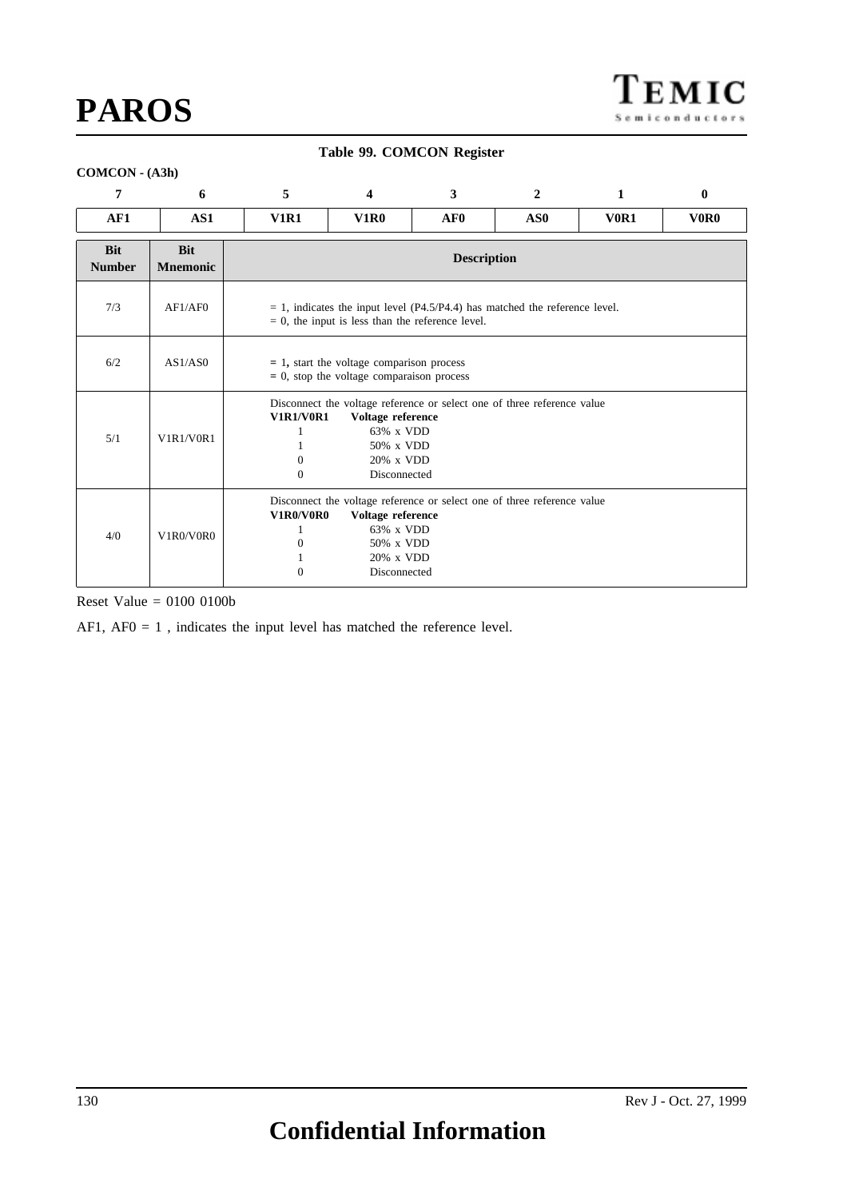**Table 99. COMCON Register**

**COMCON - (A3h)**

| 7 | 6 | 5 | 4 | 3 | 2 | 1 | 0 |
|---|---|---|---|---|---|---|---|
| AF1 | AS1 | V1R1 | V1R0 | AF0 | AS0 | V0R1 | V0R0 |

| Bit Number | Bit Mnemonic | Description |
|---|---|---|
| 7/3 | AF1/AF0 | = 1, indicates the input level (P4.5/P4.4) has matched the reference level.<br>= 0, the input is less than the reference level. |
| 6/2 | AS1/AS0 | = 1, start the voltage comparison process<br>= 0, stop the voltage comparaison process |
| 5/1 | V1R1/V0R1 | Disconnect the voltage reference or select one of three reference value<br>**V1R1/V0R1** **Voltage reference**<br>1 63% x VDD<br>1 50% x VDD<br>0 20% x VDD<br>0 Disconnected |
| 4/0 | V1R0/V0R0 | Disconnect the voltage reference or select one of three reference value<br>**V1R0/V0R0** **Voltage reference**<br>1 63% x VDD<br>0 50% x VDD<br>1 20% x VDD<br>0 Disconnected |

Reset Value = 0100 0100b

AF1, AF0 = 1 , indicates the input level has matched the reference level.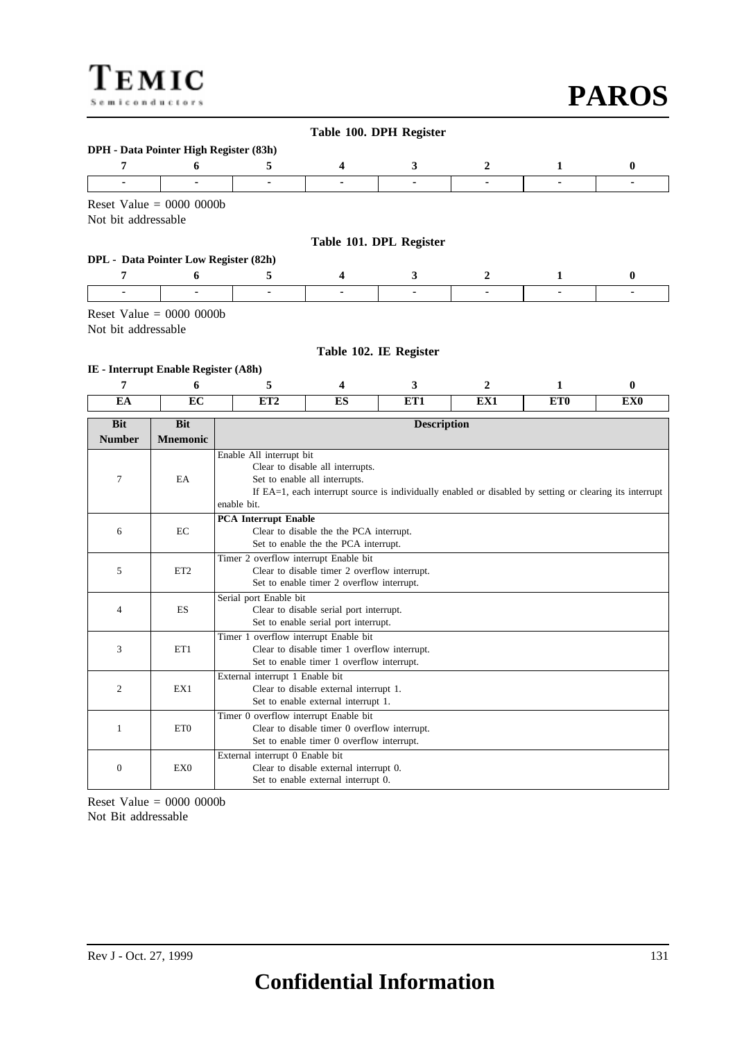**Table 100. DPH Register**

**DPH - Data Pointer High Register (83h)**

| 7 | 6 | 5 | 4 | 3 | 2 | 1 | 0 |
|---|---|---|---|---|---|---|---|
| - | - | - | - | - | - | - | - |

Reset Value = 0000 0000b
Not bit addressable

**Table 101. DPL Register**

**DPL - Data Pointer Low Register (82h)**

| 7 | 6 | 5 | 4 | 3 | 2 | 1 | 0 |
|---|---|---|---|---|---|---|---|
| - | - | - | - | - | - | - | - |

Reset Value = 0000 0000b
Not bit addressable

**Table 102. IE Register**

**IE - Interrupt Enable Register (A8h)**

| 7 | 6 | 5 | 4 | 3 | 2 | 1 | 0 |
|---|---|---|---|---|---|---|---|
| EA | EC | ET2 | ES | ET1 | EX1 | ET0 | EX0 |

| Bit Number | Bit Mnemonic | Description |
|---|---|---|
| 7 | EA | Enable All interrupt bit<br>Clear to disable all interrupts.<br>Set to enable all interrupts.<br>If EA=1, each interrupt source is individually enabled or disabled by setting or clearing its interrupt enable bit. |
| 6 | EC | **PCA Interrupt Enable**<br>Clear to disable the the PCA interrupt.<br>Set to enable the the PCA interrupt. |
| 5 | ET2 | Timer 2 overflow interrupt Enable bit<br>Clear to disable timer 2 overflow interrupt.<br>Set to enable timer 2 overflow interrupt. |
| 4 | ES | Serial port Enable bit<br>Clear to disable serial port interrupt.<br>Set to enable serial port interrupt. |
| 3 | ET1 | Timer 1 overflow interrupt Enable bit<br>Clear to disable timer 1 overflow interrupt.<br>Set to enable timer 1 overflow interrupt. |
| 2 | EX1 | External interrupt 1 Enable bit<br>Clear to disable external interrupt 1.<br>Set to enable external interrupt 1. |
| 1 | ET0 | Timer 0 overflow interrupt Enable bit<br>Clear to disable timer 0 overflow interrupt.<br>Set to enable timer 0 overflow interrupt. |
| 0 | EX0 | External interrupt 0 Enable bit<br>Clear to disable external interrupt 0.<br>Set to enable external interrupt 0. |

Reset Value = 0000 0000b
Not Bit addressable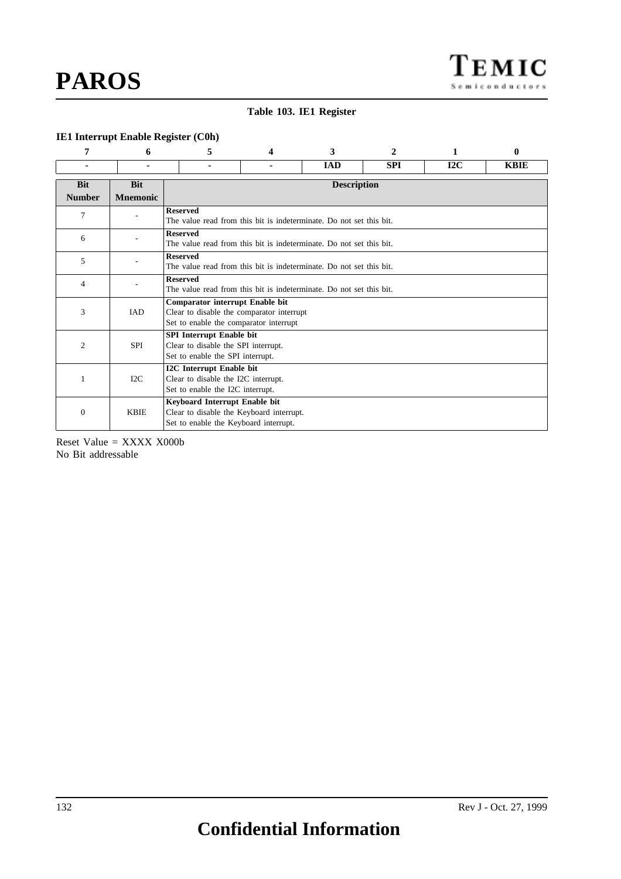**Table 103. IE1 Register**

**IE1 Interrupt Enable Register (C0h)**

| 7 | 6 | 5 | 4 | 3 | 2 | 1 | 0 |
|---|---|---|---|---|---|---|---|
| - | - | - | - | IAD | SPI | I2C | KBIE |

| Bit Number | Bit Mnemonic | Description |
|---|---|---|
| 7 | - | **Reserved**<br>The value read from this bit is indeterminate. Do not set this bit. |
| 6 | - | **Reserved**<br>The value read from this bit is indeterminate. Do not set this bit. |
| 5 | - | **Reserved**<br>The value read from this bit is indeterminate. Do not set this bit. |
| 4 | - | **Reserved**<br>The value read from this bit is indeterminate. Do not set this bit. |
| 3 | IAD | **Comparator interrupt Enable bit**<br>Clear to disable the comparator interrupt<br>Set to enable the comparator interrupt |
| 2 | SPI | **SPI Interrupt Enable bit**<br>Clear to disable the SPI interrupt.<br>Set to enable the SPI interrupt. |
| 1 | I2C | **I2C Interrupt Enable bit**<br>Clear to disable the I2C interrupt.<br>Set to enable the I2C interrupt. |
| 0 | KBIE | **Keyboard Interrupt Enable bit**<br>Clear to disable the Keyboard interrupt.<br>Set to enable the Keyboard interrupt. |

Reset Value = XXXX X000b
No Bit addressable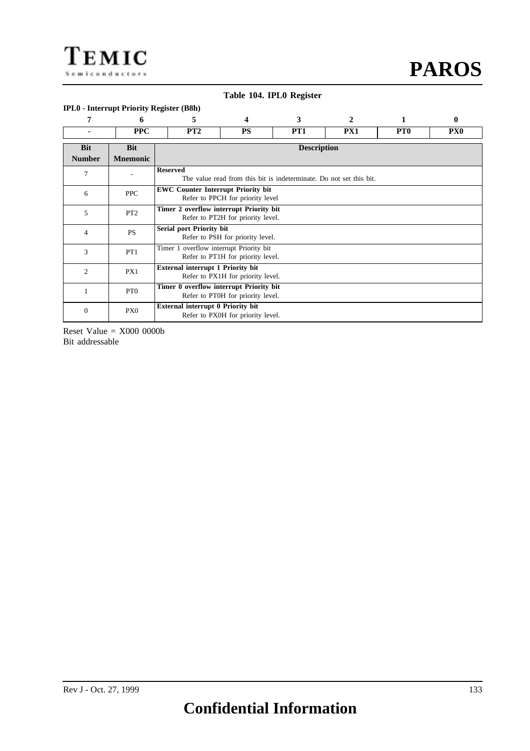**Table 104. IPL0 Register**

**IPL0 - Interrupt Priority Register (B8h)**

| 7 | 6 | 5 | 4 | 3 | 2 | 1 | 0 |
|---|---|---|---|---|---|---|---|
| - | PPC | PT2 | PS | PT1 | PX1 | PT0 | PX0 |

| Bit Number | Bit Mnemonic | Description |
|---|---|---|
| 7 | - | **Reserved** The value read from this bit is indeterminate. Do not set this bit. |
| 6 | PPC | **EWC Counter Interrupt Priority bit** Refer to PPCH for priority level |
| 5 | PT2 | **Timer 2 overflow interrupt Priority bit** Refer to PT2H for priority level. |
| 4 | PS | **Serial port Priority bit** Refer to PSH for priority level. |
| 3 | PT1 | Timer 1 overflow interrupt Priority bit Refer to PT1H for priority level. |
| 2 | PX1 | **External interrupt 1 Priority bit** Refer to PX1H for priority level. |
| 1 | PT0 | **Timer 0 overflow interrupt Priority bit** Refer to PT0H for priority level. |
| 0 | PX0 | **External interrupt 0 Priority bit** Refer to PX0H for priority level. |

Reset Value = X000 0000b
Bit addressable

**Confidential Information**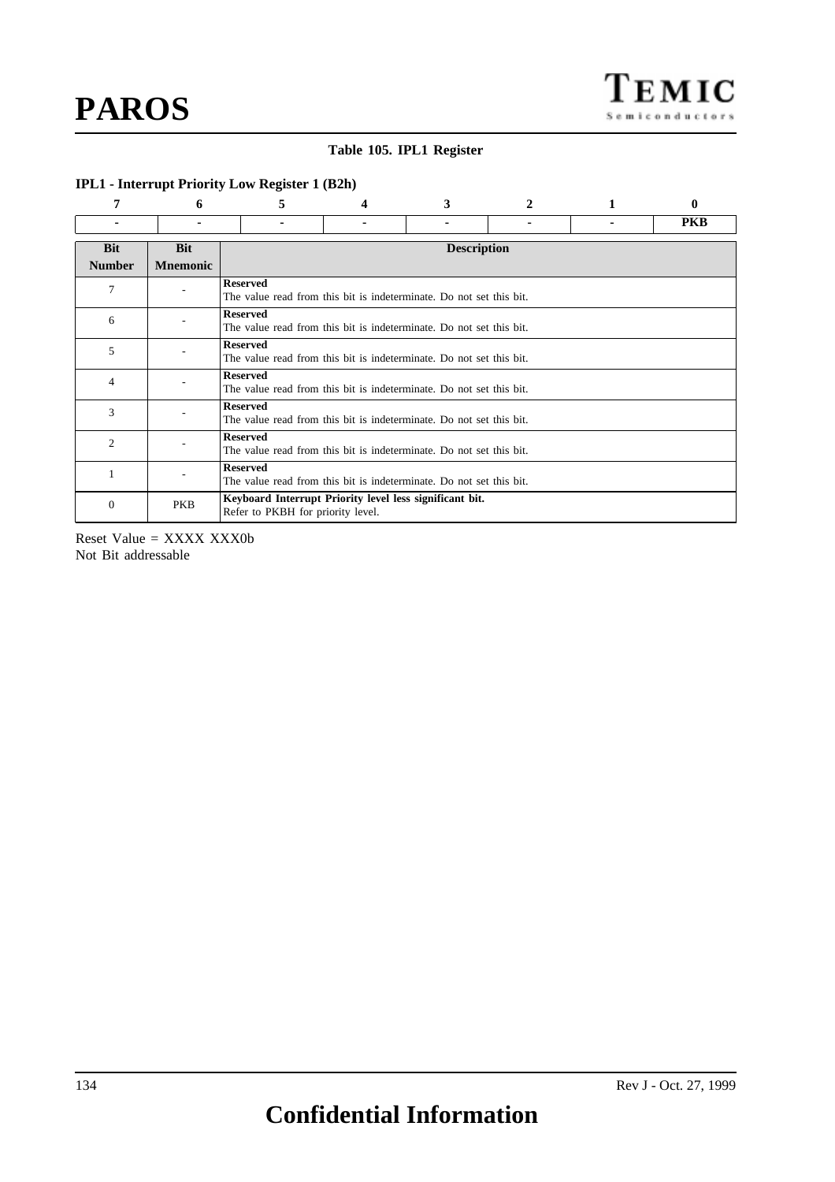**Table 105. IPL1 Register**

**IPL1 - Interrupt Priority Low Register 1 (B2h)**

| 7 | 6 | 5 | 4 | 3 | 2 | 1 | 0 |
|---|---|---|---|---|---|---|---|
| - | - | - | - | - | - | - | **PKB** |

| Bit Number | Bit Mnemonic | Description |
|---|---|---|
| 7 | - | **Reserved**<br>The value read from this bit is indeterminate. Do not set this bit. |
| 6 | - | **Reserved**<br>The value read from this bit is indeterminate. Do not set this bit. |
| 5 | - | **Reserved**<br>The value read from this bit is indeterminate. Do not set this bit. |
| 4 | - | **Reserved**<br>The value read from this bit is indeterminate. Do not set this bit. |
| 3 | - | **Reserved**<br>The value read from this bit is indeterminate. Do not set this bit. |
| 2 | - | **Reserved**<br>The value read from this bit is indeterminate. Do not set this bit. |
| 1 | - | **Reserved**<br>The value read from this bit is indeterminate. Do not set this bit. |
| 0 | PKB | **Keyboard Interrupt Priority level less significant bit.**<br>Refer to PKBH for priority level. |

Reset Value = XXXX XXX0b
Not Bit addressable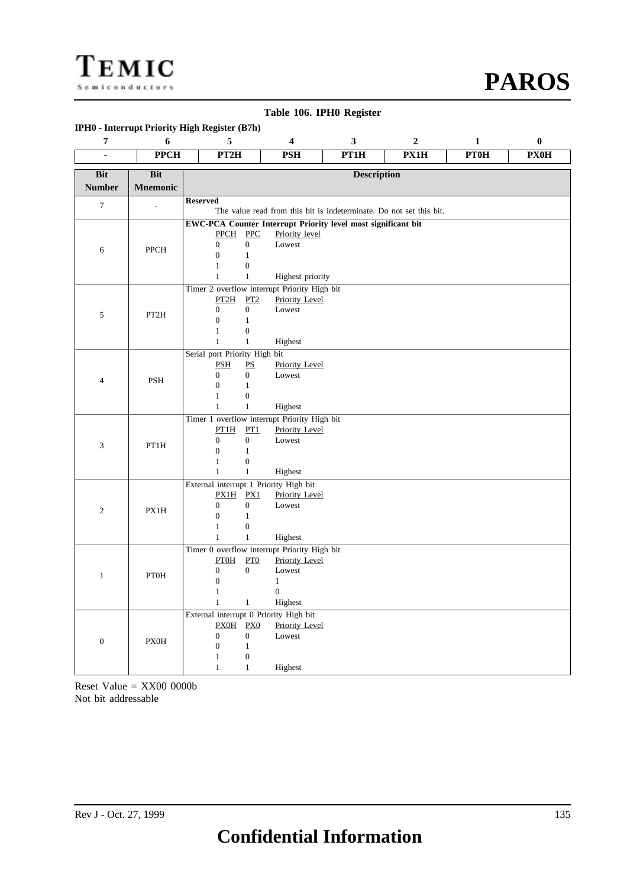**Table 106. IPH0 Register**

**IPH0 - Interrupt Priority High Register (B7h)**

| 7 | 6 | 5 | 4 | 3 | 2 | 1 | 0 |
|---|---|---|---|---|---|---|---|
| - | PPCH | PT2H | PSH | PT1H | PX1H | PT0H | PX0H |

| Bit Number | Bit Mnemonic | Description |
|---|---|---|
| 7 | - | **Reserved**<br>The value read from this bit is indeterminate. Do not set this bit. |
| 6 | PPCH | **EWC-PCA Counter Interrupt Priority level most significant bit**<br>PPCH PPC Priority level<br>0 0 Lowest<br>0 1<br>1 0<br>1 1 Highest priority |
| 5 | PT2H | Timer 2 overflow interrupt Priority High bit<br>PT2H PT2 Priority Level<br>0 0 Lowest<br>0 1<br>1 0<br>1 1 Highest |
| 4 | PSH | Serial port Priority High bit<br>PSH PS Priority Level<br>0 0 Lowest<br>0 1<br>1 0<br>1 1 Highest |
| 3 | PT1H | Timer 1 overflow interrupt Priority High bit<br>PT1H PT1 Priority Level<br>0 0 Lowest<br>0 1<br>1 0<br>1 1 Highest |
| 2 | PX1H | External interrupt 1 Priority High bit<br>PX1H PX1 Priority Level<br>0 0 Lowest<br>0 1<br>1 0<br>1 1 Highest |
| 1 | PT0H | Timer 0 overflow interrupt Priority High bit<br>PT0H PT0 Priority Level<br>0 0 Lowest<br>0 1<br>1 0<br>1 1 Highest |
| 0 | PX0H | External interrupt 0 Priority High bit<br>PX0H PX0 Priority Level<br>0 0 Lowest<br>0 1<br>1 0<br>1 1 Highest |

Reset Value = XX00 0000b
Not bit addressable

**Confidential Information**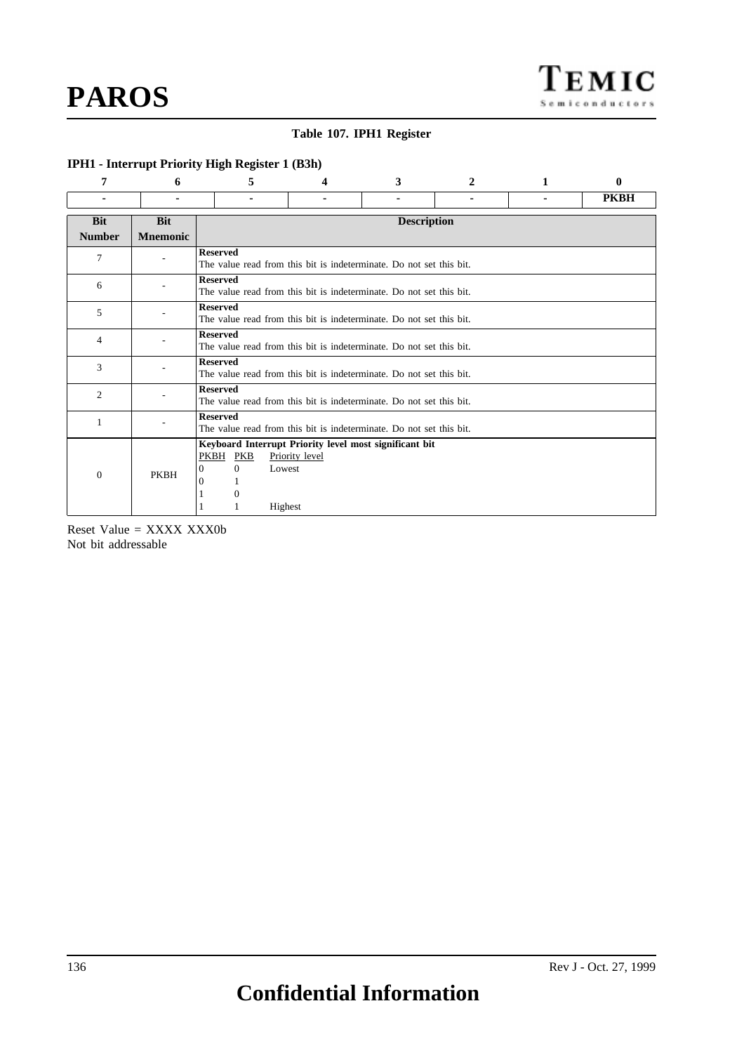**Table 107. IPH1 Register**

**IPH1 - Interrupt Priority High Register 1 (B3h)**

| 7 | 6 | 5 | 4 | 3 | 2 | 1 | 0 |
|---|---|---|---|---|---|---|---|
| - | - | - | - | - | - | - | **PKBH** |

| Bit Number | Bit Mnemonic | Description |
|---|---|---|
| 7 | - | **Reserved**<br>The value read from this bit is indeterminate. Do not set this bit. |
| 6 | - | **Reserved**<br>The value read from this bit is indeterminate. Do not set this bit. |
| 5 | - | **Reserved**<br>The value read from this bit is indeterminate. Do not set this bit. |
| 4 | - | **Reserved**<br>The value read from this bit is indeterminate. Do not set this bit. |
| 3 | - | **Reserved**<br>The value read from this bit is indeterminate. Do not set this bit. |
| 2 | - | **Reserved**<br>The value read from this bit is indeterminate. Do not set this bit. |
| 1 | - | **Reserved**<br>The value read from this bit is indeterminate. Do not set this bit. |
| 0 | PKBH | **Keyboard Interrupt Priority level most significant bit**<br>PKBH PKB Priority level<br>0 0 Lowest<br>0 1<br>1 0<br>1 1 Highest |

Reset Value = XXXX XXX0b
Not bit addressable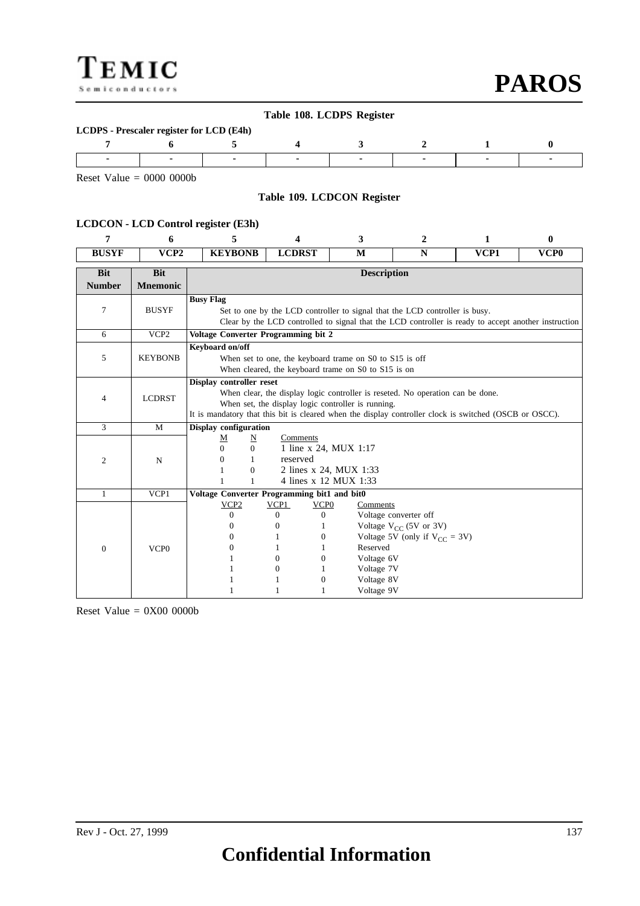**Table 108. LCDPS Register**

**LCDPS - Prescaler register for LCD (E4h)**

| 7 | 6 | 5 | 4 | 3 | 2 | 1 | 0 |
|---|---|---|---|---|---|---|---|
| - | - | - | - | - | - | - | - |

Reset Value = 0000 0000b

**Table 109. LCDCON Register**

**LCDCON - LCD Control register (E3h)**

| 7 | 6 | 5 | 4 | 3 | 2 | 1 | 0 |
|---|---|---|---|---|---|---|---|
| BUSYF | VCP2 | KEYBONB | LCDRST | M | N | VCP1 | VCP0 |

| Bit Number | Bit Mnemonic | Description |
|---|---|---|
| 7 | BUSYF | **Busy Flag**<br>Set to one by the LCD controller to signal that the LCD controller is busy.<br>Clear by the LCD controlled to signal that the LCD controller is ready to accept another instruction |
| 6 | VCP2 | **Voltage Converter Programming bit 2** |
| 5 | KEYBONB | **Keyboard on/off**<br>When set to one, the keyboard trame on S0 to S15 is off<br>When cleared, the keyboard trame on S0 to S15 is on |
| 4 | LCDRST | **Display controller reset**<br>When clear, the display logic controller is reseted. No operation can be done.<br>When set, the display logic controller is running.<br>It is mandatory that this bit is cleared when the display controller clock is switched (OSCB or OSCC). |
| 3 | M | **Display configuration** |
| 2 | N | M N Comments<br>0 0 1 line x 24, MUX 1:17<br>0 1 reserved<br>1 0 2 lines x 24, MUX 1:33<br>1 1 4 lines x 12 MUX 1:33 |
| 1 | VCP1 | **Voltage Converter Programming bit1 and bit0** |
| 0 | VCP0 | VCP2 VCP1 VCP0 Comments<br>0 0 0 Voltage converter off<br>0 0 1 Voltage $V_{CC}$ (5V or 3V)<br>0 1 0 Voltage 5V (only if $V_{CC}$ = 3V)<br>0 1 1 Reserved<br>1 0 0 Voltage 6V<br>1 0 1 Voltage 7V<br>1 1 0 Voltage 8V<br>1 1 1 Voltage 9V |

Reset Value = 0X00 0000b

**Confidential Information**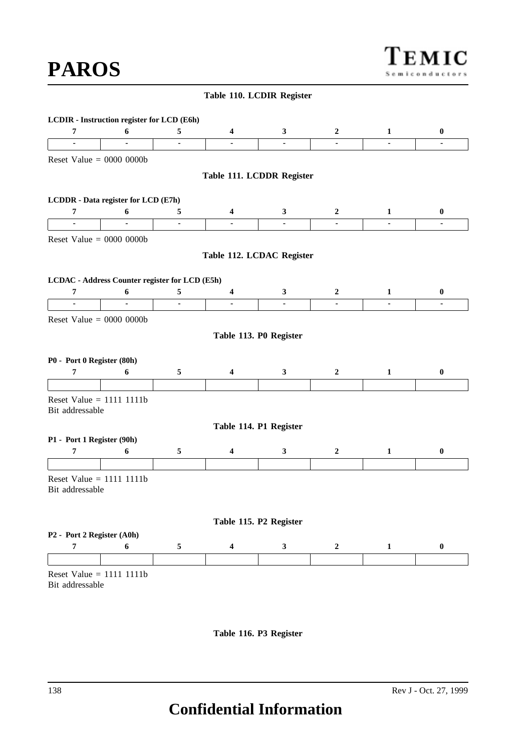**Table 110. LCDIR Register**

**LCDIR - Instruction register for LCD (E6h)**

| 7 | 6 | 5 | 4 | 3 | 2 | 1 | 0 |
|---|---|---|---|---|---|---|---|
| - | - | - | - | - | - | - | - |

Reset Value = 0000 0000b

**Table 111. LCDDR Register**

**LCDDR - Data register for LCD (E7h)**

| 7 | 6 | 5 | 4 | 3 | 2 | 1 | 0 |
|---|---|---|---|---|---|---|---|
| - | - | - | - | - | - | - | - |

Reset Value = 0000 0000b

**Table 112. LCDAC Register**

**LCDAC - Address Counter register for LCD (E5h)**

| 7 | 6 | 5 | 4 | 3 | 2 | 1 | 0 |
|---|---|---|---|---|---|---|---|
| - | - | - | - | - | - | - | - |

Reset Value = 0000 0000b

**Table 113. P0 Register**

**P0 - Port 0 Register (80h)**

| 7 | 6 | 5 | 4 | 3 | 2 | 1 | 0 |
|---|---|---|---|---|---|---|---|
| | | | | | | | |

Reset Value = 1111 1111b
Bit addressable

**Table 114. P1 Register**

**P1 - Port 1 Register (90h)**

| 7 | 6 | 5 | 4 | 3 | 2 | 1 | 0 |
|---|---|---|---|---|---|---|---|
| | | | | | | | |

Reset Value = 1111 1111b
Bit addressable

**Table 115. P2 Register**

**P2 - Port 2 Register (A0h)**

| 7 | 6 | 5 | 4 | 3 | 2 | 1 | 0 |
|---|---|---|---|---|---|---|---|
| | | | | | | | |

Reset Value = 1111 1111b
Bit addressable

**Table 116. P3 Register**

# Confidential Information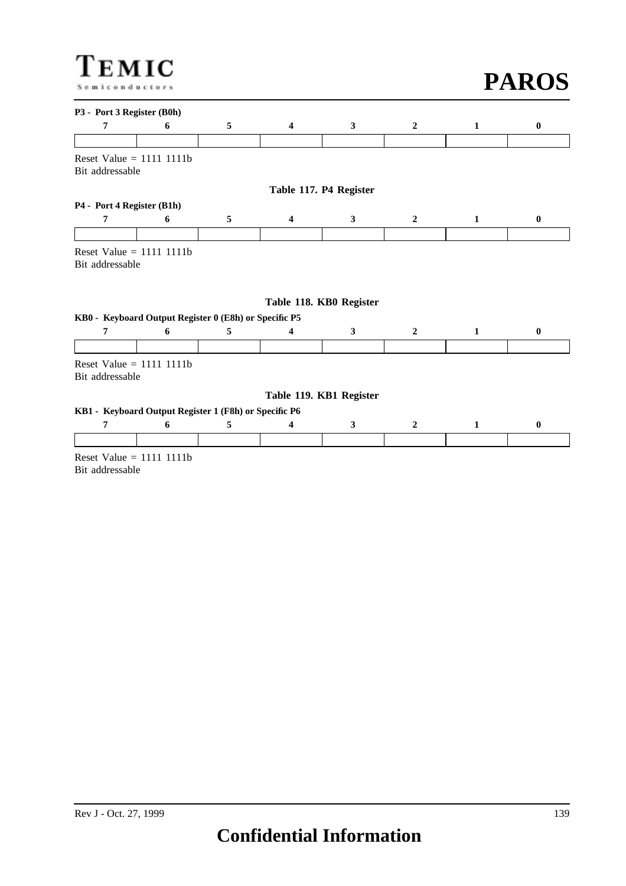**P3 - Port 3 Register (B0h)**

| 7 | 6 | 5 | 4 | 3 | 2 | 1 | 0 |
|---|---|---|---|---|---|---|---|
| | | | | | | | |

Reset Value = 1111 1111b
Bit addressable

**Table 117. P4 Register**

**P4 - Port 4 Register (B1h)**

| 7 | 6 | 5 | 4 | 3 | 2 | 1 | 0 |
|---|---|---|---|---|---|---|---|
| | | | | | | | |

Reset Value = 1111 1111b
Bit addressable

**Table 118. KB0 Register**

**KB0 - Keyboard Output Register 0 (E8h) or Specific P5**

| 7 | 6 | 5 | 4 | 3 | 2 | 1 | 0 |
|---|---|---|---|---|---|---|---|
| | | | | | | | |

Reset Value = 1111 1111b
Bit addressable

**Table 119. KB1 Register**

**KB1 - Keyboard Output Register 1 (F8h) or Specific P6**

| 7 | 6 | 5 | 4 | 3 | 2 | 1 | 0 |
|---|---|---|---|---|---|---|---|
| | | | | | | | |

Reset Value = 1111 1111b
Bit addressable

**Confidential Information**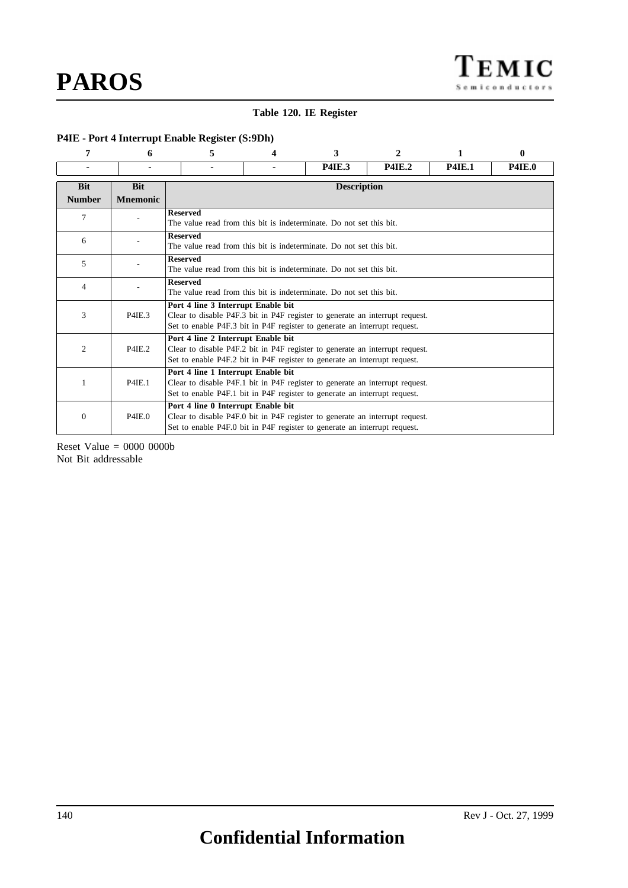**Table 120. IE Register**

**P4IE - Port 4 Interrupt Enable Register (S:9Dh)**

| 7 | 6 | 5 | 4 | 3 | 2 | 1 | 0 |
|---|---|---|---|---|---|---|---|
| - | - | - | - | P4IE.3 | P4IE.2 | P4IE.1 | P4IE.0 |

| Bit Number | Bit Mnemonic | Description |
|---|---|---|
| 7 | - | **Reserved**<br>The value read from this bit is indeterminate. Do not set this bit. |
| 6 | - | **Reserved**<br>The value read from this bit is indeterminate. Do not set this bit. |
| 5 | - | **Reserved**<br>The value read from this bit is indeterminate. Do not set this bit. |
| 4 | - | **Reserved**<br>The value read from this bit is indeterminate. Do not set this bit. |
| 3 | P4IE.3 | **Port 4 line 3 Interrupt Enable bit**<br>Clear to disable P4F.3 bit in P4F register to generate an interrupt request.<br>Set to enable P4F.3 bit in P4F register to generate an interrupt request. |
| 2 | P4IE.2 | **Port 4 line 2 Interrupt Enable bit**<br>Clear to disable P4F.2 bit in P4F register to generate an interrupt request.<br>Set to enable P4F.2 bit in P4F register to generate an interrupt request. |
| 1 | P4IE.1 | **Port 4 line 1 Interrupt Enable bit**<br>Clear to disable P4F.1 bit in P4F register to generate an interrupt request.<br>Set to enable P4F.1 bit in P4F register to generate an interrupt request. |
| 0 | P4IE.0 | **Port 4 line 0 Interrupt Enable bit**<br>Clear to disable P4F.0 bit in P4F register to generate an interrupt request.<br>Set to enable P4F.0 bit in P4F register to generate an interrupt request. |

Reset Value = 0000 0000b
Not Bit addressable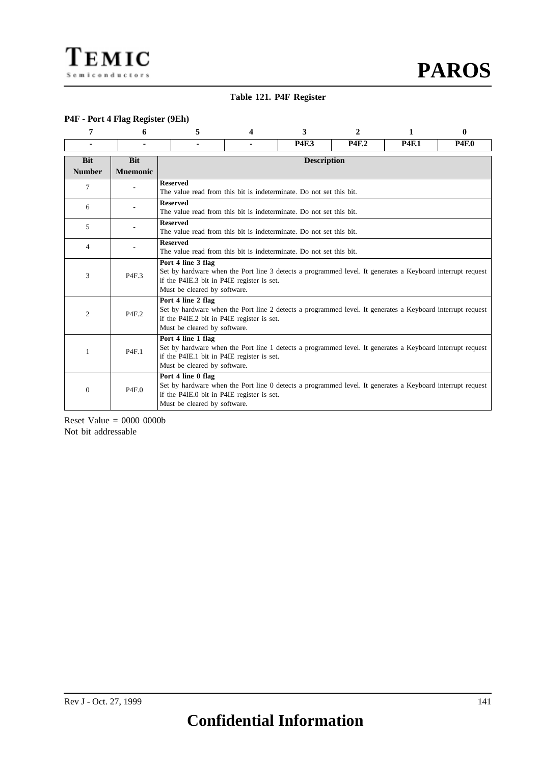**Table 121. P4F Register**

**P4F - Port 4 Flag Register (9Eh)**

| 7 | 6 | 5 | 4 | 3 | 2 | 1 | 0 |
|---|---|---|---|---|---|---|---|
| - | - | - | - | P4F.3 | P4F.2 | P4F.1 | P4F.0 |

| Bit Number | Bit Mnemonic | Description |
|---|---|---|
| 7 | - | **Reserved**<br>The value read from this bit is indeterminate. Do not set this bit. |
| 6 | - | **Reserved**<br>The value read from this bit is indeterminate. Do not set this bit. |
| 5 | - | **Reserved**<br>The value read from this bit is indeterminate. Do not set this bit. |
| 4 | - | **Reserved**<br>The value read from this bit is indeterminate. Do not set this bit. |
| 3 | P4F.3 | **Port 4 line 3 flag**<br>Set by hardware when the Port line 3 detects a programmed level. It generates a Keyboard interrupt request if the P4IE.3 bit in P4IE register is set.<br>Must be cleared by software. |
| 2 | P4F.2 | **Port 4 line 2 flag**<br>Set by hardware when the Port line 2 detects a programmed level. It generates a Keyboard interrupt request if the P4IE.2 bit in P4IE register is set.<br>Must be cleared by software. |
| 1 | P4F.1 | **Port 4 line 1 flag**<br>Set by hardware when the Port line 1 detects a programmed level. It generates a Keyboard interrupt request if the P4IE.1 bit in P4IE register is set.<br>Must be cleared by software. |
| 0 | P4F.0 | **Port 4 line 0 flag**<br>Set by hardware when the Port line 0 detects a programmed level. It generates a Keyboard interrupt request if the P4IE.0 bit in P4IE register is set.<br>Must be cleared by software. |

Reset Value = 0000 0000b
Not bit addressable

**Confidential Information**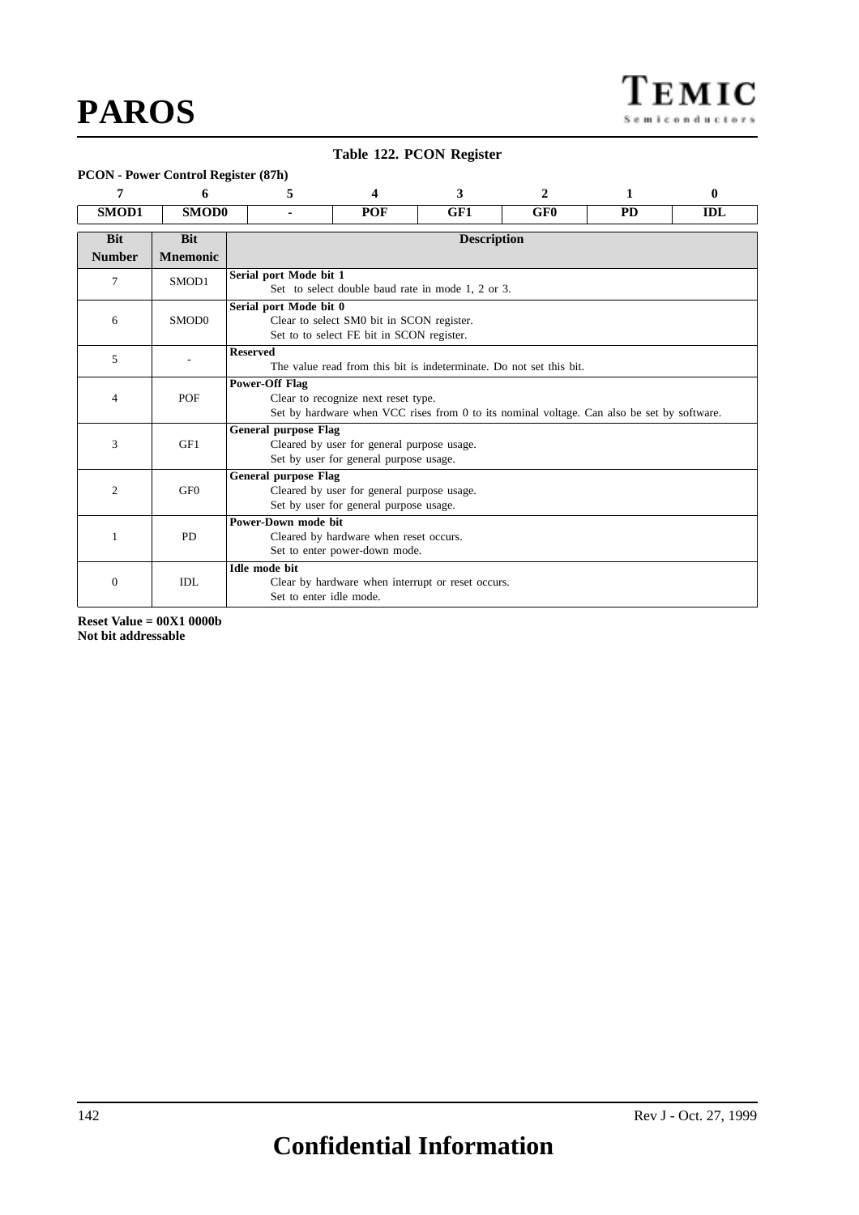**Table 122. PCON Register**

**PCON - Power Control Register (87h)**

| 7 | 6 | 5 | 4 | 3 | 2 | 1 | 0 |
|---|---|---|---|---|---|---|---|
| SMOD1 | SMOD0 | - | POF | GF1 | GF0 | PD | IDL |

| Bit Number | Bit Mnemonic | Description |
|---|---|---|
| 7 | SMOD1 | **Serial port Mode bit 1**<br>Set to select double baud rate in mode 1, 2 or 3. |
| 6 | SMOD0 | **Serial port Mode bit 0**<br>Clear to select SM0 bit in SCON register.<br>Set to to select FE bit in SCON register. |
| 5 | - | **Reserved**<br>The value read from this bit is indeterminate. Do not set this bit. |
| 4 | POF | **Power-Off Flag**<br>Clear to recognize next reset type.<br>Set by hardware when VCC rises from 0 to its nominal voltage. Can also be set by software. |
| 3 | GF1 | **General purpose Flag**<br>Cleared by user for general purpose usage.<br>Set by user for general purpose usage. |
| 2 | GF0 | **General purpose Flag**<br>Cleared by user for general purpose usage.<br>Set by user for general purpose usage. |
| 1 | PD | **Power-Down mode bit**<br>Cleared by hardware when reset occurs.<br>Set to enter power-down mode. |
| 0 | IDL | **Idle mode bit**<br>Clear by hardware when interrupt or reset occurs.<br>Set to enter idle mode. |

**Reset Value = 00X1 0000b**
**Not bit addressable**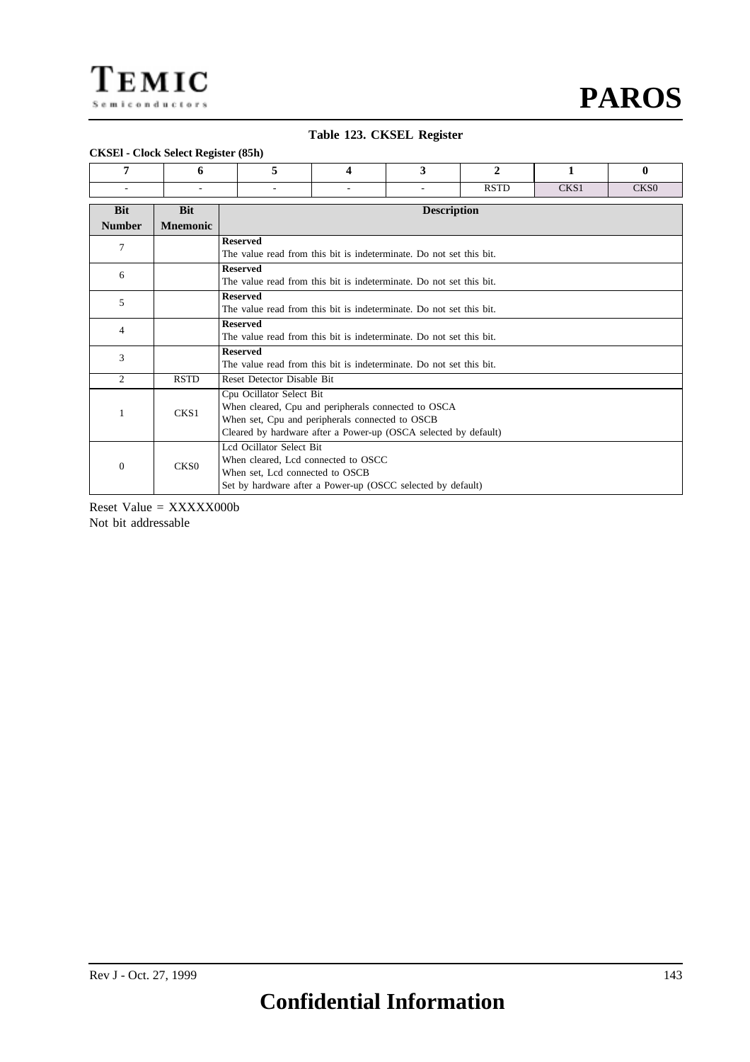**Table 123. CKSEL Register**

**CKSEl - Clock Select Register (85h)**

| 7 | 6 | 5 | 4 | 3 | 2 | 1 | 0 |
|---|---|---|---|---|---|---|---|
| - | - | - | - | - | RSTD | CKS1 | CKS0 |

| Bit Number | Bit Mnemonic | Description |
|---|---|---|
| 7 | | **Reserved**<br>The value read from this bit is indeterminate. Do not set this bit. |
| 6 | | **Reserved**<br>The value read from this bit is indeterminate. Do not set this bit. |
| 5 | | **Reserved**<br>The value read from this bit is indeterminate. Do not set this bit. |
| 4 | | **Reserved**<br>The value read from this bit is indeterminate. Do not set this bit. |
| 3 | | **Reserved**<br>The value read from this bit is indeterminate. Do not set this bit. |
| 2 | RSTD | Reset Detector Disable Bit |
| 1 | CKS1 | Cpu Ocillator Select Bit<br>When cleared, Cpu and peripherals connected to OSCA<br>When set, Cpu and peripherals connected to OSCB<br>Cleared by hardware after a Power-up (OSCA selected by default) |
| 0 | CKS0 | Lcd Ocillator Select Bit<br>When cleared, Lcd connected to OSCC<br>When set, Lcd connected to OSCB<br>Set by hardware after a Power-up (OSCC selected by default) |

Reset Value = XXXXX000b
Not bit addressable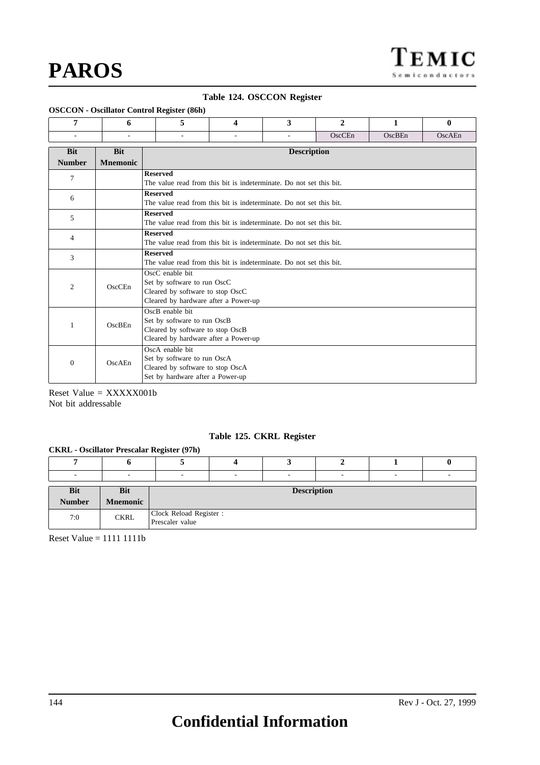**Table 124. OSCCON Register**

**OSCCON - Oscillator Control Register (86h)**

| 7 | 6 | 5 | 4 | 3 | 2 | 1 | 0 |
|---|---|---|---|---|---|---|---|
| - | - | - | - | - | OscCEn | OscBEn | OscAEn |

| Bit Number | Bit Mnemonic | Description |
|---|---|---|
| 7 | | **Reserved**<br>The value read from this bit is indeterminate. Do not set this bit. |
| 6 | | **Reserved**<br>The value read from this bit is indeterminate. Do not set this bit. |
| 5 | | **Reserved**<br>The value read from this bit is indeterminate. Do not set this bit. |
| 4 | | **Reserved**<br>The value read from this bit is indeterminate. Do not set this bit. |
| 3 | | **Reserved**<br>The value read from this bit is indeterminate. Do not set this bit. |
| 2 | OscCEn | OscC enable bit<br>Set by software to run OscC<br>Cleared by software to stop OscC<br>Cleared by hardware after a Power-up |
| 1 | OscBEn | OscB enable bit<br>Set by software to run OscB<br>Cleared by software to stop OscB<br>Cleared by hardware after a Power-up |
| 0 | OscAEn | OscA enable bit<br>Set by software to run OscA<br>Cleared by software to stop OscA<br>Set by hardware after a Power-up |

Reset Value = XXXXX001b
Not bit addressable

**Table 125. CKRL Register**

**CKRL - Oscillator Prescalar Register (97h)**

| 7 | 6 | 5 | 4 | 3 | 2 | 1 | 0 |
|---|---|---|---|---|---|---|---|
| - | - | - | - | - | - | - | - |

| Bit Number | Bit Mnemonic | Description |
|---|---|---|
| 7:0 | CKRL | Clock Reload Register :<br>Prescaler value |

Reset Value = 1111 1111b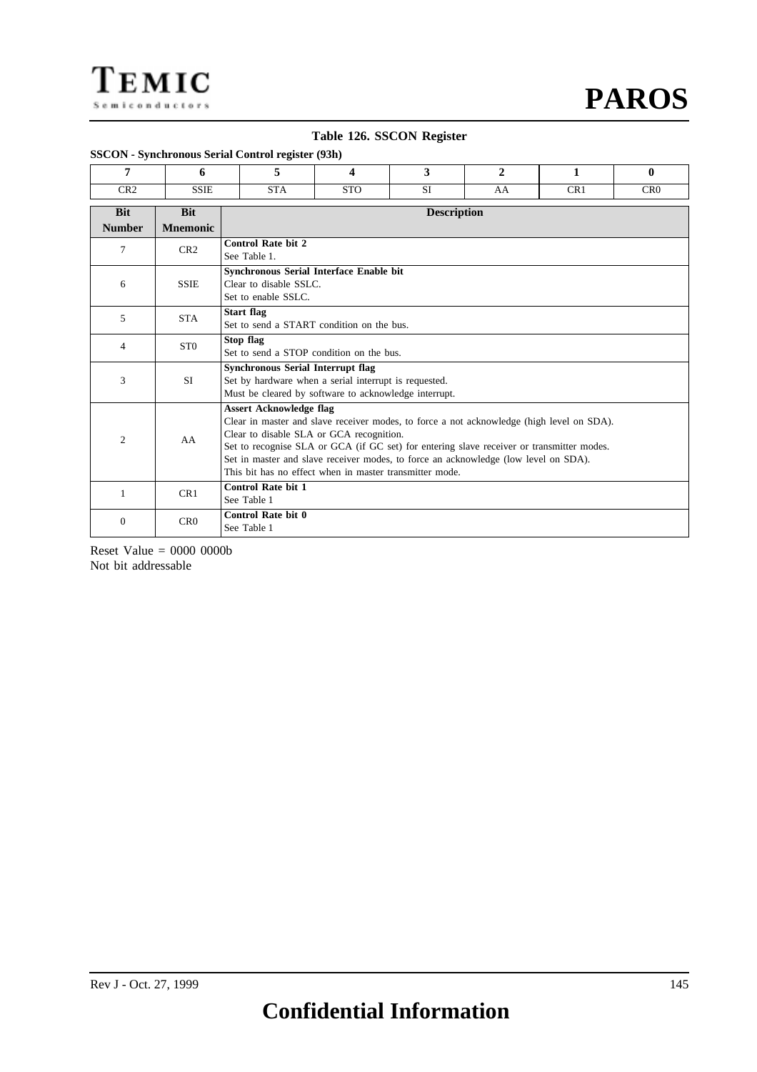**Table 126. SSCON Register**

**SSCON - Synchronous Serial Control register (93h)**

| 7 | 6 | 5 | 4 | 3 | 2 | 1 | 0 |
|---|---|---|---|---|---|---|---|
| CR2 | SSIE | STA | STO | SI | AA | CR1 | CR0 |

| Bit Number | Bit Mnemonic | Description |
|---|---|---|
| 7 | CR2 | **Control Rate bit 2**<br>See Table 1. |
| 6 | SSIE | **Synchronous Serial Interface Enable bit**<br>Clear to disable SSLC.<br>Set to enable SSLC. |
| 5 | STA | **Start flag**<br>Set to send a START condition on the bus. |
| 4 | ST0 | **Stop flag**<br>Set to send a STOP condition on the bus. |
| 3 | SI | **Synchronous Serial Interrupt flag**<br>Set by hardware when a serial interrupt is requested.<br>Must be cleared by software to acknowledge interrupt. |
| 2 | AA | **Assert Acknowledge flag**<br>Clear in master and slave receiver modes, to force a not acknowledge (high level on SDA).<br>Clear to disable SLA or GCA recognition.<br>Set to recognise SLA or GCA (if GC set) for entering slave receiver or transmitter modes.<br>Set in master and slave receiver modes, to force an acknowledge (low level on SDA).<br>This bit has no effect when in master transmitter mode. |
| 1 | CR1 | **Control Rate bit 1**<br>See Table 1 |
| 0 | CR0 | **Control Rate bit 0**<br>See Table 1 |

Reset Value = 0000 0000b
Not bit addressable

**Confidential Information**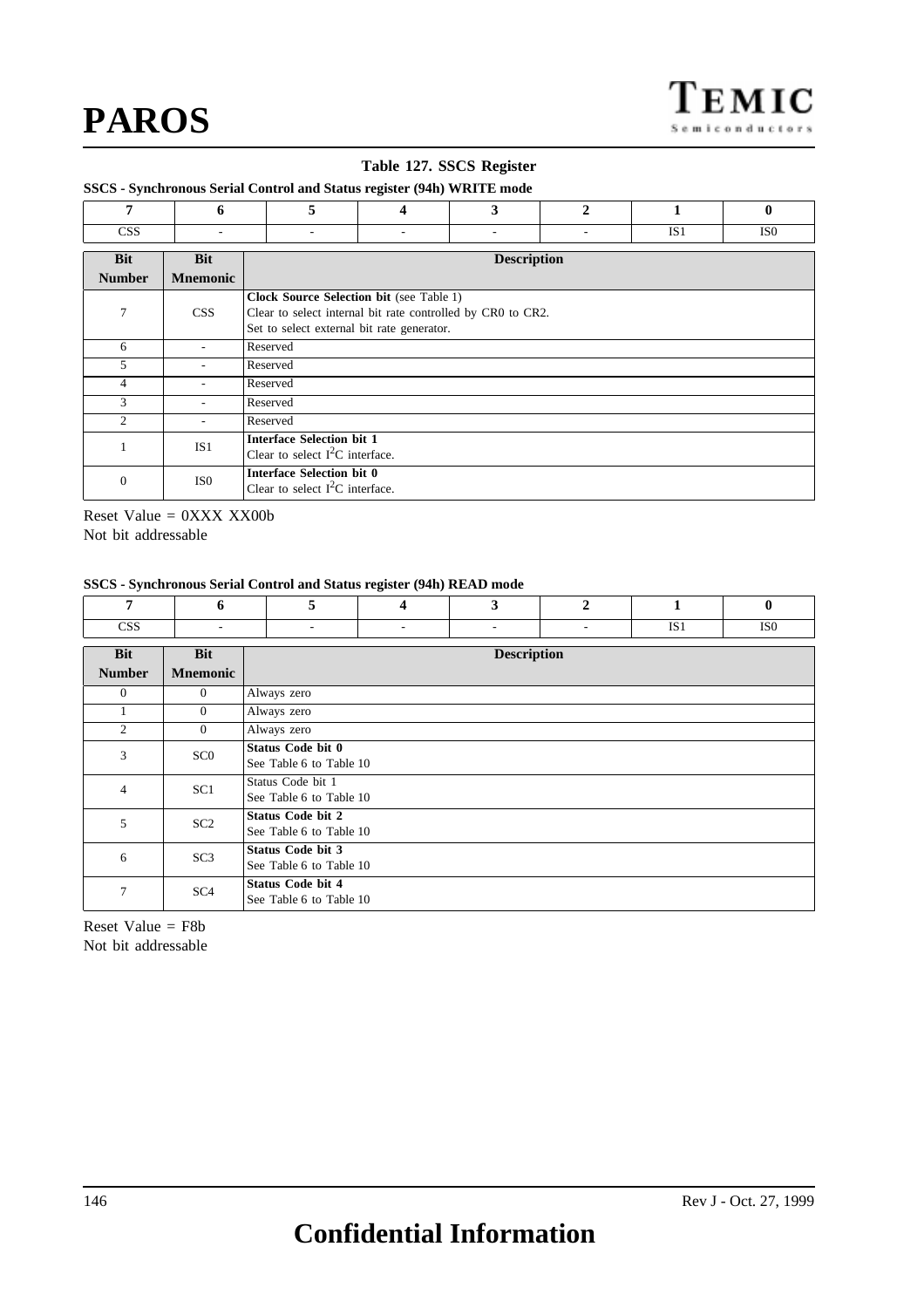**Table 127. SSCS Register**

**SSCS - Synchronous Serial Control and Status register (94h) WRITE mode**

| 7 | 6 | 5 | 4 | 3 | 2 | 1 | 0 |
|---|---|---|---|---|---|---|---|
| CSS | - | - | - | - | - | IS1 | IS0 |

| Bit Number | Bit Mnemonic | Description |
|---|---|---|
| 7 | CSS | **Clock Source Selection bit** (see Table 1)<br>Clear to select internal bit rate controlled by CR0 to CR2.<br>Set to select external bit rate generator. |
| 6 | - | Reserved |
| 5 | - | Reserved |
| 4 | - | Reserved |
| 3 | - | Reserved |
| 2 | - | Reserved |
| 1 | IS1 | **Interface Selection bit 1**<br>Clear to select $I^2C$ interface. |
| 0 | IS0 | **Interface Selection bit 0**<br>Clear to select $I^2C$ interface. |

Reset Value = 0XXX XX00b
Not bit addressable

**SSCS - Synchronous Serial Control and Status register (94h) READ mode**

| 7 | 6 | 5 | 4 | 3 | 2 | 1 | 0 |
|---|---|---|---|---|---|---|---|
| CSS | - | - | - | - | - | IS1 | IS0 |

| Bit Number | Bit Mnemonic | Description |
|---|---|---|
| 0 | 0 | Always zero |
| 1 | 0 | Always zero |
| 2 | 0 | Always zero |
| 3 | SC0 | **Status Code bit 0**<br>See Table 6 to Table 10 |
| 4 | SC1 | Status Code bit 1<br>See Table 6 to Table 10 |
| 5 | SC2 | **Status Code bit 2**<br>See Table 6 to Table 10 |
| 6 | SC3 | **Status Code bit 3**<br>See Table 6 to Table 10 |
| 7 | SC4 | **Status Code bit 4**<br>See Table 6 to Table 10 |

Reset Value = F8b
Not bit addressable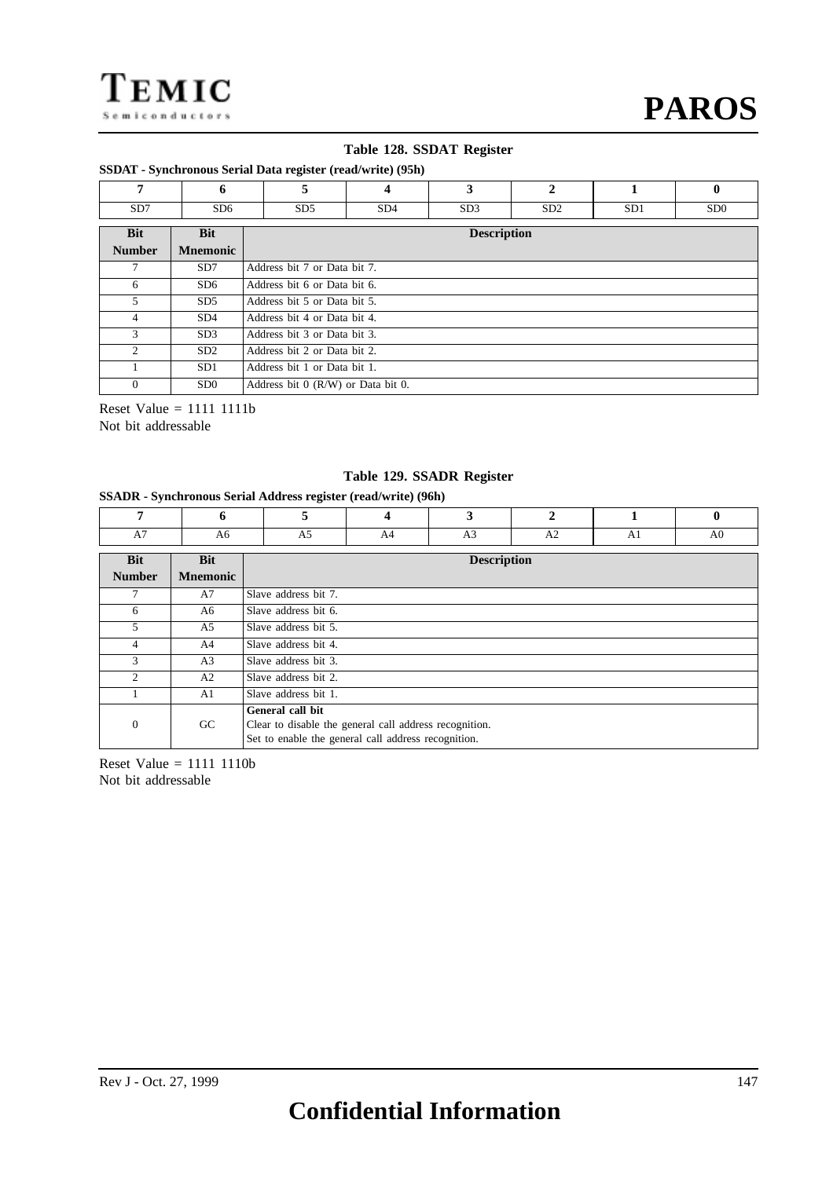### Table 128. SSDAT Register

**SSDAT - Synchronous Serial Data register (read/write) (95h)**

| 7 | 6 | 5 | 4 | 3 | 2 | 1 | 0 |
|---|---|---|---|---|---|---|---|
| SD7 | SD6 | SD5 | SD4 | SD3 | SD2 | SD1 | SD0 |

| Bit Number | Bit Mnemonic | Description |
|---|---|---|
| 7 | SD7 | Address bit 7 or Data bit 7. |
| 6 | SD6 | Address bit 6 or Data bit 6. |
| 5 | SD5 | Address bit 5 or Data bit 5. |
| 4 | SD4 | Address bit 4 or Data bit 4. |
| 3 | SD3 | Address bit 3 or Data bit 3. |
| 2 | SD2 | Address bit 2 or Data bit 2. |
| 1 | SD1 | Address bit 1 or Data bit 1. |
| 0 | SD0 | Address bit 0 (R/W) or Data bit 0. |

Reset Value = 1111 1111b
Not bit addressable

### Table 129. SSADR Register

**SSADR - Synchronous Serial Address register (read/write) (96h)**

| 7 | 6 | 5 | 4 | 3 | 2 | 1 | 0 |
|---|---|---|---|---|---|---|---|
| A7 | A6 | A5 | A4 | A3 | A2 | A1 | A0 |

| Bit Number | Bit Mnemonic | Description |
|---|---|---|
| 7 | A7 | Slave address bit 7. |
| 6 | A6 | Slave address bit 6. |
| 5 | A5 | Slave address bit 5. |
| 4 | A4 | Slave address bit 4. |
| 3 | A3 | Slave address bit 3. |
| 2 | A2 | Slave address bit 2. |
| 1 | A1 | Slave address bit 1. |
| 0 | GC | **General call bit**<br>Clear to disable the general call address recognition.<br>Set to enable the general call address recognition. |

Reset Value = 1111 1110b
Not bit addressable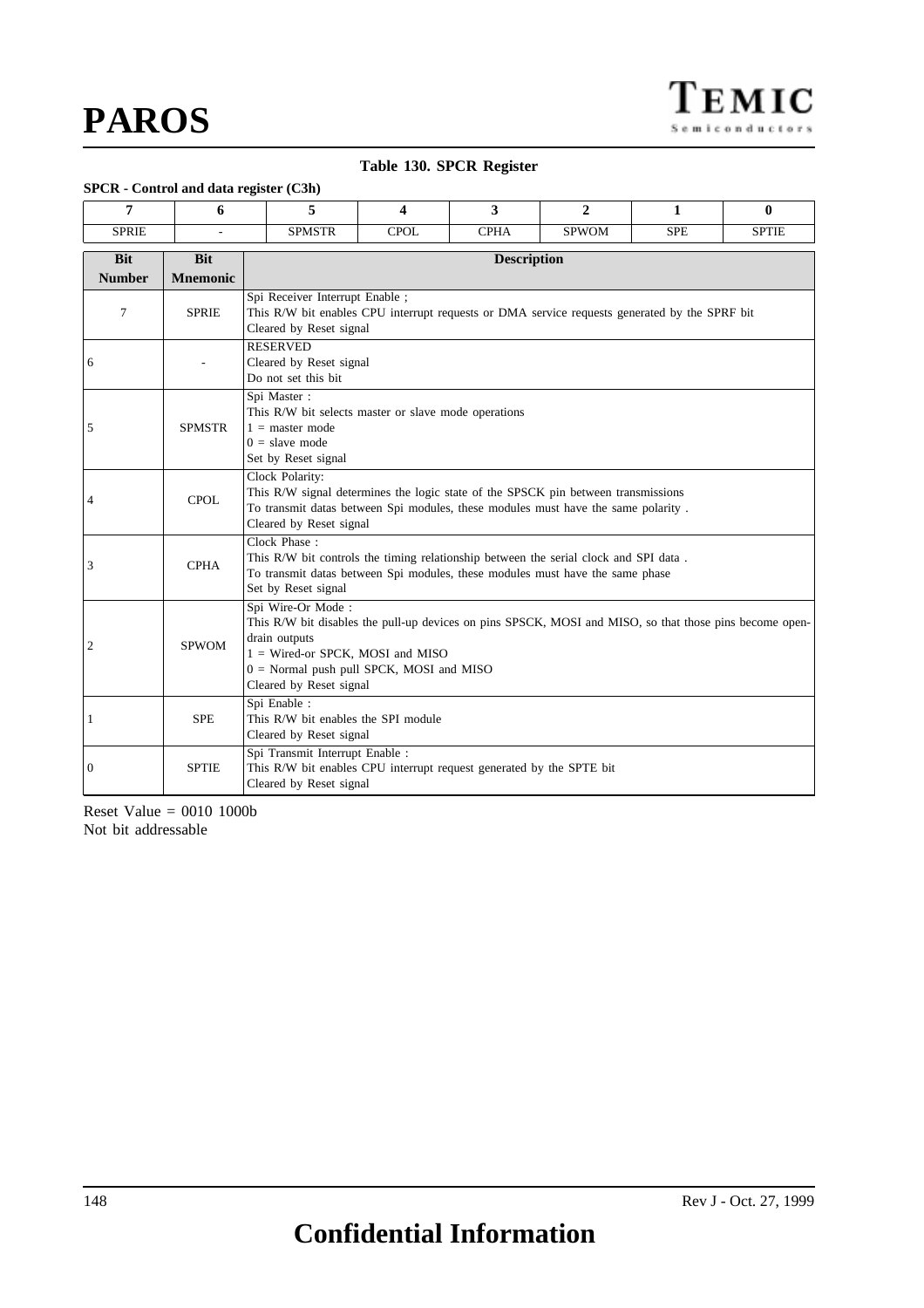**Table 130. SPCR Register**

**SPCR - Control and data register (C3h)**

| 7 | 6 | 5 | 4 | 3 | 2 | 1 | 0 |
|---|---|---|---|---|---|---|---|
| SPRIE | - | SPMSTR | CPOL | CPHA | SPWOM | SPE | SPTIE |

| Bit Number | Bit Mnemonic | Description |
|---|---|---|
| 7 | SPRIE | Spi Receiver Interrupt Enable ;<br>This R/W bit enables CPU interrupt requests or DMA service requests generated by the SPRF bit<br>Cleared by Reset signal |
| 6 | - | RESERVED<br>Cleared by Reset signal<br>Do not set this bit |
| 5 | SPMSTR | Spi Master :<br>This R/W bit selects master or slave mode operations<br>1 = master mode<br>0 = slave mode<br>Set by Reset signal |
| 4 | CPOL | Clock Polarity:<br>This R/W signal determines the logic state of the SPSCK pin between transmissions<br>To transmit datas between Spi modules, these modules must have the same polarity .<br>Cleared by Reset signal |
| 3 | CPHA | Clock Phase :<br>This R/W bit controls the timing relationship between the serial clock and SPI data .<br>To transmit datas between Spi modules, these modules must have the same phase<br>Set by Reset signal |
| 2 | SPWOM | Spi Wire-Or Mode :<br>This R/W bit disables the pull-up devices on pins SPSCK, MOSI and MISO, so that those pins become open-drain outputs<br>1 = Wired-or SPCK, MOSI and MISO<br>0 = Normal push pull SPCK, MOSI and MISO<br>Cleared by Reset signal |
| 1 | SPE | Spi Enable :<br>This R/W bit enables the SPI module<br>Cleared by Reset signal |
| 0 | SPTIE | Spi Transmit Interrupt Enable :<br>This R/W bit enables CPU interrupt request generated by the SPTE bit<br>Cleared by Reset signal |

Reset Value = 0010 1000b
Not bit addressable

**Confidential Information**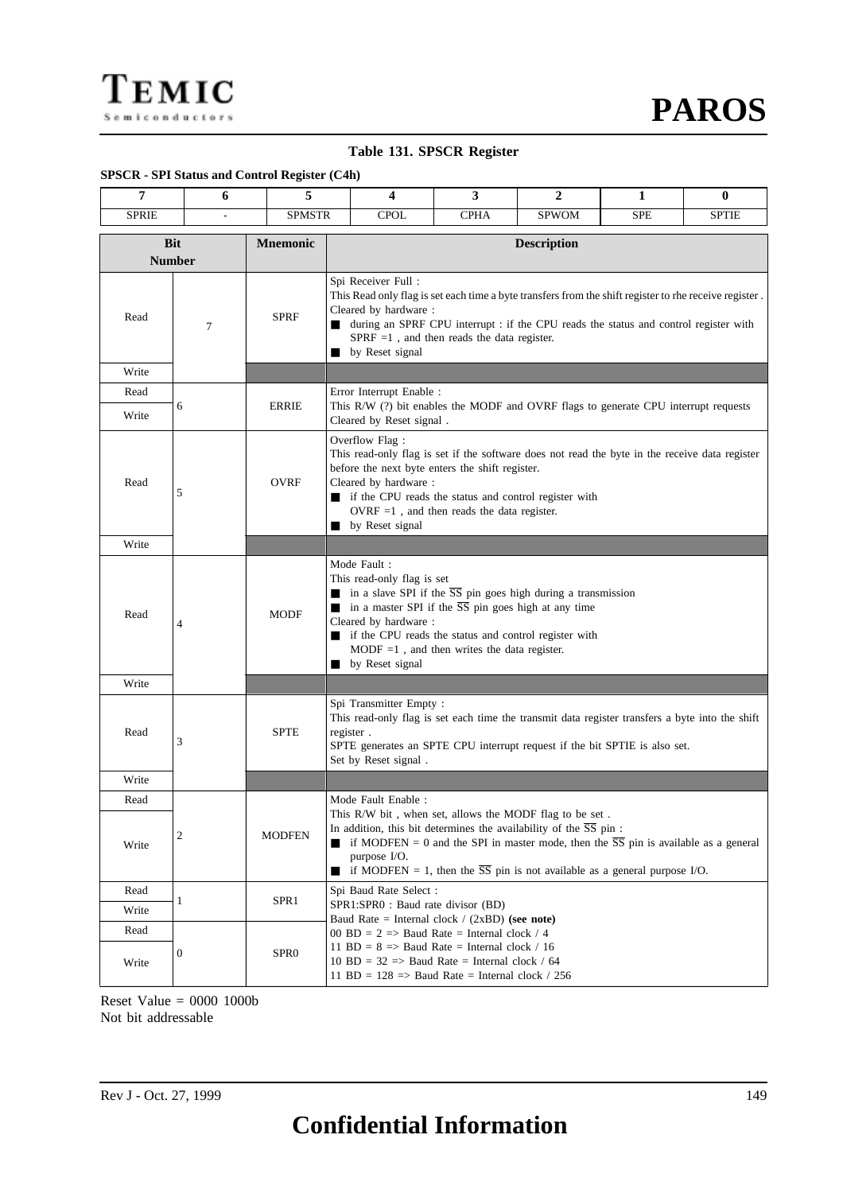**Table 131. SPSCR Register**

**SPSCR - SPI Status and Control Register (C4h)**

| 7 | 6 | 5 | 4 | 3 | 2 | 1 | 0 |
|---|---|---|---|---|---|---|---|
| SPRIE | - | SPMSTR | CPOL | CPHA | SPWOM | SPE | SPTIE |

| Bit | Number | Mnemonic | Description |
|---|---|---|---|
| Read | 7 | SPRF | Spi Receiver Full :<br>This Read only flag is set each time a byte transfers from the shift register to rhe receive register .<br>Cleared by hardware :<br>■ during an SPRF CPU interrupt : if the CPU reads the status and control register with SPRF =1 , and then reads the data register.<br>■ by Reset signal |
| Write | | | |
| Read | 6 | ERRIE | Error Interrupt Enable :<br>This R/W (?) bit enables the MODF and OVRF flags to generate CPU interrupt requests<br>Cleared by Reset signal . |
| Write | | | |
| Read | 5 | OVRF | Overflow Flag :<br>This read-only flag is set if the software does not read the byte in the receive data register before the next byte enters the shift register.<br>Cleared by hardware :<br>■ if the CPU reads the status and control register with OVRF =1 , and then reads the data register.<br>■ by Reset signal |
| Write | | | |
| Read | 4 | MODF | Mode Fault :<br>This read-only flag is set<br>■ in a slave SPI if the $\overline{SS}$ pin goes high during a transmission<br>■ in a master SPI if the $\overline{SS}$ pin goes high at any time<br>Cleared by hardware :<br>■ if the CPU reads the status and control register with MODF =1 , and then writes the data register.<br>■ by Reset signal |
| Write | | | |
| Read | 3 | SPTE | Spi Transmitter Empty :<br>This read-only flag is set each time the transmit data register transfers a byte into the shift register .<br>SPTE generates an SPTE CPU interrupt request if the bit SPTIE is also set.<br>Set by Reset signal . |
| Write | | | |
| Read | 2 | MODFEN | Mode Fault Enable :<br>This R/W bit , when set, allows the MODF flag to be set .<br>In addition, this bit determines the availability of the $\overline{SS}$ pin :<br>■ if MODFEN = 0 and the SPI in master mode, then the $\overline{SS}$ pin is available as a general purpose I/O.<br>■ if MODFEN = 1, then the $\overline{SS}$ pin is not available as a general purpose I/O. |
| Write | | | |
| Read | 1 | SPR1 | Spi Baud Rate Select :<br>SPR1:SPR0 : Baud rate divisor (BD)<br>Baud Rate = Internal clock / (2xBD) **(see note)**<br>00 BD = 2 => Baud Rate = Internal clock / 4<br>11 BD = 8 => Baud Rate = Internal clock / 16<br>10 BD = 32 => Baud Rate = Internal clock / 64<br>11 BD = 128 => Baud Rate = Internal clock / 256 |
| Write | | | |
| Read | 0 | SPR0 | |
| Write | | | |

Reset Value = 0000 1000b
Not bit addressable

**Confidential Information**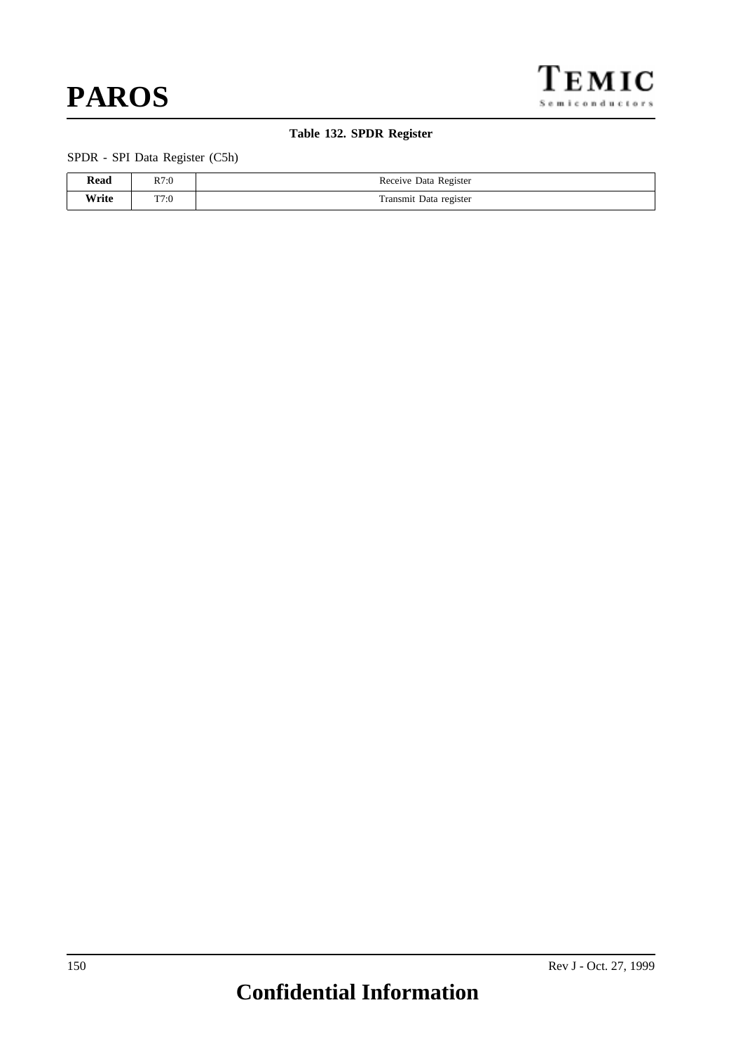**Table 132. SPDR Register**

SPDR - SPI Data Register (C5h)

| | | |
|---|---|---|
| **Read** | R7:0 | Receive Data Register |
| **Write** | T7:0 | Transmit Data register |

**Confidential Information**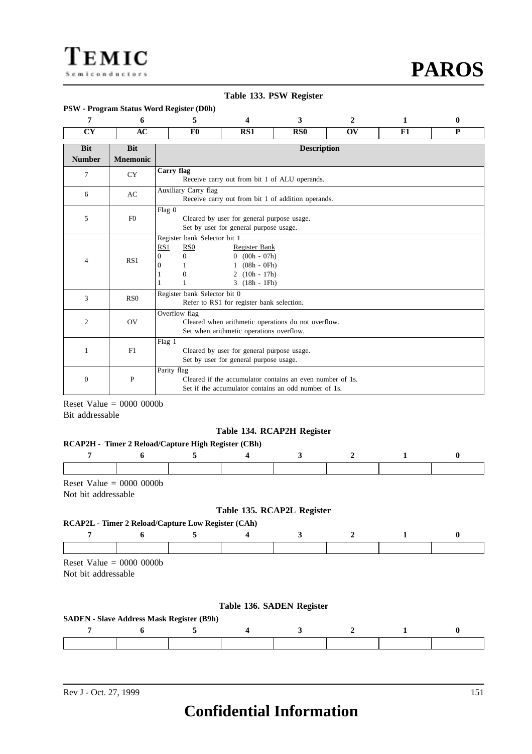### Table 133. PSW Register

**PSW - Program Status Word Register (D0h)**

| 7 | 6 | 5 | 4 | 3 | 2 | 1 | 0 |
|---|---|---|---|---|---|---|---|
| **CY** | **AC** | **F0** | **RS1** | **RS0** | **OV** | **F1** | **P** |

| Bit Number | Bit Mnemonic | Description |
|---|---|---|
| 7 | CY | **Carry flag**<br>Receive carry out from bit 1 of ALU operands. |
| 6 | AC | Auxiliary Carry flag<br>Receive carry out from bit 1 of addition operands. |
| 5 | F0 | Flag 0<br>Cleared by user for general purpose usage.<br>Set by user for general purpose usage. |
| 4 | RS1 | Register bank Selector bit 1<br>RS1 RS0 Register Bank<br>0 0 0 (00h - 07h)<br>0 1 1 (08h - 0Fh)<br>1 0 2 (10h - 17h)<br>1 1 3 (18h - 1Fh) |
| 3 | RS0 | Register bank Selector bit 0<br>Refer to RS1 for register bank selection. |
| 2 | OV | Overflow flag<br>Cleared when arithmetic operations do not overflow.<br>Set when arithmetic operations overflow. |
| 1 | F1 | Flag 1<br>Cleared by user for general purpose usage.<br>Set by user for general purpose usage. |
| 0 | P | Parity flag<br>Cleared if the accumulator contains an even number of 1s.<br>Set if the accumulator contains an odd number of 1s. |

Reset Value = 0000 0000b
Bit addressable

### Table 134. RCAP2H Register

**RCAP2H - Timer 2 Reload/Capture High Register (CBh)**

| 7 | 6 | 5 | 4 | 3 | 2 | 1 | 0 |
|---|---|---|---|---|---|---|---|
| | | | | | | | |

Reset Value = 0000 0000b
Not bit addressable

### Table 135. RCAP2L Register

**RCAP2L - Timer 2 Reload/Capture Low Register (CAh)**

| 7 | 6 | 5 | 4 | 3 | 2 | 1 | 0 |
|---|---|---|---|---|---|---|---|
| | | | | | | | |

Reset Value = 0000 0000b
Not bit addressable

### Table 136. SADEN Register

**SADEN - Slave Address Mask Register (B9h)**

| 7 | 6 | 5 | 4 | 3 | 2 | 1 | 0 |
|---|---|---|---|---|---|---|---|
| | | | | | | | |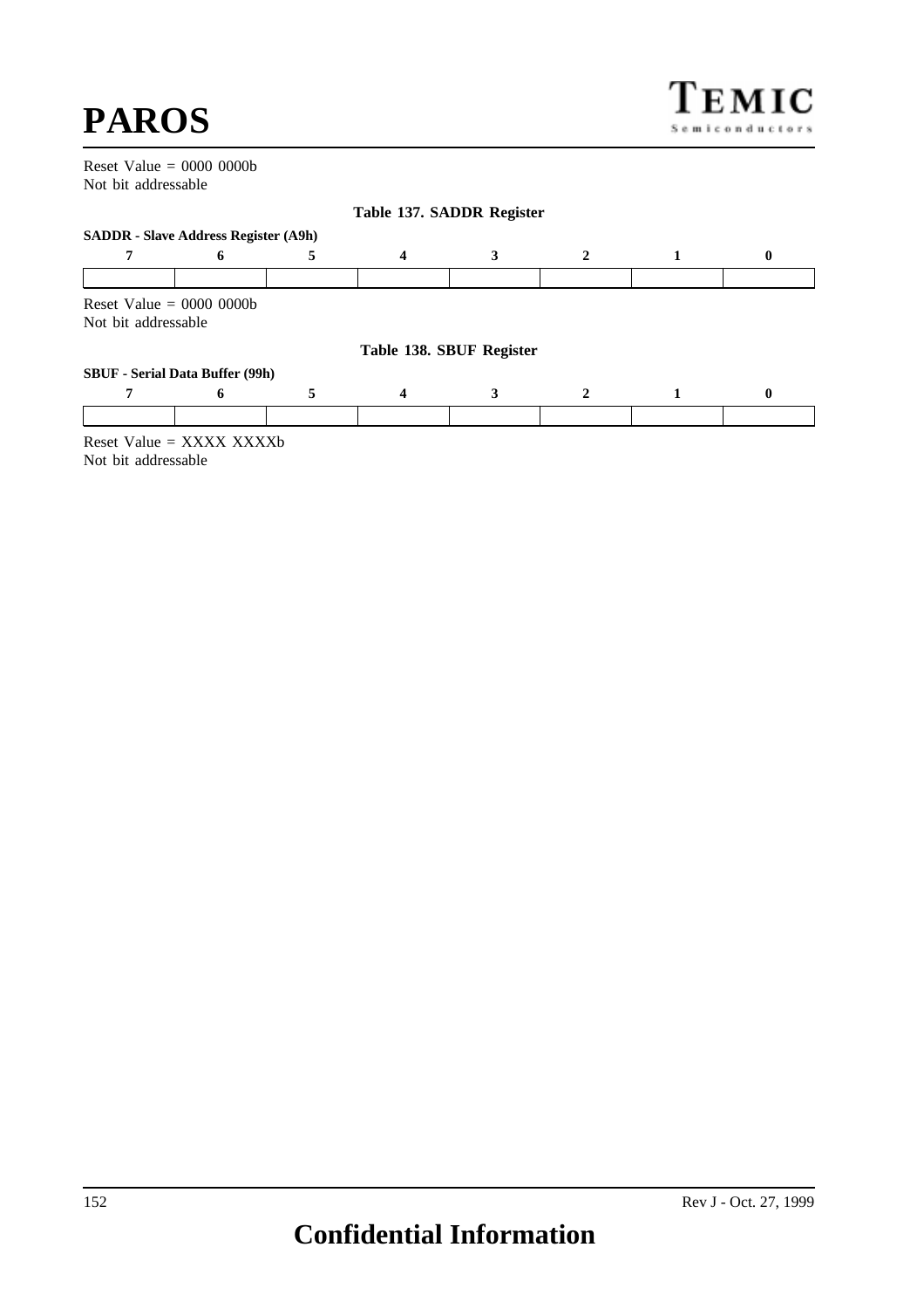Reset Value = 0000 0000b
Not bit addressable

**Table 137. SADDR Register**

**SADDR - Slave Address Register (A9h)**

| 7 | 6 | 5 | 4 | 3 | 2 | 1 | 0 |
|---|---|---|---|---|---|---|---|
| | | | | | | | |

Reset Value = 0000 0000b
Not bit addressable

**Table 138. SBUF Register**

**SBUF - Serial Data Buffer (99h)**

| 7 | 6 | 5 | 4 | 3 | 2 | 1 | 0 |
|---|---|---|---|---|---|---|---|
| | | | | | | | |

Reset Value = XXXX XXXXb
Not bit addressable

**Confidential Information**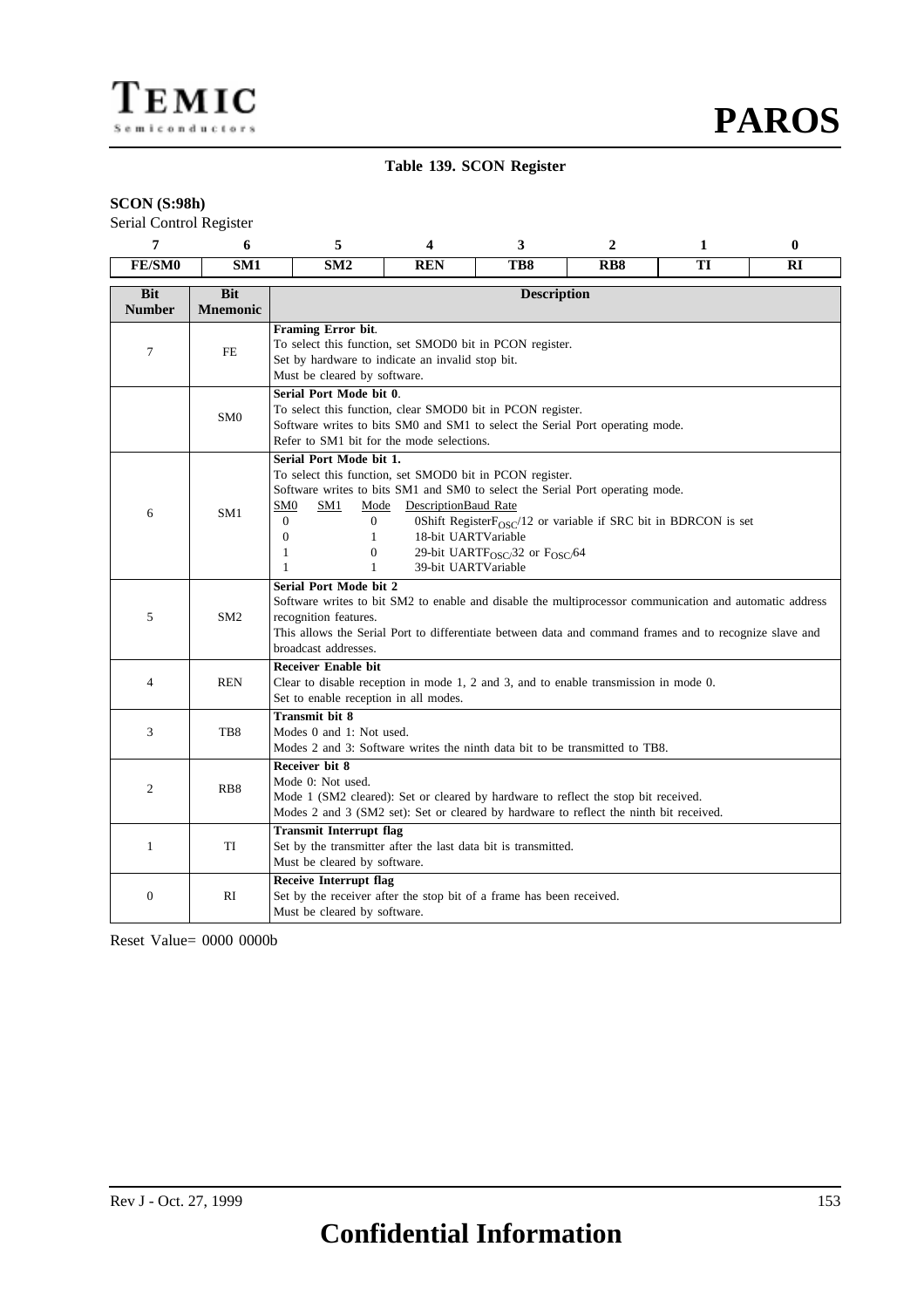**Table 139. SCON Register**

**SCON (S:98h)**

Serial Control Register

| 7 | 6 | 5 | 4 | 3 | 2 | 1 | 0 |
|---|---|---|---|---|---|---|---|
| FE/SM0 | SM1 | SM2 | REN | TB8 | RB8 | TI | RI |

| Bit Number | Bit Mnemonic | Description |
|---|---|---|
| 7 | FE | **Framing Error bit**. To select this function, set SMOD0 bit in PCON register. Set by hardware to indicate an invalid stop bit. Must be cleared by software. |
| | SM0 | **Serial Port Mode bit 0**. To select this function, clear SMOD0 bit in PCON register. Software writes to bits SM0 and SM1 to select the Serial Port operating mode. Refer to SM1 bit for the mode selections. |
| 6 | SM1 | **Serial Port Mode bit 1.** To select this function, set SMOD0 bit in PCON register. Software writes to bits SM1 and SM0 to select the Serial Port operating mode. <br> SM0 SM1 Mode Description Baud Rate <br> 0 0 0 Shift Register $F_{OSC}/12$ or variable if SRC bit in BDRCON is set <br> 0 1 1 8-bit UART Variable <br> 1 0 2 9-bit UART $F_{OSC}/32$ or $F_{OSC}/64$ <br> 1 1 3 9-bit UART Variable |
| 5 | SM2 | **Serial Port Mode bit 2** Software writes to bit SM2 to enable and disable the multiprocessor communication and automatic address recognition features. This allows the Serial Port to differentiate between data and command frames and to recognize slave and broadcast addresses. |
| 4 | REN | **Receiver Enable bit** Clear to disable reception in mode 1, 2 and 3, and to enable transmission in mode 0. Set to enable reception in all modes. |
| 3 | TB8 | **Transmit bit 8** Modes 0 and 1: Not used. Modes 2 and 3: Software writes the ninth data bit to be transmitted to TB8. |
| 2 | RB8 | **Receiver bit 8** Mode 0: Not used. Mode 1 (SM2 cleared): Set or cleared by hardware to reflect the stop bit received. Modes 2 and 3 (SM2 set): Set or cleared by hardware to reflect the ninth bit received. |
| 1 | TI | **Transmit Interrupt flag** Set by the transmitter after the last data bit is transmitted. Must be cleared by software. |
| 0 | RI | **Receive Interrupt flag** Set by the receiver after the stop bit of a frame has been received. Must be cleared by software. |

Reset Value= 0000 0000b

**Confidential Information**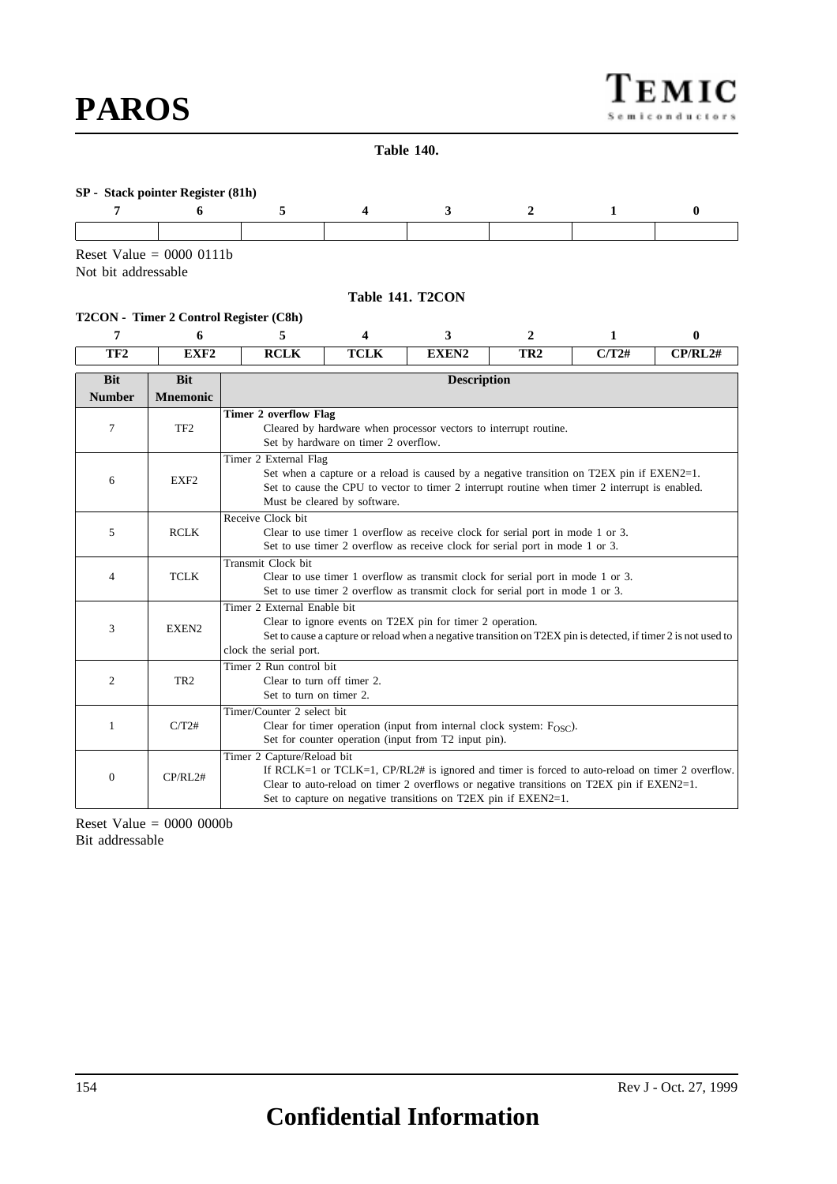**Table 140.**

**SP - Stack pointer Register (81h)**

| 7 | 6 | 5 | 4 | 3 | 2 | 1 | 0 |
|---|---|---|---|---|---|---|---|
| | | | | | | | |

Reset Value = 0000 0111b
Not bit addressable

**Table 141. T2CON**

**T2CON - Timer 2 Control Register (C8h)**

| 7 | 6 | 5 | 4 | 3 | 2 | 1 | 0 |
|---|---|---|---|---|---|---|---|
| TF2 | EXF2 | RCLK | TCLK | EXEN2 | TR2 | C/T2# | CP/RL2# |

| Bit Number | Bit Mnemonic | Description |
|---|---|---|
| 7 | TF2 | **Timer 2 overflow Flag** Cleared by hardware when processor vectors to interrupt routine. Set by hardware on timer 2 overflow. |
| 6 | EXF2 | Timer 2 External Flag Set when a capture or a reload is caused by a negative transition on T2EX pin if EXEN2=1. Set to cause the CPU to vector to timer 2 interrupt routine when timer 2 interrupt is enabled. Must be cleared by software. |
| 5 | RCLK | Receive Clock bit Clear to use timer 1 overflow as receive clock for serial port in mode 1 or 3. Set to use timer 2 overflow as receive clock for serial port in mode 1 or 3. |
| 4 | TCLK | Transmit Clock bit Clear to use timer 1 overflow as transmit clock for serial port in mode 1 or 3. Set to use timer 2 overflow as transmit clock for serial port in mode 1 or 3. |
| 3 | EXEN2 | Timer 2 External Enable bit Clear to ignore events on T2EX pin for timer 2 operation. Set to cause a capture or reload when a negative transition on T2EX pin is detected, if timer 2 is not used to clock the serial port. |
| 2 | TR2 | Timer 2 Run control bit Clear to turn off timer 2. Set to turn on timer 2. |
| 1 | C/T2# | Timer/Counter 2 select bit Clear for timer operation (input from internal clock system: $F_{OSC}$). Set for counter operation (input from T2 input pin). |
| 0 | CP/RL2# | Timer 2 Capture/Reload bit If RCLK=1 or TCLK=1, CP/RL2# is ignored and timer is forced to auto-reload on timer 2 overflow. Clear to auto-reload on timer 2 overflows or negative transitions on T2EX pin if EXEN2=1. Set to capture on negative transitions on T2EX pin if EXEN2=1. |

Reset Value = 0000 0000b
Bit addressable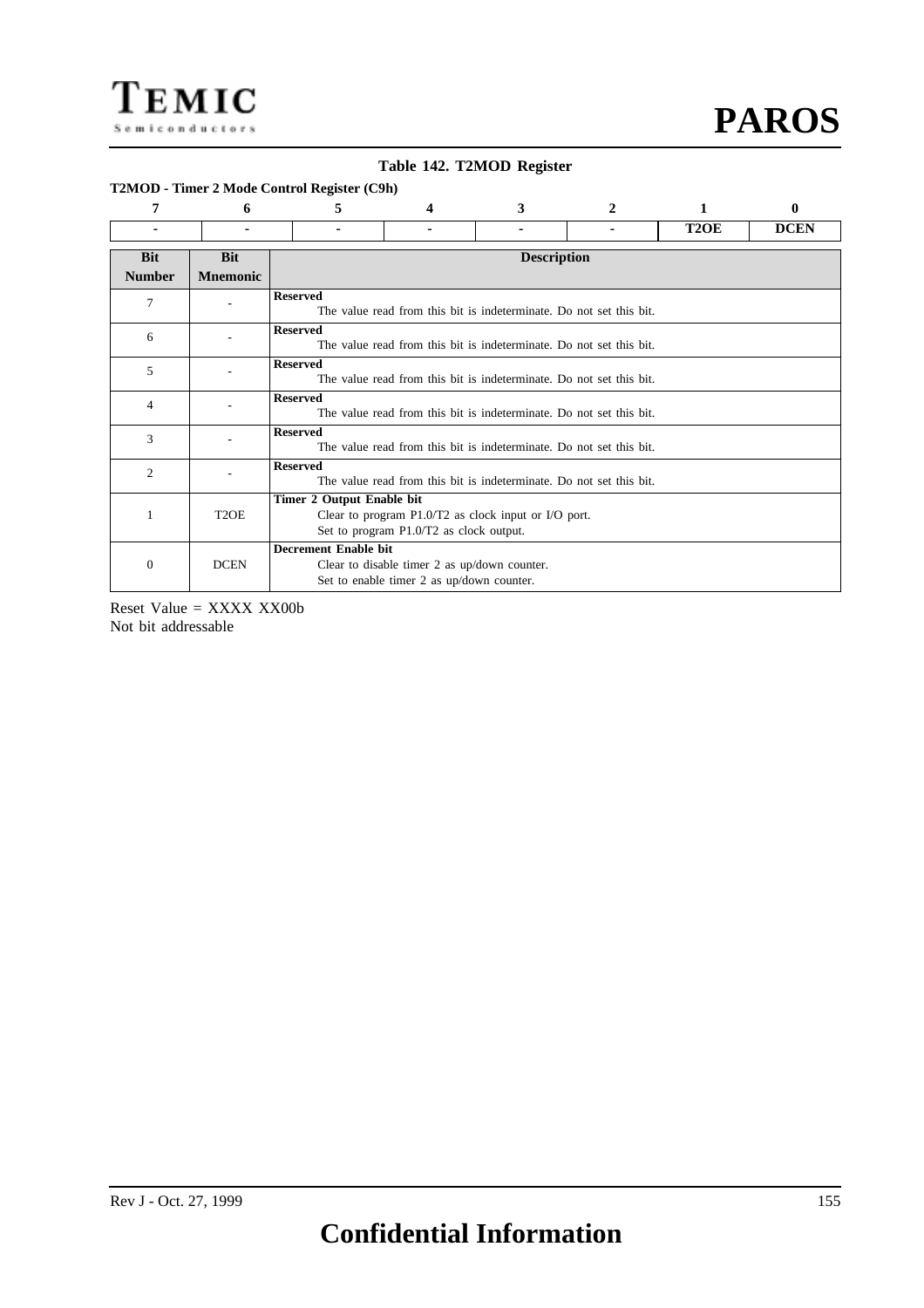**Table 142. T2MOD Register**

**T2MOD - Timer 2 Mode Control Register (C9h)**

| 7 | 6 | 5 | 4 | 3 | 2 | 1 | 0 |
|---|---|---|---|---|---|---|---|
| - | - | - | - | - | - | T2OE | DCEN |

| Bit Number | Bit Mnemonic | Description |
|---|---|---|
| 7 | - | **Reserved**<br>The value read from this bit is indeterminate. Do not set this bit. |
| 6 | - | **Reserved**<br>The value read from this bit is indeterminate. Do not set this bit. |
| 5 | - | **Reserved**<br>The value read from this bit is indeterminate. Do not set this bit. |
| 4 | - | **Reserved**<br>The value read from this bit is indeterminate. Do not set this bit. |
| 3 | - | **Reserved**<br>The value read from this bit is indeterminate. Do not set this bit. |
| 2 | - | **Reserved**<br>The value read from this bit is indeterminate. Do not set this bit. |
| 1 | T2OE | **Timer 2 Output Enable bit**<br>Clear to program P1.0/T2 as clock input or I/O port.<br>Set to program P1.0/T2 as clock output. |
| 0 | DCEN | **Decrement Enable bit**<br>Clear to disable timer 2 as up/down counter.<br>Set to enable timer 2 as up/down counter. |

Reset Value = XXXX XX00b
Not bit addressable

**Confidential Information**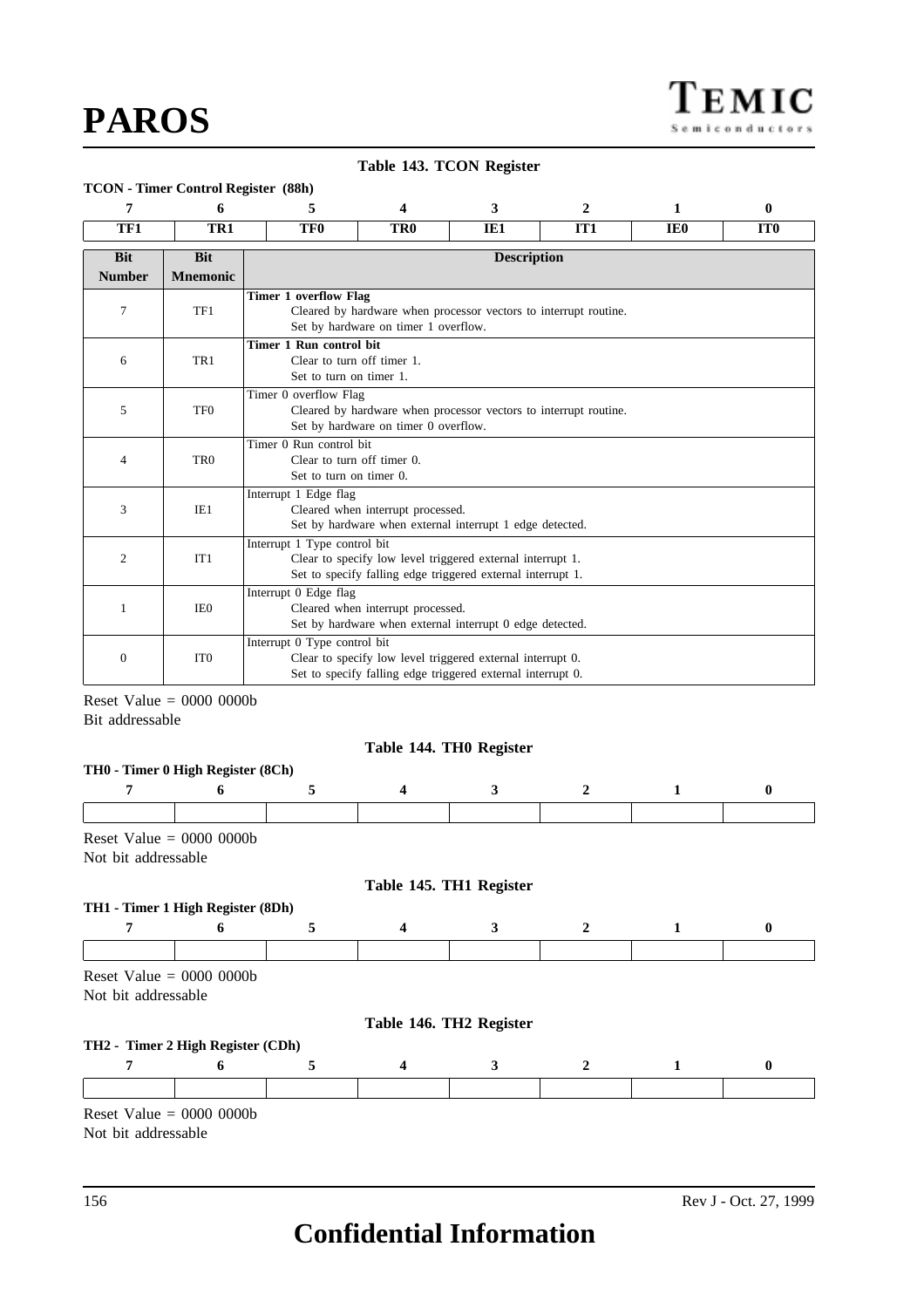Table 143. TCON Register

**TCON - Timer Control Register (88h)**

| 7 | 6 | 5 | 4 | 3 | 2 | 1 | 0 |
|---|---|---|---|---|---|---|---|
| TF1 | TR1 | TF0 | TR0 | IE1 | IT1 | IE0 | IT0 |

| Bit Number | Bit Mnemonic | Description |
|---|---|---|
| 7 | TF1 | **Timer 1 overflow Flag**<br>Cleared by hardware when processor vectors to interrupt routine.<br>Set by hardware on timer 1 overflow. |
| 6 | TR1 | **Timer 1 Run control bit**<br>Clear to turn off timer 1.<br>Set to turn on timer 1. |
| 5 | TF0 | Timer 0 overflow Flag<br>Cleared by hardware when processor vectors to interrupt routine.<br>Set by hardware on timer 0 overflow. |
| 4 | TR0 | Timer 0 Run control bit<br>Clear to turn off timer 0.<br>Set to turn on timer 0. |
| 3 | IE1 | Interrupt 1 Edge flag<br>Cleared when interrupt processed.<br>Set by hardware when external interrupt 1 edge detected. |
| 2 | IT1 | Interrupt 1 Type control bit<br>Clear to specify low level triggered external interrupt 1.<br>Set to specify falling edge triggered external interrupt 1. |
| 1 | IE0 | Interrupt 0 Edge flag<br>Cleared when interrupt processed.<br>Set by hardware when external interrupt 0 edge detected. |
| 0 | IT0 | Interrupt 0 Type control bit<br>Clear to specify low level triggered external interrupt 0.<br>Set to specify falling edge triggered external interrupt 0. |

Reset Value = 0000 0000b
Bit addressable

Table 144. TH0 Register

**TH0 - Timer 0 High Register (8Ch)**

| 7 | 6 | 5 | 4 | 3 | 2 | 1 | 0 |
|---|---|---|---|---|---|---|---|
| | | | | | | | |

Reset Value = 0000 0000b
Not bit addressable

Table 145. TH1 Register

**TH1 - Timer 1 High Register (8Dh)**

| 7 | 6 | 5 | 4 | 3 | 2 | 1 | 0 |
|---|---|---|---|---|---|---|---|
| | | | | | | | |

Reset Value = 0000 0000b
Not bit addressable

Table 146. TH2 Register

**TH2 - Timer 2 High Register (CDh)**

| 7 | 6 | 5 | 4 | 3 | 2 | 1 | 0 |
|---|---|---|---|---|---|---|---|
| | | | | | | | |

Reset Value = 0000 0000b
Not bit addressable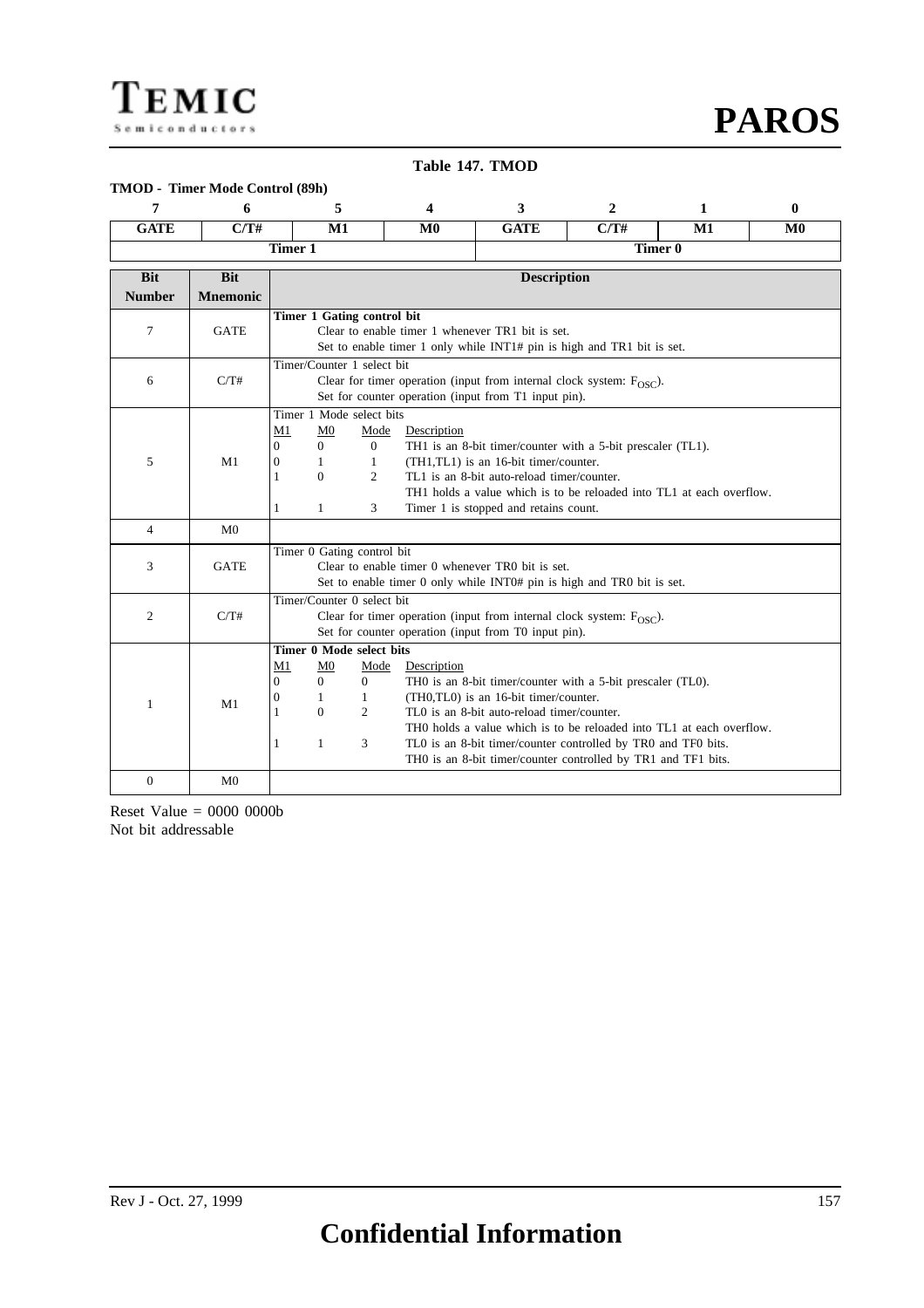**Table 147. TMOD**

**TMOD - Timer Mode Control (89h)**

| 7 | 6 | 5 | 4 | 3 | 2 | 1 | 0 |
|---|---|---|---|---|---|---|---|
| **GATE** | **C/T#** | **M1** | **M0** | **GATE** | **C/T#** | **M1** | **M0** |
| **Timer 1** | | | | **Timer 0** | | | |

| Bit Number | Bit Mnemonic | Description |
|---|---|---|
| 7 | GATE | **Timer 1 Gating control bit**<br>Clear to enable timer 1 whenever TR1 bit is set.<br>Set to enable timer 1 only while INT1# pin is high and TR1 bit is set. |
| 6 | C/T# | Timer/Counter 1 select bit<br>Clear for timer operation (input from internal clock system: $F_{OSC}$).<br>Set for counter operation (input from T1 input pin). |
| 5 | M1 | Timer 1 Mode select bits<br>M1 M0 Mode Description<br>0 0 0 TH1 is an 8-bit timer/counter with a 5-bit prescaler (TL1).<br>0 1 1 (TH1,TL1) is an 16-bit timer/counter.<br>1 0 2 TL1 is an 8-bit auto-reload timer/counter. TH1 holds a value which is to be reloaded into TL1 at each overflow.<br>1 1 3 Timer 1 is stopped and retains count. |
| 4 | M0 | |
| 3 | GATE | Timer 0 Gating control bit<br>Clear to enable timer 0 whenever TR0 bit is set.<br>Set to enable timer 0 only while INT0# pin is high and TR0 bit is set. |
| 2 | C/T# | Timer/Counter 0 select bit<br>Clear for timer operation (input from internal clock system: $F_{OSC}$).<br>Set for counter operation (input from T0 input pin). |
| 1 | M1 | **Timer 0 Mode select bits**<br>M1 M0 Mode Description<br>0 0 0 TH0 is an 8-bit timer/counter with a 5-bit prescaler (TL0).<br>0 1 1 (TH0,TL0) is an 16-bit timer/counter.<br>1 0 2 TL0 is an 8-bit auto-reload timer/counter. TH0 holds a value which is to be reloaded into TL1 at each overflow.<br>1 1 3 TL0 is an 8-bit timer/counter controlled by TR0 and TF0 bits. TH0 is an 8-bit timer/counter controlled by TR1 and TF1 bits. |
| 0 | M0 | |

Reset Value = 0000 0000b
Not bit addressable

**Confidential Information**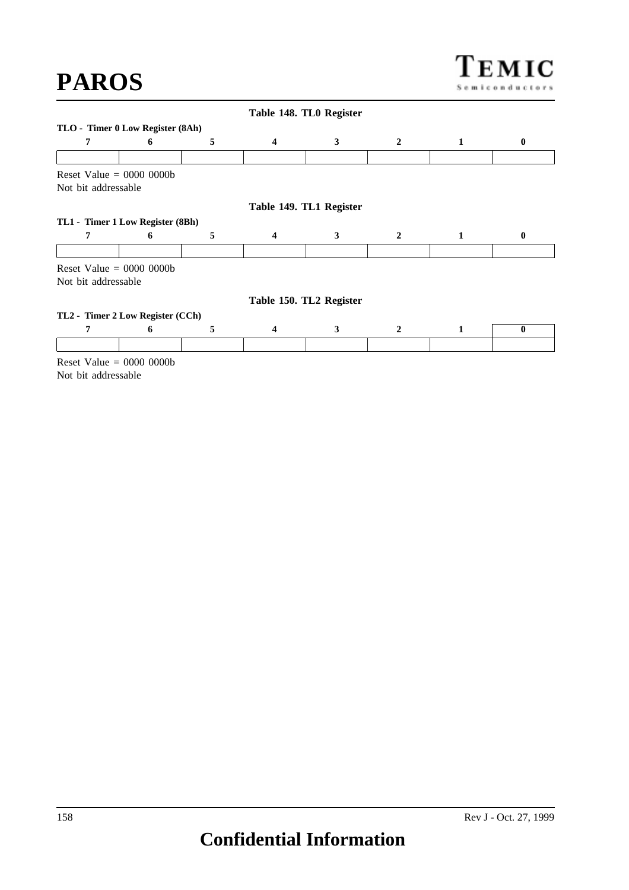Table 148. TL0 Register

**TLO - Timer 0 Low Register (8Ah)**

| 7 | 6 | 5 | 4 | 3 | 2 | 1 | 0 |
|---|---|---|---|---|---|---|---|
| | | | | | | | |

Reset Value = 0000 0000b
Not bit addressable

Table 149. TL1 Register

**TL1 - Timer 1 Low Register (8Bh)**

| 7 | 6 | 5 | 4 | 3 | 2 | 1 | 0 |
|---|---|---|---|---|---|---|---|
| | | | | | | | |

Reset Value = 0000 0000b
Not bit addressable

Table 150. TL2 Register

**TL2 - Timer 2 Low Register (CCh)**

| 7 | 6 | 5 | 4 | 3 | 2 | 1 | 0 |
|---|---|---|---|---|---|---|---|
| | | | | | | | |

Reset Value = 0000 0000b
Not bit addressable

**Confidential Information**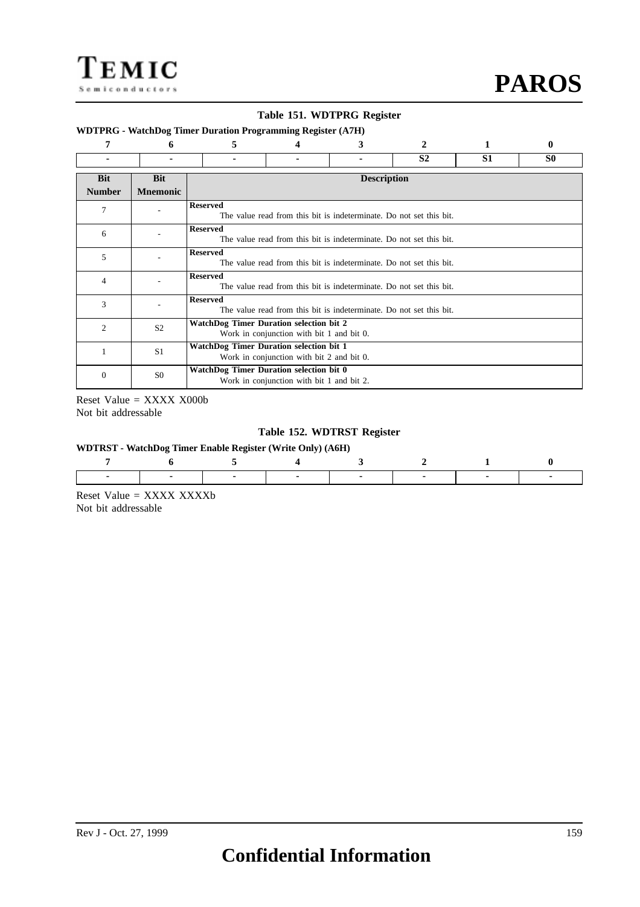**Table 151. WDTPRG Register**

**WDTPRG - WatchDog Timer Duration Programming Register (A7H)**

| 7 | 6 | 5 | 4 | 3 | 2 | 1 | 0 |
|---|---|---|---|---|---|---|---|
| - | - | - | - | - | S2 | S1 | S0 |

| Bit Number | Bit Mnemonic | Description |
|---|---|---|
| 7 | - | **Reserved** The value read from this bit is indeterminate. Do not set this bit. |
| 6 | - | **Reserved** The value read from this bit is indeterminate. Do not set this bit. |
| 5 | - | **Reserved** The value read from this bit is indeterminate. Do not set this bit. |
| 4 | - | **Reserved** The value read from this bit is indeterminate. Do not set this bit. |
| 3 | - | **Reserved** The value read from this bit is indeterminate. Do not set this bit. |
| 2 | S2 | **WatchDog Timer Duration selection bit 2** Work in conjunction with bit 1 and bit 0. |
| 1 | S1 | **WatchDog Timer Duration selection bit 1** Work in conjunction with bit 2 and bit 0. |
| 0 | S0 | **WatchDog Timer Duration selection bit 0** Work in conjunction with bit 1 and bit 2. |

Reset Value = XXXX X000b
Not bit addressable

**Table 152. WDTRST Register**

**WDTRST - WatchDog Timer Enable Register (Write Only) (A6H)**

| 7 | 6 | 5 | 4 | 3 | 2 | 1 | 0 |
|---|---|---|---|---|---|---|---|
| - | - | - | - | - | - | - | - |

Reset Value = XXXX XXXXb
Not bit addressable

**Confidential Information**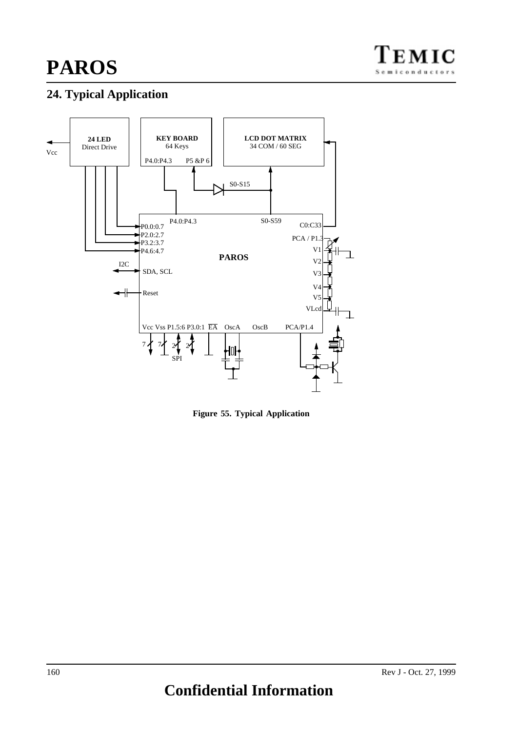## 24. Typical Application

24 LED
Direct Drive

Vcc

KEY BOARD
64 Keys

P4.0:P4.3 P5 &P 6

LCD DOT MATRIX
34 COM / 60 SEG

S0-S15

P4.0:P4.3

S0-S59

C0:C33

P0.0:0.7
P2.0:2.7
P3.2:3.7
P4.6:4.7

PCA / P1.3
V1
V2
V3
V4
V5
VLcd

PAROS

I2C
SDA, SCL

Reset

Vcc Vss P1.5:6 P3.0:1 EA OscA OscB PCA/P1.4

7 7 2 2
SPI

Figure 55. Typical Application

**Confidential Information**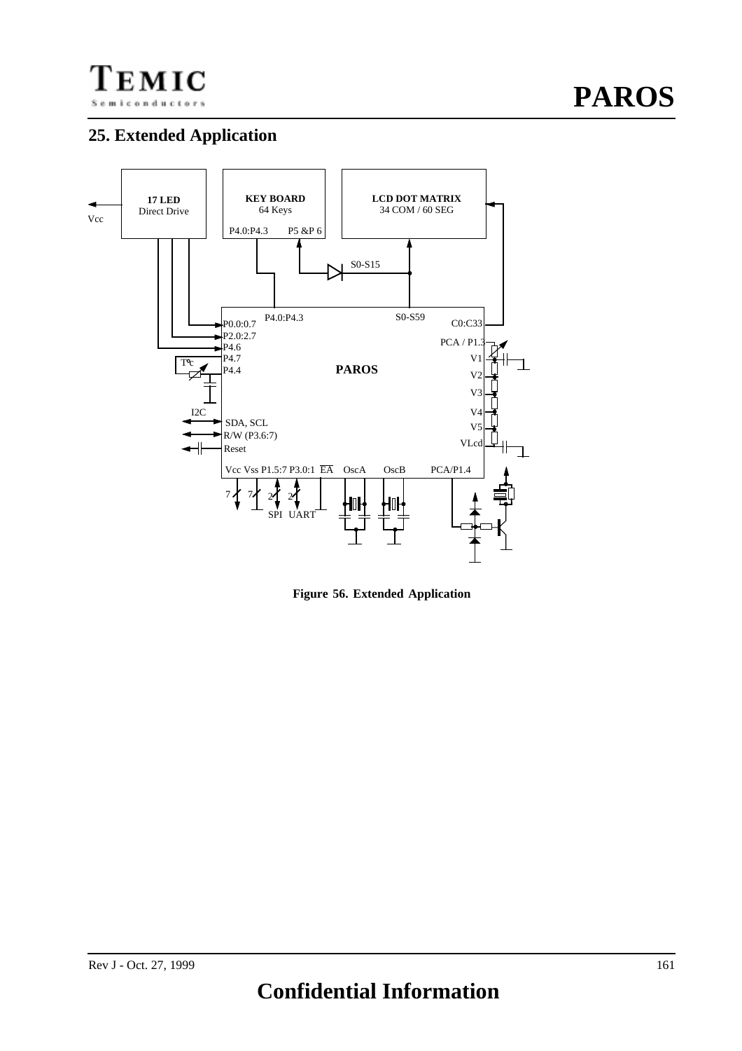## 25. Extended Application

17 LED
Direct Drive
Vcc
KEY BOARD
64 Keys
P4.0:P4.3 P5 &P 6
LCD DOT MATRIX
34 COM / 60 SEG
S0-S15
P4.0:P4.3
S0-S59
P0.0:0.7
P2.0:2.7
P4.6
P4.7
P4.4
T°c
C0:C33
PCA / P1.3
V1
V2
V3
V4
V5
VLcd
PAROS
I2C
SDA, SCL
R/W (P3.6:7)
Reset
Vcc Vss P1.5:7 P3.0:1 EA OscA OscB PCA/P1.4
7 7 2 2
SPI UART

**Figure 56. Extended Application**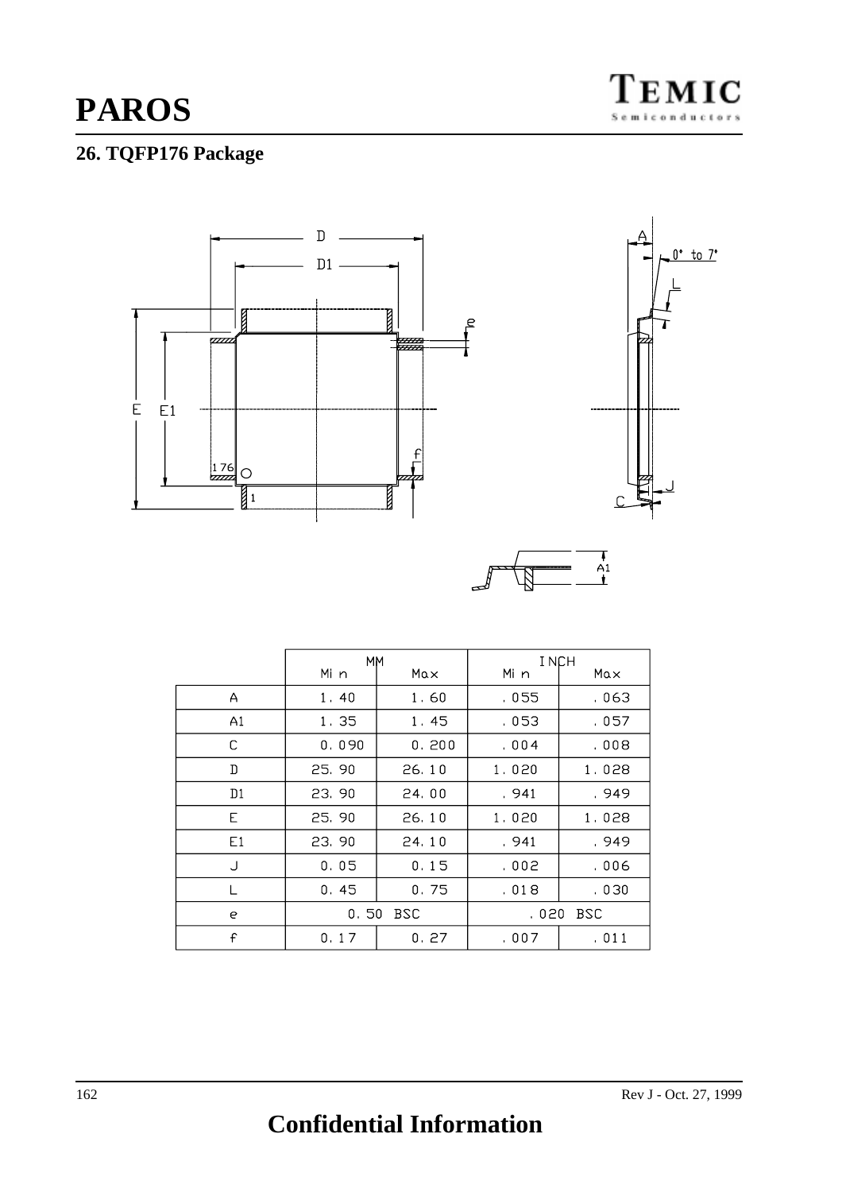## 26. TQFP176 Package

D

D1

E

E1

e

f

176

1

A

0° to 7°

L

J

C

A1

| | MM | | INCH | |
|---|---|---|---|---|
| | Min | Max | Min | Max |
| A | 1.40 | 1.60 | .055 | .063 |
| A1 | 1.35 | 1.45 | .053 | .057 |
| C | 0.090 | 0.200 | .004 | .008 |
| D | 25.90 | 26.10 | 1.020 | 1.028 |
| D1 | 23.90 | 24.00 | .941 | .949 |
| E | 25.90 | 26.10 | 1.020 | 1.028 |
| E1 | 23.90 | 24.10 | .941 | .949 |
| J | 0.05 | 0.15 | .002 | .006 |
| L | 0.45 | 0.75 | .018 | .030 |
| e | 0.50 BSC | | .020 BSC | |
| f | 0.17 | 0.27 | .007 | .011 |

**Confidential Information**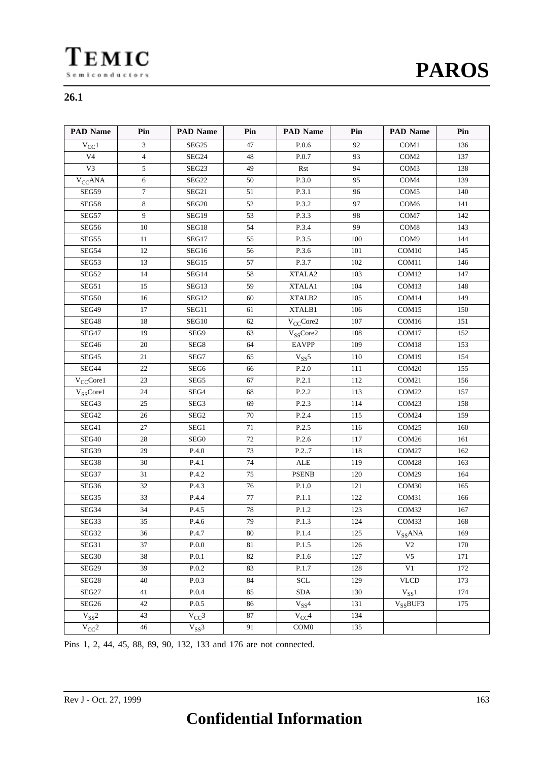## 26.1

| PAD Name | Pin | PAD Name | Pin | PAD Name | Pin | PAD Name | Pin |
|---|---|---|---|---|---|---|---|
| $V_{CC}$1 | 3 | SEG25 | 47 | P.0.6 | 92 | COM1 | 136 |
| V4 | 4 | SEG24 | 48 | P.0.7 | 93 | COM2 | 137 |
| V3 | 5 | SEG23 | 49 | Rst | 94 | COM3 | 138 |
| $V_{CC}$ANA | 6 | SEG22 | 50 | P.3.0 | 95 | COM4 | 139 |
| SEG59 | 7 | SEG21 | 51 | P.3.1 | 96 | COM5 | 140 |
| SEG58 | 8 | SEG20 | 52 | P.3.2 | 97 | COM6 | 141 |
| SEG57 | 9 | SEG19 | 53 | P.3.3 | 98 | COM7 | 142 |
| SEG56 | 10 | SEG18 | 54 | P.3.4 | 99 | COM8 | 143 |
| SEG55 | 11 | SEG17 | 55 | P.3.5 | 100 | COM9 | 144 |
| SEG54 | 12 | SEG16 | 56 | P.3.6 | 101 | COM10 | 145 |
| SEG53 | 13 | SEG15 | 57 | P.3.7 | 102 | COM11 | 146 |
| SEG52 | 14 | SEG14 | 58 | XTALA2 | 103 | COM12 | 147 |
| SEG51 | 15 | SEG13 | 59 | XTALA1 | 104 | COM13 | 148 |
| SEG50 | 16 | SEG12 | 60 | XTALB2 | 105 | COM14 | 149 |
| SEG49 | 17 | SEG11 | 61 | XTALB1 | 106 | COM15 | 150 |
| SEG48 | 18 | SEG10 | 62 | $V_{CC}$Core2 | 107 | COM16 | 151 |
| SEG47 | 19 | SEG9 | 63 | $V_{SS}$Core2 | 108 | COM17 | 152 |
| SEG46 | 20 | SEG8 | 64 | EAVPP | 109 | COM18 | 153 |
| SEG45 | 21 | SEG7 | 65 | $V_{SS}$5 | 110 | COM19 | 154 |
| SEG44 | 22 | SEG6 | 66 | P.2.0 | 111 | COM20 | 155 |
| $V_{CC}$Core1 | 23 | SEG5 | 67 | P.2.1 | 112 | COM21 | 156 |
| $V_{SS}$Core1 | 24 | SEG4 | 68 | P.2.2 | 113 | COM22 | 157 |
| SEG43 | 25 | SEG3 | 69 | P.2.3 | 114 | COM23 | 158 |
| SEG42 | 26 | SEG2 | 70 | P.2.4 | 115 | COM24 | 159 |
| SEG41 | 27 | SEG1 | 71 | P.2.5 | 116 | COM25 | 160 |
| SEG40 | 28 | SEG0 | 72 | P.2.6 | 117 | COM26 | 161 |
| SEG39 | 29 | P.4.0 | 73 | P.2..7 | 118 | COM27 | 162 |
| SEG38 | 30 | P.4.1 | 74 | ALE | 119 | COM28 | 163 |
| SEG37 | 31 | P.4.2 | 75 | PSENB | 120 | COM29 | 164 |
| SEG36 | 32 | P.4.3 | 76 | P.1.0 | 121 | COM30 | 165 |
| SEG35 | 33 | P.4.4 | 77 | P.1.1 | 122 | COM31 | 166 |
| SEG34 | 34 | P.4.5 | 78 | P.1.2 | 123 | COM32 | 167 |
| SEG33 | 35 | P.4.6 | 79 | P.1.3 | 124 | COM33 | 168 |
| SEG32 | 36 | P.4.7 | 80 | P.1.4 | 125 | $V_{SS}$ANA | 169 |
| SEG31 | 37 | P.0.0 | 81 | P.1.5 | 126 | V2 | 170 |
| SEG30 | 38 | P.0.1 | 82 | P.1.6 | 127 | V5 | 171 |
| SEG29 | 39 | P.0.2 | 83 | P.1.7 | 128 | V1 | 172 |
| SEG28 | 40 | P.0.3 | 84 | SCL | 129 | VLCD | 173 |
| SEG27 | 41 | P.0.4 | 85 | SDA | 130 | $V_{SS}$1 | 174 |
| SEG26 | 42 | P.0.5 | 86 | $V_{SS}$4 | 131 | $V_{SS}$BUF3 | 175 |
| $V_{SS}$2 | 43 | $V_{CC}$3 | 87 | $V_{CC}$4 | 134 | | |
| $V_{CC}$2 | 46 | $V_{SS}$3 | 91 | COM0 | 135 | | |

Pins 1, 2, 44, 45, 88, 89, 90, 132, 133 and 176 are not connected.

**Confidential Information**